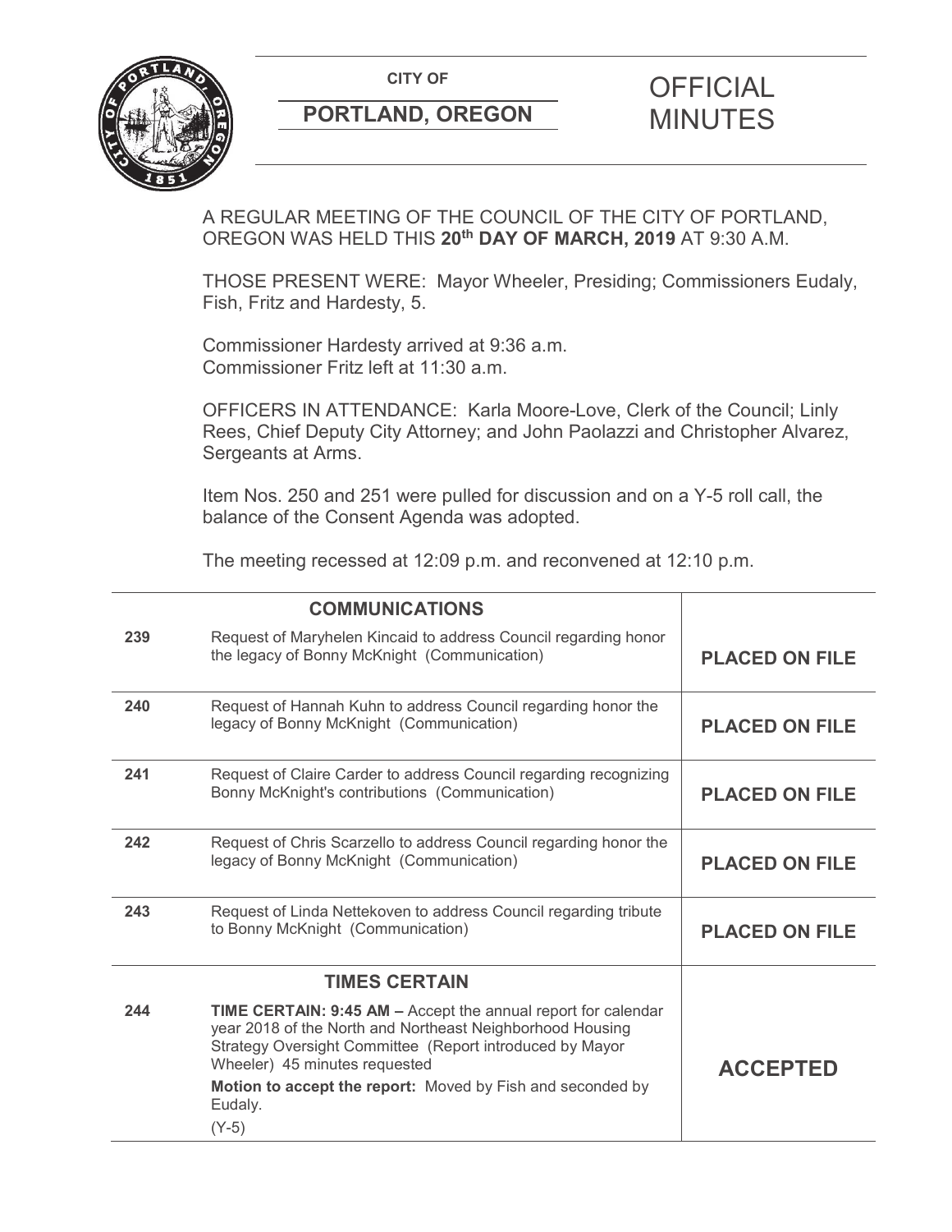CITY OF

**PORTLAND, OREGON**

# OFFICIAL MINUTES

A REGULAR MEETING OF THE COUNCIL OF THE CITY OF PORTLAND, OREGON WAS HELD THIS **20th DAY OF MARCH, 2019** AT 9:30 A.M.

THOSE PRESENT WERE: Mayor Wheeler, Presiding; Commissioners Eudaly, Fish, Fritz and Hardesty, 5.

Commissioner Hardesty arrived at 9:36 a.m.
Commissioner Fritz left at 11:30 a.m.

OFFICERS IN ATTENDANCE: Karla Moore-Love, Clerk of the Council; Linly Rees, Chief Deputy City Attorney; and John Paolazzi and Christopher Alvarez, Sergeants at Arms.

Item Nos. 250 and 251 were pulled for discussion and on a Y-5 roll call, the balance of the Consent Agenda was adopted.

The meeting recessed at 12:09 p.m. and reconvened at 12:10 p.m.

| | **COMMUNICATIONS** | |
|---|---|---|
| **239** | Request of Maryhelen Kincaid to address Council regarding honor the legacy of Bonny McKnight (Communication) | **PLACED ON FILE** |
| **240** | Request of Hannah Kuhn to address Council regarding honor the legacy of Bonny McKnight (Communication) | **PLACED ON FILE** |
| **241** | Request of Claire Carder to address Council regarding recognizing Bonny McKnight's contributions (Communication) | **PLACED ON FILE** |
| **242** | Request of Chris Scarzello to address Council regarding honor the legacy of Bonny McKnight (Communication) | **PLACED ON FILE** |
| **243** | Request of Linda Nettekoven to address Council regarding tribute to Bonny McKnight (Communication) | **PLACED ON FILE** |
| | **TIMES CERTAIN** | |
| **244** | **TIME CERTAIN: 9:45 AM –** Accept the annual report for calendar year 2018 of the North and Northeast Neighborhood Housing Strategy Oversight Committee (Report introduced by Mayor Wheeler) 45 minutes requested<br>**Motion to accept the report:** Moved by Fish and seconded by Eudaly.<br>(Y-5) | **ACCEPTED** |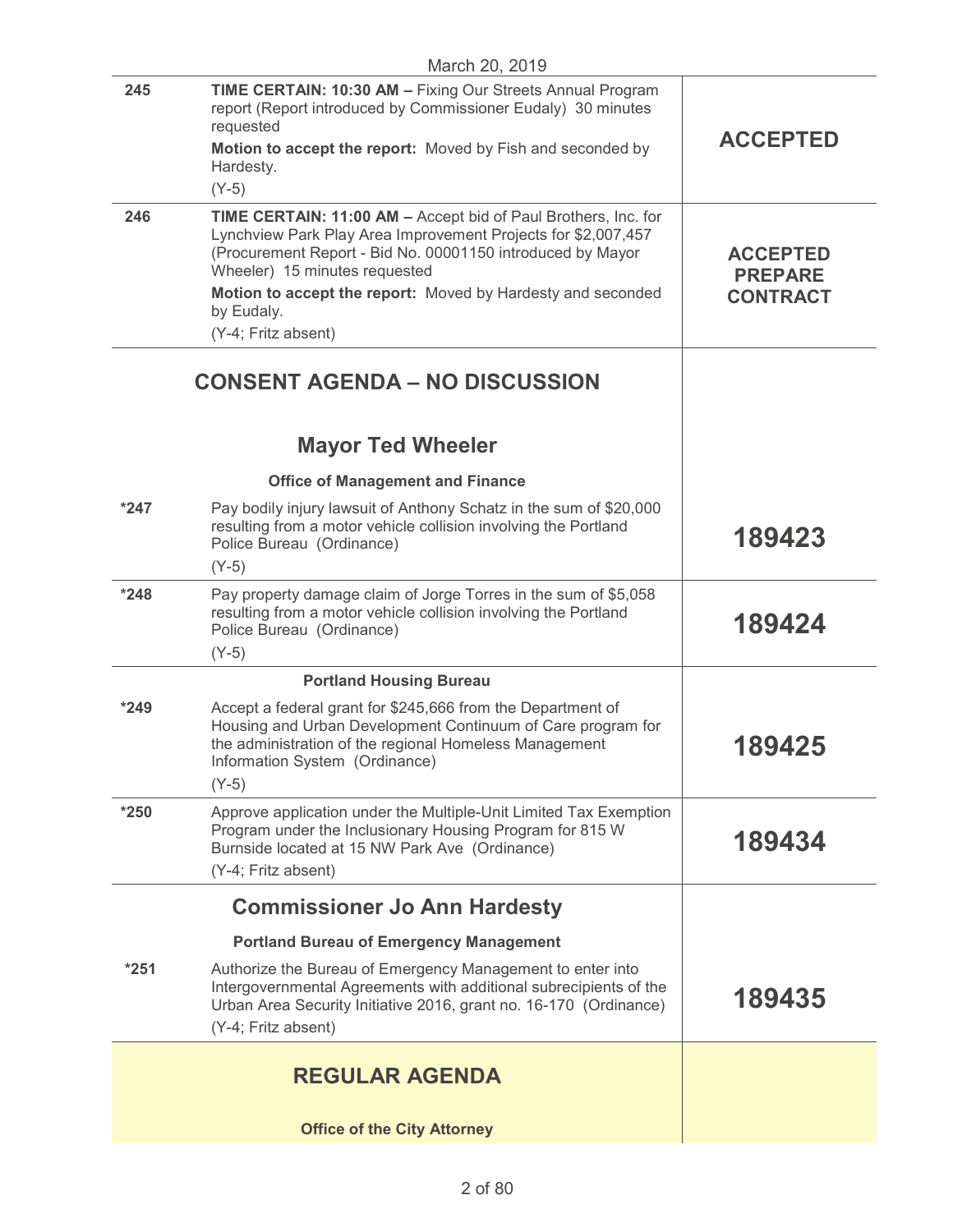March 20, 2019

| | | |
|---|---|---|
| 245 | **TIME CERTAIN: 10:30 AM –** Fixing Our Streets Annual Program report (Report introduced by Commissioner Eudaly) 30 minutes requested<br>**Motion to accept the report:** Moved by Fish and seconded by Hardesty.<br>(Y-5) | **ACCEPTED** |
| 246 | **TIME CERTAIN: 11:00 AM –** Accept bid of Paul Brothers, Inc. for Lynchview Park Play Area Improvement Projects for $2,007,457 (Procurement Report - Bid No. 00001150 introduced by Mayor Wheeler) 15 minutes requested<br>**Motion to accept the report:** Moved by Hardesty and seconded by Eudaly.<br>(Y-4; Fritz absent) | **ACCEPTED PREPARE CONTRACT** |

## CONSENT AGENDA – NO DISCUSSION

### Mayor Ted Wheeler

**Office of Management and Finance**

| | | |
|---|---|---|
| *247 | Pay bodily injury lawsuit of Anthony Schatz in the sum of $20,000 resulting from a motor vehicle collision involving the Portland Police Bureau (Ordinance)<br>(Y-5) | **189423** |
| *248 | Pay property damage claim of Jorge Torres in the sum of $5,058 resulting from a motor vehicle collision involving the Portland Police Bureau (Ordinance)<br>(Y-5) | **189424** |

**Portland Housing Bureau**

| | | |
|---|---|---|
| *249 | Accept a federal grant for $245,666 from the Department of Housing and Urban Development Continuum of Care program for the administration of the regional Homeless Management Information System (Ordinance)<br>(Y-5) | **189425** |
| *250 | Approve application under the Multiple-Unit Limited Tax Exemption Program under the Inclusionary Housing Program for 815 W Burnside located at 15 NW Park Ave (Ordinance)<br>(Y-4; Fritz absent) | **189434** |

### Commissioner Jo Ann Hardesty

**Portland Bureau of Emergency Management**

| | | |
|---|---|---|
| *251 | Authorize the Bureau of Emergency Management to enter into Intergovernmental Agreements with additional subrecipients of the Urban Area Security Initiative 2016, grant no. 16-170 (Ordinance)<br>(Y-4; Fritz absent) | **189435** |

## REGULAR AGENDA

**Office of the City Attorney**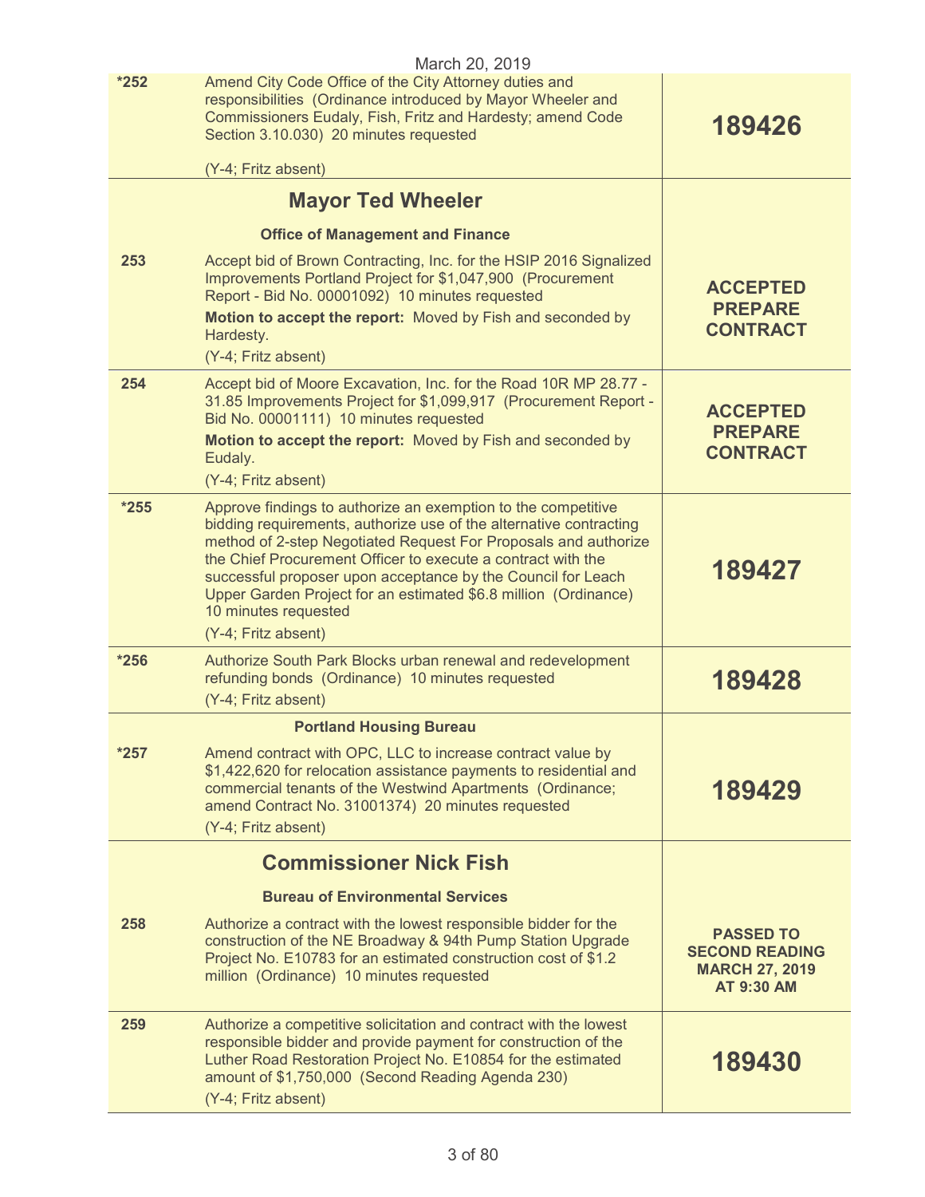| | | |
|---|---|---|
| *252 | Amend City Code Office of the City Attorney duties and responsibilities (Ordinance introduced by Mayor Wheeler and Commissioners Eudaly, Fish, Fritz and Hardesty; amend Code Section 3.10.030) 20 minutes requested<br><br>(Y-4; Fritz absent) | **189426** |
| | **Mayor Ted Wheeler**<br><br>**Office of Management and Finance** | |
| 253 | Accept bid of Brown Contracting, Inc. for the HSIP 2016 Signalized Improvements Portland Project for $1,047,900 (Procurement Report - Bid No. 00001092) 10 minutes requested<br>**Motion to accept the report:** Moved by Fish and seconded by Hardesty.<br>(Y-4; Fritz absent) | **ACCEPTED PREPARE CONTRACT** |
| 254 | Accept bid of Moore Excavation, Inc. for the Road 10R MP 28.77 - 31.85 Improvements Project for $1,099,917 (Procurement Report - Bid No. 00001111) 10 minutes requested<br>**Motion to accept the report:** Moved by Fish and seconded by Eudaly.<br>(Y-4; Fritz absent) | **ACCEPTED PREPARE CONTRACT** |
| *255 | Approve findings to authorize an exemption to the competitive bidding requirements, authorize use of the alternative contracting method of 2-step Negotiated Request For Proposals and authorize the Chief Procurement Officer to execute a contract with the successful proposer upon acceptance by the Council for Leach Upper Garden Project for an estimated $6.8 million (Ordinance) 10 minutes requested<br>(Y-4; Fritz absent) | **189427** |
| *256 | Authorize South Park Blocks urban renewal and redevelopment refunding bonds (Ordinance) 10 minutes requested<br>(Y-4; Fritz absent) | **189428** |
| | **Portland Housing Bureau** | |
| *257 | Amend contract with OPC, LLC to increase contract value by $1,422,620 for relocation assistance payments to residential and commercial tenants of the Westwind Apartments (Ordinance; amend Contract No. 31001374) 20 minutes requested<br>(Y-4; Fritz absent) | **189429** |
| | **Commissioner Nick Fish**<br><br>**Bureau of Environmental Services** | |
| 258 | Authorize a contract with the lowest responsible bidder for the construction of the NE Broadway & 94th Pump Station Upgrade Project No. E10783 for an estimated construction cost of $1.2 million (Ordinance) 10 minutes requested | **PASSED TO SECOND READING MARCH 27, 2019 AT 9:30 AM** |
| 259 | Authorize a competitive solicitation and contract with the lowest responsible bidder and provide payment for construction of the Luther Road Restoration Project No. E10854 for the estimated amount of $1,750,000 (Second Reading Agenda 230)<br>(Y-4; Fritz absent) | **189430** |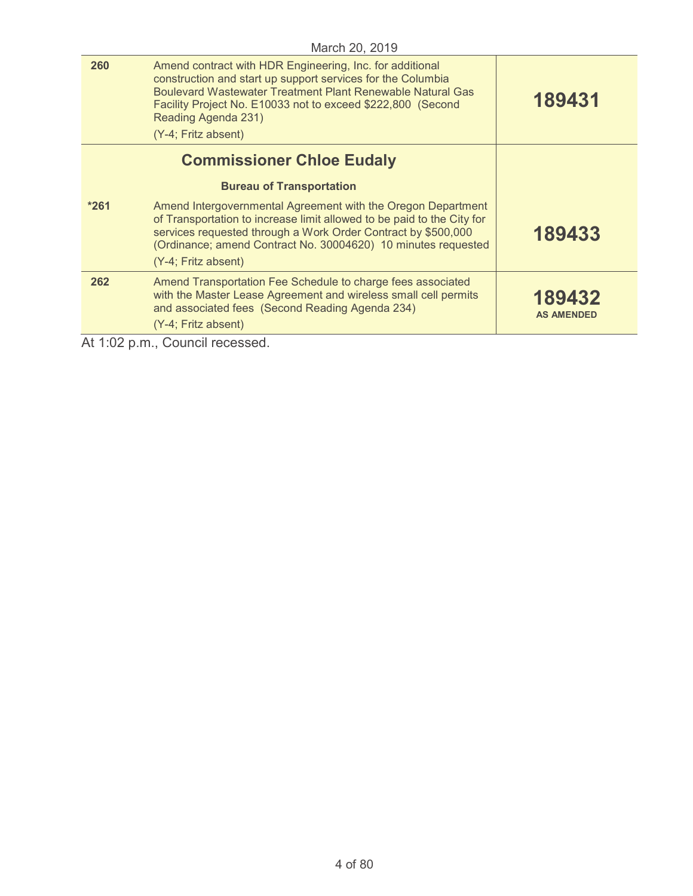March 20, 2019

| | | |
|---|---|---|
| **260** | Amend contract with HDR Engineering, Inc. for additional construction and start up support services for the Columbia Boulevard Wastewater Treatment Plant Renewable Natural Gas Facility Project No. E10033 not to exceed $222,800 (Second Reading Agenda 231)<br>(Y-4; Fritz absent) | **189431** |
| | **Commissioner Chloe Eudaly**<br>**Bureau of Transportation** | |
| ***261** | Amend Intergovernmental Agreement with the Oregon Department of Transportation to increase limit allowed to be paid to the City for services requested through a Work Order Contract by $500,000 (Ordinance; amend Contract No. 30004620) 10 minutes requested<br>(Y-4; Fritz absent) | **189433** |
| **262** | Amend Transportation Fee Schedule to charge fees associated with the Master Lease Agreement and wireless small cell permits and associated fees (Second Reading Agenda 234)<br>(Y-4; Fritz absent) | **189432**<br>**AS AMENDED** |

At 1:02 p.m., Council recessed.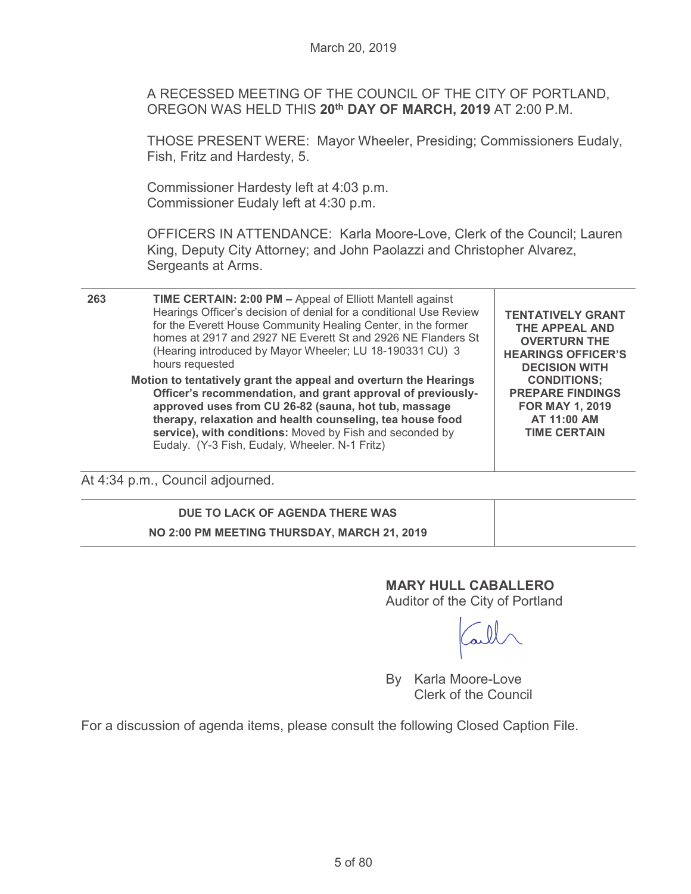March 20, 2019

A RECESSED MEETING OF THE COUNCIL OF THE CITY OF PORTLAND, OREGON WAS HELD THIS **20th DAY OF MARCH, 2019** AT 2:00 P.M.

THOSE PRESENT WERE: Mayor Wheeler, Presiding; Commissioners Eudaly, Fish, Fritz and Hardesty, 5.

Commissioner Hardesty left at 4:03 p.m.
Commissioner Eudaly left at 4:30 p.m.

OFFICERS IN ATTENDANCE: Karla Moore-Love, Clerk of the Council; Lauren King, Deputy City Attorney; and John Paolazzi and Christopher Alvarez, Sergeants at Arms.

| | | |
|---|---|---|
| **263** | **TIME CERTAIN: 2:00 PM –** Appeal of Elliott Mantell against Hearings Officer's decision of denial for a conditional Use Review for the Everett House Community Healing Center, in the former homes at 2917 and 2927 NE Everett St and 2926 NE Flanders St (Hearing introduced by Mayor Wheeler; LU 18-190331 CU) 3 hours requested<br><br>**Motion to tentatively grant the appeal and overturn the Hearings Officer's recommendation, and grant approval of previously-approved uses from CU 26-82 (sauna, hot tub, massage therapy, relaxation and health counseling, tea house food service), with conditions:** Moved by Fish and seconded by Eudaly. (Y-3 Fish, Eudaly, Wheeler. N-1 Fritz) | **TENTATIVELY GRANT THE APPEAL AND OVERTURN THE HEARINGS OFFICER'S DECISION WITH CONDITIONS; PREPARE FINDINGS FOR MAY 1, 2019 AT 11:00 AM TIME CERTAIN** |

At 4:34 p.m., Council adjourned.

| | |
|---|---|
| **DUE TO LACK OF AGENDA THERE WAS NO 2:00 PM MEETING THURSDAY, MARCH 21, 2019** | |

**MARY HULL CABALLERO**
Auditor of the City of Portland

By Karla Moore-Love
Clerk of the Council

For a discussion of agenda items, please consult the following Closed Caption File.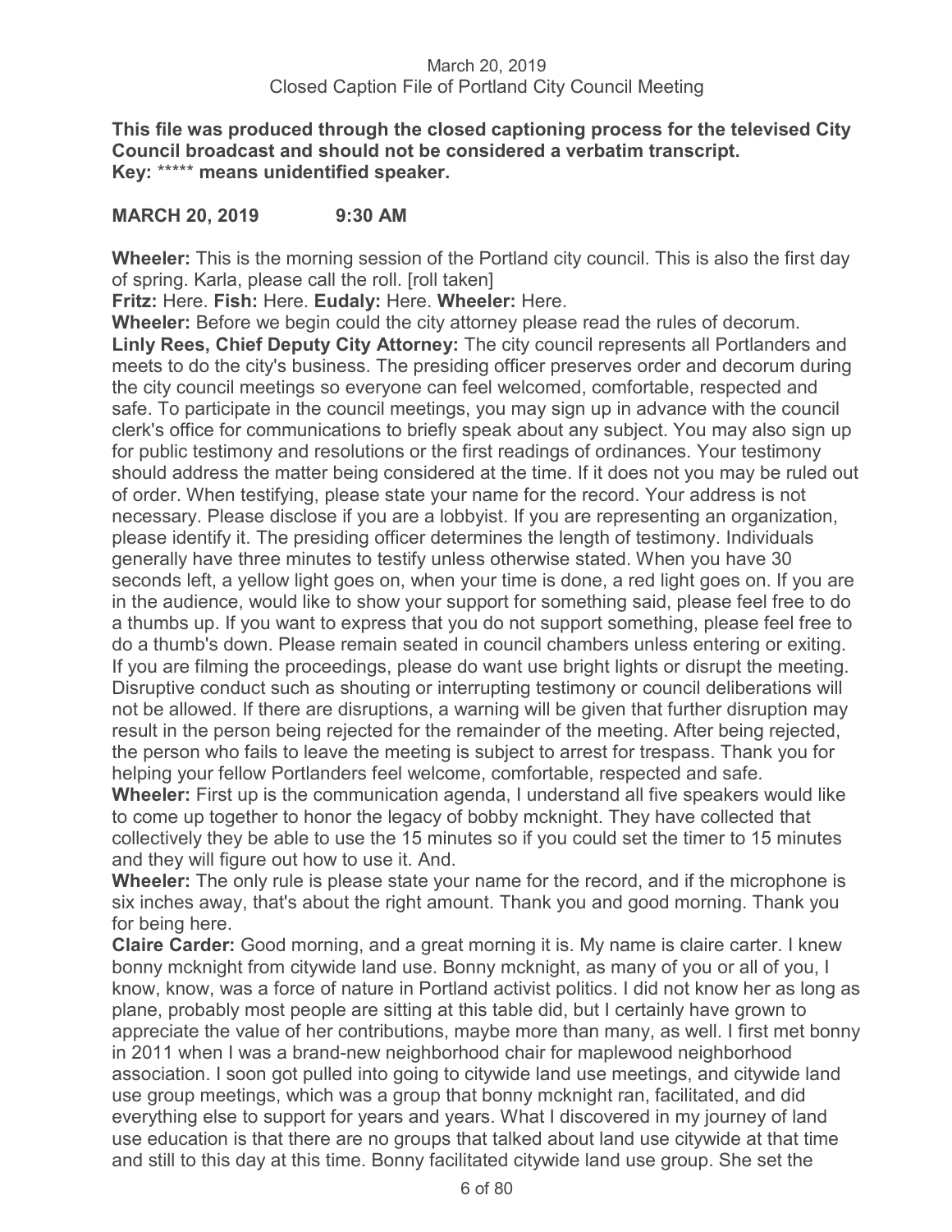March 20, 2019
Closed Caption File of Portland City Council Meeting

**This file was produced through the closed captioning process for the televised City Council broadcast and should not be considered a verbatim transcript.**
**Key:** ***** **means unidentified speaker.**

**MARCH 20, 2019 9:30 AM**

**Wheeler:** This is the morning session of the Portland city council. This is also the first day of spring. Karla, please call the roll. [roll taken]

**Fritz:** Here. **Fish:** Here. **Eudaly:** Here. **Wheeler:** Here.

**Wheeler:** Before we begin could the city attorney please read the rules of decorum.

**Linly Rees, Chief Deputy City Attorney:** The city council represents all Portlanders and meets to do the city's business. The presiding officer preserves order and decorum during the city council meetings so everyone can feel welcomed, comfortable, respected and safe. To participate in the council meetings, you may sign up in advance with the council clerk's office for communications to briefly speak about any subject. You may also sign up for public testimony and resolutions or the first readings of ordinances. Your testimony should address the matter being considered at the time. If it does not you may be ruled out of order. When testifying, please state your name for the record. Your address is not necessary. Please disclose if you are a lobbyist. If you are representing an organization, please identify it. The presiding officer determines the length of testimony. Individuals generally have three minutes to testify unless otherwise stated. When you have 30 seconds left, a yellow light goes on, when your time is done, a red light goes on. If you are in the audience, would like to show your support for something said, please feel free to do a thumbs up. If you want to express that you do not support something, please feel free to do a thumb's down. Please remain seated in council chambers unless entering or exiting. If you are filming the proceedings, please do want use bright lights or disrupt the meeting. Disruptive conduct such as shouting or interrupting testimony or council deliberations will not be allowed. If there are disruptions, a warning will be given that further disruption may result in the person being rejected for the remainder of the meeting. After being rejected, the person who fails to leave the meeting is subject to arrest for trespass. Thank you for helping your fellow Portlanders feel welcome, comfortable, respected and safe.

**Wheeler:** First up is the communication agenda, I understand all five speakers would like to come up together to honor the legacy of bobby mcknight. They have collected that collectively they be able to use the 15 minutes so if you could set the timer to 15 minutes and they will figure out how to use it. And.

**Wheeler:** The only rule is please state your name for the record, and if the microphone is six inches away, that's about the right amount. Thank you and good morning. Thank you for being here.

**Claire Carder:** Good morning, and a great morning it is. My name is claire carter. I knew bonny mcknight from citywide land use. Bonny mcknight, as many of you or all of you, I know, know, was a force of nature in Portland activist politics. I did not know her as long as plane, probably most people are sitting at this table did, but I certainly have grown to appreciate the value of her contributions, maybe more than many, as well. I first met bonny in 2011 when I was a brand-new neighborhood chair for maplewood neighborhood association. I soon got pulled into going to citywide land use meetings, and citywide land use group meetings, which was a group that bonny mcknight ran, facilitated, and did everything else to support for years and years. What I discovered in my journey of land use education is that there are no groups that talked about land use citywide at that time and still to this day at this time. Bonny facilitated citywide land use group. She set the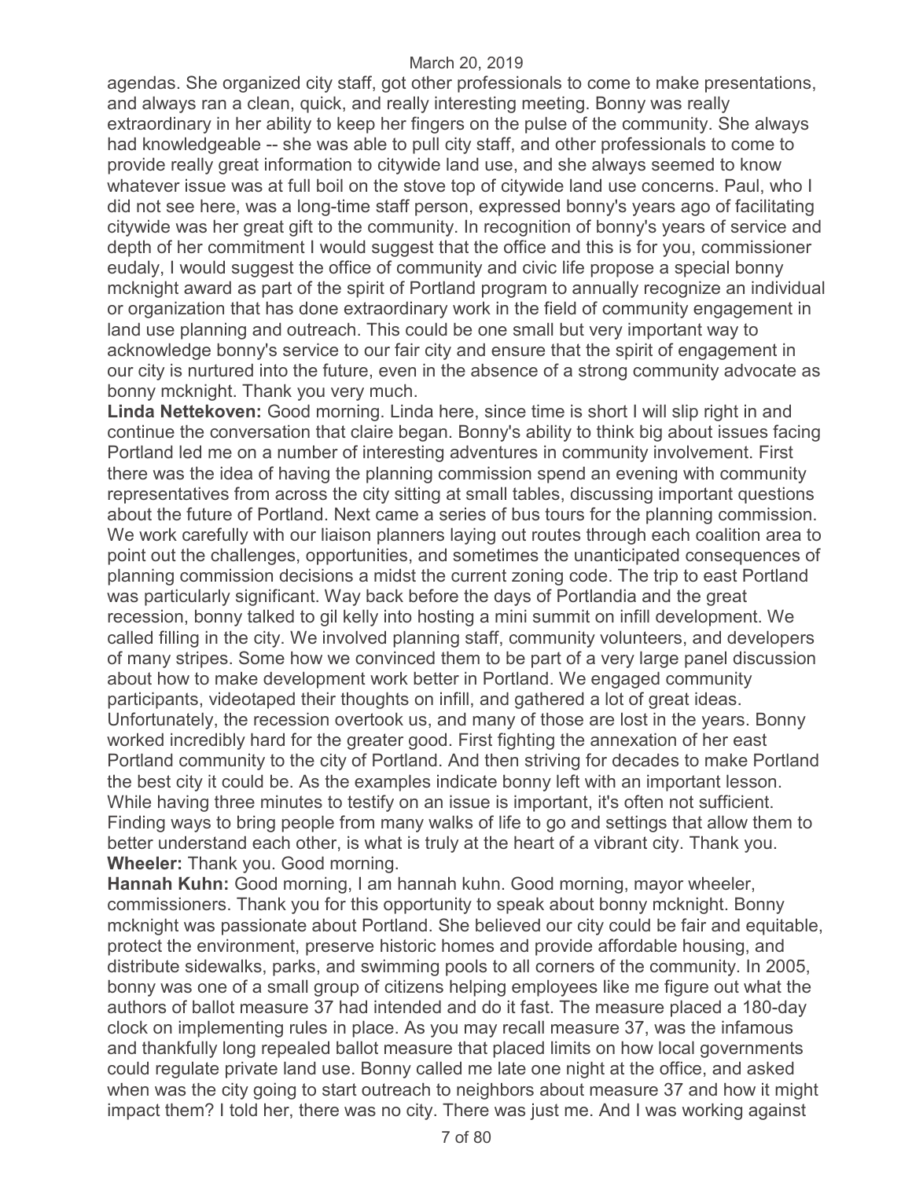agendas. She organized city staff, got other professionals to come to make presentations, and always ran a clean, quick, and really interesting meeting. Bonny was really extraordinary in her ability to keep her fingers on the pulse of the community. She always had knowledgeable -- she was able to pull city staff, and other professionals to come to provide really great information to citywide land use, and she always seemed to know whatever issue was at full boil on the stove top of citywide land use concerns. Paul, who I did not see here, was a long-time staff person, expressed bonny's years ago of facilitating citywide was her great gift to the community. In recognition of bonny's years of service and depth of her commitment I would suggest that the office and this is for you, commissioner eudaly, I would suggest the office of community and civic life propose a special bonny mcknight award as part of the spirit of Portland program to annually recognize an individual or organization that has done extraordinary work in the field of community engagement in land use planning and outreach. This could be one small but very important way to acknowledge bonny's service to our fair city and ensure that the spirit of engagement in our city is nurtured into the future, even in the absence of a strong community advocate as bonny mcknight. Thank you very much.

**Linda Nettekoven:** Good morning. Linda here, since time is short I will slip right in and continue the conversation that claire began. Bonny's ability to think big about issues facing Portland led me on a number of interesting adventures in community involvement. First there was the idea of having the planning commission spend an evening with community representatives from across the city sitting at small tables, discussing important questions about the future of Portland. Next came a series of bus tours for the planning commission. We work carefully with our liaison planners laying out routes through each coalition area to point out the challenges, opportunities, and sometimes the unanticipated consequences of planning commission decisions a midst the current zoning code. The trip to east Portland was particularly significant. Way back before the days of Portlandia and the great recession, bonny talked to gil kelly into hosting a mini summit on infill development. We called filling in the city. We involved planning staff, community volunteers, and developers of many stripes. Some how we convinced them to be part of a very large panel discussion about how to make development work better in Portland. We engaged community participants, videotaped their thoughts on infill, and gathered a lot of great ideas. Unfortunately, the recession overtook us, and many of those are lost in the years. Bonny worked incredibly hard for the greater good. First fighting the annexation of her east Portland community to the city of Portland. And then striving for decades to make Portland the best city it could be. As the examples indicate bonny left with an important lesson. While having three minutes to testify on an issue is important, it's often not sufficient. Finding ways to bring people from many walks of life to go and settings that allow them to better understand each other, is what is truly at the heart of a vibrant city. Thank you.

**Wheeler:** Thank you. Good morning.

**Hannah Kuhn:** Good morning, I am hannah kuhn. Good morning, mayor wheeler, commissioners. Thank you for this opportunity to speak about bonny mcknight. Bonny mcknight was passionate about Portland. She believed our city could be fair and equitable, protect the environment, preserve historic homes and provide affordable housing, and distribute sidewalks, parks, and swimming pools to all corners of the community. In 2005, bonny was one of a small group of citizens helping employees like me figure out what the authors of ballot measure 37 had intended and do it fast. The measure placed a 180-day clock on implementing rules in place. As you may recall measure 37, was the infamous and thankfully long repealed ballot measure that placed limits on how local governments could regulate private land use. Bonny called me late one night at the office, and asked when was the city going to start outreach to neighbors about measure 37 and how it might impact them? I told her, there was no city. There was just me. And I was working against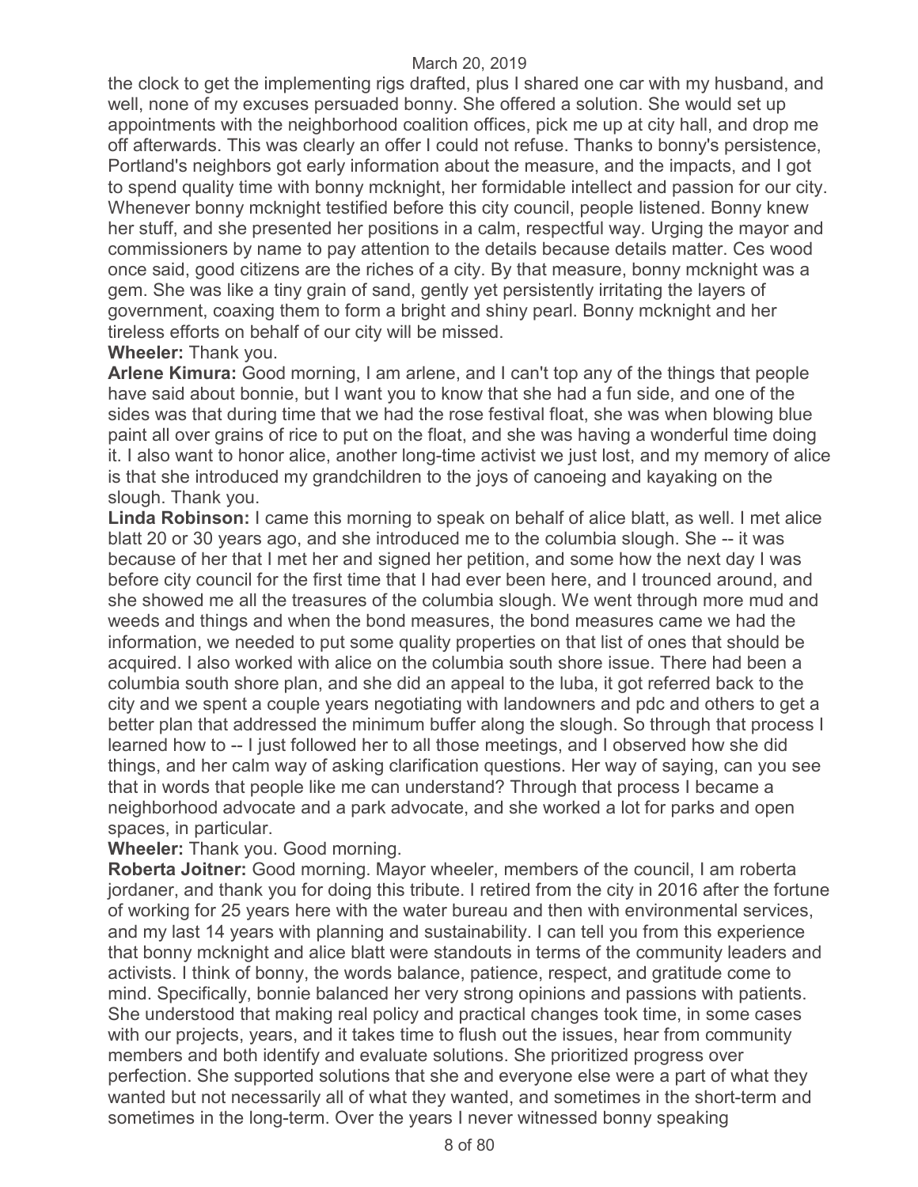the clock to get the implementing rigs drafted, plus I shared one car with my husband, and well, none of my excuses persuaded bonny. She offered a solution. She would set up appointments with the neighborhood coalition offices, pick me up at city hall, and drop me off afterwards. This was clearly an offer I could not refuse. Thanks to bonny's persistence, Portland's neighbors got early information about the measure, and the impacts, and I got to spend quality time with bonny mcknight, her formidable intellect and passion for our city. Whenever bonny mcknight testified before this city council, people listened. Bonny knew her stuff, and she presented her positions in a calm, respectful way. Urging the mayor and commissioners by name to pay attention to the details because details matter. Ces wood once said, good citizens are the riches of a city. By that measure, bonny mcknight was a gem. She was like a tiny grain of sand, gently yet persistently irritating the layers of government, coaxing them to form a bright and shiny pearl. Bonny mcknight and her tireless efforts on behalf of our city will be missed.

**Wheeler:** Thank you.

**Arlene Kimura:** Good morning, I am arlene, and I can't top any of the things that people have said about bonnie, but I want you to know that she had a fun side, and one of the sides was that during time that we had the rose festival float, she was when blowing blue paint all over grains of rice to put on the float, and she was having a wonderful time doing it. I also want to honor alice, another long-time activist we just lost, and my memory of alice is that she introduced my grandchildren to the joys of canoeing and kayaking on the slough. Thank you.

**Linda Robinson:** I came this morning to speak on behalf of alice blatt, as well. I met alice blatt 20 or 30 years ago, and she introduced me to the columbia slough. She -- it was because of her that I met her and signed her petition, and some how the next day I was before city council for the first time that I had ever been here, and I trounced around, and she showed me all the treasures of the columbia slough. We went through more mud and weeds and things and when the bond measures, the bond measures came we had the information, we needed to put some quality properties on that list of ones that should be acquired. I also worked with alice on the columbia south shore issue. There had been a columbia south shore plan, and she did an appeal to the luba, it got referred back to the city and we spent a couple years negotiating with landowners and pdc and others to get a better plan that addressed the minimum buffer along the slough. So through that process I learned how to -- I just followed her to all those meetings, and I observed how she did things, and her calm way of asking clarification questions. Her way of saying, can you see that in words that people like me can understand? Through that process I became a neighborhood advocate and a park advocate, and she worked a lot for parks and open spaces, in particular.

**Wheeler:** Thank you. Good morning.

**Roberta Joitner:** Good morning. Mayor wheeler, members of the council, I am roberta jordaner, and thank you for doing this tribute. I retired from the city in 2016 after the fortune of working for 25 years here with the water bureau and then with environmental services, and my last 14 years with planning and sustainability. I can tell you from this experience that bonny mcknight and alice blatt were standouts in terms of the community leaders and activists. I think of bonny, the words balance, patience, respect, and gratitude come to mind. Specifically, bonnie balanced her very strong opinions and passions with patients. She understood that making real policy and practical changes took time, in some cases with our projects, years, and it takes time to flush out the issues, hear from community members and both identify and evaluate solutions. She prioritized progress over perfection. She supported solutions that she and everyone else were a part of what they wanted but not necessarily all of what they wanted, and sometimes in the short-term and sometimes in the long-term. Over the years I never witnessed bonny speaking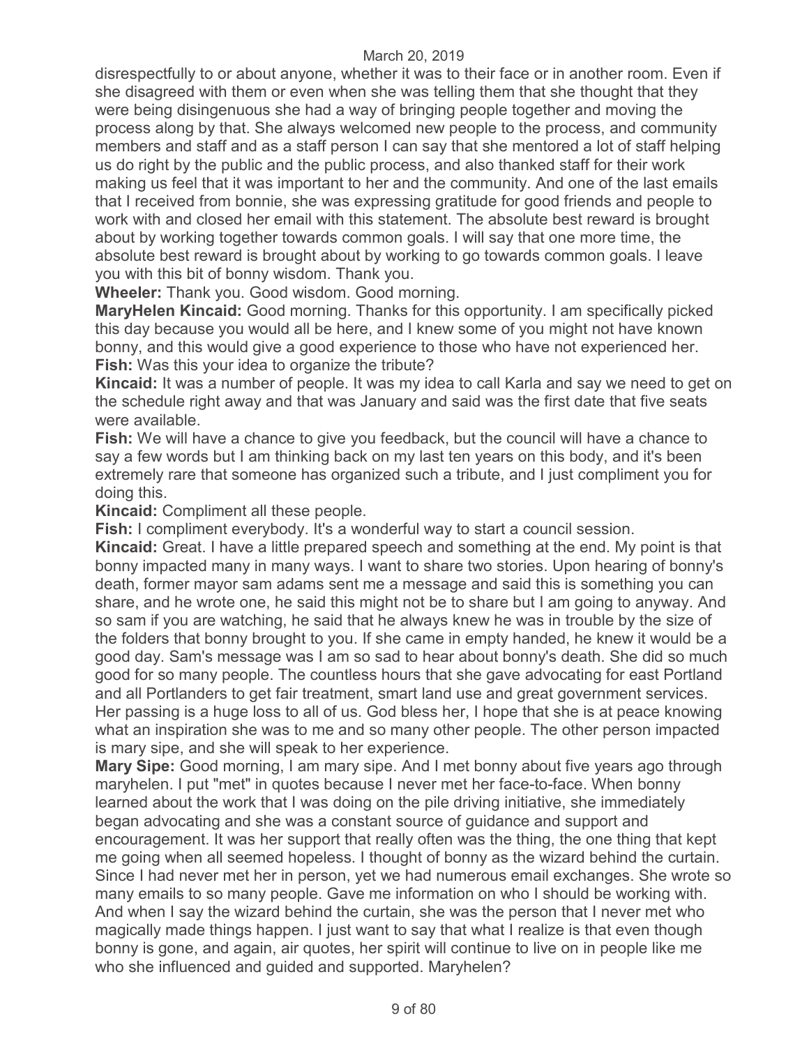disrespectfully to or about anyone, whether it was to their face or in another room. Even if she disagreed with them or even when she was telling them that she thought that they were being disingenuous she had a way of bringing people together and moving the process along by that. She always welcomed new people to the process, and community members and staff and as a staff person I can say that she mentored a lot of staff helping us do right by the public and the public process, and also thanked staff for their work making us feel that it was important to her and the community. And one of the last emails that I received from bonnie, she was expressing gratitude for good friends and people to work with and closed her email with this statement. The absolute best reward is brought about by working together towards common goals. I will say that one more time, the absolute best reward is brought about by working to go towards common goals. I leave you with this bit of bonny wisdom. Thank you.

**Wheeler:** Thank you. Good wisdom. Good morning.

**MaryHelen Kincaid:** Good morning. Thanks for this opportunity. I am specifically picked this day because you would all be here, and I knew some of you might not have known bonny, and this would give a good experience to those who have not experienced her.

**Fish:** Was this your idea to organize the tribute?

**Kincaid:** It was a number of people. It was my idea to call Karla and say we need to get on the schedule right away and that was January and said was the first date that five seats were available.

**Fish:** We will have a chance to give you feedback, but the council will have a chance to say a few words but I am thinking back on my last ten years on this body, and it's been extremely rare that someone has organized such a tribute, and I just compliment you for doing this.

**Kincaid:** Compliment all these people.

**Fish:** I compliment everybody. It's a wonderful way to start a council session.

**Kincaid:** Great. I have a little prepared speech and something at the end. My point is that bonny impacted many in many ways. I want to share two stories. Upon hearing of bonny's death, former mayor sam adams sent me a message and said this is something you can share, and he wrote one, he said this might not be to share but I am going to anyway. And so sam if you are watching, he said that he always knew he was in trouble by the size of the folders that bonny brought to you. If she came in empty handed, he knew it would be a good day. Sam's message was I am so sad to hear about bonny's death. She did so much good for so many people. The countless hours that she gave advocating for east Portland and all Portlanders to get fair treatment, smart land use and great government services. Her passing is a huge loss to all of us. God bless her, I hope that she is at peace knowing what an inspiration she was to me and so many other people. The other person impacted is mary sipe, and she will speak to her experience.

**Mary Sipe:** Good morning, I am mary sipe. And I met bonny about five years ago through maryhelen. I put "met" in quotes because I never met her face-to-face. When bonny learned about the work that I was doing on the pile driving initiative, she immediately began advocating and she was a constant source of guidance and support and encouragement. It was her support that really often was the thing, the one thing that kept me going when all seemed hopeless. I thought of bonny as the wizard behind the curtain. Since I had never met her in person, yet we had numerous email exchanges. She wrote so many emails to so many people. Gave me information on who I should be working with. And when I say the wizard behind the curtain, she was the person that I never met who magically made things happen. I just want to say that what I realize is that even though bonny is gone, and again, air quotes, her spirit will continue to live on in people like me who she influenced and guided and supported. Maryhelen?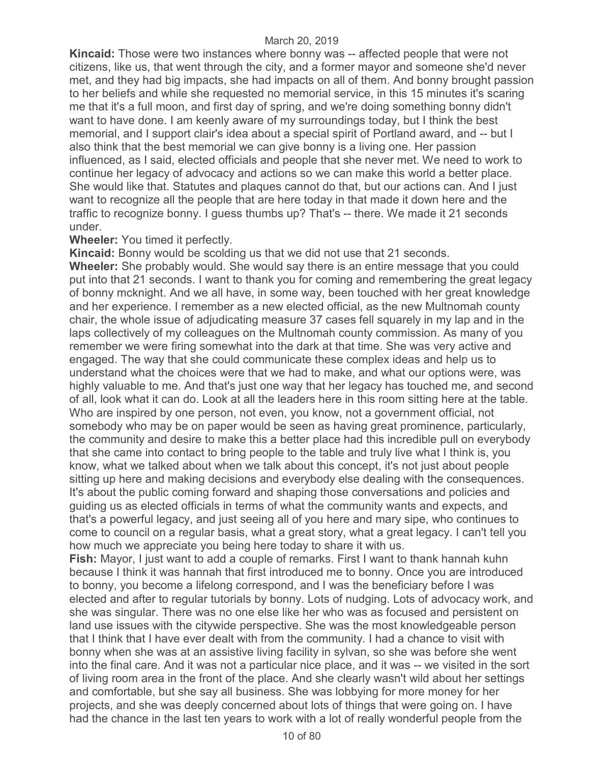**Kincaid:** Those were two instances where bonny was -- affected people that were not citizens, like us, that went through the city, and a former mayor and someone she'd never met, and they had big impacts, she had impacts on all of them. And bonny brought passion to her beliefs and while she requested no memorial service, in this 15 minutes it's scaring me that it's a full moon, and first day of spring, and we're doing something bonny didn't want to have done. I am keenly aware of my surroundings today, but I think the best memorial, and I support clair's idea about a special spirit of Portland award, and -- but I also think that the best memorial we can give bonny is a living one. Her passion influenced, as I said, elected officials and people that she never met. We need to work to continue her legacy of advocacy and actions so we can make this world a better place. She would like that. Statutes and plaques cannot do that, but our actions can. And I just want to recognize all the people that are here today in that made it down here and the traffic to recognize bonny. I guess thumbs up? That's -- there. We made it 21 seconds under.

**Wheeler:** You timed it perfectly.

**Kincaid:** Bonny would be scolding us that we did not use that 21 seconds.

**Wheeler:** She probably would. She would say there is an entire message that you could put into that 21 seconds. I want to thank you for coming and remembering the great legacy of bonny mcknight. And we all have, in some way, been touched with her great knowledge and her experience. I remember as a new elected official, as the new Multnomah county chair, the whole issue of adjudicating measure 37 cases fell squarely in my lap and in the laps collectively of my colleagues on the Multnomah county commission. As many of you remember we were firing somewhat into the dark at that time. She was very active and engaged. The way that she could communicate these complex ideas and help us to understand what the choices were that we had to make, and what our options were, was highly valuable to me. And that's just one way that her legacy has touched me, and second of all, look what it can do. Look at all the leaders here in this room sitting here at the table. Who are inspired by one person, not even, you know, not a government official, not somebody who may be on paper would be seen as having great prominence, particularly, the community and desire to make this a better place had this incredible pull on everybody that she came into contact to bring people to the table and truly live what I think is, you know, what we talked about when we talk about this concept, it's not just about people sitting up here and making decisions and everybody else dealing with the consequences. It's about the public coming forward and shaping those conversations and policies and guiding us as elected officials in terms of what the community wants and expects, and that's a powerful legacy, and just seeing all of you here and mary sipe, who continues to come to council on a regular basis, what a great story, what a great legacy. I can't tell you how much we appreciate you being here today to share it with us.

**Fish:** Mayor, I just want to add a couple of remarks. First I want to thank hannah kuhn because I think it was hannah that first introduced me to bonny. Once you are introduced to bonny, you become a lifelong correspond, and I was the beneficiary before I was elected and after to regular tutorials by bonny. Lots of nudging. Lots of advocacy work, and she was singular. There was no one else like her who was as focused and persistent on land use issues with the citywide perspective. She was the most knowledgeable person that I think that I have ever dealt with from the community. I had a chance to visit with bonny when she was at an assistive living facility in sylvan, so she was before she went into the final care. And it was not a particular nice place, and it was -- we visited in the sort of living room area in the front of the place. And she clearly wasn't wild about her settings and comfortable, but she say all business. She was lobbying for more money for her projects, and she was deeply concerned about lots of things that were going on. I have had the chance in the last ten years to work with a lot of really wonderful people from the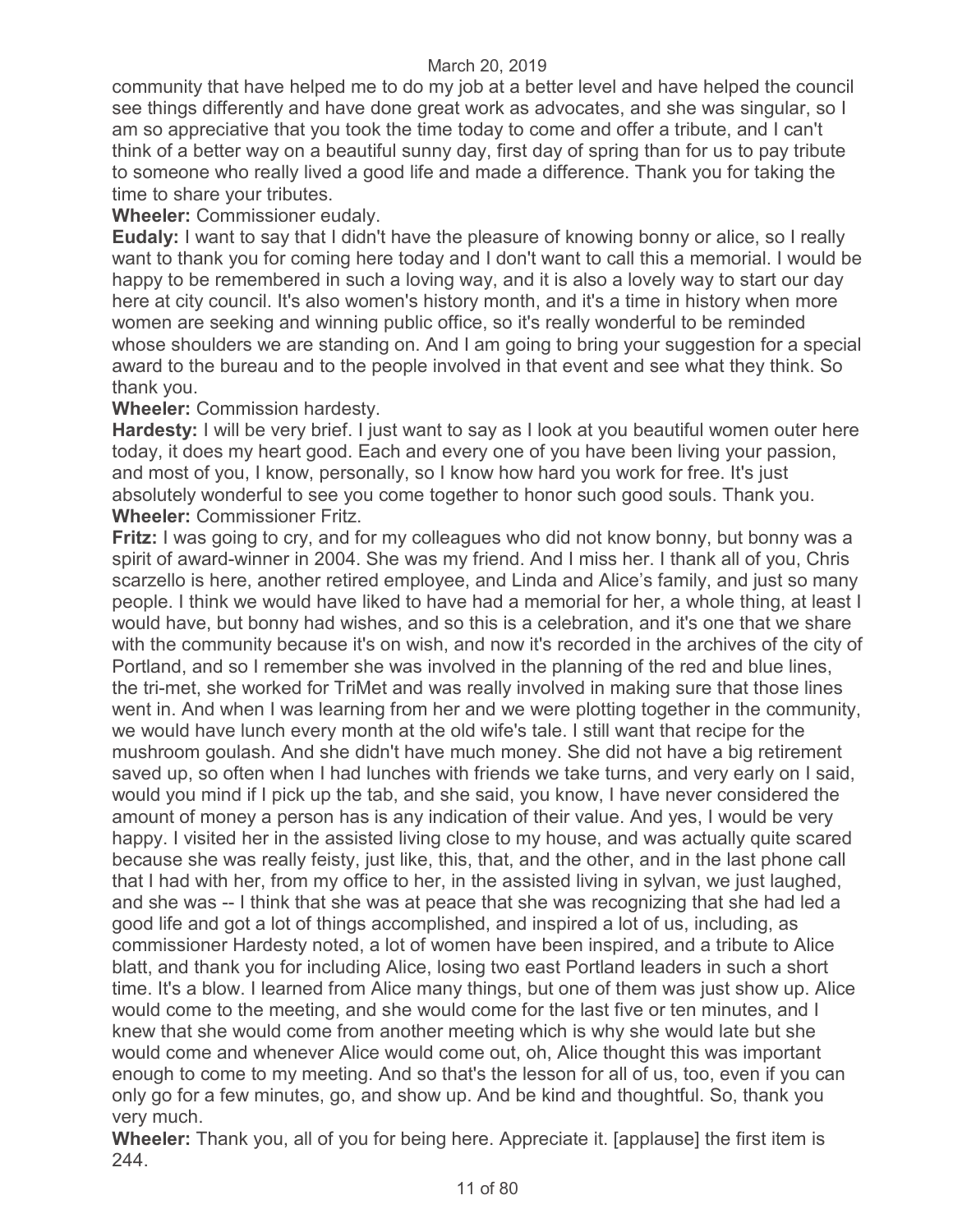community that have helped me to do my job at a better level and have helped the council see things differently and have done great work as advocates, and she was singular, so I am so appreciative that you took the time today to come and offer a tribute, and I can't think of a better way on a beautiful sunny day, first day of spring than for us to pay tribute to someone who really lived a good life and made a difference. Thank you for taking the time to share your tributes.

**Wheeler:** Commissioner eudaly.

**Eudaly:** I want to say that I didn't have the pleasure of knowing bonny or alice, so I really want to thank you for coming here today and I don't want to call this a memorial. I would be happy to be remembered in such a loving way, and it is also a lovely way to start our day here at city council. It's also women's history month, and it's a time in history when more women are seeking and winning public office, so it's really wonderful to be reminded whose shoulders we are standing on. And I am going to bring your suggestion for a special award to the bureau and to the people involved in that event and see what they think. So thank you.

**Wheeler:** Commission hardesty.

**Hardesty:** I will be very brief. I just want to say as I look at you beautiful women outer here today, it does my heart good. Each and every one of you have been living your passion, and most of you, I know, personally, so I know how hard you work for free. It's just absolutely wonderful to see you come together to honor such good souls. Thank you.

**Wheeler:** Commissioner Fritz.

**Fritz:** I was going to cry, and for my colleagues who did not know bonny, but bonny was a spirit of award-winner in 2004. She was my friend. And I miss her. I thank all of you, Chris scarzello is here, another retired employee, and Linda and Alice's family, and just so many people. I think we would have liked to have had a memorial for her, a whole thing, at least I would have, but bonny had wishes, and so this is a celebration, and it's one that we share with the community because it's on wish, and now it's recorded in the archives of the city of Portland, and so I remember she was involved in the planning of the red and blue lines, the tri-met, she worked for TriMet and was really involved in making sure that those lines went in. And when I was learning from her and we were plotting together in the community, we would have lunch every month at the old wife's tale. I still want that recipe for the mushroom goulash. And she didn't have much money. She did not have a big retirement saved up, so often when I had lunches with friends we take turns, and very early on I said, would you mind if I pick up the tab, and she said, you know, I have never considered the amount of money a person has is any indication of their value. And yes, I would be very happy. I visited her in the assisted living close to my house, and was actually quite scared because she was really feisty, just like, this, that, and the other, and in the last phone call that I had with her, from my office to her, in the assisted living in sylvan, we just laughed, and she was -- I think that she was at peace that she was recognizing that she had led a good life and got a lot of things accomplished, and inspired a lot of us, including, as commissioner Hardesty noted, a lot of women have been inspired, and a tribute to Alice blatt, and thank you for including Alice, losing two east Portland leaders in such a short time. It's a blow. I learned from Alice many things, but one of them was just show up. Alice would come to the meeting, and she would come for the last five or ten minutes, and I knew that she would come from another meeting which is why she would late but she would come and whenever Alice would come out, oh, Alice thought this was important enough to come to my meeting. And so that's the lesson for all of us, too, even if you can only go for a few minutes, go, and show up. And be kind and thoughtful. So, thank you very much.

**Wheeler:** Thank you, all of you for being here. Appreciate it. [applause] the first item is 244.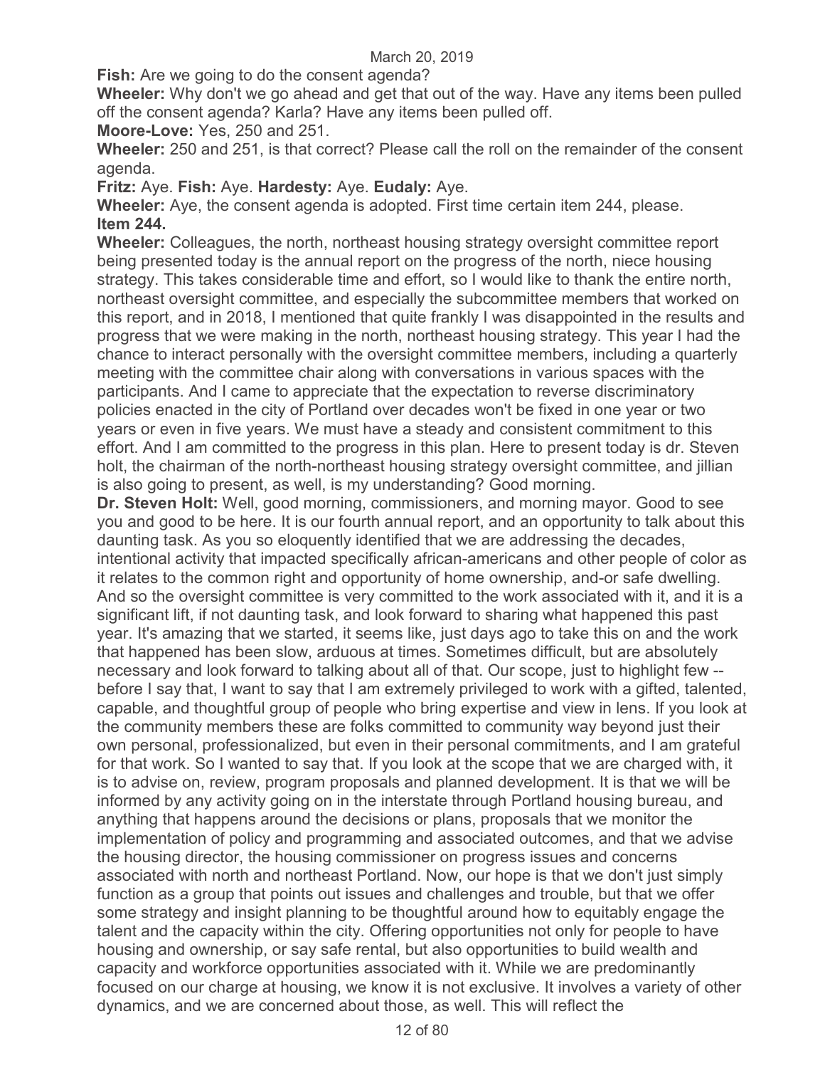**Fish:** Are we going to do the consent agenda?

**Wheeler:** Why don't we go ahead and get that out of the way. Have any items been pulled off the consent agenda? Karla? Have any items been pulled off.

**Moore-Love:** Yes, 250 and 251.

**Wheeler:** 250 and 251, is that correct? Please call the roll on the remainder of the consent agenda.

**Fritz:** Aye. **Fish:** Aye. **Hardesty:** Aye. **Eudaly:** Aye.

**Wheeler:** Aye, the consent agenda is adopted. First time certain item 244, please.

**Item 244.**

**Wheeler:** Colleagues, the north, northeast housing strategy oversight committee report being presented today is the annual report on the progress of the north, niece housing strategy. This takes considerable time and effort, so I would like to thank the entire north, northeast oversight committee, and especially the subcommittee members that worked on this report, and in 2018, I mentioned that quite frankly I was disappointed in the results and progress that we were making in the north, northeast housing strategy. This year I had the chance to interact personally with the oversight committee members, including a quarterly meeting with the committee chair along with conversations in various spaces with the participants. And I came to appreciate that the expectation to reverse discriminatory policies enacted in the city of Portland over decades won't be fixed in one year or two years or even in five years. We must have a steady and consistent commitment to this effort. And I am committed to the progress in this plan. Here to present today is dr. Steven holt, the chairman of the north-northeast housing strategy oversight committee, and jillian is also going to present, as well, is my understanding? Good morning.

**Dr. Steven Holt:** Well, good morning, commissioners, and morning mayor. Good to see you and good to be here. It is our fourth annual report, and an opportunity to talk about this daunting task. As you so eloquently identified that we are addressing the decades, intentional activity that impacted specifically african-americans and other people of color as it relates to the common right and opportunity of home ownership, and-or safe dwelling. And so the oversight committee is very committed to the work associated with it, and it is a significant lift, if not daunting task, and look forward to sharing what happened this past year. It's amazing that we started, it seems like, just days ago to take this on and the work that happened has been slow, arduous at times. Sometimes difficult, but are absolutely necessary and look forward to talking about all of that. Our scope, just to highlight few -- before I say that, I want to say that I am extremely privileged to work with a gifted, talented, capable, and thoughtful group of people who bring expertise and view in lens. If you look at the community members these are folks committed to community way beyond just their own personal, professionalized, but even in their personal commitments, and I am grateful for that work. So I wanted to say that. If you look at the scope that we are charged with, it is to advise on, review, program proposals and planned development. It is that we will be informed by any activity going on in the interstate through Portland housing bureau, and anything that happens around the decisions or plans, proposals that we monitor the implementation of policy and programming and associated outcomes, and that we advise the housing director, the housing commissioner on progress issues and concerns associated with north and northeast Portland. Now, our hope is that we don't just simply function as a group that points out issues and challenges and trouble, but that we offer some strategy and insight planning to be thoughtful around how to equitably engage the talent and the capacity within the city. Offering opportunities not only for people to have housing and ownership, or say safe rental, but also opportunities to build wealth and capacity and workforce opportunities associated with it. While we are predominantly focused on our charge at housing, we know it is not exclusive. It involves a variety of other dynamics, and we are concerned about those, as well. This will reflect the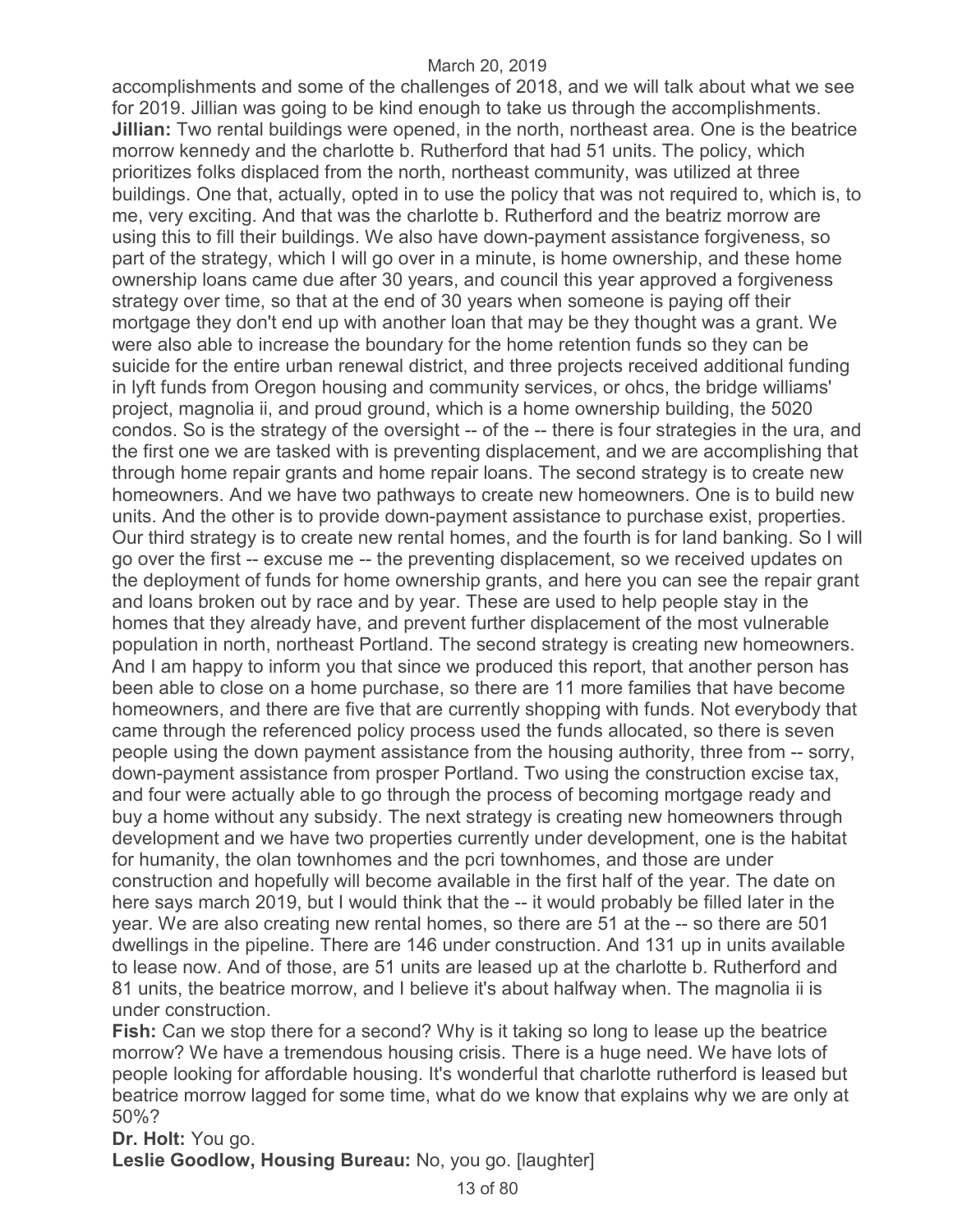accomplishments and some of the challenges of 2018, and we will talk about what we see for 2019. Jillian was going to be kind enough to take us through the accomplishments.

**Jillian:** Two rental buildings were opened, in the north, northeast area. One is the beatrice morrow kennedy and the charlotte b. Rutherford that had 51 units. The policy, which prioritizes folks displaced from the north, northeast community, was utilized at three buildings. One that, actually, opted in to use the policy that was not required to, which is, to me, very exciting. And that was the charlotte b. Rutherford and the beatriz morrow are using this to fill their buildings. We also have down-payment assistance forgiveness, so part of the strategy, which I will go over in a minute, is home ownership, and these home ownership loans came due after 30 years, and council this year approved a forgiveness strategy over time, so that at the end of 30 years when someone is paying off their mortgage they don't end up with another loan that may be they thought was a grant. We were also able to increase the boundary for the home retention funds so they can be suicide for the entire urban renewal district, and three projects received additional funding in lyft funds from Oregon housing and community services, or ohcs, the bridge williams' project, magnolia ii, and proud ground, which is a home ownership building, the 5020 condos. So is the strategy of the oversight -- of the -- there is four strategies in the ura, and the first one we are tasked with is preventing displacement, and we are accomplishing that through home repair grants and home repair loans. The second strategy is to create new homeowners. And we have two pathways to create new homeowners. One is to build new units. And the other is to provide down-payment assistance to purchase exist, properties. Our third strategy is to create new rental homes, and the fourth is for land banking. So I will go over the first -- excuse me -- the preventing displacement, so we received updates on the deployment of funds for home ownership grants, and here you can see the repair grant and loans broken out by race and by year. These are used to help people stay in the homes that they already have, and prevent further displacement of the most vulnerable population in north, northeast Portland. The second strategy is creating new homeowners. And I am happy to inform you that since we produced this report, that another person has been able to close on a home purchase, so there are 11 more families that have become homeowners, and there are five that are currently shopping with funds. Not everybody that came through the referenced policy process used the funds allocated, so there is seven people using the down payment assistance from the housing authority, three from -- sorry, down-payment assistance from prosper Portland. Two using the construction excise tax, and four were actually able to go through the process of becoming mortgage ready and buy a home without any subsidy. The next strategy is creating new homeowners through development and we have two properties currently under development, one is the habitat for humanity, the olan townhomes and the pcri townhomes, and those are under construction and hopefully will become available in the first half of the year. The date on here says march 2019, but I would think that the -- it would probably be filled later in the year. We are also creating new rental homes, so there are 51 at the -- so there are 501 dwellings in the pipeline. There are 146 under construction. And 131 up in units available to lease now. And of those, are 51 units are leased up at the charlotte b. Rutherford and 81 units, the beatrice morrow, and I believe it's about halfway when. The magnolia ii is under construction.

**Fish:** Can we stop there for a second? Why is it taking so long to lease up the beatrice morrow? We have a tremendous housing crisis. There is a huge need. We have lots of people looking for affordable housing. It's wonderful that charlotte rutherford is leased but beatrice morrow lagged for some time, what do we know that explains why we are only at 50%?

**Dr. Holt:** You go.

**Leslie Goodlow, Housing Bureau:** No, you go. [laughter]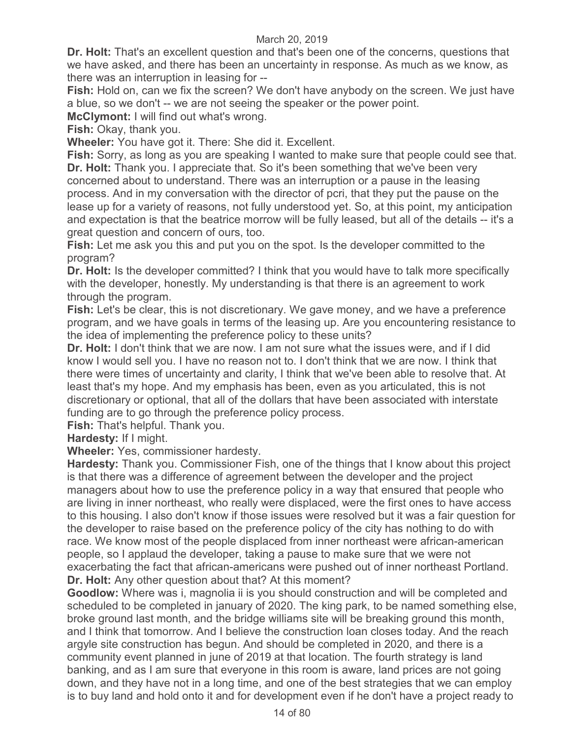**Dr. Holt:** That's an excellent question and that's been one of the concerns, questions that we have asked, and there has been an uncertainty in response. As much as we know, as there was an interruption in leasing for --

**Fish:** Hold on, can we fix the screen? We don't have anybody on the screen. We just have a blue, so we don't -- we are not seeing the speaker or the power point.

**McClymont:** I will find out what's wrong.

**Fish:** Okay, thank you.

**Wheeler:** You have got it. There: She did it. Excellent.

**Fish:** Sorry, as long as you are speaking I wanted to make sure that people could see that.

**Dr. Holt:** Thank you. I appreciate that. So it's been something that we've been very concerned about to understand. There was an interruption or a pause in the leasing process. And in my conversation with the director of pcri, that they put the pause on the lease up for a variety of reasons, not fully understood yet. So, at this point, my anticipation and expectation is that the beatrice morrow will be fully leased, but all of the details -- it's a great question and concern of ours, too.

**Fish:** Let me ask you this and put you on the spot. Is the developer committed to the program?

**Dr. Holt:** Is the developer committed? I think that you would have to talk more specifically with the developer, honestly. My understanding is that there is an agreement to work through the program.

**Fish:** Let's be clear, this is not discretionary. We gave money, and we have a preference program, and we have goals in terms of the leasing up. Are you encountering resistance to the idea of implementing the preference policy to these units?

**Dr. Holt:** I don't think that we are now. I am not sure what the issues were, and if I did know I would sell you. I have no reason not to. I don't think that we are now. I think that there were times of uncertainty and clarity, I think that we've been able to resolve that. At least that's my hope. And my emphasis has been, even as you articulated, this is not discretionary or optional, that all of the dollars that have been associated with interstate funding are to go through the preference policy process.

**Fish:** That's helpful. Thank you.

**Hardesty:** If I might.

**Wheeler:** Yes, commissioner hardesty.

**Hardesty:** Thank you. Commissioner Fish, one of the things that I know about this project is that there was a difference of agreement between the developer and the project managers about how to use the preference policy in a way that ensured that people who are living in inner northeast, who really were displaced, were the first ones to have access to this housing. I also don't know if those issues were resolved but it was a fair question for the developer to raise based on the preference policy of the city has nothing to do with race. We know most of the people displaced from inner northeast were african-american people, so I applaud the developer, taking a pause to make sure that we were not exacerbating the fact that african-americans were pushed out of inner northeast Portland.

**Dr. Holt:** Any other question about that? At this moment?

**Goodlow:** Where was i, magnolia ii is you should construction and will be completed and scheduled to be completed in january of 2020. The king park, to be named something else, broke ground last month, and the bridge williams site will be breaking ground this month, and I think that tomorrow. And I believe the construction loan closes today. And the reach argyle site construction has begun. And should be completed in 2020, and there is a community event planned in june of 2019 at that location. The fourth strategy is land banking, and as I am sure that everyone in this room is aware, land prices are not going down, and they have not in a long time, and one of the best strategies that we can employ is to buy land and hold onto it and for development even if he don't have a project ready to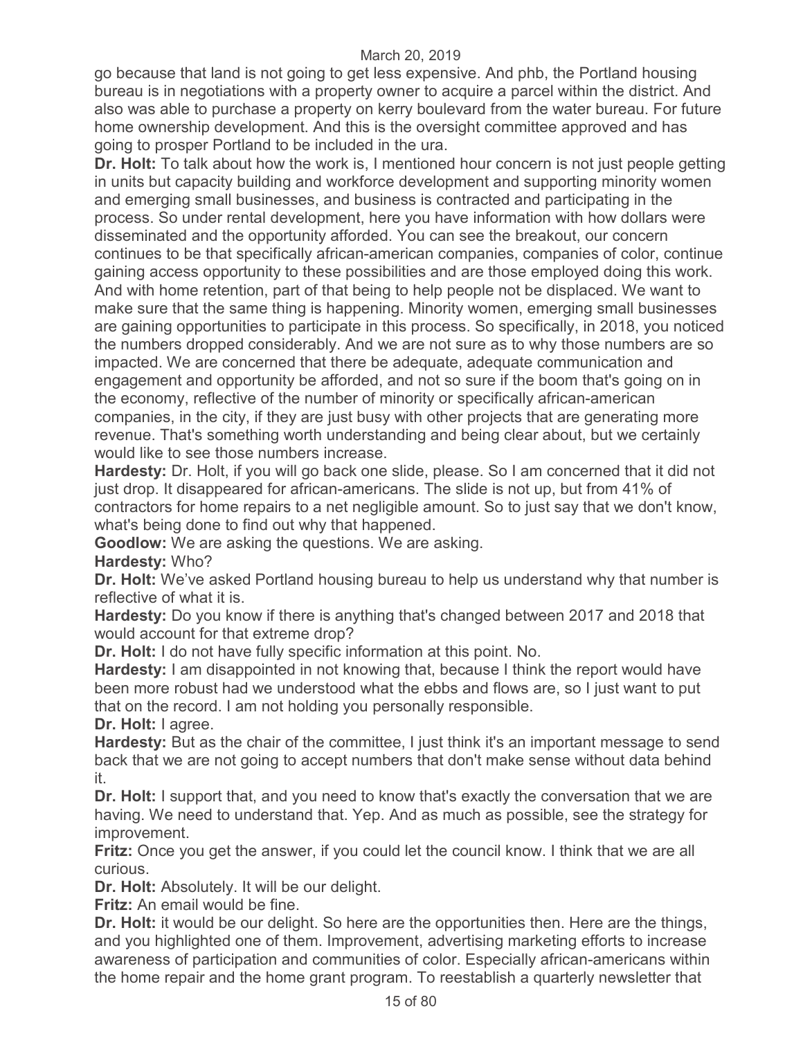go because that land is not going to get less expensive. And phb, the Portland housing bureau is in negotiations with a property owner to acquire a parcel within the district. And also was able to purchase a property on kerry boulevard from the water bureau. For future home ownership development. And this is the oversight committee approved and has going to prosper Portland to be included in the ura.

**Dr. Holt:** To talk about how the work is, I mentioned hour concern is not just people getting in units but capacity building and workforce development and supporting minority women and emerging small businesses, and business is contracted and participating in the process. So under rental development, here you have information with how dollars were disseminated and the opportunity afforded. You can see the breakout, our concern continues to be that specifically african-american companies, companies of color, continue gaining access opportunity to these possibilities and are those employed doing this work. And with home retention, part of that being to help people not be displaced. We want to make sure that the same thing is happening. Minority women, emerging small businesses are gaining opportunities to participate in this process. So specifically, in 2018, you noticed the numbers dropped considerably. And we are not sure as to why those numbers are so impacted. We are concerned that there be adequate, adequate communication and engagement and opportunity be afforded, and not so sure if the boom that's going on in the economy, reflective of the number of minority or specifically african-american companies, in the city, if they are just busy with other projects that are generating more revenue. That's something worth understanding and being clear about, but we certainly would like to see those numbers increase.

**Hardesty:** Dr. Holt, if you will go back one slide, please. So I am concerned that it did not just drop. It disappeared for african-americans. The slide is not up, but from 41% of contractors for home repairs to a net negligible amount. So to just say that we don't know, what's being done to find out why that happened.

**Goodlow:** We are asking the questions. We are asking.

**Hardesty:** Who?

**Dr. Holt:** We've asked Portland housing bureau to help us understand why that number is reflective of what it is.

**Hardesty:** Do you know if there is anything that's changed between 2017 and 2018 that would account for that extreme drop?

**Dr. Holt:** I do not have fully specific information at this point. No.

**Hardesty:** I am disappointed in not knowing that, because I think the report would have been more robust had we understood what the ebbs and flows are, so I just want to put that on the record. I am not holding you personally responsible.

**Dr. Holt:** I agree.

**Hardesty:** But as the chair of the committee, I just think it's an important message to send back that we are not going to accept numbers that don't make sense without data behind it.

**Dr. Holt:** I support that, and you need to know that's exactly the conversation that we are having. We need to understand that. Yep. And as much as possible, see the strategy for improvement.

**Fritz:** Once you get the answer, if you could let the council know. I think that we are all curious.

**Dr. Holt:** Absolutely. It will be our delight.

**Fritz:** An email would be fine.

**Dr. Holt:** it would be our delight. So here are the opportunities then. Here are the things, and you highlighted one of them. Improvement, advertising marketing efforts to increase awareness of participation and communities of color. Especially african-americans within the home repair and the home grant program. To reestablish a quarterly newsletter that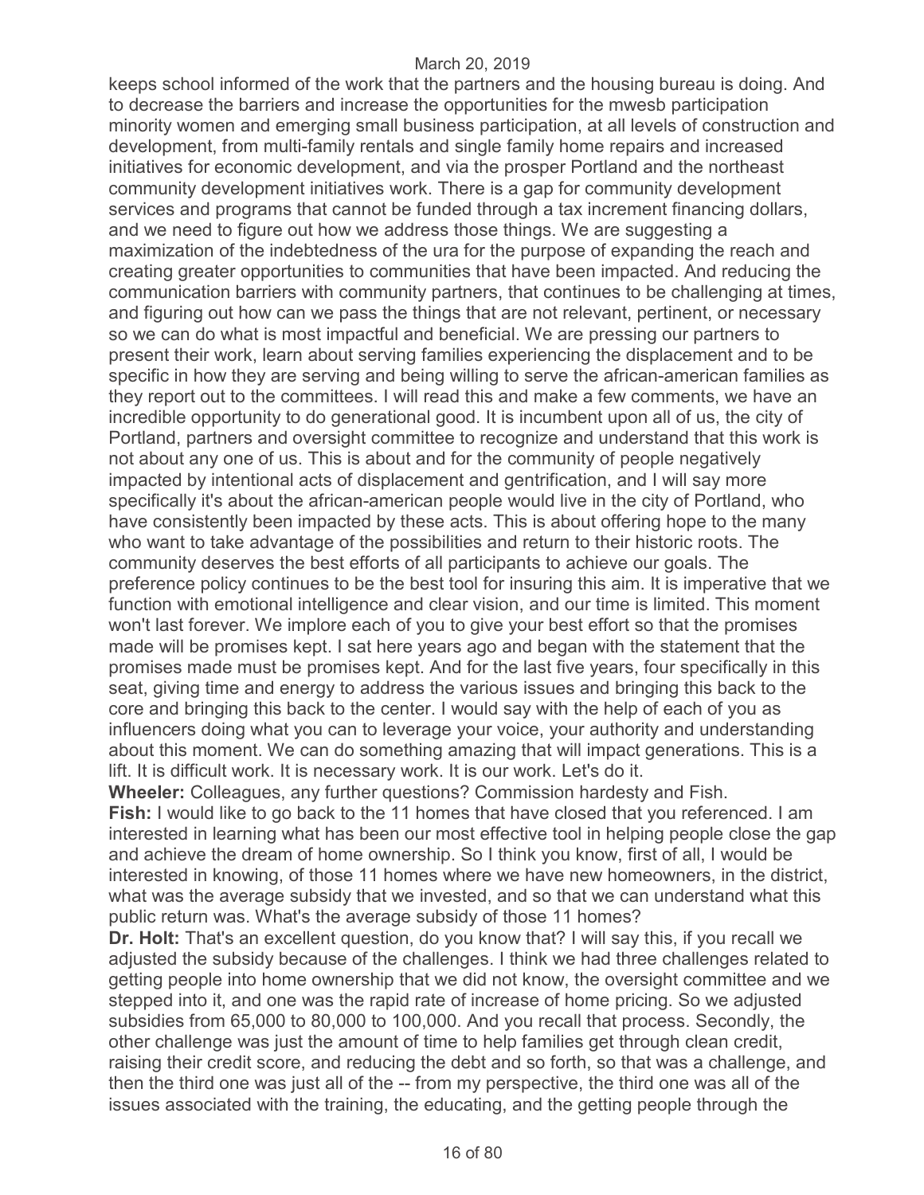keeps school informed of the work that the partners and the housing bureau is doing. And to decrease the barriers and increase the opportunities for the mwesb participation minority women and emerging small business participation, at all levels of construction and development, from multi-family rentals and single family home repairs and increased initiatives for economic development, and via the prosper Portland and the northeast community development initiatives work. There is a gap for community development services and programs that cannot be funded through a tax increment financing dollars, and we need to figure out how we address those things. We are suggesting a maximization of the indebtedness of the ura for the purpose of expanding the reach and creating greater opportunities to communities that have been impacted. And reducing the communication barriers with community partners, that continues to be challenging at times, and figuring out how can we pass the things that are not relevant, pertinent, or necessary so we can do what is most impactful and beneficial. We are pressing our partners to present their work, learn about serving families experiencing the displacement and to be specific in how they are serving and being willing to serve the african-american families as they report out to the committees. I will read this and make a few comments, we have an incredible opportunity to do generational good. It is incumbent upon all of us, the city of Portland, partners and oversight committee to recognize and understand that this work is not about any one of us. This is about and for the community of people negatively impacted by intentional acts of displacement and gentrification, and I will say more specifically it's about the african-american people would live in the city of Portland, who have consistently been impacted by these acts. This is about offering hope to the many who want to take advantage of the possibilities and return to their historic roots. The community deserves the best efforts of all participants to achieve our goals. The preference policy continues to be the best tool for insuring this aim. It is imperative that we function with emotional intelligence and clear vision, and our time is limited. This moment won't last forever. We implore each of you to give your best effort so that the promises made will be promises kept. I sat here years ago and began with the statement that the promises made must be promises kept. And for the last five years, four specifically in this seat, giving time and energy to address the various issues and bringing this back to the core and bringing this back to the center. I would say with the help of each of you as influencers doing what you can to leverage your voice, your authority and understanding about this moment. We can do something amazing that will impact generations. This is a lift. It is difficult work. It is necessary work. It is our work. Let's do it.

**Wheeler:** Colleagues, any further questions? Commission hardesty and Fish.

**Fish:** I would like to go back to the 11 homes that have closed that you referenced. I am interested in learning what has been our most effective tool in helping people close the gap and achieve the dream of home ownership. So I think you know, first of all, I would be interested in knowing, of those 11 homes where we have new homeowners, in the district, what was the average subsidy that we invested, and so that we can understand what this public return was. What's the average subsidy of those 11 homes?

**Dr. Holt:** That's an excellent question, do you know that? I will say this, if you recall we adjusted the subsidy because of the challenges. I think we had three challenges related to getting people into home ownership that we did not know, the oversight committee and we stepped into it, and one was the rapid rate of increase of home pricing. So we adjusted subsidies from 65,000 to 80,000 to 100,000. And you recall that process. Secondly, the other challenge was just the amount of time to help families get through clean credit, raising their credit score, and reducing the debt and so forth, so that was a challenge, and then the third one was just all of the -- from my perspective, the third one was all of the issues associated with the training, the educating, and the getting people through the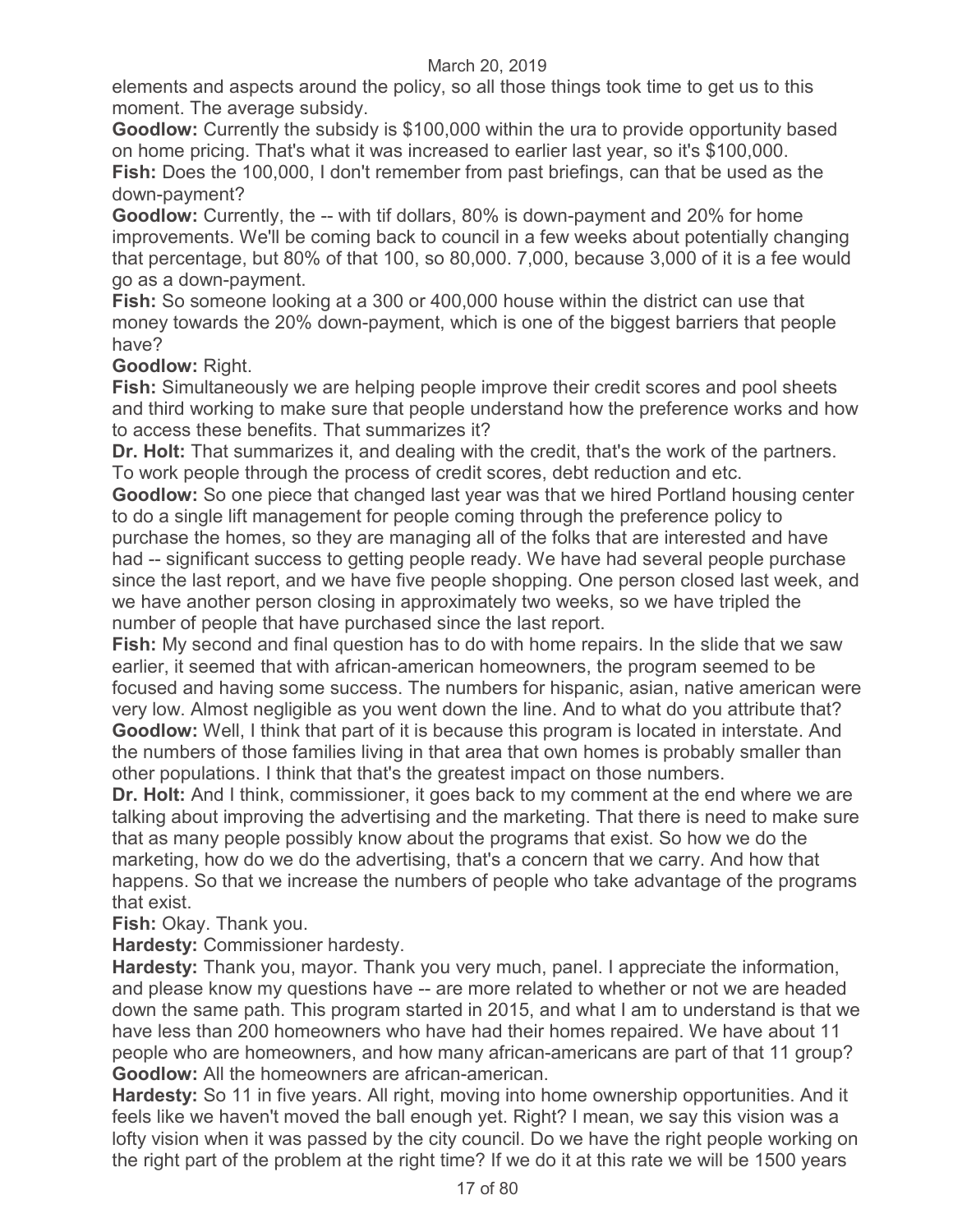elements and aspects around the policy, so all those things took time to get us to this moment. The average subsidy.

**Goodlow:** Currently the subsidy is $100,000 within the ura to provide opportunity based on home pricing. That's what it was increased to earlier last year, so it's $100,000.

**Fish:** Does the 100,000, I don't remember from past briefings, can that be used as the down-payment?

**Goodlow:** Currently, the -- with tif dollars, 80% is down-payment and 20% for home improvements. We'll be coming back to council in a few weeks about potentially changing that percentage, but 80% of that 100, so 80,000. 7,000, because 3,000 of it is a fee would go as a down-payment.

**Fish:** So someone looking at a 300 or 400,000 house within the district can use that money towards the 20% down-payment, which is one of the biggest barriers that people have?

**Goodlow:** Right.

**Fish:** Simultaneously we are helping people improve their credit scores and pool sheets and third working to make sure that people understand how the preference works and how to access these benefits. That summarizes it?

**Dr. Holt:** That summarizes it, and dealing with the credit, that's the work of the partners. To work people through the process of credit scores, debt reduction and etc.

**Goodlow:** So one piece that changed last year was that we hired Portland housing center to do a single lift management for people coming through the preference policy to purchase the homes, so they are managing all of the folks that are interested and have had -- significant success to getting people ready. We have had several people purchase since the last report, and we have five people shopping. One person closed last week, and we have another person closing in approximately two weeks, so we have tripled the number of people that have purchased since the last report.

**Fish:** My second and final question has to do with home repairs. In the slide that we saw earlier, it seemed that with african-american homeowners, the program seemed to be focused and having some success. The numbers for hispanic, asian, native american were very low. Almost negligible as you went down the line. And to what do you attribute that?

**Goodlow:** Well, I think that part of it is because this program is located in interstate. And the numbers of those families living in that area that own homes is probably smaller than other populations. I think that that's the greatest impact on those numbers.

**Dr. Holt:** And I think, commissioner, it goes back to my comment at the end where we are talking about improving the advertising and the marketing. That there is need to make sure that as many people possibly know about the programs that exist. So how we do the marketing, how do we do the advertising, that's a concern that we carry. And how that happens. So that we increase the numbers of people who take advantage of the programs that exist.

**Fish:** Okay. Thank you.

**Hardesty:** Commissioner hardesty.

**Hardesty:** Thank you, mayor. Thank you very much, panel. I appreciate the information, and please know my questions have -- are more related to whether or not we are headed down the same path. This program started in 2015, and what I am to understand is that we have less than 200 homeowners who have had their homes repaired. We have about 11 people who are homeowners, and how many african-americans are part of that 11 group?

**Goodlow:** All the homeowners are african-american.

**Hardesty:** So 11 in five years. All right, moving into home ownership opportunities. And it feels like we haven't moved the ball enough yet. Right? I mean, we say this vision was a lofty vision when it was passed by the city council. Do we have the right people working on the right part of the problem at the right time? If we do it at this rate we will be 1500 years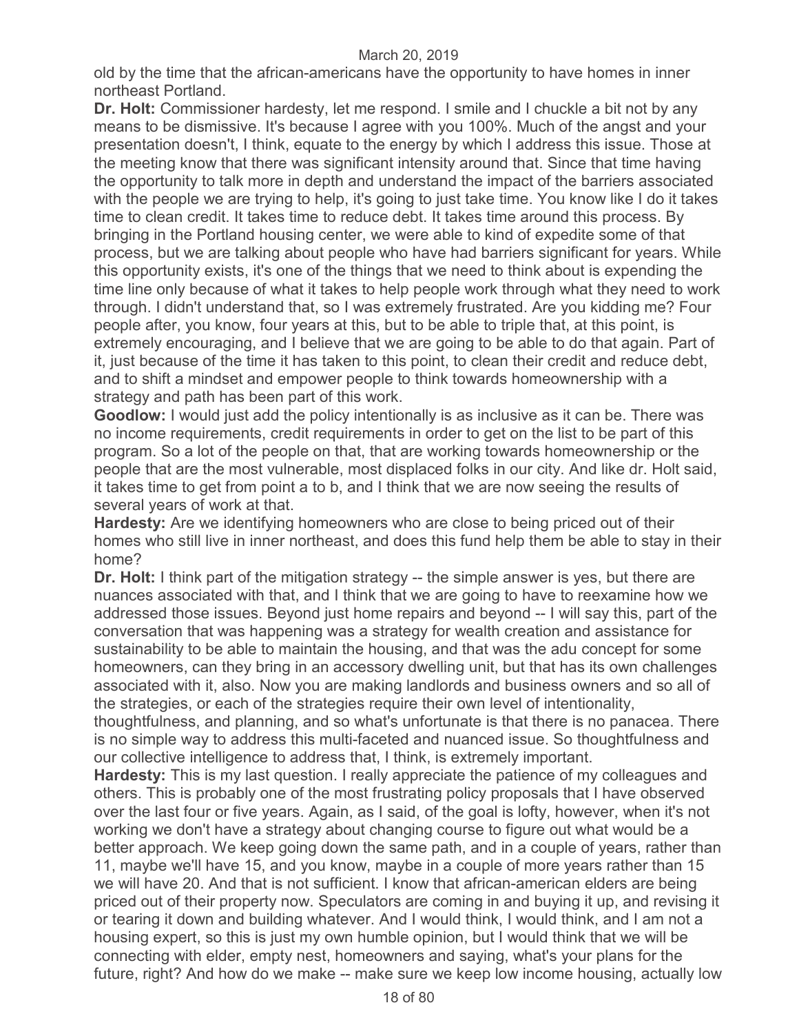old by the time that the african-americans have the opportunity to have homes in inner northeast Portland.

**Dr. Holt:** Commissioner hardesty, let me respond. I smile and I chuckle a bit not by any means to be dismissive. It's because I agree with you 100%. Much of the angst and your presentation doesn't, I think, equate to the energy by which I address this issue. Those at the meeting know that there was significant intensity around that. Since that time having the opportunity to talk more in depth and understand the impact of the barriers associated with the people we are trying to help, it's going to just take time. You know like I do it takes time to clean credit. It takes time to reduce debt. It takes time around this process. By bringing in the Portland housing center, we were able to kind of expedite some of that process, but we are talking about people who have had barriers significant for years. While this opportunity exists, it's one of the things that we need to think about is expending the time line only because of what it takes to help people work through what they need to work through. I didn't understand that, so I was extremely frustrated. Are you kidding me? Four people after, you know, four years at this, but to be able to triple that, at this point, is extremely encouraging, and I believe that we are going to be able to do that again. Part of it, just because of the time it has taken to this point, to clean their credit and reduce debt, and to shift a mindset and empower people to think towards homeownership with a strategy and path has been part of this work.

**Goodlow:** I would just add the policy intentionally is as inclusive as it can be. There was no income requirements, credit requirements in order to get on the list to be part of this program. So a lot of the people on that, that are working towards homeownership or the people that are the most vulnerable, most displaced folks in our city. And like dr. Holt said, it takes time to get from point a to b, and I think that we are now seeing the results of several years of work at that.

**Hardesty:** Are we identifying homeowners who are close to being priced out of their homes who still live in inner northeast, and does this fund help them be able to stay in their home?

**Dr. Holt:** I think part of the mitigation strategy -- the simple answer is yes, but there are nuances associated with that, and I think that we are going to have to reexamine how we addressed those issues. Beyond just home repairs and beyond -- I will say this, part of the conversation that was happening was a strategy for wealth creation and assistance for sustainability to be able to maintain the housing, and that was the adu concept for some homeowners, can they bring in an accessory dwelling unit, but that has its own challenges associated with it, also. Now you are making landlords and business owners and so all of the strategies, or each of the strategies require their own level of intentionality, thoughtfulness, and planning, and so what's unfortunate is that there is no panacea. There is no simple way to address this multi-faceted and nuanced issue. So thoughtfulness and our collective intelligence to address that, I think, is extremely important.

**Hardesty:** This is my last question. I really appreciate the patience of my colleagues and others. This is probably one of the most frustrating policy proposals that I have observed over the last four or five years. Again, as I said, of the goal is lofty, however, when it's not working we don't have a strategy about changing course to figure out what would be a better approach. We keep going down the same path, and in a couple of years, rather than 11, maybe we'll have 15, and you know, maybe in a couple of more years rather than 15 we will have 20. And that is not sufficient. I know that african-american elders are being priced out of their property now. Speculators are coming in and buying it up, and revising it or tearing it down and building whatever. And I would think, I would think, and I am not a housing expert, so this is just my own humble opinion, but I would think that we will be connecting with elder, empty nest, homeowners and saying, what's your plans for the future, right? And how do we make -- make sure we keep low income housing, actually low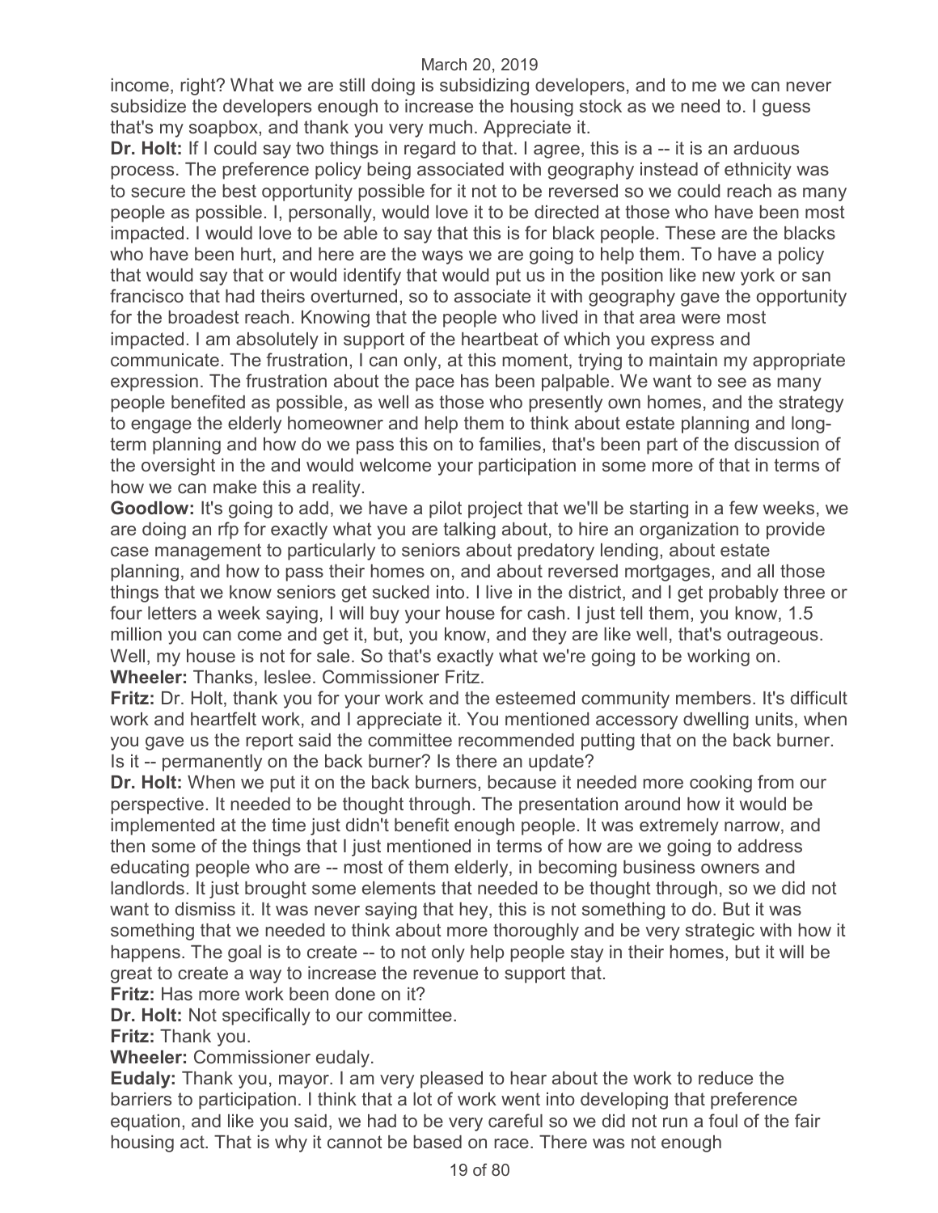income, right? What we are still doing is subsidizing developers, and to me we can never subsidize the developers enough to increase the housing stock as we need to. I guess that's my soapbox, and thank you very much. Appreciate it.

**Dr. Holt:** If I could say two things in regard to that. I agree, this is a -- it is an arduous process. The preference policy being associated with geography instead of ethnicity was to secure the best opportunity possible for it not to be reversed so we could reach as many people as possible. I, personally, would love it to be directed at those who have been most impacted. I would love to be able to say that this is for black people. These are the blacks who have been hurt, and here are the ways we are going to help them. To have a policy that would say that or would identify that would put us in the position like new york or san francisco that had theirs overturned, so to associate it with geography gave the opportunity for the broadest reach. Knowing that the people who lived in that area were most impacted. I am absolutely in support of the heartbeat of which you express and communicate. The frustration, I can only, at this moment, trying to maintain my appropriate expression. The frustration about the pace has been palpable. We want to see as many people benefited as possible, as well as those who presently own homes, and the strategy to engage the elderly homeowner and help them to think about estate planning and long-term planning and how do we pass this on to families, that's been part of the discussion of the oversight in the and would welcome your participation in some more of that in terms of how we can make this a reality.

**Goodlow:** It's going to add, we have a pilot project that we'll be starting in a few weeks, we are doing an rfp for exactly what you are talking about, to hire an organization to provide case management to particularly to seniors about predatory lending, about estate planning, and how to pass their homes on, and about reversed mortgages, and all those things that we know seniors get sucked into. I live in the district, and I get probably three or four letters a week saying, I will buy your house for cash. I just tell them, you know, 1.5 million you can come and get it, but, you know, and they are like well, that's outrageous. Well, my house is not for sale. So that's exactly what we're going to be working on.

**Wheeler:** Thanks, leslee. Commissioner Fritz.

**Fritz:** Dr. Holt, thank you for your work and the esteemed community members. It's difficult work and heartfelt work, and I appreciate it. You mentioned accessory dwelling units, when you gave us the report said the committee recommended putting that on the back burner. Is it -- permanently on the back burner? Is there an update?

**Dr. Holt:** When we put it on the back burners, because it needed more cooking from our perspective. It needed to be thought through. The presentation around how it would be implemented at the time just didn't benefit enough people. It was extremely narrow, and then some of the things that I just mentioned in terms of how are we going to address educating people who are -- most of them elderly, in becoming business owners and landlords. It just brought some elements that needed to be thought through, so we did not want to dismiss it. It was never saying that hey, this is not something to do. But it was something that we needed to think about more thoroughly and be very strategic with how it happens. The goal is to create -- to not only help people stay in their homes, but it will be great to create a way to increase the revenue to support that.

**Fritz:** Has more work been done on it?

**Dr. Holt:** Not specifically to our committee.

**Fritz:** Thank you.

**Wheeler:** Commissioner eudaly.

**Eudaly:** Thank you, mayor. I am very pleased to hear about the work to reduce the barriers to participation. I think that a lot of work went into developing that preference equation, and like you said, we had to be very careful so we did not run a foul of the fair housing act. That is why it cannot be based on race. There was not enough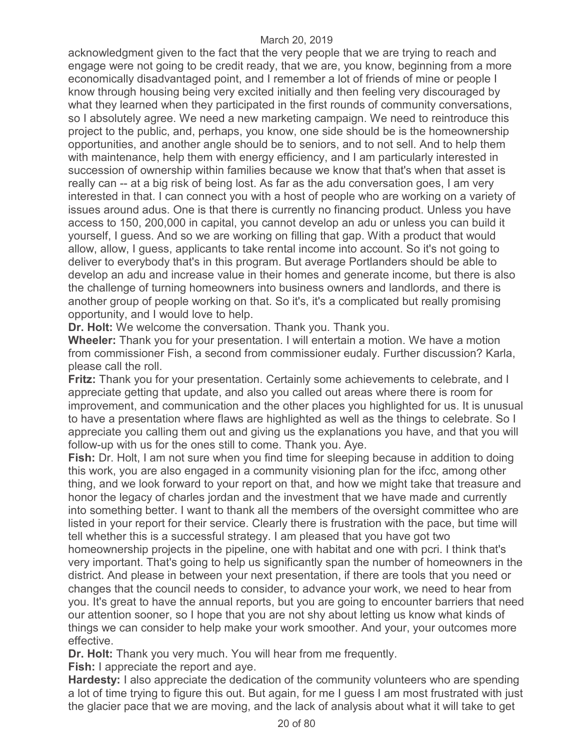acknowledgment given to the fact that the very people that we are trying to reach and engage were not going to be credit ready, that we are, you know, beginning from a more economically disadvantaged point, and I remember a lot of friends of mine or people I know through housing being very excited initially and then feeling very discouraged by what they learned when they participated in the first rounds of community conversations, so I absolutely agree. We need a new marketing campaign. We need to reintroduce this project to the public, and, perhaps, you know, one side should be is the homeownership opportunities, and another angle should be to seniors, and to not sell. And to help them with maintenance, help them with energy efficiency, and I am particularly interested in succession of ownership within families because we know that that's when that asset is really can -- at a big risk of being lost. As far as the adu conversation goes, I am very interested in that. I can connect you with a host of people who are working on a variety of issues around adus. One is that there is currently no financing product. Unless you have access to 150, 200,000 in capital, you cannot develop an adu or unless you can build it yourself, I guess. And so we are working on filling that gap. With a product that would allow, allow, I guess, applicants to take rental income into account. So it's not going to deliver to everybody that's in this program. But average Portlanders should be able to develop an adu and increase value in their homes and generate income, but there is also the challenge of turning homeowners into business owners and landlords, and there is another group of people working on that. So it's, it's a complicated but really promising opportunity, and I would love to help.

**Dr. Holt:** We welcome the conversation. Thank you. Thank you.

**Wheeler:** Thank you for your presentation. I will entertain a motion. We have a motion from commissioner Fish, a second from commissioner eudaly. Further discussion? Karla, please call the roll.

**Fritz:** Thank you for your presentation. Certainly some achievements to celebrate, and I appreciate getting that update, and also you called out areas where there is room for improvement, and communication and the other places you highlighted for us. It is unusual to have a presentation where flaws are highlighted as well as the things to celebrate. So I appreciate you calling them out and giving us the explanations you have, and that you will follow-up with us for the ones still to come. Thank you. Aye.

**Fish:** Dr. Holt, I am not sure when you find time for sleeping because in addition to doing this work, you are also engaged in a community visioning plan for the ifcc, among other thing, and we look forward to your report on that, and how we might take that treasure and honor the legacy of charles jordan and the investment that we have made and currently into something better. I want to thank all the members of the oversight committee who are listed in your report for their service. Clearly there is frustration with the pace, but time will tell whether this is a successful strategy. I am pleased that you have got two homeownership projects in the pipeline, one with habitat and one with pcri. I think that's very important. That's going to help us significantly span the number of homeowners in the district. And please in between your next presentation, if there are tools that you need or changes that the council needs to consider, to advance your work, we need to hear from you. It's great to have the annual reports, but you are going to encounter barriers that need our attention sooner, so I hope that you are not shy about letting us know what kinds of things we can consider to help make your work smoother. And your, your outcomes more effective.

**Dr. Holt:** Thank you very much. You will hear from me frequently.

**Fish:** I appreciate the report and aye.

**Hardesty:** I also appreciate the dedication of the community volunteers who are spending a lot of time trying to figure this out. But again, for me I guess I am most frustrated with just the glacier pace that we are moving, and the lack of analysis about what it will take to get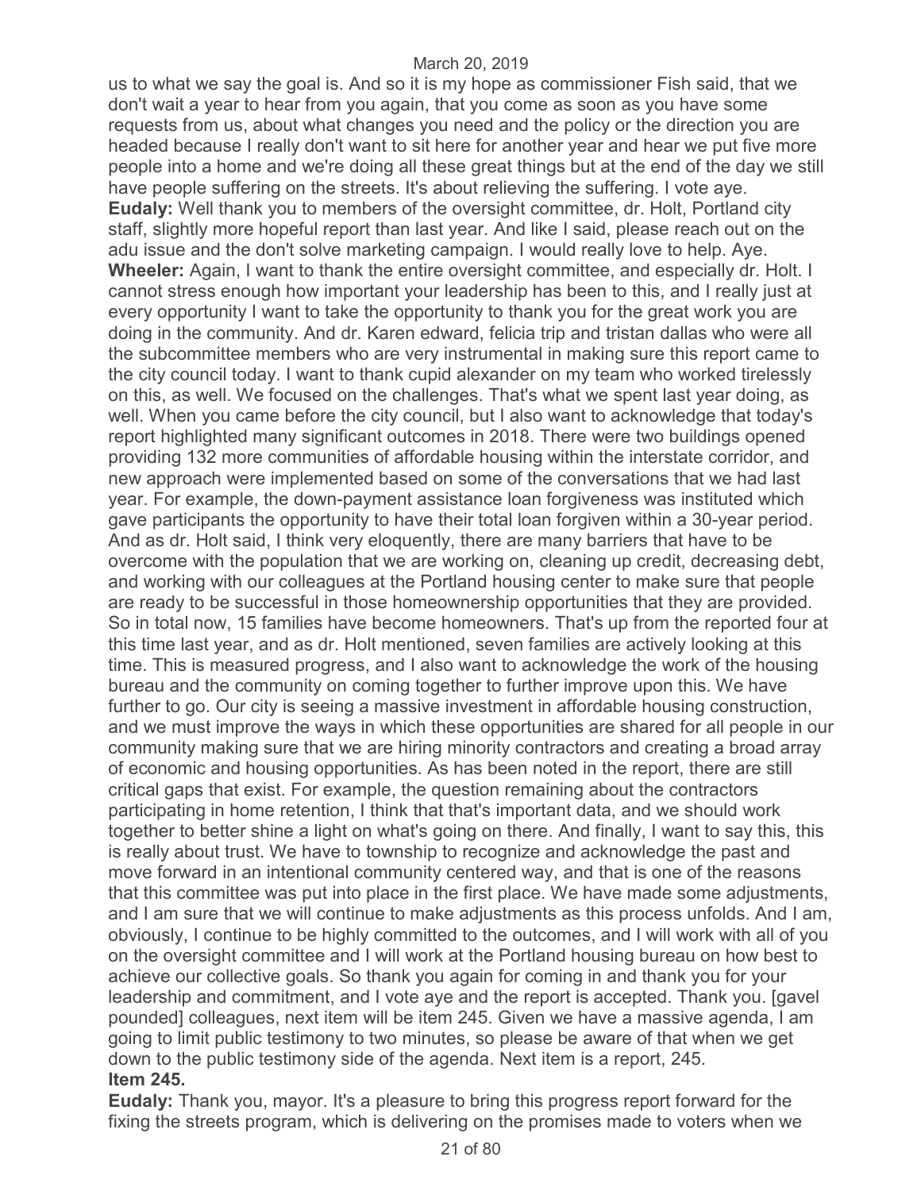us to what we say the goal is. And so it is my hope as commissioner Fish said, that we don't wait a year to hear from you again, that you come as soon as you have some requests from us, about what changes you need and the policy or the direction you are headed because I really don't want to sit here for another year and hear we put five more people into a home and we're doing all these great things but at the end of the day we still have people suffering on the streets. It's about relieving the suffering. I vote aye.

**Eudaly:** Well thank you to members of the oversight committee, dr. Holt, Portland city staff, slightly more hopeful report than last year. And like I said, please reach out on the adu issue and the don't solve marketing campaign. I would really love to help. Aye.

**Wheeler:** Again, I want to thank the entire oversight committee, and especially dr. Holt. I cannot stress enough how important your leadership has been to this, and I really just at every opportunity I want to take the opportunity to thank you for the great work you are doing in the community. And dr. Karen edward, felicia trip and tristan dallas who were all the subcommittee members who are very instrumental in making sure this report came to the city council today. I want to thank cupid alexander on my team who worked tirelessly on this, as well. We focused on the challenges. That's what we spent last year doing, as well. When you came before the city council, but I also want to acknowledge that today's report highlighted many significant outcomes in 2018. There were two buildings opened providing 132 more communities of affordable housing within the interstate corridor, and new approach were implemented based on some of the conversations that we had last year. For example, the down-payment assistance loan forgiveness was instituted which gave participants the opportunity to have their total loan forgiven within a 30-year period. And as dr. Holt said, I think very eloquently, there are many barriers that have to be overcome with the population that we are working on, cleaning up credit, decreasing debt, and working with our colleagues at the Portland housing center to make sure that people are ready to be successful in those homeownership opportunities that they are provided. So in total now, 15 families have become homeowners. That's up from the reported four at this time last year, and as dr. Holt mentioned, seven families are actively looking at this time. This is measured progress, and I also want to acknowledge the work of the housing bureau and the community on coming together to further improve upon this. We have further to go. Our city is seeing a massive investment in affordable housing construction, and we must improve the ways in which these opportunities are shared for all people in our community making sure that we are hiring minority contractors and creating a broad array of economic and housing opportunities. As has been noted in the report, there are still critical gaps that exist. For example, the question remaining about the contractors participating in home retention, I think that that's important data, and we should work together to better shine a light on what's going on there. And finally, I want to say this, this is really about trust. We have to township to recognize and acknowledge the past and move forward in an intentional community centered way, and that is one of the reasons that this committee was put into place in the first place. We have made some adjustments, and I am sure that we will continue to make adjustments as this process unfolds. And I am, obviously, I continue to be highly committed to the outcomes, and I will work with all of you on the oversight committee and I will work at the Portland housing bureau on how best to achieve our collective goals. So thank you again for coming in and thank you for your leadership and commitment, and I vote aye and the report is accepted. Thank you. [gavel pounded] colleagues, next item will be item 245. Given we have a massive agenda, I am going to limit public testimony to two minutes, so please be aware of that when we get down to the public testimony side of the agenda. Next item is a report, 245.

**Item 245.**

**Eudaly:** Thank you, mayor. It's a pleasure to bring this progress report forward for the fixing the streets program, which is delivering on the promises made to voters when we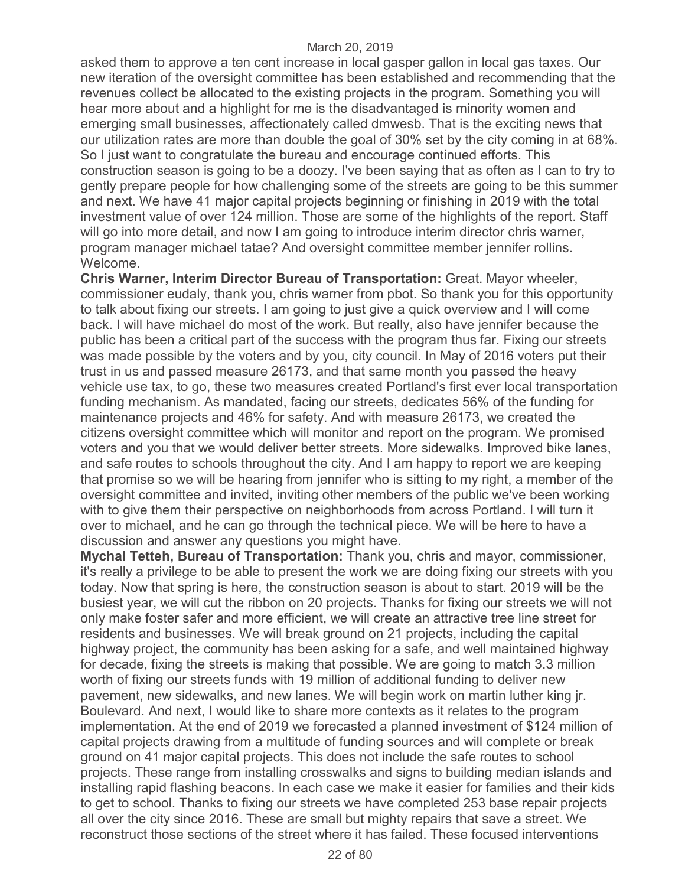asked them to approve a ten cent increase in local gasper gallon in local gas taxes. Our new iteration of the oversight committee has been established and recommending that the revenues collect be allocated to the existing projects in the program. Something you will hear more about and a highlight for me is the disadvantaged is minority women and emerging small businesses, affectionately called dmwesb. That is the exciting news that our utilization rates are more than double the goal of 30% set by the city coming in at 68%. So I just want to congratulate the bureau and encourage continued efforts. This construction season is going to be a doozy. I've been saying that as often as I can to try to gently prepare people for how challenging some of the streets are going to be this summer and next. We have 41 major capital projects beginning or finishing in 2019 with the total investment value of over 124 million. Those are some of the highlights of the report. Staff will go into more detail, and now I am going to introduce interim director chris warner, program manager michael tatae? And oversight committee member jennifer rollins. Welcome.

**Chris Warner, Interim Director Bureau of Transportation:** Great. Mayor wheeler, commissioner eudaly, thank you, chris warner from pbot. So thank you for this opportunity to talk about fixing our streets. I am going to just give a quick overview and I will come back. I will have michael do most of the work. But really, also have jennifer because the public has been a critical part of the success with the program thus far. Fixing our streets was made possible by the voters and by you, city council. In May of 2016 voters put their trust in us and passed measure 26173, and that same month you passed the heavy vehicle use tax, to go, these two measures created Portland's first ever local transportation funding mechanism. As mandated, facing our streets, dedicates 56% of the funding for maintenance projects and 46% for safety. And with measure 26173, we created the citizens oversight committee which will monitor and report on the program. We promised voters and you that we would deliver better streets. More sidewalks. Improved bike lanes, and safe routes to schools throughout the city. And I am happy to report we are keeping that promise so we will be hearing from jennifer who is sitting to my right, a member of the oversight committee and invited, inviting other members of the public we've been working with to give them their perspective on neighborhoods from across Portland. I will turn it over to michael, and he can go through the technical piece. We will be here to have a discussion and answer any questions you might have.

**Mychal Tetteh, Bureau of Transportation:** Thank you, chris and mayor, commissioner, it's really a privilege to be able to present the work we are doing fixing our streets with you today. Now that spring is here, the construction season is about to start. 2019 will be the busiest year, we will cut the ribbon on 20 projects. Thanks for fixing our streets we will not only make foster safer and more efficient, we will create an attractive tree line street for residents and businesses. We will break ground on 21 projects, including the capital highway project, the community has been asking for a safe, and well maintained highway for decade, fixing the streets is making that possible. We are going to match 3.3 million worth of fixing our streets funds with 19 million of additional funding to deliver new pavement, new sidewalks, and new lanes. We will begin work on martin luther king jr. Boulevard. And next, I would like to share more contexts as it relates to the program implementation. At the end of 2019 we forecasted a planned investment of $124 million of capital projects drawing from a multitude of funding sources and will complete or break ground on 41 major capital projects. This does not include the safe routes to school projects. These range from installing crosswalks and signs to building median islands and installing rapid flashing beacons. In each case we make it easier for families and their kids to get to school. Thanks to fixing our streets we have completed 253 base repair projects all over the city since 2016. These are small but mighty repairs that save a street. We reconstruct those sections of the street where it has failed. These focused interventions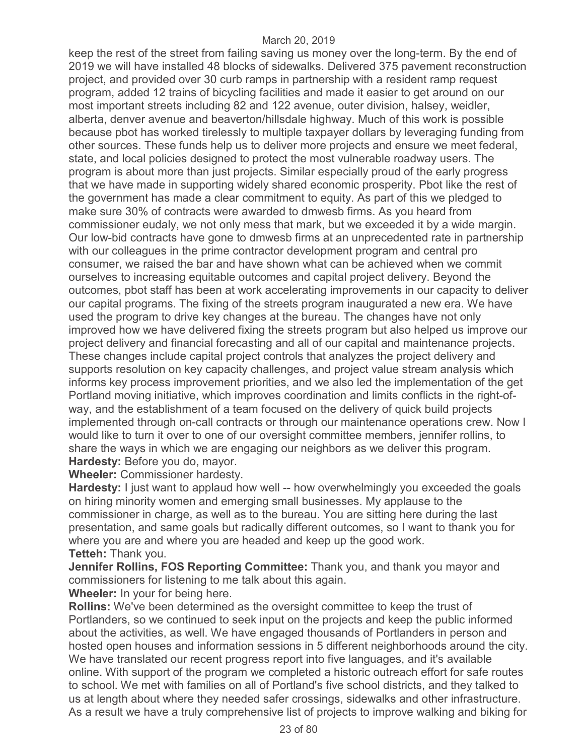keep the rest of the street from failing saving us money over the long-term. By the end of 2019 we will have installed 48 blocks of sidewalks. Delivered 375 pavement reconstruction project, and provided over 30 curb ramps in partnership with a resident ramp request program, added 12 trains of bicycling facilities and made it easier to get around on our most important streets including 82 and 122 avenue, outer division, halsey, weidler, alberta, denver avenue and beaverton/hillsdale highway. Much of this work is possible because pbot has worked tirelessly to multiple taxpayer dollars by leveraging funding from other sources. These funds help us to deliver more projects and ensure we meet federal, state, and local policies designed to protect the most vulnerable roadway users. The program is about more than just projects. Similar especially proud of the early progress that we have made in supporting widely shared economic prosperity. Pbot like the rest of the government has made a clear commitment to equity. As part of this we pledged to make sure 30% of contracts were awarded to dmwesb firms. As you heard from commissioner eudaly, we not only mess that mark, but we exceeded it by a wide margin. Our low-bid contracts have gone to dmwesb firms at an unprecedented rate in partnership with our colleagues in the prime contractor development program and central pro consumer, we raised the bar and have shown what can be achieved when we commit ourselves to increasing equitable outcomes and capital project delivery. Beyond the outcomes, pbot staff has been at work accelerating improvements in our capacity to deliver our capital programs. The fixing of the streets program inaugurated a new era. We have used the program to drive key changes at the bureau. The changes have not only improved how we have delivered fixing the streets program but also helped us improve our project delivery and financial forecasting and all of our capital and maintenance projects. These changes include capital project controls that analyzes the project delivery and supports resolution on key capacity challenges, and project value stream analysis which informs key process improvement priorities, and we also led the implementation of the get Portland moving initiative, which improves coordination and limits conflicts in the right-of-way, and the establishment of a team focused on the delivery of quick build projects implemented through on-call contracts or through our maintenance operations crew. Now I would like to turn it over to one of our oversight committee members, jennifer rollins, to share the ways in which we are engaging our neighbors as we deliver this program.

**Hardesty:** Before you do, mayor.

**Wheeler:** Commissioner hardesty.

**Hardesty:** I just want to applaud how well -- how overwhelmingly you exceeded the goals on hiring minority women and emerging small businesses. My applause to the commissioner in charge, as well as to the bureau. You are sitting here during the last presentation, and same goals but radically different outcomes, so I want to thank you for where you are and where you are headed and keep up the good work.

**Tetteh:** Thank you.

**Jennifer Rollins, FOS Reporting Committee:** Thank you, and thank you mayor and commissioners for listening to me talk about this again.

**Wheeler:** In your for being here.

**Rollins:** We've been determined as the oversight committee to keep the trust of Portlanders, so we continued to seek input on the projects and keep the public informed about the activities, as well. We have engaged thousands of Portlanders in person and hosted open houses and information sessions in 5 different neighborhoods around the city. We have translated our recent progress report into five languages, and it's available online. With support of the program we completed a historic outreach effort for safe routes to school. We met with families on all of Portland's five school districts, and they talked to us at length about where they needed safer crossings, sidewalks and other infrastructure. As a result we have a truly comprehensive list of projects to improve walking and biking for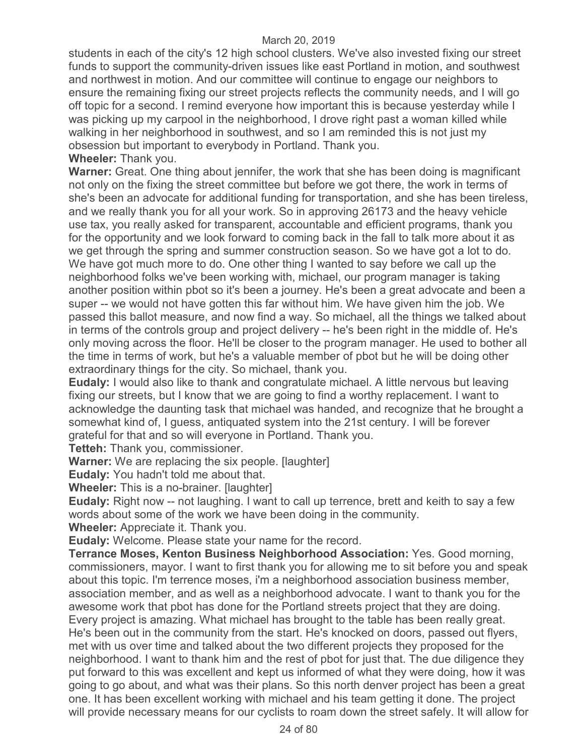students in each of the city's 12 high school clusters. We've also invested fixing our street funds to support the community-driven issues like east Portland in motion, and southwest and northwest in motion. And our committee will continue to engage our neighbors to ensure the remaining fixing our street projects reflects the community needs, and I will go off topic for a second. I remind everyone how important this is because yesterday while I was picking up my carpool in the neighborhood, I drove right past a woman killed while walking in her neighborhood in southwest, and so I am reminded this is not just my obsession but important to everybody in Portland. Thank you.

**Wheeler:** Thank you.

**Warner:** Great. One thing about jennifer, the work that she has been doing is magnificant not only on the fixing the street committee but before we got there, the work in terms of she's been an advocate for additional funding for transportation, and she has been tireless, and we really thank you for all your work. So in approving 26173 and the heavy vehicle use tax, you really asked for transparent, accountable and efficient programs, thank you for the opportunity and we look forward to coming back in the fall to talk more about it as we get through the spring and summer construction season. So we have got a lot to do. We have got much more to do. One other thing I wanted to say before we call up the neighborhood folks we've been working with, michael, our program manager is taking another position within pbot so it's been a journey. He's been a great advocate and been a super -- we would not have gotten this far without him. We have given him the job. We passed this ballot measure, and now find a way. So michael, all the things we talked about in terms of the controls group and project delivery -- he's been right in the middle of. He's only moving across the floor. He'll be closer to the program manager. He used to bother all the time in terms of work, but he's a valuable member of pbot but he will be doing other extraordinary things for the city. So michael, thank you.

**Eudaly:** I would also like to thank and congratulate michael. A little nervous but leaving fixing our streets, but I know that we are going to find a worthy replacement. I want to acknowledge the daunting task that michael was handed, and recognize that he brought a somewhat kind of, I guess, antiquated system into the 21st century. I will be forever grateful for that and so will everyone in Portland. Thank you.

**Tetteh:** Thank you, commissioner.

**Warner:** We are replacing the six people. [laughter]

**Eudaly:** You hadn't told me about that.

**Wheeler:** This is a no-brainer. [laughter]

**Eudaly:** Right now -- not laughing. I want to call up terrence, brett and keith to say a few words about some of the work we have been doing in the community.

**Wheeler:** Appreciate it. Thank you.

**Eudaly:** Welcome. Please state your name for the record.

**Terrance Moses, Kenton Business Neighborhood Association:** Yes. Good morning, commissioners, mayor. I want to first thank you for allowing me to sit before you and speak about this topic. I'm terrence moses, i'm a neighborhood association business member, association member, and as well as a neighborhood advocate. I want to thank you for the awesome work that pbot has done for the Portland streets project that they are doing. Every project is amazing. What michael has brought to the table has been really great. He's been out in the community from the start. He's knocked on doors, passed out flyers, met with us over time and talked about the two different projects they proposed for the neighborhood. I want to thank him and the rest of pbot for just that. The due diligence they put forward to this was excellent and kept us informed of what they were doing, how it was going to go about, and what was their plans. So this north denver project has been a great one. It has been excellent working with michael and his team getting it done. The project will provide necessary means for our cyclists to roam down the street safely. It will allow for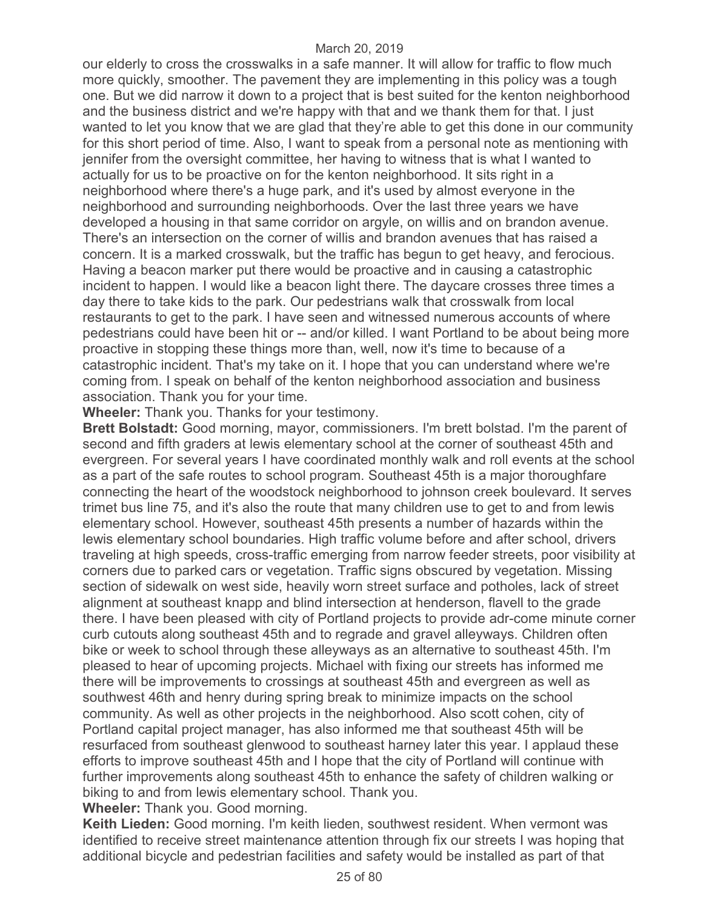our elderly to cross the crosswalks in a safe manner. It will allow for traffic to flow much more quickly, smoother. The pavement they are implementing in this policy was a tough one. But we did narrow it down to a project that is best suited for the kenton neighborhood and the business district and we're happy with that and we thank them for that. I just wanted to let you know that we are glad that they're able to get this done in our community for this short period of time. Also, I want to speak from a personal note as mentioning with jennifer from the oversight committee, her having to witness that is what I wanted to actually for us to be proactive on for the kenton neighborhood. It sits right in a neighborhood where there's a huge park, and it's used by almost everyone in the neighborhood and surrounding neighborhoods. Over the last three years we have developed a housing in that same corridor on argyle, on willis and on brandon avenue. There's an intersection on the corner of willis and brandon avenues that has raised a concern. It is a marked crosswalk, but the traffic has begun to get heavy, and ferocious. Having a beacon marker put there would be proactive and in causing a catastrophic incident to happen. I would like a beacon light there. The daycare crosses three times a day there to take kids to the park. Our pedestrians walk that crosswalk from local restaurants to get to the park. I have seen and witnessed numerous accounts of where pedestrians could have been hit or -- and/or killed. I want Portland to be about being more proactive in stopping these things more than, well, now it's time to because of a catastrophic incident. That's my take on it. I hope that you can understand where we're coming from. I speak on behalf of the kenton neighborhood association and business association. Thank you for your time.

**Wheeler:** Thank you. Thanks for your testimony.

**Brett Bolstadt:** Good morning, mayor, commissioners. I'm brett bolstad. I'm the parent of second and fifth graders at lewis elementary school at the corner of southeast 45th and evergreen. For several years I have coordinated monthly walk and roll events at the school as a part of the safe routes to school program. Southeast 45th is a major thoroughfare connecting the heart of the woodstock neighborhood to johnson creek boulevard. It serves trimet bus line 75, and it's also the route that many children use to get to and from lewis elementary school. However, southeast 45th presents a number of hazards within the lewis elementary school boundaries. High traffic volume before and after school, drivers traveling at high speeds, cross-traffic emerging from narrow feeder streets, poor visibility at corners due to parked cars or vegetation. Traffic signs obscured by vegetation. Missing section of sidewalk on west side, heavily worn street surface and potholes, lack of street alignment at southeast knapp and blind intersection at henderson, flavell to the grade there. I have been pleased with city of Portland projects to provide adr-come minute corner curb cutouts along southeast 45th and to regrade and gravel alleyways. Children often bike or week to school through these alleyways as an alternative to southeast 45th. I'm pleased to hear of upcoming projects. Michael with fixing our streets has informed me there will be improvements to crossings at southeast 45th and evergreen as well as southwest 46th and henry during spring break to minimize impacts on the school community. As well as other projects in the neighborhood. Also scott cohen, city of Portland capital project manager, has also informed me that southeast 45th will be resurfaced from southeast glenwood to southeast harney later this year. I applaud these efforts to improve southeast 45th and I hope that the city of Portland will continue with further improvements along southeast 45th to enhance the safety of children walking or biking to and from lewis elementary school. Thank you.

**Wheeler:** Thank you. Good morning.

**Keith Lieden:** Good morning. I'm keith lieden, southwest resident. When vermont was identified to receive street maintenance attention through fix our streets I was hoping that additional bicycle and pedestrian facilities and safety would be installed as part of that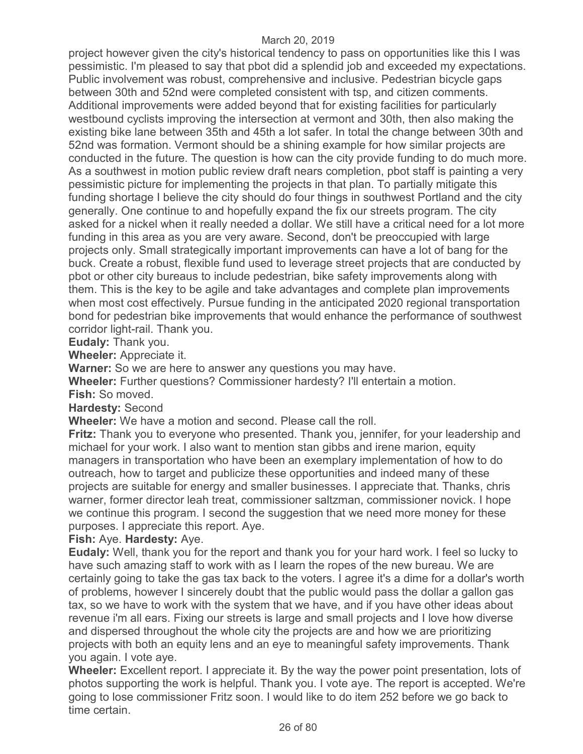project however given the city's historical tendency to pass on opportunities like this I was pessimistic. I'm pleased to say that pbot did a splendid job and exceeded my expectations. Public involvement was robust, comprehensive and inclusive. Pedestrian bicycle gaps between 30th and 52nd were completed consistent with tsp, and citizen comments. Additional improvements were added beyond that for existing facilities for particularly westbound cyclists improving the intersection at vermont and 30th, then also making the existing bike lane between 35th and 45th a lot safer. In total the change between 30th and 52nd was formation. Vermont should be a shining example for how similar projects are conducted in the future. The question is how can the city provide funding to do much more. As a southwest in motion public review draft nears completion, pbot staff is painting a very pessimistic picture for implementing the projects in that plan. To partially mitigate this funding shortage I believe the city should do four things in southwest Portland and the city generally. One continue to and hopefully expand the fix our streets program. The city asked for a nickel when it really needed a dollar. We still have a critical need for a lot more funding in this area as you are very aware. Second, don't be preoccupied with large projects only. Small strategically important improvements can have a lot of bang for the buck. Create a robust, flexible fund used to leverage street projects that are conducted by pbot or other city bureaus to include pedestrian, bike safety improvements along with them. This is the key to be agile and take advantages and complete plan improvements when most cost effectively. Pursue funding in the anticipated 2020 regional transportation bond for pedestrian bike improvements that would enhance the performance of southwest corridor light-rail. Thank you.

**Eudaly:** Thank you.

**Wheeler:** Appreciate it.

**Warner:** So we are here to answer any questions you may have.

**Wheeler:** Further questions? Commissioner hardesty? I'll entertain a motion.

**Fish:** So moved.

**Hardesty:** Second

**Wheeler:** We have a motion and second. Please call the roll.

**Fritz:** Thank you to everyone who presented. Thank you, jennifer, for your leadership and michael for your work. I also want to mention stan gibbs and irene marion, equity managers in transportation who have been an exemplary implementation of how to do outreach, how to target and publicize these opportunities and indeed many of these projects are suitable for energy and smaller businesses. I appreciate that. Thanks, chris warner, former director leah treat, commissioner saltzman, commissioner novick. I hope we continue this program. I second the suggestion that we need more money for these purposes. I appreciate this report. Aye.

**Fish:** Aye. **Hardesty:** Aye.

**Eudaly:** Well, thank you for the report and thank you for your hard work. I feel so lucky to have such amazing staff to work with as I learn the ropes of the new bureau. We are certainly going to take the gas tax back to the voters. I agree it's a dime for a dollar's worth of problems, however I sincerely doubt that the public would pass the dollar a gallon gas tax, so we have to work with the system that we have, and if you have other ideas about revenue i'm all ears. Fixing our streets is large and small projects and I love how diverse and dispersed throughout the whole city the projects are and how we are prioritizing projects with both an equity lens and an eye to meaningful safety improvements. Thank you again. I vote aye.

**Wheeler:** Excellent report. I appreciate it. By the way the power point presentation, lots of photos supporting the work is helpful. Thank you. I vote aye. The report is accepted. We're going to lose commissioner Fritz soon. I would like to do item 252 before we go back to time certain.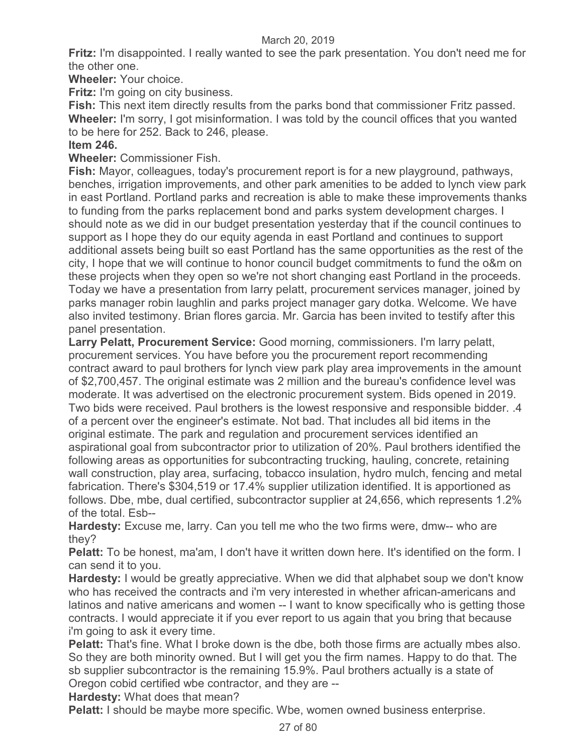**Fritz:** I'm disappointed. I really wanted to see the park presentation. You don't need me for the other one.

**Wheeler:** Your choice.

**Fritz:** I'm going on city business.

**Fish:** This next item directly results from the parks bond that commissioner Fritz passed.

**Wheeler:** I'm sorry, I got misinformation. I was told by the council offices that you wanted to be here for 252. Back to 246, please.

**Item 246.**

**Wheeler:** Commissioner Fish.

**Fish:** Mayor, colleagues, today's procurement report is for a new playground, pathways, benches, irrigation improvements, and other park amenities to be added to lynch view park in east Portland. Portland parks and recreation is able to make these improvements thanks to funding from the parks replacement bond and parks system development charges. I should note as we did in our budget presentation yesterday that if the council continues to support as I hope they do our equity agenda in east Portland and continues to support additional assets being built so east Portland has the same opportunities as the rest of the city, I hope that we will continue to honor council budget commitments to fund the o&m on these projects when they open so we're not short changing east Portland in the proceeds. Today we have a presentation from larry pelatt, procurement services manager, joined by parks manager robin laughlin and parks project manager gary dotka. Welcome. We have also invited testimony. Brian flores garcia. Mr. Garcia has been invited to testify after this panel presentation.

**Larry Pelatt, Procurement Service:** Good morning, commissioners. I'm larry pelatt, procurement services. You have before you the procurement report recommending contract award to paul brothers for lynch view park play area improvements in the amount of $2,700,457. The original estimate was 2 million and the bureau's confidence level was moderate. It was advertised on the electronic procurement system. Bids opened in 2019. Two bids were received. Paul brothers is the lowest responsive and responsible bidder. .4 of a percent over the engineer's estimate. Not bad. That includes all bid items in the original estimate. The park and regulation and procurement services identified an aspirational goal from subcontractor prior to utilization of 20%. Paul brothers identified the following areas as opportunities for subcontracting trucking, hauling, concrete, retaining wall construction, play area, surfacing, tobacco insulation, hydro mulch, fencing and metal fabrication. There's $304,519 or 17.4% supplier utilization identified. It is apportioned as follows. Dbe, mbe, dual certified, subcontractor supplier at 24,656, which represents 1.2% of the total. Esb--

**Hardesty:** Excuse me, larry. Can you tell me who the two firms were, dmw-- who are they?

**Pelatt:** To be honest, ma'am, I don't have it written down here. It's identified on the form. I can send it to you.

**Hardesty:** I would be greatly appreciative. When we did that alphabet soup we don't know who has received the contracts and i'm very interested in whether african-americans and latinos and native americans and women -- I want to know specifically who is getting those contracts. I would appreciate it if you ever report to us again that you bring that because i'm going to ask it every time.

**Pelatt:** That's fine. What I broke down is the dbe, both those firms are actually mbes also. So they are both minority owned. But I will get you the firm names. Happy to do that. The sb supplier subcontractor is the remaining 15.9%. Paul brothers actually is a state of Oregon cobid certified wbe contractor, and they are --

**Hardesty:** What does that mean?

**Pelatt:** I should be maybe more specific. Wbe, women owned business enterprise.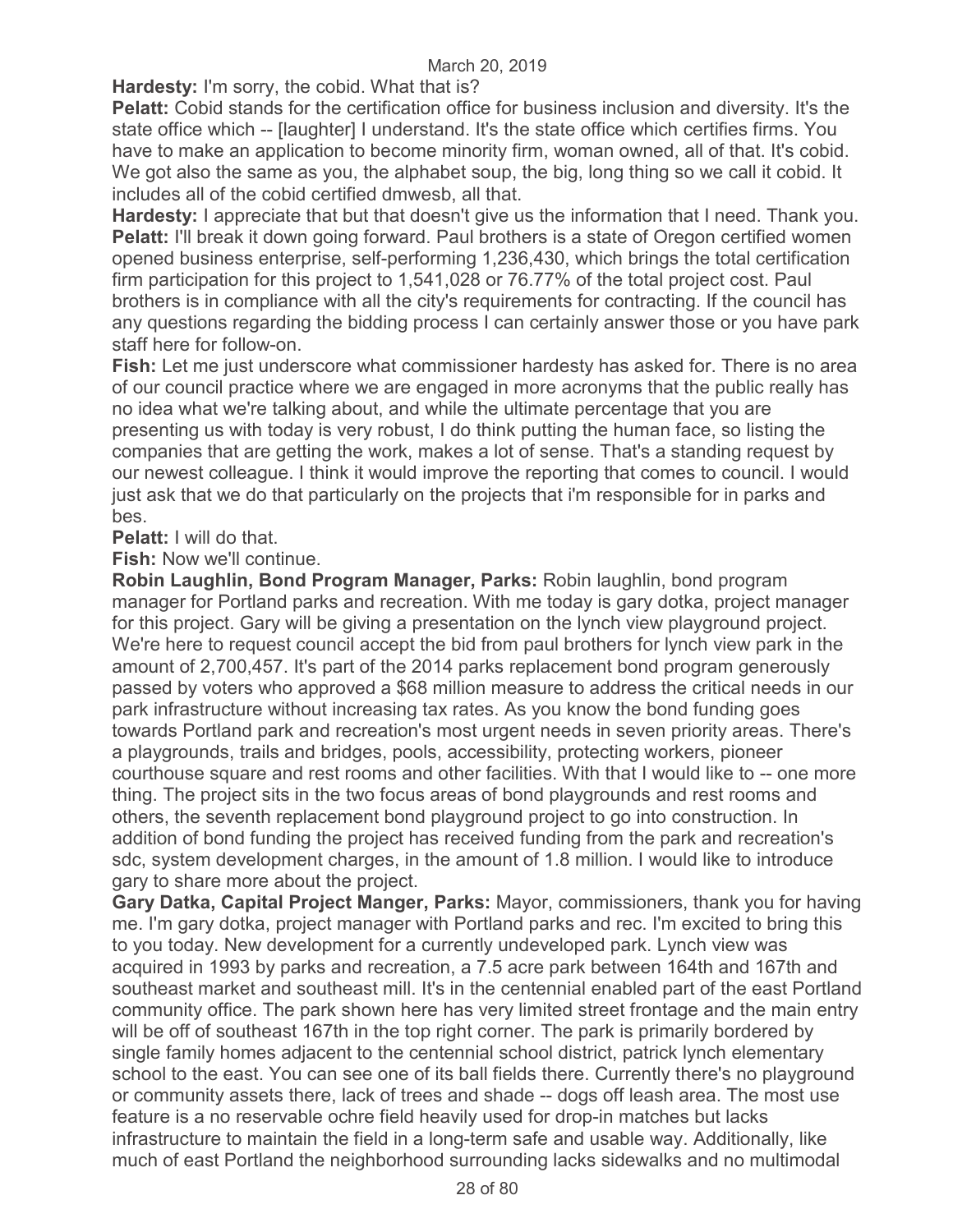**Hardesty:** I'm sorry, the cobid. What that is?

**Pelatt:** Cobid stands for the certification office for business inclusion and diversity. It's the state office which -- [laughter] I understand. It's the state office which certifies firms. You have to make an application to become minority firm, woman owned, all of that. It's cobid. We got also the same as you, the alphabet soup, the big, long thing so we call it cobid. It includes all of the cobid certified dmwesb, all that.

**Hardesty:** I appreciate that but that doesn't give us the information that I need. Thank you.

**Pelatt:** I'll break it down going forward. Paul brothers is a state of Oregon certified women opened business enterprise, self-performing 1,236,430, which brings the total certification firm participation for this project to 1,541,028 or 76.77% of the total project cost. Paul brothers is in compliance with all the city's requirements for contracting. If the council has any questions regarding the bidding process I can certainly answer those or you have park staff here for follow-on.

**Fish:** Let me just underscore what commissioner hardesty has asked for. There is no area of our council practice where we are engaged in more acronyms that the public really has no idea what we're talking about, and while the ultimate percentage that you are presenting us with today is very robust, I do think putting the human face, so listing the companies that are getting the work, makes a lot of sense. That's a standing request by our newest colleague. I think it would improve the reporting that comes to council. I would just ask that we do that particularly on the projects that i'm responsible for in parks and bes.

**Pelatt:** I will do that.

**Fish:** Now we'll continue.

**Robin Laughlin, Bond Program Manager, Parks:** Robin laughlin, bond program manager for Portland parks and recreation. With me today is gary dotka, project manager for this project. Gary will be giving a presentation on the lynch view playground project. We're here to request council accept the bid from paul brothers for lynch view park in the amount of 2,700,457. It's part of the 2014 parks replacement bond program generously passed by voters who approved a $68 million measure to address the critical needs in our park infrastructure without increasing tax rates. As you know the bond funding goes towards Portland park and recreation's most urgent needs in seven priority areas. There's a playgrounds, trails and bridges, pools, accessibility, protecting workers, pioneer courthouse square and rest rooms and other facilities. With that I would like to -- one more thing. The project sits in the two focus areas of bond playgrounds and rest rooms and others, the seventh replacement bond playground project to go into construction. In addition of bond funding the project has received funding from the park and recreation's sdc, system development charges, in the amount of 1.8 million. I would like to introduce gary to share more about the project.

**Gary Datka, Capital Project Manger, Parks:** Mayor, commissioners, thank you for having me. I'm gary dotka, project manager with Portland parks and rec. I'm excited to bring this to you today. New development for a currently undeveloped park. Lynch view was acquired in 1993 by parks and recreation, a 7.5 acre park between 164th and 167th and southeast market and southeast mill. It's in the centennial enabled part of the east Portland community office. The park shown here has very limited street frontage and the main entry will be off of southeast 167th in the top right corner. The park is primarily bordered by single family homes adjacent to the centennial school district, patrick lynch elementary school to the east. You can see one of its ball fields there. Currently there's no playground or community assets there, lack of trees and shade -- dogs off leash area. The most use feature is a no reservable ochre field heavily used for drop-in matches but lacks infrastructure to maintain the field in a long-term safe and usable way. Additionally, like much of east Portland the neighborhood surrounding lacks sidewalks and no multimodal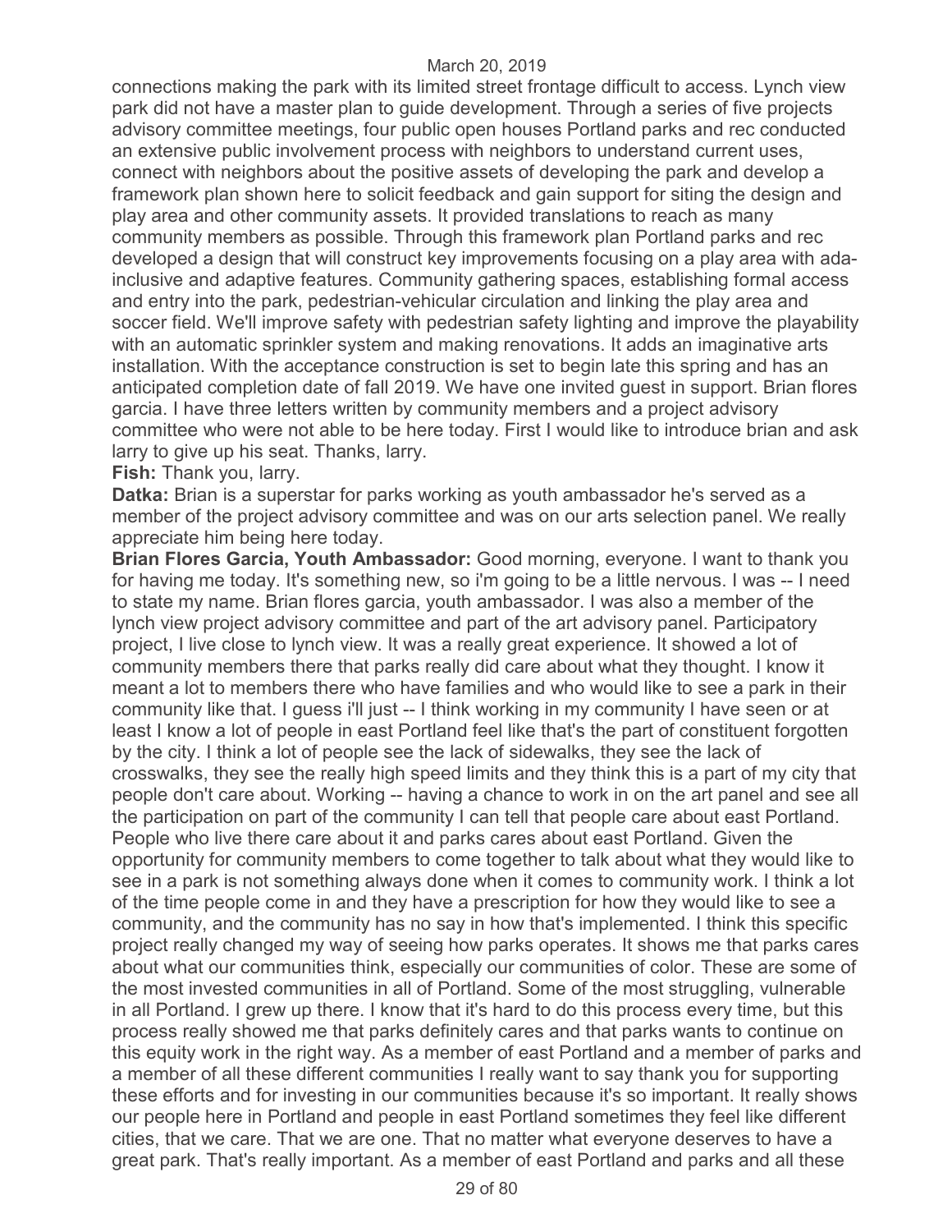connections making the park with its limited street frontage difficult to access. Lynch view park did not have a master plan to guide development. Through a series of five projects advisory committee meetings, four public open houses Portland parks and rec conducted an extensive public involvement process with neighbors to understand current uses, connect with neighbors about the positive assets of developing the park and develop a framework plan shown here to solicit feedback and gain support for siting the design and play area and other community assets. It provided translations to reach as many community members as possible. Through this framework plan Portland parks and rec developed a design that will construct key improvements focusing on a play area with ada-inclusive and adaptive features. Community gathering spaces, establishing formal access and entry into the park, pedestrian-vehicular circulation and linking the play area and soccer field. We'll improve safety with pedestrian safety lighting and improve the playability with an automatic sprinkler system and making renovations. It adds an imaginative arts installation. With the acceptance construction is set to begin late this spring and has an anticipated completion date of fall 2019. We have one invited guest in support. Brian flores garcia. I have three letters written by community members and a project advisory committee who were not able to be here today. First I would like to introduce brian and ask larry to give up his seat. Thanks, larry.

**Fish:** Thank you, larry.

**Datka:** Brian is a superstar for parks working as youth ambassador he's served as a member of the project advisory committee and was on our arts selection panel. We really appreciate him being here today.

**Brian Flores Garcia, Youth Ambassador:** Good morning, everyone. I want to thank you for having me today. It's something new, so i'm going to be a little nervous. I was -- I need to state my name. Brian flores garcia, youth ambassador. I was also a member of the lynch view project advisory committee and part of the art advisory panel. Participatory project, I live close to lynch view. It was a really great experience. It showed a lot of community members there that parks really did care about what they thought. I know it meant a lot to members there who have families and who would like to see a park in their community like that. I guess i'll just -- I think working in my community I have seen or at least I know a lot of people in east Portland feel like that's the part of constituent forgotten by the city. I think a lot of people see the lack of sidewalks, they see the lack of crosswalks, they see the really high speed limits and they think this is a part of my city that people don't care about. Working -- having a chance to work in on the art panel and see all the participation on part of the community I can tell that people care about east Portland. People who live there care about it and parks cares about east Portland. Given the opportunity for community members to come together to talk about what they would like to see in a park is not something always done when it comes to community work. I think a lot of the time people come in and they have a prescription for how they would like to see a community, and the community has no say in how that's implemented. I think this specific project really changed my way of seeing how parks operates. It shows me that parks cares about what our communities think, especially our communities of color. These are some of the most invested communities in all of Portland. Some of the most struggling, vulnerable in all Portland. I grew up there. I know that it's hard to do this process every time, but this process really showed me that parks definitely cares and that parks wants to continue on this equity work in the right way. As a member of east Portland and a member of parks and a member of all these different communities I really want to say thank you for supporting these efforts and for investing in our communities because it's so important. It really shows our people here in Portland and people in east Portland sometimes they feel like different cities, that we care. That we are one. That no matter what everyone deserves to have a great park. That's really important. As a member of east Portland and parks and all these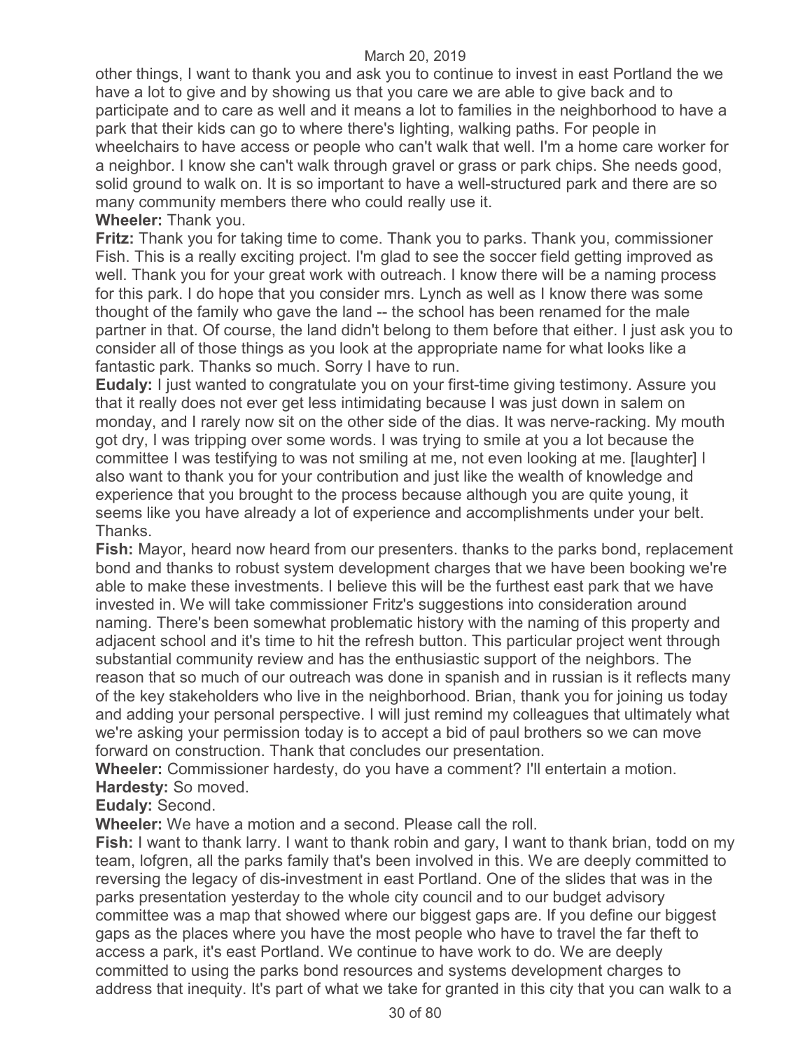other things, I want to thank you and ask you to continue to invest in east Portland the we have a lot to give and by showing us that you care we are able to give back and to participate and to care as well and it means a lot to families in the neighborhood to have a park that their kids can go to where there's lighting, walking paths. For people in wheelchairs to have access or people who can't walk that well. I'm a home care worker for a neighbor. I know she can't walk through gravel or grass or park chips. She needs good, solid ground to walk on. It is so important to have a well-structured park and there are so many community members there who could really use it.

**Wheeler:** Thank you.

**Fritz:** Thank you for taking time to come. Thank you to parks. Thank you, commissioner Fish. This is a really exciting project. I'm glad to see the soccer field getting improved as well. Thank you for your great work with outreach. I know there will be a naming process for this park. I do hope that you consider mrs. Lynch as well as I know there was some thought of the family who gave the land -- the school has been renamed for the male partner in that. Of course, the land didn't belong to them before that either. I just ask you to consider all of those things as you look at the appropriate name for what looks like a fantastic park. Thanks so much. Sorry I have to run.

**Eudaly:** I just wanted to congratulate you on your first-time giving testimony. Assure you that it really does not ever get less intimidating because I was just down in salem on monday, and I rarely now sit on the other side of the dias. It was nerve-racking. My mouth got dry, I was tripping over some words. I was trying to smile at you a lot because the committee I was testifying to was not smiling at me, not even looking at me. [laughter] I also want to thank you for your contribution and just like the wealth of knowledge and experience that you brought to the process because although you are quite young, it seems like you have already a lot of experience and accomplishments under your belt. Thanks.

**Fish:** Mayor, heard now heard from our presenters. thanks to the parks bond, replacement bond and thanks to robust system development charges that we have been booking we're able to make these investments. I believe this will be the furthest east park that we have invested in. We will take commissioner Fritz's suggestions into consideration around naming. There's been somewhat problematic history with the naming of this property and adjacent school and it's time to hit the refresh button. This particular project went through substantial community review and has the enthusiastic support of the neighbors. The reason that so much of our outreach was done in spanish and in russian is it reflects many of the key stakeholders who live in the neighborhood. Brian, thank you for joining us today and adding your personal perspective. I will just remind my colleagues that ultimately what we're asking your permission today is to accept a bid of paul brothers so we can move forward on construction. Thank that concludes our presentation.

**Wheeler:** Commissioner hardesty, do you have a comment? I'll entertain a motion.

**Hardesty:** So moved.

**Eudaly:** Second.

**Wheeler:** We have a motion and a second. Please call the roll.

**Fish:** I want to thank larry. I want to thank robin and gary, I want to thank brian, todd on my team, lofgren, all the parks family that's been involved in this. We are deeply committed to reversing the legacy of dis-investment in east Portland. One of the slides that was in the parks presentation yesterday to the whole city council and to our budget advisory committee was a map that showed where our biggest gaps are. If you define our biggest gaps as the places where you have the most people who have to travel the far theft to access a park, it's east Portland. We continue to have work to do. We are deeply committed to using the parks bond resources and systems development charges to address that inequity. It's part of what we take for granted in this city that you can walk to a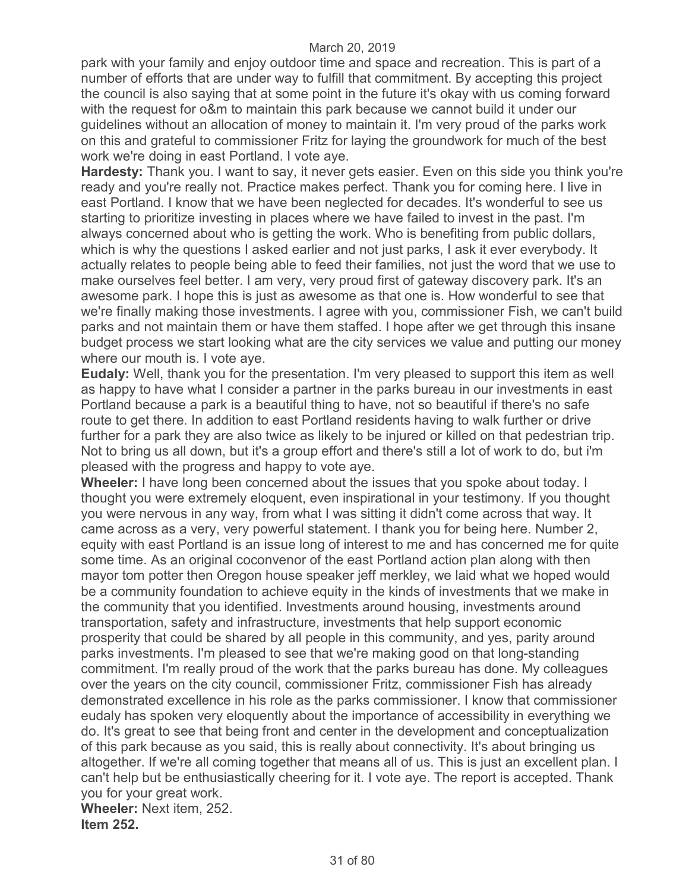park with your family and enjoy outdoor time and space and recreation. This is part of a number of efforts that are under way to fulfill that commitment. By accepting this project the council is also saying that at some point in the future it's okay with us coming forward with the request for o&m to maintain this park because we cannot build it under our guidelines without an allocation of money to maintain it. I'm very proud of the parks work on this and grateful to commissioner Fritz for laying the groundwork for much of the best work we're doing in east Portland. I vote aye.

**Hardesty:** Thank you. I want to say, it never gets easier. Even on this side you think you're ready and you're really not. Practice makes perfect. Thank you for coming here. I live in east Portland. I know that we have been neglected for decades. It's wonderful to see us starting to prioritize investing in places where we have failed to invest in the past. I'm always concerned about who is getting the work. Who is benefiting from public dollars, which is why the questions I asked earlier and not just parks, I ask it ever everybody. It actually relates to people being able to feed their families, not just the word that we use to make ourselves feel better. I am very, very proud first of gateway discovery park. It's an awesome park. I hope this is just as awesome as that one is. How wonderful to see that we're finally making those investments. I agree with you, commissioner Fish, we can't build parks and not maintain them or have them staffed. I hope after we get through this insane budget process we start looking what are the city services we value and putting our money where our mouth is. I vote aye.

**Eudaly:** Well, thank you for the presentation. I'm very pleased to support this item as well as happy to have what I consider a partner in the parks bureau in our investments in east Portland because a park is a beautiful thing to have, not so beautiful if there's no safe route to get there. In addition to east Portland residents having to walk further or drive further for a park they are also twice as likely to be injured or killed on that pedestrian trip. Not to bring us all down, but it's a group effort and there's still a lot of work to do, but i'm pleased with the progress and happy to vote aye.

**Wheeler:** I have long been concerned about the issues that you spoke about today. I thought you were extremely eloquent, even inspirational in your testimony. If you thought you were nervous in any way, from what I was sitting it didn't come across that way. It came across as a very, very powerful statement. I thank you for being here. Number 2, equity with east Portland is an issue long of interest to me and has concerned me for quite some time. As an original coconvenor of the east Portland action plan along with then mayor tom potter then Oregon house speaker jeff merkley, we laid what we hoped would be a community foundation to achieve equity in the kinds of investments that we make in the community that you identified. Investments around housing, investments around transportation, safety and infrastructure, investments that help support economic prosperity that could be shared by all people in this community, and yes, parity around parks investments. I'm pleased to see that we're making good on that long-standing commitment. I'm really proud of the work that the parks bureau has done. My colleagues over the years on the city council, commissioner Fritz, commissioner Fish has already demonstrated excellence in his role as the parks commissioner. I know that commissioner eudaly has spoken very eloquently about the importance of accessibility in everything we do. It's great to see that being front and center in the development and conceptualization of this park because as you said, this is really about connectivity. It's about bringing us altogether. If we're all coming together that means all of us. This is just an excellent plan. I can't help but be enthusiastically cheering for it. I vote aye. The report is accepted. Thank you for your great work.

**Wheeler:** Next item, 252.

**Item 252.**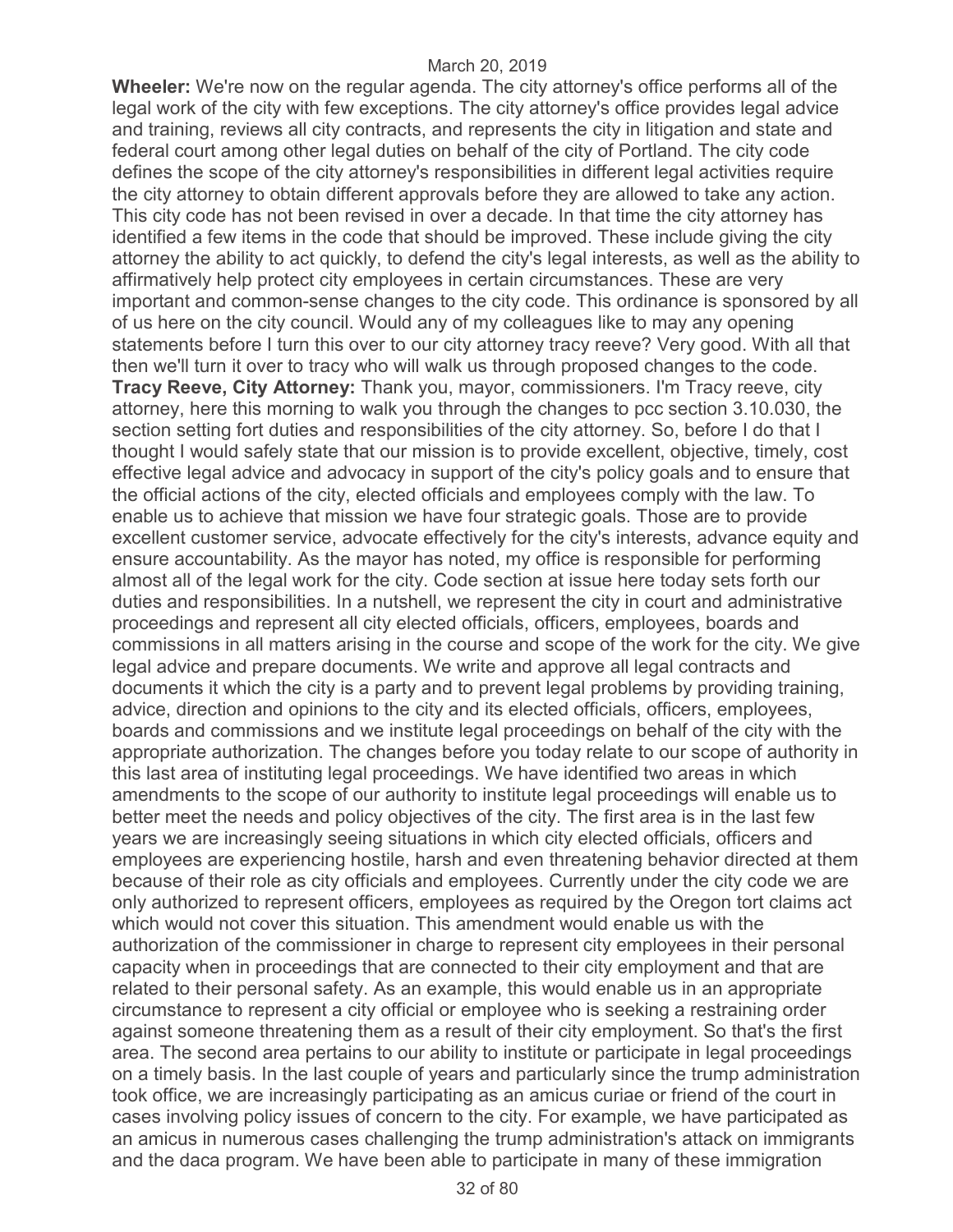**Wheeler:** We're now on the regular agenda. The city attorney's office performs all of the legal work of the city with few exceptions. The city attorney's office provides legal advice and training, reviews all city contracts, and represents the city in litigation and state and federal court among other legal duties on behalf of the city of Portland. The city code defines the scope of the city attorney's responsibilities in different legal activities require the city attorney to obtain different approvals before they are allowed to take any action. This city code has not been revised in over a decade. In that time the city attorney has identified a few items in the code that should be improved. These include giving the city attorney the ability to act quickly, to defend the city's legal interests, as well as the ability to affirmatively help protect city employees in certain circumstances. These are very important and common-sense changes to the city code. This ordinance is sponsored by all of us here on the city council. Would any of my colleagues like to may any opening statements before I turn this over to our city attorney tracy reeve? Very good. With all that then we'll turn it over to tracy who will walk us through proposed changes to the code.

**Tracy Reeve, City Attorney:** Thank you, mayor, commissioners. I'm Tracy reeve, city attorney, here this morning to walk you through the changes to pcc section 3.10.030, the section setting fort duties and responsibilities of the city attorney. So, before I do that I thought I would safely state that our mission is to provide excellent, objective, timely, cost effective legal advice and advocacy in support of the city's policy goals and to ensure that the official actions of the city, elected officials and employees comply with the law. To enable us to achieve that mission we have four strategic goals. Those are to provide excellent customer service, advocate effectively for the city's interests, advance equity and ensure accountability. As the mayor has noted, my office is responsible for performing almost all of the legal work for the city. Code section at issue here today sets forth our duties and responsibilities. In a nutshell, we represent the city in court and administrative proceedings and represent all city elected officials, officers, employees, boards and commissions in all matters arising in the course and scope of the work for the city. We give legal advice and prepare documents. We write and approve all legal contracts and documents it which the city is a party and to prevent legal problems by providing training, advice, direction and opinions to the city and its elected officials, officers, employees, boards and commissions and we institute legal proceedings on behalf of the city with the appropriate authorization. The changes before you today relate to our scope of authority in this last area of instituting legal proceedings. We have identified two areas in which amendments to the scope of our authority to institute legal proceedings will enable us to better meet the needs and policy objectives of the city. The first area is in the last few years we are increasingly seeing situations in which city elected officials, officers and employees are experiencing hostile, harsh and even threatening behavior directed at them because of their role as city officials and employees. Currently under the city code we are only authorized to represent officers, employees as required by the Oregon tort claims act which would not cover this situation. This amendment would enable us with the authorization of the commissioner in charge to represent city employees in their personal capacity when in proceedings that are connected to their city employment and that are related to their personal safety. As an example, this would enable us in an appropriate circumstance to represent a city official or employee who is seeking a restraining order against someone threatening them as a result of their city employment. So that's the first area. The second area pertains to our ability to institute or participate in legal proceedings on a timely basis. In the last couple of years and particularly since the trump administration took office, we are increasingly participating as an amicus curiae or friend of the court in cases involving policy issues of concern to the city. For example, we have participated as an amicus in numerous cases challenging the trump administration's attack on immigrants and the daca program. We have been able to participate in many of these immigration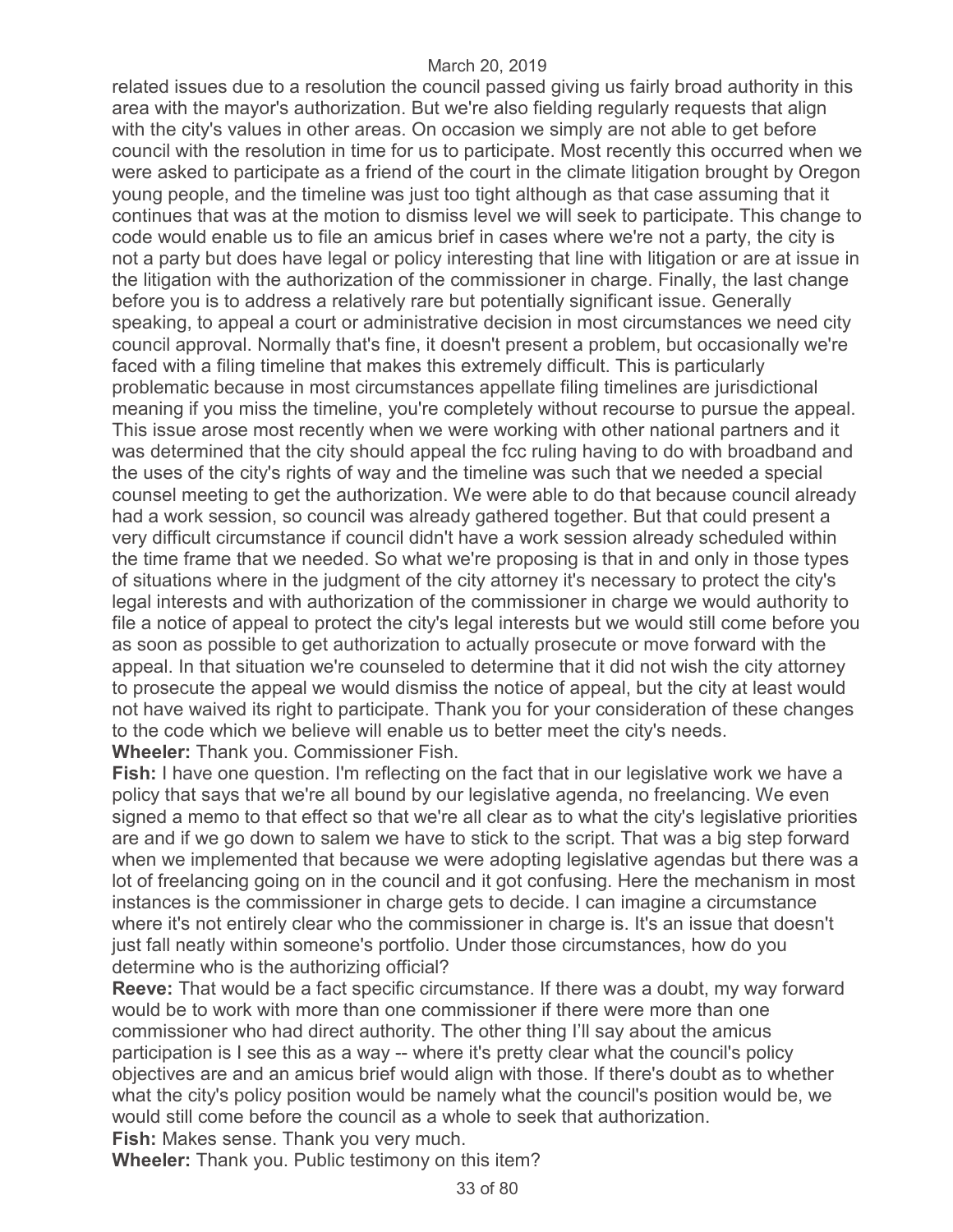related issues due to a resolution the council passed giving us fairly broad authority in this area with the mayor's authorization. But we're also fielding regularly requests that align with the city's values in other areas. On occasion we simply are not able to get before council with the resolution in time for us to participate. Most recently this occurred when we were asked to participate as a friend of the court in the climate litigation brought by Oregon young people, and the timeline was just too tight although as that case assuming that it continues that was at the motion to dismiss level we will seek to participate. This change to code would enable us to file an amicus brief in cases where we're not a party, the city is not a party but does have legal or policy interesting that line with litigation or are at issue in the litigation with the authorization of the commissioner in charge. Finally, the last change before you is to address a relatively rare but potentially significant issue. Generally speaking, to appeal a court or administrative decision in most circumstances we need city council approval. Normally that's fine, it doesn't present a problem, but occasionally we're faced with a filing timeline that makes this extremely difficult. This is particularly problematic because in most circumstances appellate filing timelines are jurisdictional meaning if you miss the timeline, you're completely without recourse to pursue the appeal. This issue arose most recently when we were working with other national partners and it was determined that the city should appeal the fcc ruling having to do with broadband and the uses of the city's rights of way and the timeline was such that we needed a special counsel meeting to get the authorization. We were able to do that because council already had a work session, so council was already gathered together. But that could present a very difficult circumstance if council didn't have a work session already scheduled within the time frame that we needed. So what we're proposing is that in and only in those types of situations where in the judgment of the city attorney it's necessary to protect the city's legal interests and with authorization of the commissioner in charge we would authority to file a notice of appeal to protect the city's legal interests but we would still come before you as soon as possible to get authorization to actually prosecute or move forward with the appeal. In that situation we're counseled to determine that it did not wish the city attorney to prosecute the appeal we would dismiss the notice of appeal, but the city at least would not have waived its right to participate. Thank you for your consideration of these changes to the code which we believe will enable us to better meet the city's needs.

**Wheeler:** Thank you. Commissioner Fish.

**Fish:** I have one question. I'm reflecting on the fact that in our legislative work we have a policy that says that we're all bound by our legislative agenda, no freelancing. We even signed a memo to that effect so that we're all clear as to what the city's legislative priorities are and if we go down to salem we have to stick to the script. That was a big step forward when we implemented that because we were adopting legislative agendas but there was a lot of freelancing going on in the council and it got confusing. Here the mechanism in most instances is the commissioner in charge gets to decide. I can imagine a circumstance where it's not entirely clear who the commissioner in charge is. It's an issue that doesn't just fall neatly within someone's portfolio. Under those circumstances, how do you determine who is the authorizing official?

**Reeve:** That would be a fact specific circumstance. If there was a doubt, my way forward would be to work with more than one commissioner if there were more than one commissioner who had direct authority. The other thing I'll say about the amicus participation is I see this as a way -- where it's pretty clear what the council's policy objectives are and an amicus brief would align with those. If there's doubt as to whether what the city's policy position would be namely what the council's position would be, we would still come before the council as a whole to seek that authorization.

**Fish:** Makes sense. Thank you very much.

**Wheeler:** Thank you. Public testimony on this item?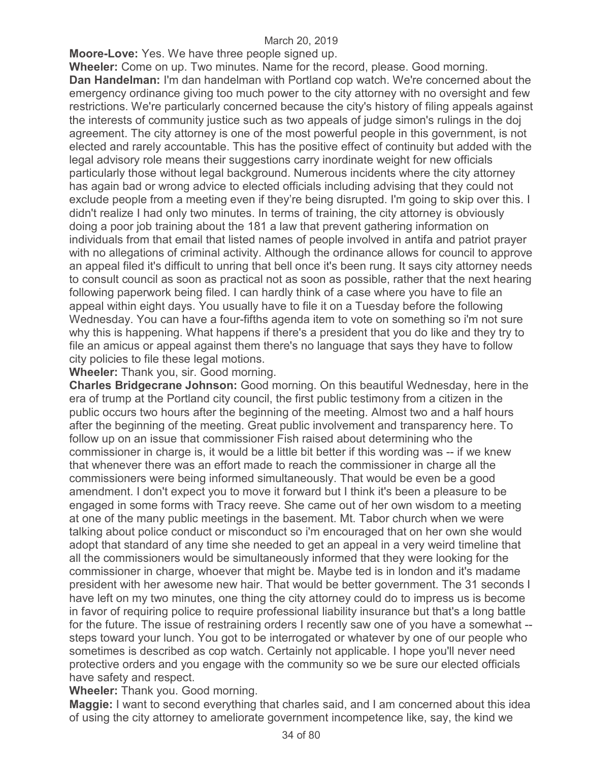**Moore-Love:** Yes. We have three people signed up.

**Wheeler:** Come on up. Two minutes. Name for the record, please. Good morning.

**Dan Handelman:** I'm dan handelman with Portland cop watch. We're concerned about the emergency ordinance giving too much power to the city attorney with no oversight and few restrictions. We're particularly concerned because the city's history of filing appeals against the interests of community justice such as two appeals of judge simon's rulings in the doj agreement. The city attorney is one of the most powerful people in this government, is not elected and rarely accountable. This has the positive effect of continuity but added with the legal advisory role means their suggestions carry inordinate weight for new officials particularly those without legal background. Numerous incidents where the city attorney has again bad or wrong advice to elected officials including advising that they could not exclude people from a meeting even if they're being disrupted. I'm going to skip over this. I didn't realize I had only two minutes. In terms of training, the city attorney is obviously doing a poor job training about the 181 a law that prevent gathering information on individuals from that email that listed names of people involved in antifa and patriot prayer with no allegations of criminal activity. Although the ordinance allows for council to approve an appeal filed it's difficult to unring that bell once it's been rung. It says city attorney needs to consult council as soon as practical not as soon as possible, rather that the next hearing following paperwork being filed. I can hardly think of a case where you have to file an appeal within eight days. You usually have to file it on a Tuesday before the following Wednesday. You can have a four-fifths agenda item to vote on something so i'm not sure why this is happening. What happens if there's a president that you do like and they try to file an amicus or appeal against them there's no language that says they have to follow city policies to file these legal motions.

**Wheeler:** Thank you, sir. Good morning.

**Charles Bridgecrane Johnson:** Good morning. On this beautiful Wednesday, here in the era of trump at the Portland city council, the first public testimony from a citizen in the public occurs two hours after the beginning of the meeting. Almost two and a half hours after the beginning of the meeting. Great public involvement and transparency here. To follow up on an issue that commissioner Fish raised about determining who the commissioner in charge is, it would be a little bit better if this wording was -- if we knew that whenever there was an effort made to reach the commissioner in charge all the commissioners were being informed simultaneously. That would be even be a good amendment. I don't expect you to move it forward but I think it's been a pleasure to be engaged in some forms with Tracy reeve. She came out of her own wisdom to a meeting at one of the many public meetings in the basement. Mt. Tabor church when we were talking about police conduct or misconduct so i'm encouraged that on her own she would adopt that standard of any time she needed to get an appeal in a very weird timeline that all the commissioners would be simultaneously informed that they were looking for the commissioner in charge, whoever that might be. Maybe ted is in london and it's madame president with her awesome new hair. That would be better government. The 31 seconds I have left on my two minutes, one thing the city attorney could do to impress us is become in favor of requiring police to require professional liability insurance but that's a long battle for the future. The issue of restraining orders I recently saw one of you have a somewhat -- steps toward your lunch. You got to be interrogated or whatever by one of our people who sometimes is described as cop watch. Certainly not applicable. I hope you'll never need protective orders and you engage with the community so we be sure our elected officials have safety and respect.

**Wheeler:** Thank you. Good morning.

**Maggie:** I want to second everything that charles said, and I am concerned about this idea of using the city attorney to ameliorate government incompetence like, say, the kind we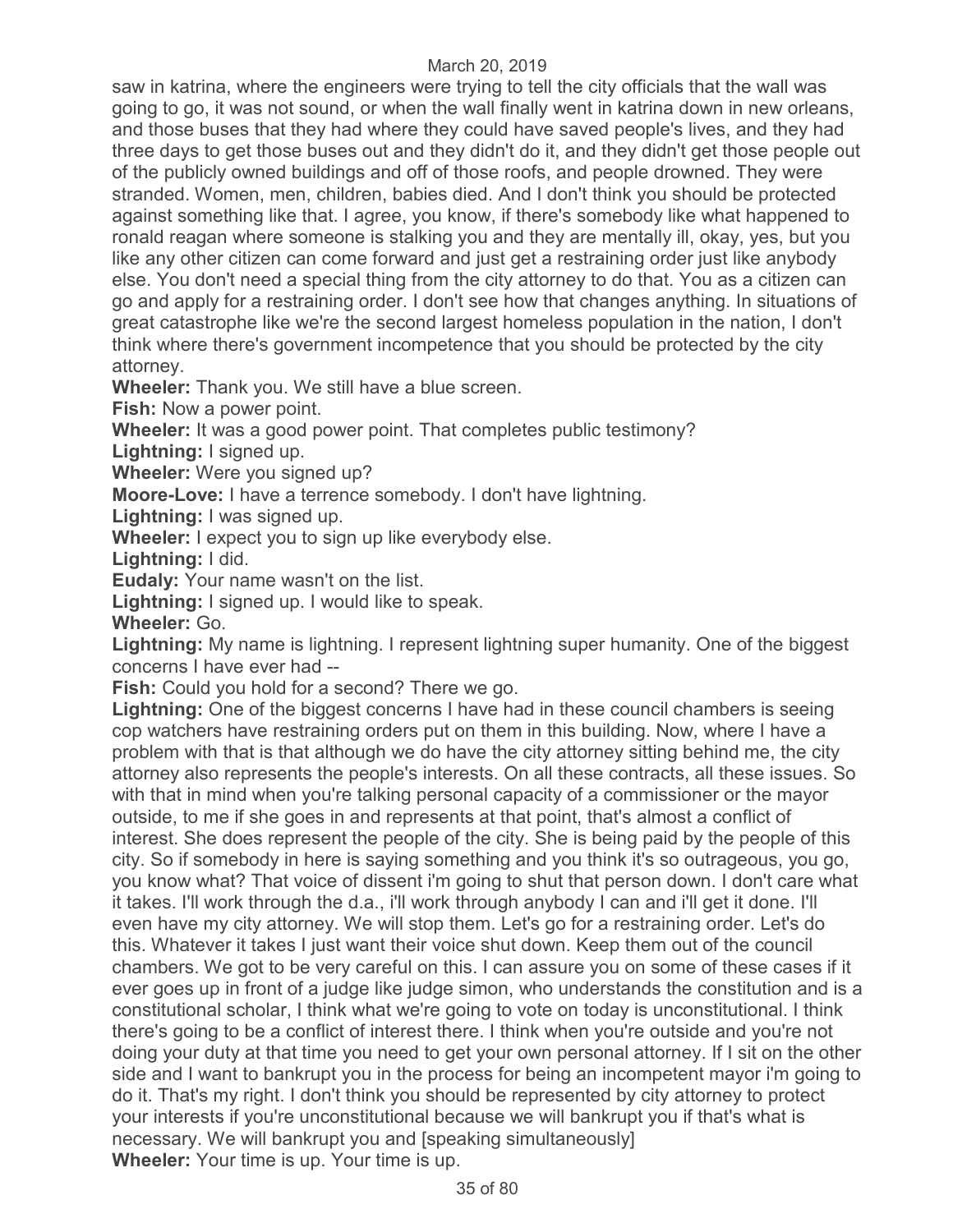saw in katrina, where the engineers were trying to tell the city officials that the wall was going to go, it was not sound, or when the wall finally went in katrina down in new orleans, and those buses that they had where they could have saved people's lives, and they had three days to get those buses out and they didn't do it, and they didn't get those people out of the publicly owned buildings and off of those roofs, and people drowned. They were stranded. Women, men, children, babies died. And I don't think you should be protected against something like that. I agree, you know, if there's somebody like what happened to ronald reagan where someone is stalking you and they are mentally ill, okay, yes, but you like any other citizen can come forward and just get a restraining order just like anybody else. You don't need a special thing from the city attorney to do that. You as a citizen can go and apply for a restraining order. I don't see how that changes anything. In situations of great catastrophe like we're the second largest homeless population in the nation, I don't think where there's government incompetence that you should be protected by the city attorney.

**Wheeler:** Thank you. We still have a blue screen.

**Fish:** Now a power point.

**Wheeler:** It was a good power point. That completes public testimony?

**Lightning:** I signed up.

**Wheeler:** Were you signed up?

**Moore-Love:** I have a terrence somebody. I don't have lightning.

**Lightning:** I was signed up.

**Wheeler:** I expect you to sign up like everybody else.

**Lightning:** I did.

**Eudaly:** Your name wasn't on the list.

**Lightning:** I signed up. I would like to speak.

**Wheeler:** Go.

**Lightning:** My name is lightning. I represent lightning super humanity. One of the biggest concerns I have ever had --

**Fish:** Could you hold for a second? There we go.

**Lightning:** One of the biggest concerns I have had in these council chambers is seeing cop watchers have restraining orders put on them in this building. Now, where I have a problem with that is that although we do have the city attorney sitting behind me, the city attorney also represents the people's interests. On all these contracts, all these issues. So with that in mind when you're talking personal capacity of a commissioner or the mayor outside, to me if she goes in and represents at that point, that's almost a conflict of interest. She does represent the people of the city. She is being paid by the people of this city. So if somebody in here is saying something and you think it's so outrageous, you go, you know what? That voice of dissent i'm going to shut that person down. I don't care what it takes. I'll work through the d.a., i'll work through anybody I can and i'll get it done. I'll even have my city attorney. We will stop them. Let's go for a restraining order. Let's do this. Whatever it takes I just want their voice shut down. Keep them out of the council chambers. We got to be very careful on this. I can assure you on some of these cases if it ever goes up in front of a judge like judge simon, who understands the constitution and is a constitutional scholar, I think what we're going to vote on today is unconstitutional. I think there's going to be a conflict of interest there. I think when you're outside and you're not doing your duty at that time you need to get your own personal attorney. If I sit on the other side and I want to bankrupt you in the process for being an incompetent mayor i'm going to do it. That's my right. I don't think you should be represented by city attorney to protect your interests if you're unconstitutional because we will bankrupt you if that's what is necessary. We will bankrupt you and [speaking simultaneously]

**Wheeler:** Your time is up. Your time is up.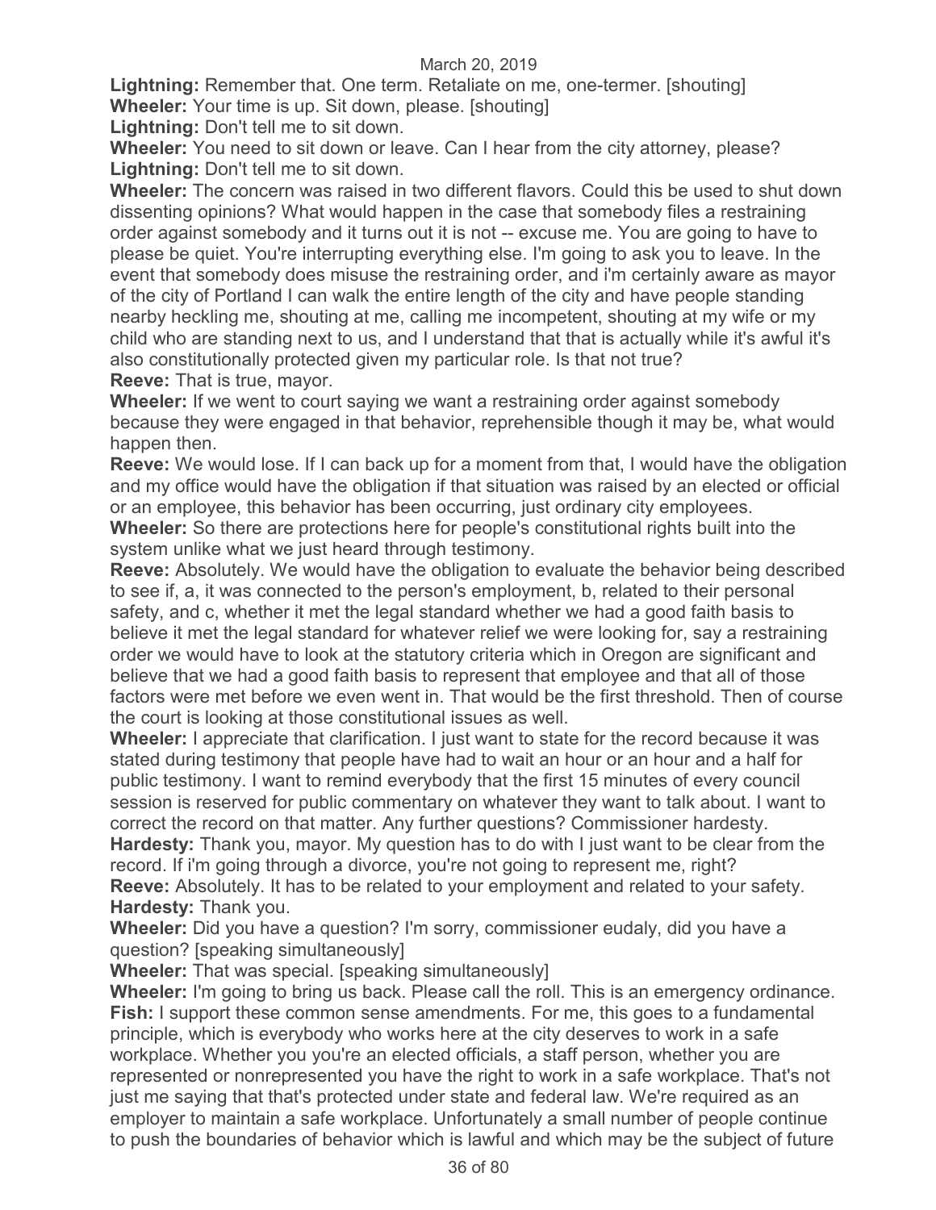**Lightning:** Remember that. One term. Retaliate on me, one-termer. [shouting]

**Wheeler:** Your time is up. Sit down, please. [shouting]

**Lightning:** Don't tell me to sit down.

**Wheeler:** You need to sit down or leave. Can I hear from the city attorney, please?

**Lightning:** Don't tell me to sit down.

**Wheeler:** The concern was raised in two different flavors. Could this be used to shut down dissenting opinions? What would happen in the case that somebody files a restraining order against somebody and it turns out it is not -- excuse me. You are going to have to please be quiet. You're interrupting everything else. I'm going to ask you to leave. In the event that somebody does misuse the restraining order, and i'm certainly aware as mayor of the city of Portland I can walk the entire length of the city and have people standing nearby heckling me, shouting at me, calling me incompetent, shouting at my wife or my child who are standing next to us, and I understand that that is actually while it's awful it's also constitutionally protected given my particular role. Is that not true?

**Reeve:** That is true, mayor.

**Wheeler:** If we went to court saying we want a restraining order against somebody because they were engaged in that behavior, reprehensible though it may be, what would happen then.

**Reeve:** We would lose. If I can back up for a moment from that, I would have the obligation and my office would have the obligation if that situation was raised by an elected or official or an employee, this behavior has been occurring, just ordinary city employees.

**Wheeler:** So there are protections here for people's constitutional rights built into the system unlike what we just heard through testimony.

**Reeve:** Absolutely. We would have the obligation to evaluate the behavior being described to see if, a, it was connected to the person's employment, b, related to their personal safety, and c, whether it met the legal standard whether we had a good faith basis to believe it met the legal standard for whatever relief we were looking for, say a restraining order we would have to look at the statutory criteria which in Oregon are significant and believe that we had a good faith basis to represent that employee and that all of those factors were met before we even went in. That would be the first threshold. Then of course the court is looking at those constitutional issues as well.

**Wheeler:** I appreciate that clarification. I just want to state for the record because it was stated during testimony that people have had to wait an hour or an hour and a half for public testimony. I want to remind everybody that the first 15 minutes of every council session is reserved for public commentary on whatever they want to talk about. I want to correct the record on that matter. Any further questions? Commissioner hardesty.

**Hardesty:** Thank you, mayor. My question has to do with I just want to be clear from the record. If i'm going through a divorce, you're not going to represent me, right?

**Reeve:** Absolutely. It has to be related to your employment and related to your safety.

**Hardesty:** Thank you.

**Wheeler:** Did you have a question? I'm sorry, commissioner eudaly, did you have a question? [speaking simultaneously]

**Wheeler:** That was special. [speaking simultaneously]

**Wheeler:** I'm going to bring us back. Please call the roll. This is an emergency ordinance.

**Fish:** I support these common sense amendments. For me, this goes to a fundamental principle, which is everybody who works here at the city deserves to work in a safe workplace. Whether you you're an elected officials, a staff person, whether you are represented or nonrepresented you have the right to work in a safe workplace. That's not just me saying that that's protected under state and federal law. We're required as an employer to maintain a safe workplace. Unfortunately a small number of people continue to push the boundaries of behavior which is lawful and which may be the subject of future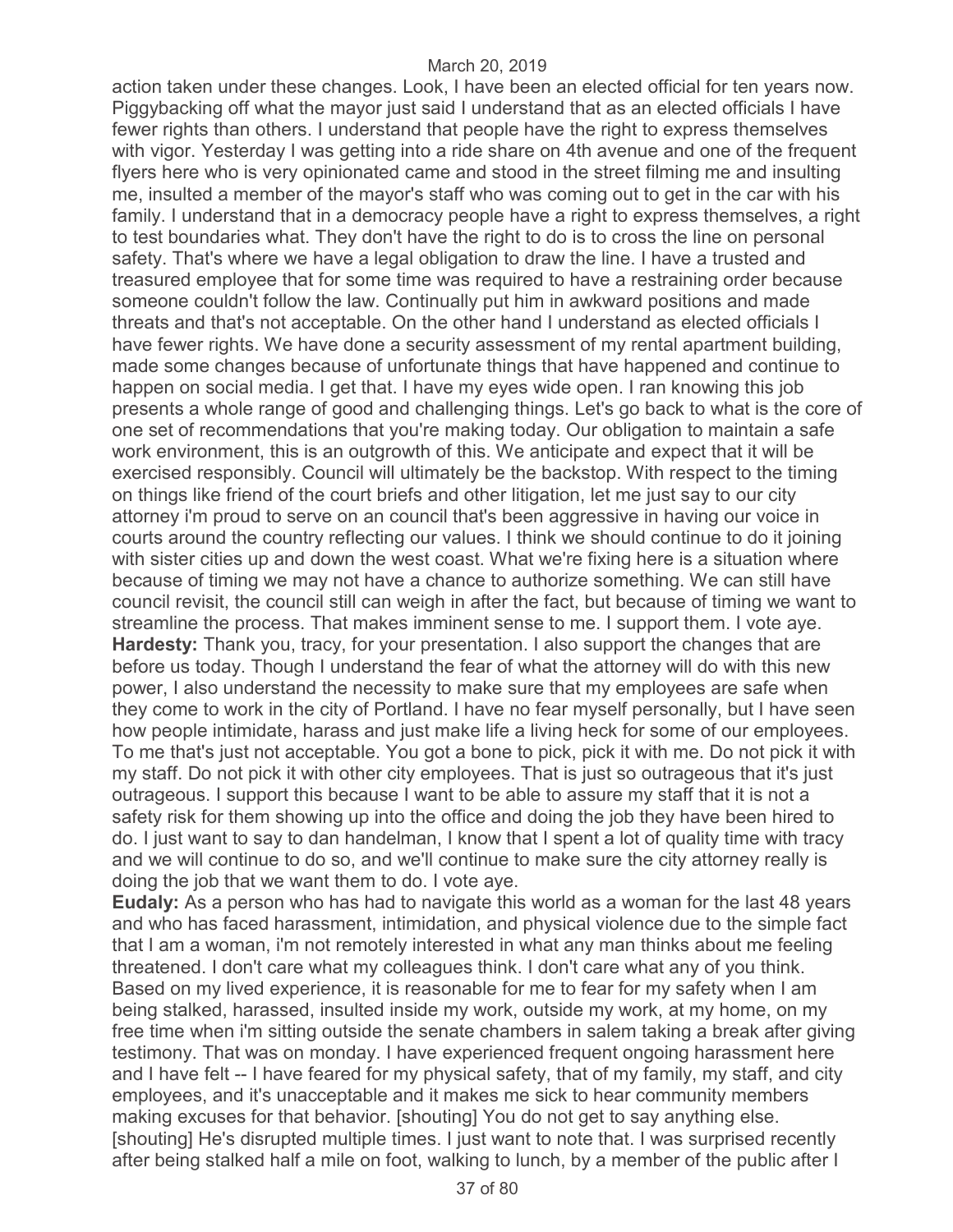action taken under these changes. Look, I have been an elected official for ten years now. Piggybacking off what the mayor just said I understand that as an elected officials I have fewer rights than others. I understand that people have the right to express themselves with vigor. Yesterday I was getting into a ride share on 4th avenue and one of the frequent flyers here who is very opinionated came and stood in the street filming me and insulting me, insulted a member of the mayor's staff who was coming out to get in the car with his family. I understand that in a democracy people have a right to express themselves, a right to test boundaries what. They don't have the right to do is to cross the line on personal safety. That's where we have a legal obligation to draw the line. I have a trusted and treasured employee that for some time was required to have a restraining order because someone couldn't follow the law. Continually put him in awkward positions and made threats and that's not acceptable. On the other hand I understand as elected officials I have fewer rights. We have done a security assessment of my rental apartment building, made some changes because of unfortunate things that have happened and continue to happen on social media. I get that. I have my eyes wide open. I ran knowing this job presents a whole range of good and challenging things. Let's go back to what is the core of one set of recommendations that you're making today. Our obligation to maintain a safe work environment, this is an outgrowth of this. We anticipate and expect that it will be exercised responsibly. Council will ultimately be the backstop. With respect to the timing on things like friend of the court briefs and other litigation, let me just say to our city attorney i'm proud to serve on an council that's been aggressive in having our voice in courts around the country reflecting our values. I think we should continue to do it joining with sister cities up and down the west coast. What we're fixing here is a situation where because of timing we may not have a chance to authorize something. We can still have council revisit, the council still can weigh in after the fact, but because of timing we want to streamline the process. That makes imminent sense to me. I support them. I vote aye.

**Hardesty:** Thank you, tracy, for your presentation. I also support the changes that are before us today. Though I understand the fear of what the attorney will do with this new power, I also understand the necessity to make sure that my employees are safe when they come to work in the city of Portland. I have no fear myself personally, but I have seen how people intimidate, harass and just make life a living heck for some of our employees. To me that's just not acceptable. You got a bone to pick, pick it with me. Do not pick it with my staff. Do not pick it with other city employees. That is just so outrageous that it's just outrageous. I support this because I want to be able to assure my staff that it is not a safety risk for them showing up into the office and doing the job they have been hired to do. I just want to say to dan handelman, I know that I spent a lot of quality time with tracy and we will continue to do so, and we'll continue to make sure the city attorney really is doing the job that we want them to do. I vote aye.

**Eudaly:** As a person who has had to navigate this world as a woman for the last 48 years and who has faced harassment, intimidation, and physical violence due to the simple fact that I am a woman, i'm not remotely interested in what any man thinks about me feeling threatened. I don't care what my colleagues think. I don't care what any of you think. Based on my lived experience, it is reasonable for me to fear for my safety when I am being stalked, harassed, insulted inside my work, outside my work, at my home, on my free time when i'm sitting outside the senate chambers in salem taking a break after giving testimony. That was on monday. I have experienced frequent ongoing harassment here and I have felt -- I have feared for my physical safety, that of my family, my staff, and city employees, and it's unacceptable and it makes me sick to hear community members making excuses for that behavior. [shouting] You do not get to say anything else. [shouting] He's disrupted multiple times. I just want to note that. I was surprised recently after being stalked half a mile on foot, walking to lunch, by a member of the public after I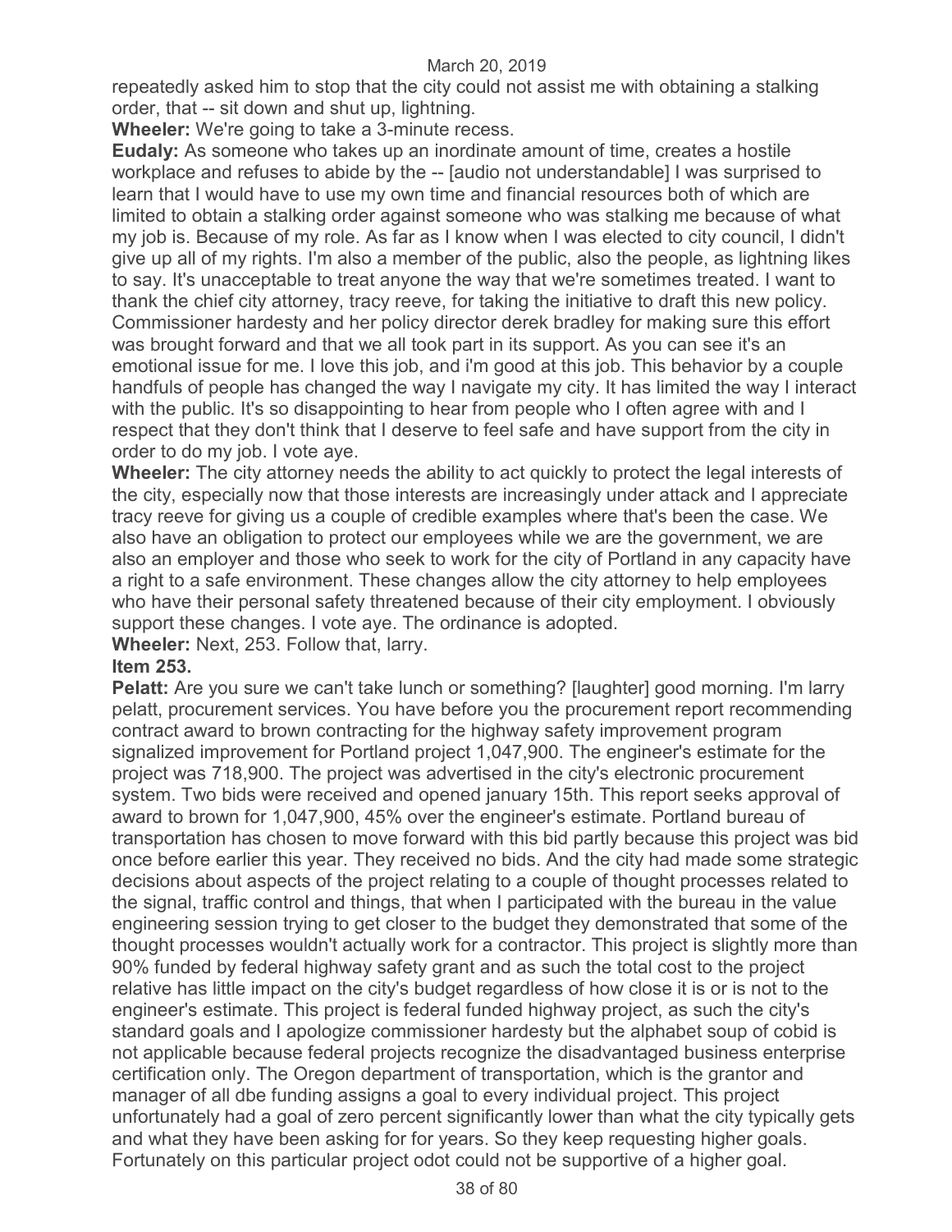repeatedly asked him to stop that the city could not assist me with obtaining a stalking order, that -- sit down and shut up, lightning.

**Wheeler:** We're going to take a 3-minute recess.

**Eudaly:** As someone who takes up an inordinate amount of time, creates a hostile workplace and refuses to abide by the -- [audio not understandable] I was surprised to learn that I would have to use my own time and financial resources both of which are limited to obtain a stalking order against someone who was stalking me because of what my job is. Because of my role. As far as I know when I was elected to city council, I didn't give up all of my rights. I'm also a member of the public, also the people, as lightning likes to say. It's unacceptable to treat anyone the way that we're sometimes treated. I want to thank the chief city attorney, tracy reeve, for taking the initiative to draft this new policy. Commissioner hardesty and her policy director derek bradley for making sure this effort was brought forward and that we all took part in its support. As you can see it's an emotional issue for me. I love this job, and i'm good at this job. This behavior by a couple handfuls of people has changed the way I navigate my city. It has limited the way I interact with the public. It's so disappointing to hear from people who I often agree with and I respect that they don't think that I deserve to feel safe and have support from the city in order to do my job. I vote aye.

**Wheeler:** The city attorney needs the ability to act quickly to protect the legal interests of the city, especially now that those interests are increasingly under attack and I appreciate tracy reeve for giving us a couple of credible examples where that's been the case. We also have an obligation to protect our employees while we are the government, we are also an employer and those who seek to work for the city of Portland in any capacity have a right to a safe environment. These changes allow the city attorney to help employees who have their personal safety threatened because of their city employment. I obviously support these changes. I vote aye. The ordinance is adopted.

**Wheeler:** Next, 253. Follow that, larry.

**Item 253.**

**Pelatt:** Are you sure we can't take lunch or something? [laughter] good morning. I'm larry pelatt, procurement services. You have before you the procurement report recommending contract award to brown contracting for the highway safety improvement program signalized improvement for Portland project 1,047,900. The engineer's estimate for the project was 718,900. The project was advertised in the city's electronic procurement system. Two bids were received and opened january 15th. This report seeks approval of award to brown for 1,047,900, 45% over the engineer's estimate. Portland bureau of transportation has chosen to move forward with this bid partly because this project was bid once before earlier this year. They received no bids. And the city had made some strategic decisions about aspects of the project relating to a couple of thought processes related to the signal, traffic control and things, that when I participated with the bureau in the value engineering session trying to get closer to the budget they demonstrated that some of the thought processes wouldn't actually work for a contractor. This project is slightly more than 90% funded by federal highway safety grant and as such the total cost to the project relative has little impact on the city's budget regardless of how close it is or is not to the engineer's estimate. This project is federal funded highway project, as such the city's standard goals and I apologize commissioner hardesty but the alphabet soup of cobid is not applicable because federal projects recognize the disadvantaged business enterprise certification only. The Oregon department of transportation, which is the grantor and manager of all dbe funding assigns a goal to every individual project. This project unfortunately had a goal of zero percent significantly lower than what the city typically gets and what they have been asking for for years. So they keep requesting higher goals. Fortunately on this particular project odot could not be supportive of a higher goal.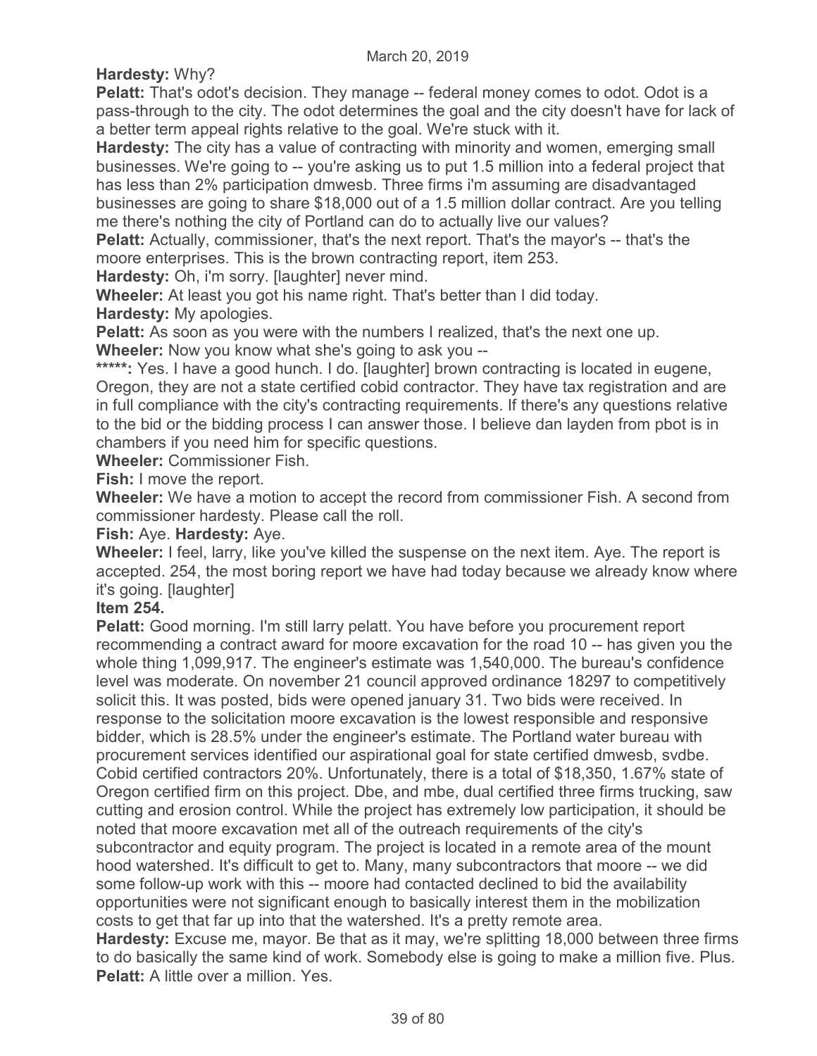**Hardesty:** Why?

**Pelatt:** That's odot's decision. They manage -- federal money comes to odot. Odot is a pass-through to the city. The odot determines the goal and the city doesn't have for lack of a better term appeal rights relative to the goal. We're stuck with it.

**Hardesty:** The city has a value of contracting with minority and women, emerging small businesses. We're going to -- you're asking us to put 1.5 million into a federal project that has less than 2% participation dmwesb. Three firms i'm assuming are disadvantaged businesses are going to share $18,000 out of a 1.5 million dollar contract. Are you telling me there's nothing the city of Portland can do to actually live our values?

**Pelatt:** Actually, commissioner, that's the next report. That's the mayor's -- that's the moore enterprises. This is the brown contracting report, item 253.

**Hardesty:** Oh, i'm sorry. [laughter] never mind.

**Wheeler:** At least you got his name right. That's better than I did today.

**Hardesty:** My apologies.

**Pelatt:** As soon as you were with the numbers I realized, that's the next one up.

**Wheeler:** Now you know what she's going to ask you --

*****: Yes. I have a good hunch. I do. [laughter] brown contracting is located in eugene, Oregon, they are not a state certified cobid contractor. They have tax registration and are in full compliance with the city's contracting requirements. If there's any questions relative to the bid or the bidding process I can answer those. I believe dan layden from pbot is in chambers if you need him for specific questions.

**Wheeler:** Commissioner Fish.

**Fish:** I move the report.

**Wheeler:** We have a motion to accept the record from commissioner Fish. A second from commissioner hardesty. Please call the roll.

**Fish:** Aye. **Hardesty:** Aye.

**Wheeler:** I feel, larry, like you've killed the suspense on the next item. Aye. The report is accepted. 254, the most boring report we have had today because we already know where it's going. [laughter]

**Item 254.**

**Pelatt:** Good morning. I'm still larry pelatt. You have before you procurement report recommending a contract award for moore excavation for the road 10 -- has given you the whole thing 1,099,917. The engineer's estimate was 1,540,000. The bureau's confidence level was moderate. On november 21 council approved ordinance 18297 to competitively solicit this. It was posted, bids were opened january 31. Two bids were received. In response to the solicitation moore excavation is the lowest responsible and responsive bidder, which is 28.5% under the engineer's estimate. The Portland water bureau with procurement services identified our aspirational goal for state certified dmwesb, svdbe. Cobid certified contractors 20%. Unfortunately, there is a total of $18,350, 1.67% state of Oregon certified firm on this project. Dbe, and mbe, dual certified three firms trucking, saw cutting and erosion control. While the project has extremely low participation, it should be noted that moore excavation met all of the outreach requirements of the city's subcontractor and equity program. The project is located in a remote area of the mount hood watershed. It's difficult to get to. Many, many subcontractors that moore -- we did some follow-up work with this -- moore had contacted declined to bid the availability opportunities were not significant enough to basically interest them in the mobilization costs to get that far up into that the watershed. It's a pretty remote area.

**Hardesty:** Excuse me, mayor. Be that as it may, we're splitting 18,000 between three firms to do basically the same kind of work. Somebody else is going to make a million five. Plus.

**Pelatt:** A little over a million. Yes.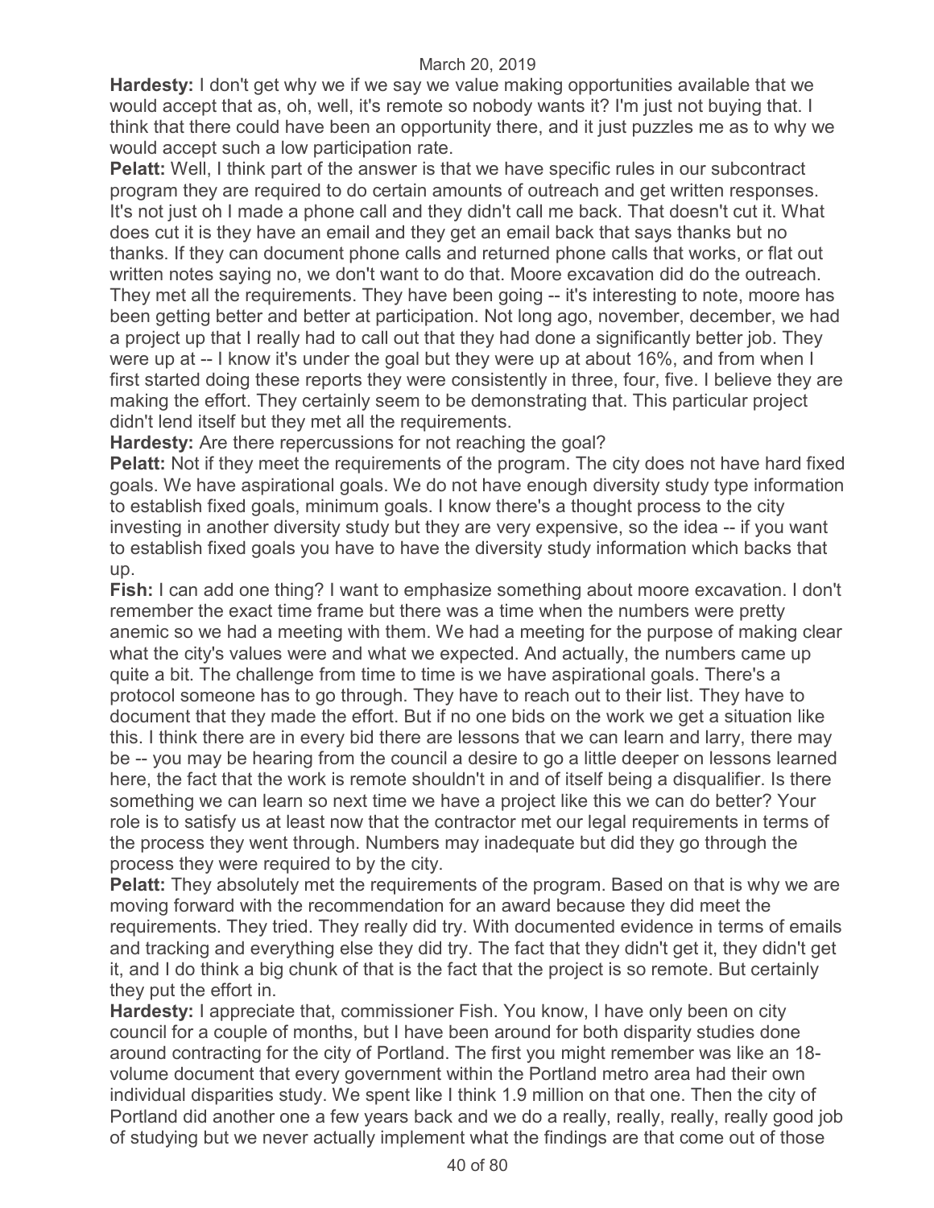**Hardesty:** I don't get why we if we say we value making opportunities available that we would accept that as, oh, well, it's remote so nobody wants it? I'm just not buying that. I think that there could have been an opportunity there, and it just puzzles me as to why we would accept such a low participation rate.

**Pelatt:** Well, I think part of the answer is that we have specific rules in our subcontract program they are required to do certain amounts of outreach and get written responses. It's not just oh I made a phone call and they didn't call me back. That doesn't cut it. What does cut it is they have an email and they get an email back that says thanks but no thanks. If they can document phone calls and returned phone calls that works, or flat out written notes saying no, we don't want to do that. Moore excavation did do the outreach. They met all the requirements. They have been going -- it's interesting to note, moore has been getting better and better at participation. Not long ago, november, december, we had a project up that I really had to call out that they had done a significantly better job. They were up at -- I know it's under the goal but they were up at about 16%, and from when I first started doing these reports they were consistently in three, four, five. I believe they are making the effort. They certainly seem to be demonstrating that. This particular project didn't lend itself but they met all the requirements.

**Hardesty:** Are there repercussions for not reaching the goal?

**Pelatt:** Not if they meet the requirements of the program. The city does not have hard fixed goals. We have aspirational goals. We do not have enough diversity study type information to establish fixed goals, minimum goals. I know there's a thought process to the city investing in another diversity study but they are very expensive, so the idea -- if you want to establish fixed goals you have to have the diversity study information which backs that up.

**Fish:** I can add one thing? I want to emphasize something about moore excavation. I don't remember the exact time frame but there was a time when the numbers were pretty anemic so we had a meeting with them. We had a meeting for the purpose of making clear what the city's values were and what we expected. And actually, the numbers came up quite a bit. The challenge from time to time is we have aspirational goals. There's a protocol someone has to go through. They have to reach out to their list. They have to document that they made the effort. But if no one bids on the work we get a situation like this. I think there are in every bid there are lessons that we can learn and larry, there may be -- you may be hearing from the council a desire to go a little deeper on lessons learned here, the fact that the work is remote shouldn't in and of itself being a disqualifier. Is there something we can learn so next time we have a project like this we can do better? Your role is to satisfy us at least now that the contractor met our legal requirements in terms of the process they went through. Numbers may inadequate but did they go through the process they were required to by the city.

**Pelatt:** They absolutely met the requirements of the program. Based on that is why we are moving forward with the recommendation for an award because they did meet the requirements. They tried. They really did try. With documented evidence in terms of emails and tracking and everything else they did try. The fact that they didn't get it, they didn't get it, and I do think a big chunk of that is the fact that the project is so remote. But certainly they put the effort in.

**Hardesty:** I appreciate that, commissioner Fish. You know, I have only been on city council for a couple of months, but I have been around for both disparity studies done around contracting for the city of Portland. The first you might remember was like an 18-volume document that every government within the Portland metro area had their own individual disparities study. We spent like I think 1.9 million on that one. Then the city of Portland did another one a few years back and we do a really, really, really, really good job of studying but we never actually implement what the findings are that come out of those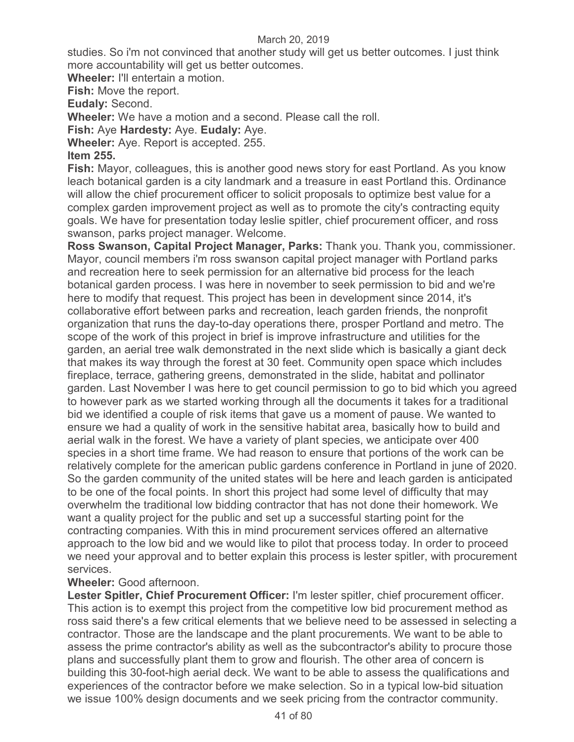studies. So i'm not convinced that another study will get us better outcomes. I just think more accountability will get us better outcomes.

**Wheeler:** I'll entertain a motion.

**Fish:** Move the report.

**Eudaly:** Second.

**Wheeler:** We have a motion and a second. Please call the roll.

**Fish:** Aye **Hardesty:** Aye. **Eudaly:** Aye.

**Wheeler:** Aye. Report is accepted. 255.

**Item 255.**

**Fish:** Mayor, colleagues, this is another good news story for east Portland. As you know leach botanical garden is a city landmark and a treasure in east Portland this. Ordinance will allow the chief procurement officer to solicit proposals to optimize best value for a complex garden improvement project as well as to promote the city's contracting equity goals. We have for presentation today leslie spitler, chief procurement officer, and ross swanson, parks project manager. Welcome.

**Ross Swanson, Capital Project Manager, Parks:** Thank you. Thank you, commissioner. Mayor, council members i'm ross swanson capital project manager with Portland parks and recreation here to seek permission for an alternative bid process for the leach botanical garden process. I was here in november to seek permission to bid and we're here to modify that request. This project has been in development since 2014, it's collaborative effort between parks and recreation, leach garden friends, the nonprofit organization that runs the day-to-day operations there, prosper Portland and metro. The scope of the work of this project in brief is improve infrastructure and utilities for the garden, an aerial tree walk demonstrated in the next slide which is basically a giant deck that makes its way through the forest at 30 feet. Community open space which includes fireplace, terrace, gathering greens, demonstrated in the slide, habitat and pollinator garden. Last November I was here to get council permission to go to bid which you agreed to however park as we started working through all the documents it takes for a traditional bid we identified a couple of risk items that gave us a moment of pause. We wanted to ensure we had a quality of work in the sensitive habitat area, basically how to build and aerial walk in the forest. We have a variety of plant species, we anticipate over 400 species in a short time frame. We had reason to ensure that portions of the work can be relatively complete for the american public gardens conference in Portland in june of 2020. So the garden community of the united states will be here and leach garden is anticipated to be one of the focal points. In short this project had some level of difficulty that may overwhelm the traditional low bidding contractor that has not done their homework. We want a quality project for the public and set up a successful starting point for the contracting companies. With this in mind procurement services offered an alternative approach to the low bid and we would like to pilot that process today. In order to proceed we need your approval and to better explain this process is lester spitler, with procurement services.

**Wheeler:** Good afternoon.

**Lester Spitler, Chief Procurement Officer:** I'm lester spitler, chief procurement officer. This action is to exempt this project from the competitive low bid procurement method as ross said there's a few critical elements that we believe need to be assessed in selecting a contractor. Those are the landscape and the plant procurements. We want to be able to assess the prime contractor's ability as well as the subcontractor's ability to procure those plans and successfully plant them to grow and flourish. The other area of concern is building this 30-foot-high aerial deck. We want to be able to assess the qualifications and experiences of the contractor before we make selection. So in a typical low-bid situation we issue 100% design documents and we seek pricing from the contractor community.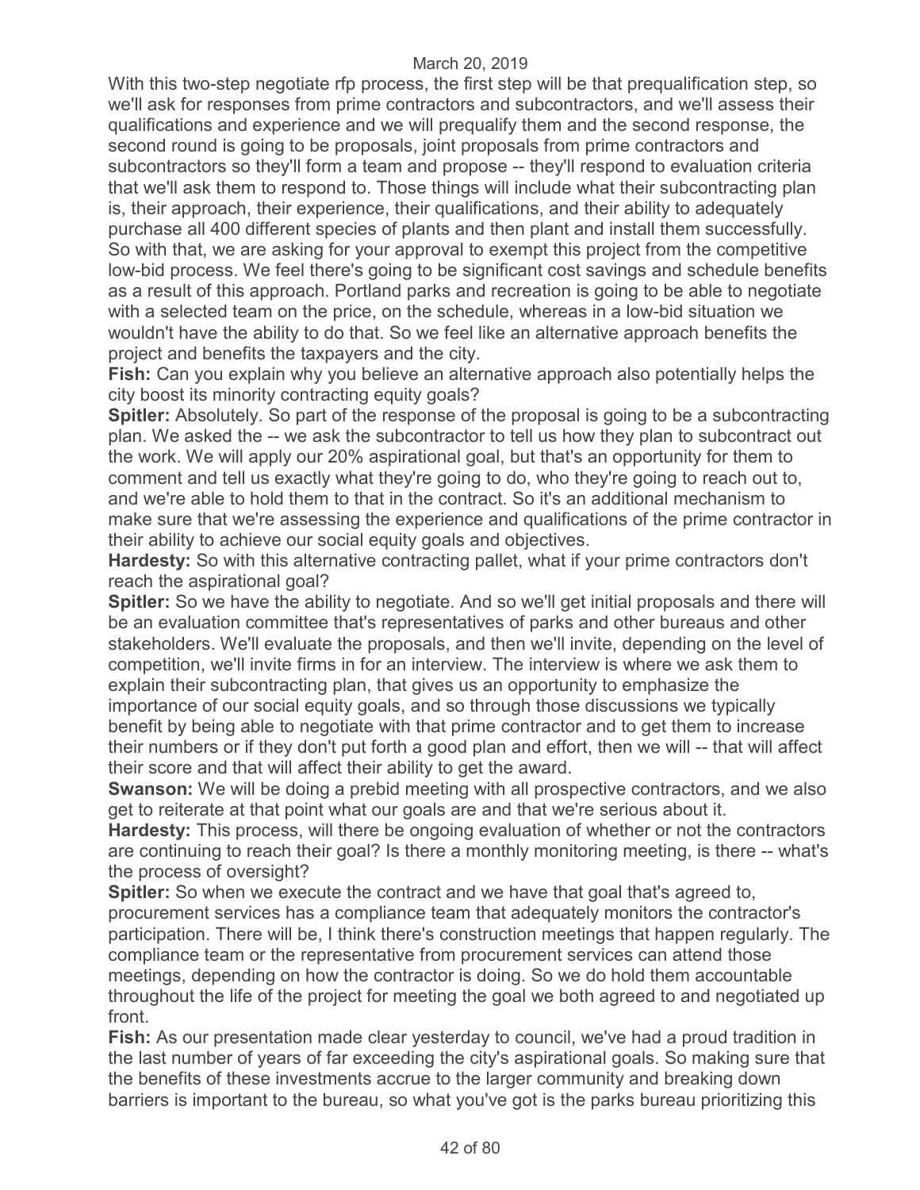With this two-step negotiate rfp process, the first step will be that prequalification step, so we'll ask for responses from prime contractors and subcontractors, and we'll assess their qualifications and experience and we will prequalify them and the second response, the second round is going to be proposals, joint proposals from prime contractors and subcontractors so they'll form a team and propose -- they'll respond to evaluation criteria that we'll ask them to respond to. Those things will include what their subcontracting plan is, their approach, their experience, their qualifications, and their ability to adequately purchase all 400 different species of plants and then plant and install them successfully. So with that, we are asking for your approval to exempt this project from the competitive low-bid process. We feel there's going to be significant cost savings and schedule benefits as a result of this approach. Portland parks and recreation is going to be able to negotiate with a selected team on the price, on the schedule, whereas in a low-bid situation we wouldn't have the ability to do that. So we feel like an alternative approach benefits the project and benefits the taxpayers and the city.

**Fish:** Can you explain why you believe an alternative approach also potentially helps the city boost its minority contracting equity goals?

**Spitler:** Absolutely. So part of the response of the proposal is going to be a subcontracting plan. We asked the -- we ask the subcontractor to tell us how they plan to subcontract out the work. We will apply our 20% aspirational goal, but that's an opportunity for them to comment and tell us exactly what they're going to do, who they're going to reach out to, and we're able to hold them to that in the contract. So it's an additional mechanism to make sure that we're assessing the experience and qualifications of the prime contractor in their ability to achieve our social equity goals and objectives.

**Hardesty:** So with this alternative contracting pallet, what if your prime contractors don't reach the aspirational goal?

**Spitler:** So we have the ability to negotiate. And so we'll get initial proposals and there will be an evaluation committee that's representatives of parks and other bureaus and other stakeholders. We'll evaluate the proposals, and then we'll invite, depending on the level of competition, we'll invite firms in for an interview. The interview is where we ask them to explain their subcontracting plan, that gives us an opportunity to emphasize the importance of our social equity goals, and so through those discussions we typically benefit by being able to negotiate with that prime contractor and to get them to increase their numbers or if they don't put forth a good plan and effort, then we will -- that will affect their score and that will affect their ability to get the award.

**Swanson:** We will be doing a prebid meeting with all prospective contractors, and we also get to reiterate at that point what our goals are and that we're serious about it.

**Hardesty:** This process, will there be ongoing evaluation of whether or not the contractors are continuing to reach their goal? Is there a monthly monitoring meeting, is there -- what's the process of oversight?

**Spitler:** So when we execute the contract and we have that goal that's agreed to, procurement services has a compliance team that adequately monitors the contractor's participation. There will be, I think there's construction meetings that happen regularly. The compliance team or the representative from procurement services can attend those meetings, depending on how the contractor is doing. So we do hold them accountable throughout the life of the project for meeting the goal we both agreed to and negotiated up front.

**Fish:** As our presentation made clear yesterday to council, we've had a proud tradition in the last number of years of far exceeding the city's aspirational goals. So making sure that the benefits of these investments accrue to the larger community and breaking down barriers is important to the bureau, so what you've got is the parks bureau prioritizing this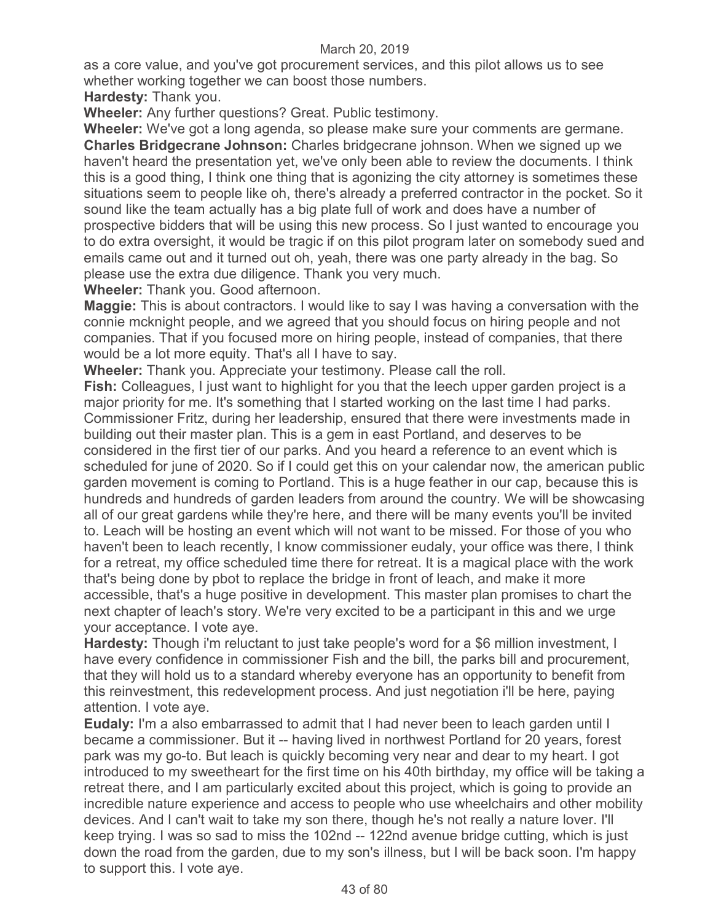as a core value, and you've got procurement services, and this pilot allows us to see whether working together we can boost those numbers.

**Hardesty:** Thank you.

**Wheeler:** Any further questions? Great. Public testimony.

**Wheeler:** We've got a long agenda, so please make sure your comments are germane.

**Charles Bridgecrane Johnson:** Charles bridgecrane johnson. When we signed up we haven't heard the presentation yet, we've only been able to review the documents. I think this is a good thing, I think one thing that is agonizing the city attorney is sometimes these situations seem to people like oh, there's already a preferred contractor in the pocket. So it sound like the team actually has a big plate full of work and does have a number of prospective bidders that will be using this new process. So I just wanted to encourage you to do extra oversight, it would be tragic if on this pilot program later on somebody sued and emails came out and it turned out oh, yeah, there was one party already in the bag. So please use the extra due diligence. Thank you very much.

**Wheeler:** Thank you. Good afternoon.

**Maggie:** This is about contractors. I would like to say I was having a conversation with the connie mcknight people, and we agreed that you should focus on hiring people and not companies. That if you focused more on hiring people, instead of companies, that there would be a lot more equity. That's all I have to say.

**Wheeler:** Thank you. Appreciate your testimony. Please call the roll.

**Fish:** Colleagues, I just want to highlight for you that the leech upper garden project is a major priority for me. It's something that I started working on the last time I had parks. Commissioner Fritz, during her leadership, ensured that there were investments made in building out their master plan. This is a gem in east Portland, and deserves to be considered in the first tier of our parks. And you heard a reference to an event which is scheduled for june of 2020. So if I could get this on your calendar now, the american public garden movement is coming to Portland. This is a huge feather in our cap, because this is hundreds and hundreds of garden leaders from around the country. We will be showcasing all of our great gardens while they're here, and there will be many events you'll be invited to. Leach will be hosting an event which will not want to be missed. For those of you who haven't been to leach recently, I know commissioner eudaly, your office was there, I think for a retreat, my office scheduled time there for retreat. It is a magical place with the work that's being done by pbot to replace the bridge in front of leach, and make it more accessible, that's a huge positive in development. This master plan promises to chart the next chapter of leach's story. We're very excited to be a participant in this and we urge your acceptance. I vote aye.

**Hardesty:** Though i'm reluctant to just take people's word for a $6 million investment, I have every confidence in commissioner Fish and the bill, the parks bill and procurement, that they will hold us to a standard whereby everyone has an opportunity to benefit from this reinvestment, this redevelopment process. And just negotiation i'll be here, paying attention. I vote aye.

**Eudaly:** I'm a also embarrassed to admit that I had never been to leach garden until I became a commissioner. But it -- having lived in northwest Portland for 20 years, forest park was my go-to. But leach is quickly becoming very near and dear to my heart. I got introduced to my sweetheart for the first time on his 40th birthday, my office will be taking a retreat there, and I am particularly excited about this project, which is going to provide an incredible nature experience and access to people who use wheelchairs and other mobility devices. And I can't wait to take my son there, though he's not really a nature lover. I'll keep trying. I was so sad to miss the 102nd -- 122nd avenue bridge cutting, which is just down the road from the garden, due to my son's illness, but I will be back soon. I'm happy to support this. I vote aye.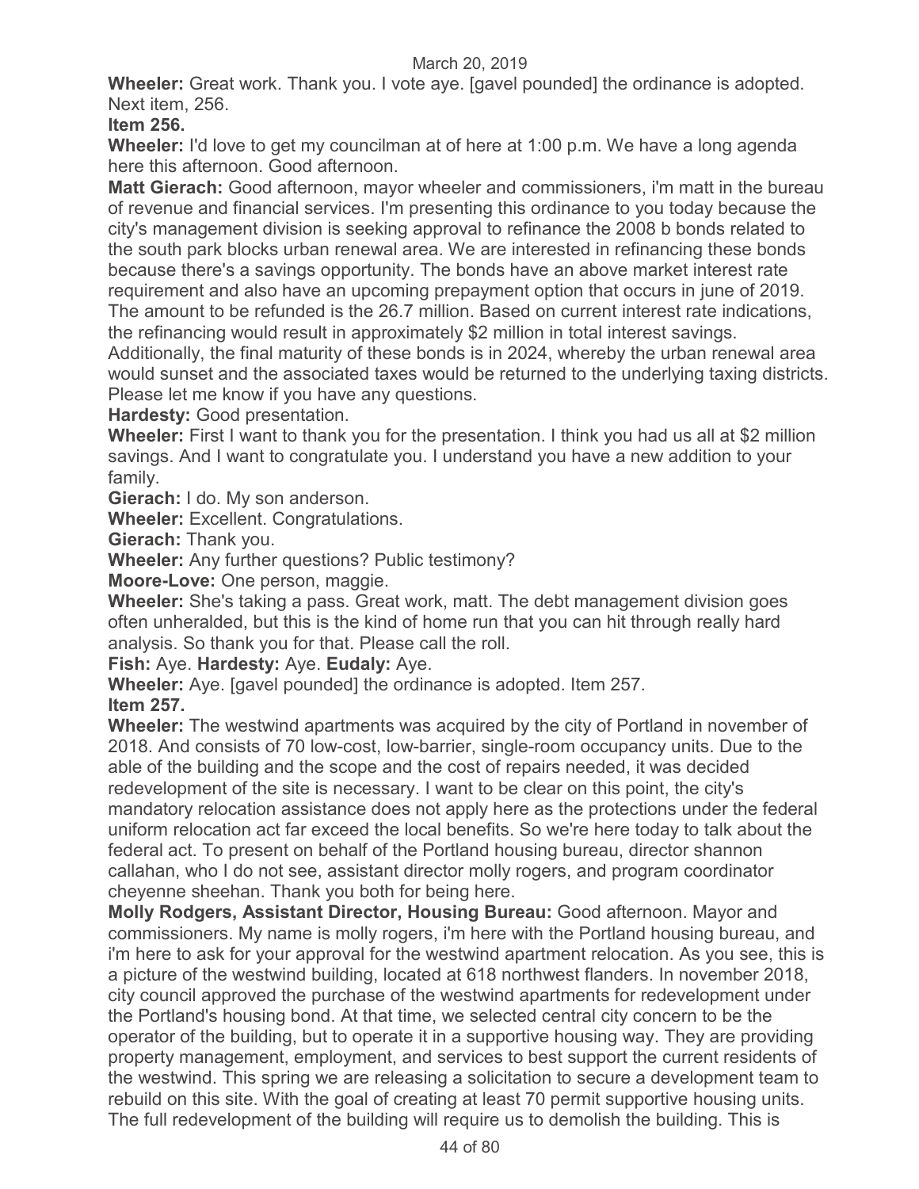**Wheeler:** Great work. Thank you. I vote aye. [gavel pounded] the ordinance is adopted. Next item, 256.

**Item 256.**

**Wheeler:** I'd love to get my councilman at of here at 1:00 p.m. We have a long agenda here this afternoon. Good afternoon.

**Matt Gierach:** Good afternoon, mayor wheeler and commissioners, i'm matt in the bureau of revenue and financial services. I'm presenting this ordinance to you today because the city's management division is seeking approval to refinance the 2008 b bonds related to the south park blocks urban renewal area. We are interested in refinancing these bonds because there's a savings opportunity. The bonds have an above market interest rate requirement and also have an upcoming prepayment option that occurs in june of 2019. The amount to be refunded is the 26.7 million. Based on current interest rate indications, the refinancing would result in approximately $2 million in total interest savings. Additionally, the final maturity of these bonds is in 2024, whereby the urban renewal area would sunset and the associated taxes would be returned to the underlying taxing districts. Please let me know if you have any questions.

**Hardesty:** Good presentation.

**Wheeler:** First I want to thank you for the presentation. I think you had us all at $2 million savings. And I want to congratulate you. I understand you have a new addition to your family.

**Gierach:** I do. My son anderson.

**Wheeler:** Excellent. Congratulations.

**Gierach:** Thank you.

**Wheeler:** Any further questions? Public testimony?

**Moore-Love:** One person, maggie.

**Wheeler:** She's taking a pass. Great work, matt. The debt management division goes often unheralded, but this is the kind of home run that you can hit through really hard analysis. So thank you for that. Please call the roll.

**Fish:** Aye. **Hardesty:** Aye. **Eudaly:** Aye.

**Wheeler:** Aye. [gavel pounded] the ordinance is adopted. Item 257.

**Item 257.**

**Wheeler:** The westwind apartments was acquired by the city of Portland in november of 2018. And consists of 70 low-cost, low-barrier, single-room occupancy units. Due to the able of the building and the scope and the cost of repairs needed, it was decided redevelopment of the site is necessary. I want to be clear on this point, the city's mandatory relocation assistance does not apply here as the protections under the federal uniform relocation act far exceed the local benefits. So we're here today to talk about the federal act. To present on behalf of the Portland housing bureau, director shannon callahan, who I do not see, assistant director molly rogers, and program coordinator cheyenne sheehan. Thank you both for being here.

**Molly Rodgers, Assistant Director, Housing Bureau:** Good afternoon. Mayor and commissioners. My name is molly rogers, i'm here with the Portland housing bureau, and i'm here to ask for your approval for the westwind apartment relocation. As you see, this is a picture of the westwind building, located at 618 northwest flanders. In november 2018, city council approved the purchase of the westwind apartments for redevelopment under the Portland's housing bond. At that time, we selected central city concern to be the operator of the building, but to operate it in a supportive housing way. They are providing property management, employment, and services to best support the current residents of the westwind. This spring we are releasing a solicitation to secure a development team to rebuild on this site. With the goal of creating at least 70 permit supportive housing units. The full redevelopment of the building will require us to demolish the building. This is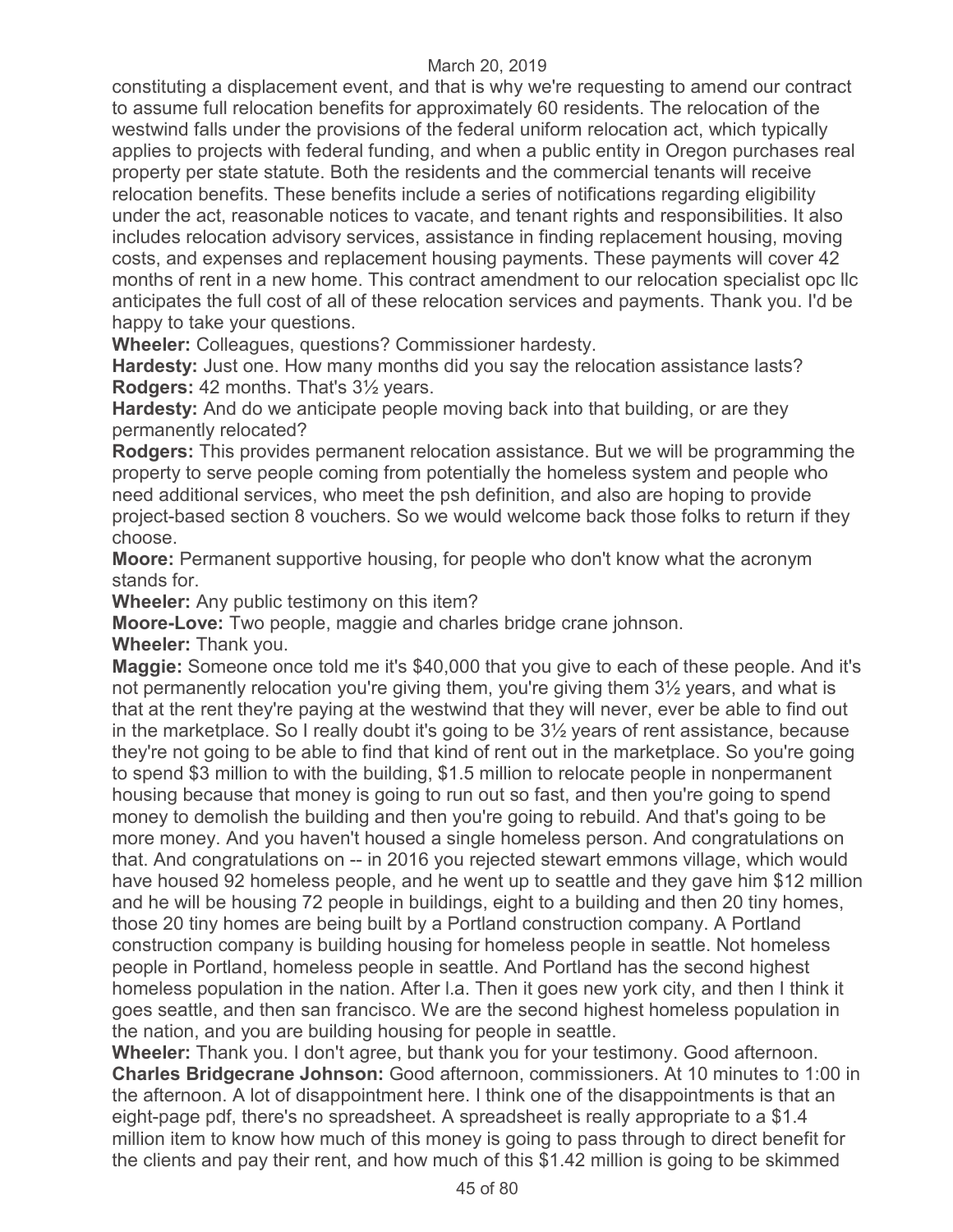constituting a displacement event, and that is why we're requesting to amend our contract to assume full relocation benefits for approximately 60 residents. The relocation of the westwind falls under the provisions of the federal uniform relocation act, which typically applies to projects with federal funding, and when a public entity in Oregon purchases real property per state statute. Both the residents and the commercial tenants will receive relocation benefits. These benefits include a series of notifications regarding eligibility under the act, reasonable notices to vacate, and tenant rights and responsibilities. It also includes relocation advisory services, assistance in finding replacement housing, moving costs, and expenses and replacement housing payments. These payments will cover 42 months of rent in a new home. This contract amendment to our relocation specialist opc llc anticipates the full cost of all of these relocation services and payments. Thank you. I'd be happy to take your questions.

**Wheeler:** Colleagues, questions? Commissioner hardesty.

**Hardesty:** Just one. How many months did you say the relocation assistance lasts?

**Rodgers:** 42 months. That's 3½ years.

**Hardesty:** And do we anticipate people moving back into that building, or are they permanently relocated?

**Rodgers:** This provides permanent relocation assistance. But we will be programming the property to serve people coming from potentially the homeless system and people who need additional services, who meet the psh definition, and also are hoping to provide project-based section 8 vouchers. So we would welcome back those folks to return if they choose.

**Moore:** Permanent supportive housing, for people who don't know what the acronym stands for.

**Wheeler:** Any public testimony on this item?

**Moore-Love:** Two people, maggie and charles bridge crane johnson.

**Wheeler:** Thank you.

**Maggie:** Someone once told me it's $40,000 that you give to each of these people. And it's not permanently relocation you're giving them, you're giving them 3½ years, and what is that at the rent they're paying at the westwind that they will never, ever be able to find out in the marketplace. So I really doubt it's going to be 3½ years of rent assistance, because they're not going to be able to find that kind of rent out in the marketplace. So you're going to spend $3 million to with the building, $1.5 million to relocate people in nonpermanent housing because that money is going to run out so fast, and then you're going to spend money to demolish the building and then you're going to rebuild. And that's going to be more money. And you haven't housed a single homeless person. And congratulations on that. And congratulations on -- in 2016 you rejected stewart emmons village, which would have housed 92 homeless people, and he went up to seattle and they gave him $12 million and he will be housing 72 people in buildings, eight to a building and then 20 tiny homes, those 20 tiny homes are being built by a Portland construction company. A Portland construction company is building housing for homeless people in seattle. Not homeless people in Portland, homeless people in seattle. And Portland has the second highest homeless population in the nation. After l.a. Then it goes new york city, and then I think it goes seattle, and then san francisco. We are the second highest homeless population in the nation, and you are building housing for people in seattle.

**Wheeler:** Thank you. I don't agree, but thank you for your testimony. Good afternoon.

**Charles Bridgecrane Johnson:** Good afternoon, commissioners. At 10 minutes to 1:00 in the afternoon. A lot of disappointment here. I think one of the disappointments is that an eight-page pdf, there's no spreadsheet. A spreadsheet is really appropriate to a $1.4 million item to know how much of this money is going to pass through to direct benefit for the clients and pay their rent, and how much of this $1.42 million is going to be skimmed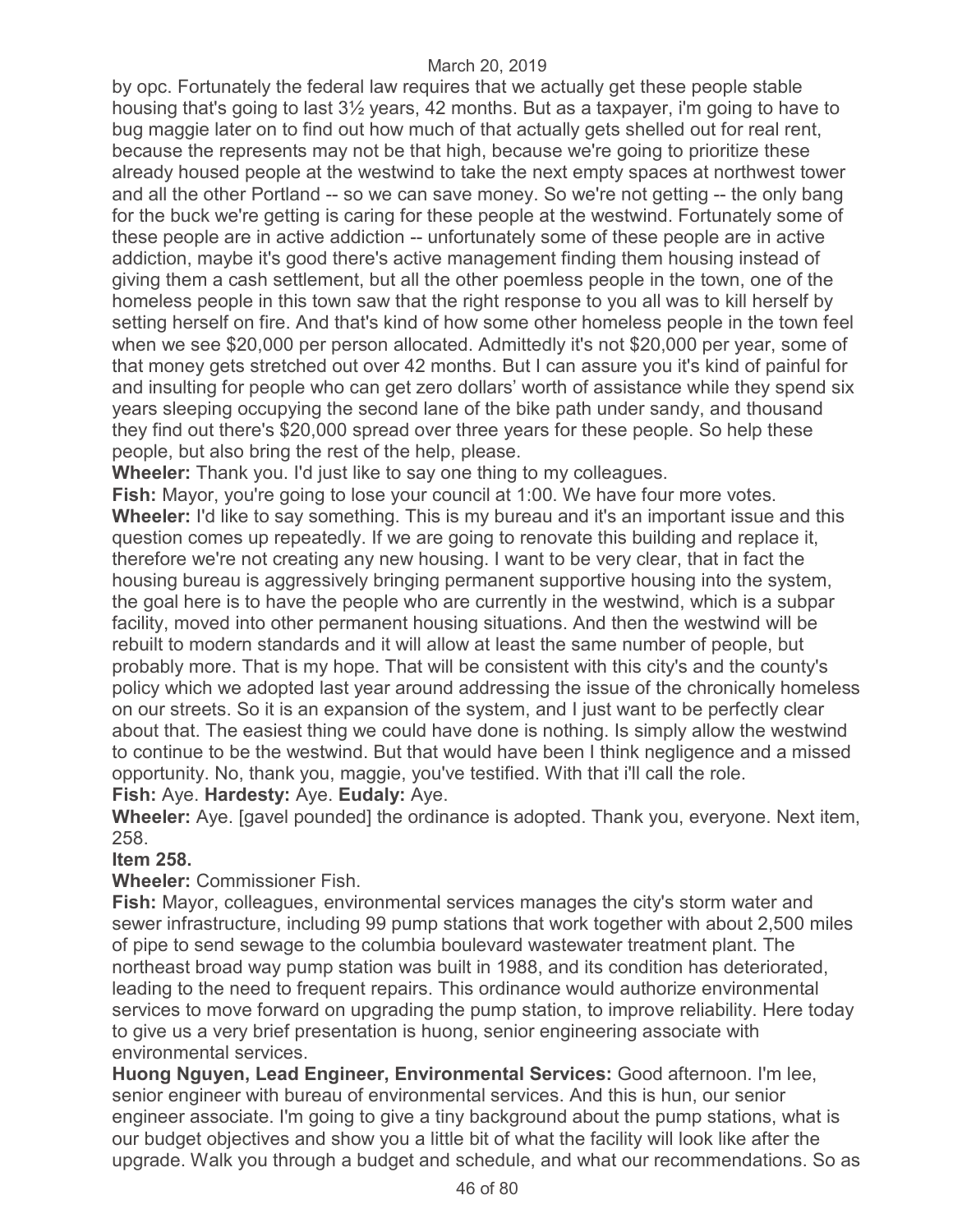by opc. Fortunately the federal law requires that we actually get these people stable housing that's going to last 3½ years, 42 months. But as a taxpayer, i'm going to have to bug maggie later on to find out how much of that actually gets shelled out for real rent, because the represents may not be that high, because we're going to prioritize these already housed people at the westwind to take the next empty spaces at northwest tower and all the other Portland -- so we can save money. So we're not getting -- the only bang for the buck we're getting is caring for these people at the westwind. Fortunately some of these people are in active addiction -- unfortunately some of these people are in active addiction, maybe it's good there's active management finding them housing instead of giving them a cash settlement, but all the other poemless people in the town, one of the homeless people in this town saw that the right response to you all was to kill herself by setting herself on fire. And that's kind of how some other homeless people in the town feel when we see $20,000 per person allocated. Admittedly it's not $20,000 per year, some of that money gets stretched out over 42 months. But I can assure you it's kind of painful for and insulting for people who can get zero dollars' worth of assistance while they spend six years sleeping occupying the second lane of the bike path under sandy, and thousand they find out there's $20,000 spread over three years for these people. So help these people, but also bring the rest of the help, please.

**Wheeler:** Thank you. I'd just like to say one thing to my colleagues.

**Fish:** Mayor, you're going to lose your council at 1:00. We have four more votes.

**Wheeler:** I'd like to say something. This is my bureau and it's an important issue and this question comes up repeatedly. If we are going to renovate this building and replace it, therefore we're not creating any new housing. I want to be very clear, that in fact the housing bureau is aggressively bringing permanent supportive housing into the system, the goal here is to have the people who are currently in the westwind, which is a subpar facility, moved into other permanent housing situations. And then the westwind will be rebuilt to modern standards and it will allow at least the same number of people, but probably more. That is my hope. That will be consistent with this city's and the county's policy which we adopted last year around addressing the issue of the chronically homeless on our streets. So it is an expansion of the system, and I just want to be perfectly clear about that. The easiest thing we could have done is nothing. Is simply allow the westwind to continue to be the westwind. But that would have been I think negligence and a missed opportunity. No, thank you, maggie, you've testified. With that i'll call the role.

**Fish:** Aye. **Hardesty:** Aye. **Eudaly:** Aye.

**Wheeler:** Aye. [gavel pounded] the ordinance is adopted. Thank you, everyone. Next item, 258.

**Item 258.**

**Wheeler:** Commissioner Fish.

**Fish:** Mayor, colleagues, environmental services manages the city's storm water and sewer infrastructure, including 99 pump stations that work together with about 2,500 miles of pipe to send sewage to the columbia boulevard wastewater treatment plant. The northeast broad way pump station was built in 1988, and its condition has deteriorated, leading to the need to frequent repairs. This ordinance would authorize environmental services to move forward on upgrading the pump station, to improve reliability. Here today to give us a very brief presentation is huong, senior engineering associate with environmental services.

**Huong Nguyen, Lead Engineer, Environmental Services:** Good afternoon. I'm lee, senior engineer with bureau of environmental services. And this is hun, our senior engineer associate. I'm going to give a tiny background about the pump stations, what is our budget objectives and show you a little bit of what the facility will look like after the upgrade. Walk you through a budget and schedule, and what our recommendations. So as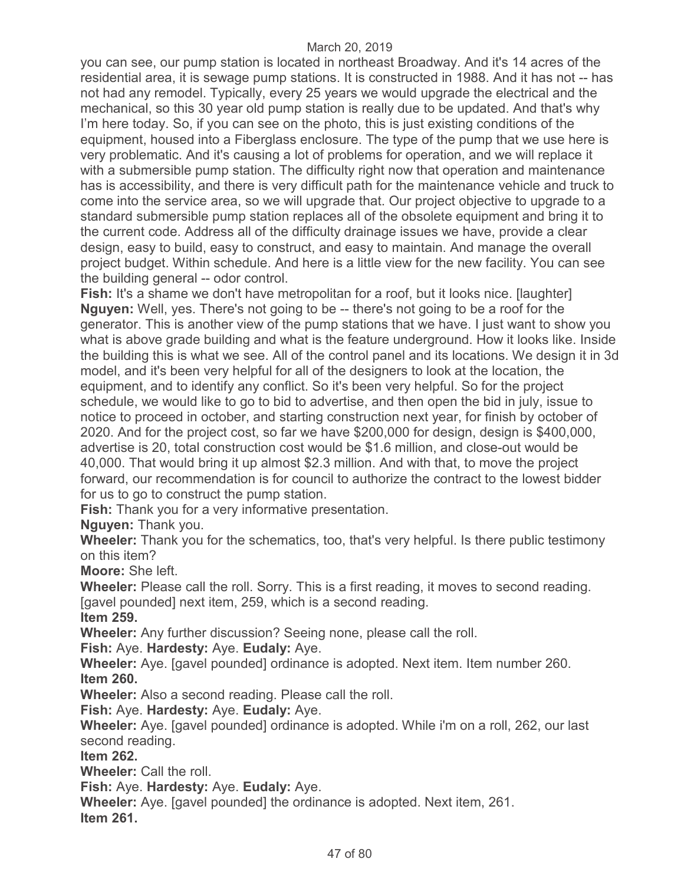you can see, our pump station is located in northeast Broadway. And it's 14 acres of the residential area, it is sewage pump stations. It is constructed in 1988. And it has not -- has not had any remodel. Typically, every 25 years we would upgrade the electrical and the mechanical, so this 30 year old pump station is really due to be updated. And that's why I'm here today. So, if you can see on the photo, this is just existing conditions of the equipment, housed into a Fiberglass enclosure. The type of the pump that we use here is very problematic. And it's causing a lot of problems for operation, and we will replace it with a submersible pump station. The difficulty right now that operation and maintenance has is accessibility, and there is very difficult path for the maintenance vehicle and truck to come into the service area, so we will upgrade that. Our project objective to upgrade to a standard submersible pump station replaces all of the obsolete equipment and bring it to the current code. Address all of the difficulty drainage issues we have, provide a clear design, easy to build, easy to construct, and easy to maintain. And manage the overall project budget. Within schedule. And here is a little view for the new facility. You can see the building general -- odor control.

**Fish:** It's a shame we don't have metropolitan for a roof, but it looks nice. [laughter]

**Nguyen:** Well, yes. There's not going to be -- there's not going to be a roof for the generator. This is another view of the pump stations that we have. I just want to show you what is above grade building and what is the feature underground. How it looks like. Inside the building this is what we see. All of the control panel and its locations. We design it in 3d model, and it's been very helpful for all of the designers to look at the location, the equipment, and to identify any conflict. So it's been very helpful. So for the project schedule, we would like to go to bid to advertise, and then open the bid in july, issue to notice to proceed in october, and starting construction next year, for finish by october of 2020. And for the project cost, so far we have $200,000 for design, design is $400,000, advertise is 20, total construction cost would be $1.6 million, and close-out would be 40,000. That would bring it up almost $2.3 million. And with that, to move the project forward, our recommendation is for council to authorize the contract to the lowest bidder for us to go to construct the pump station.

**Fish:** Thank you for a very informative presentation.

**Nguyen:** Thank you.

**Wheeler:** Thank you for the schematics, too, that's very helpful. Is there public testimony on this item?

**Moore:** She left.

**Wheeler:** Please call the roll. Sorry. This is a first reading, it moves to second reading. [gavel pounded] next item, 259, which is a second reading.

**Item 259.**

**Wheeler:** Any further discussion? Seeing none, please call the roll.

**Fish:** Aye. **Hardesty:** Aye. **Eudaly:** Aye.

**Wheeler:** Aye. [gavel pounded] ordinance is adopted. Next item. Item number 260.

**Item 260.**

**Wheeler:** Also a second reading. Please call the roll.

**Fish:** Aye. **Hardesty:** Aye. **Eudaly:** Aye.

**Wheeler:** Aye. [gavel pounded] ordinance is adopted. While i'm on a roll, 262, our last second reading.

**Item 262.**

**Wheeler:** Call the roll.

**Fish:** Aye. **Hardesty:** Aye. **Eudaly:** Aye.

**Wheeler:** Aye. [gavel pounded] the ordinance is adopted. Next item, 261.

**Item 261.**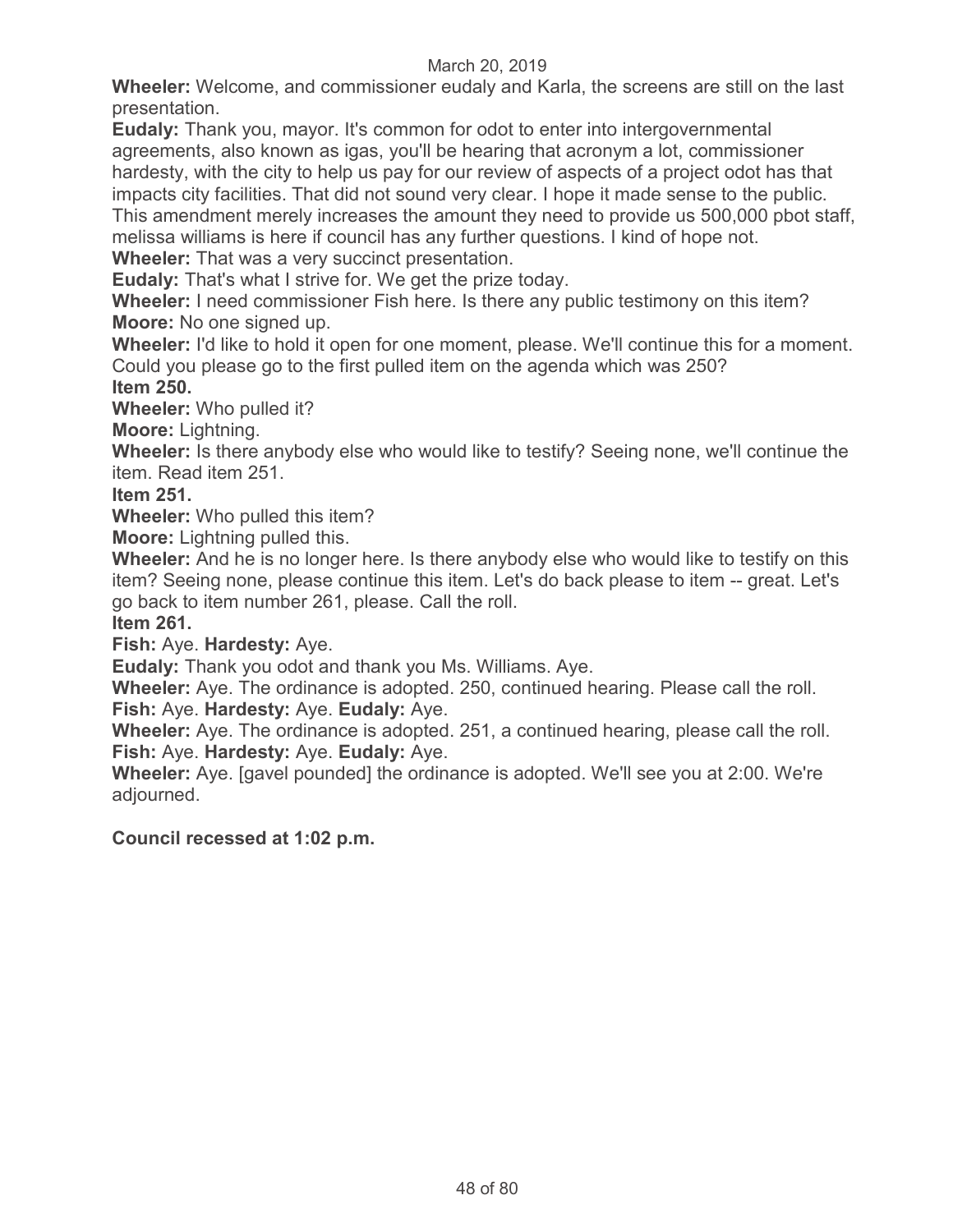**Wheeler:** Welcome, and commissioner eudaly and Karla, the screens are still on the last presentation.

**Eudaly:** Thank you, mayor. It's common for odot to enter into intergovernmental agreements, also known as igas, you'll be hearing that acronym a lot, commissioner hardesty, with the city to help us pay for our review of aspects of a project odot has that impacts city facilities. That did not sound very clear. I hope it made sense to the public. This amendment merely increases the amount they need to provide us 500,000 pbot staff, melissa williams is here if council has any further questions. I kind of hope not.

**Wheeler:** That was a very succinct presentation.

**Eudaly:** That's what I strive for. We get the prize today.

**Wheeler:** I need commissioner Fish here. Is there any public testimony on this item?

**Moore:** No one signed up.

**Wheeler:** I'd like to hold it open for one moment, please. We'll continue this for a moment. Could you please go to the first pulled item on the agenda which was 250?

**Item 250.**

**Wheeler:** Who pulled it?

**Moore:** Lightning.

**Wheeler:** Is there anybody else who would like to testify? Seeing none, we'll continue the item. Read item 251.

**Item 251.**

**Wheeler:** Who pulled this item?

**Moore:** Lightning pulled this.

**Wheeler:** And he is no longer here. Is there anybody else who would like to testify on this item? Seeing none, please continue this item. Let's do back please to item -- great. Let's go back to item number 261, please. Call the roll.

**Item 261.**

**Fish:** Aye. **Hardesty:** Aye.

**Eudaly:** Thank you odot and thank you Ms. Williams. Aye.

**Wheeler:** Aye. The ordinance is adopted. 250, continued hearing. Please call the roll.

**Fish:** Aye. **Hardesty:** Aye. **Eudaly:** Aye.

**Wheeler:** Aye. The ordinance is adopted. 251, a continued hearing, please call the roll.

**Fish:** Aye. **Hardesty:** Aye. **Eudaly:** Aye.

**Wheeler:** Aye. [gavel pounded] the ordinance is adopted. We'll see you at 2:00. We're adjourned.

**Council recessed at 1:02 p.m.**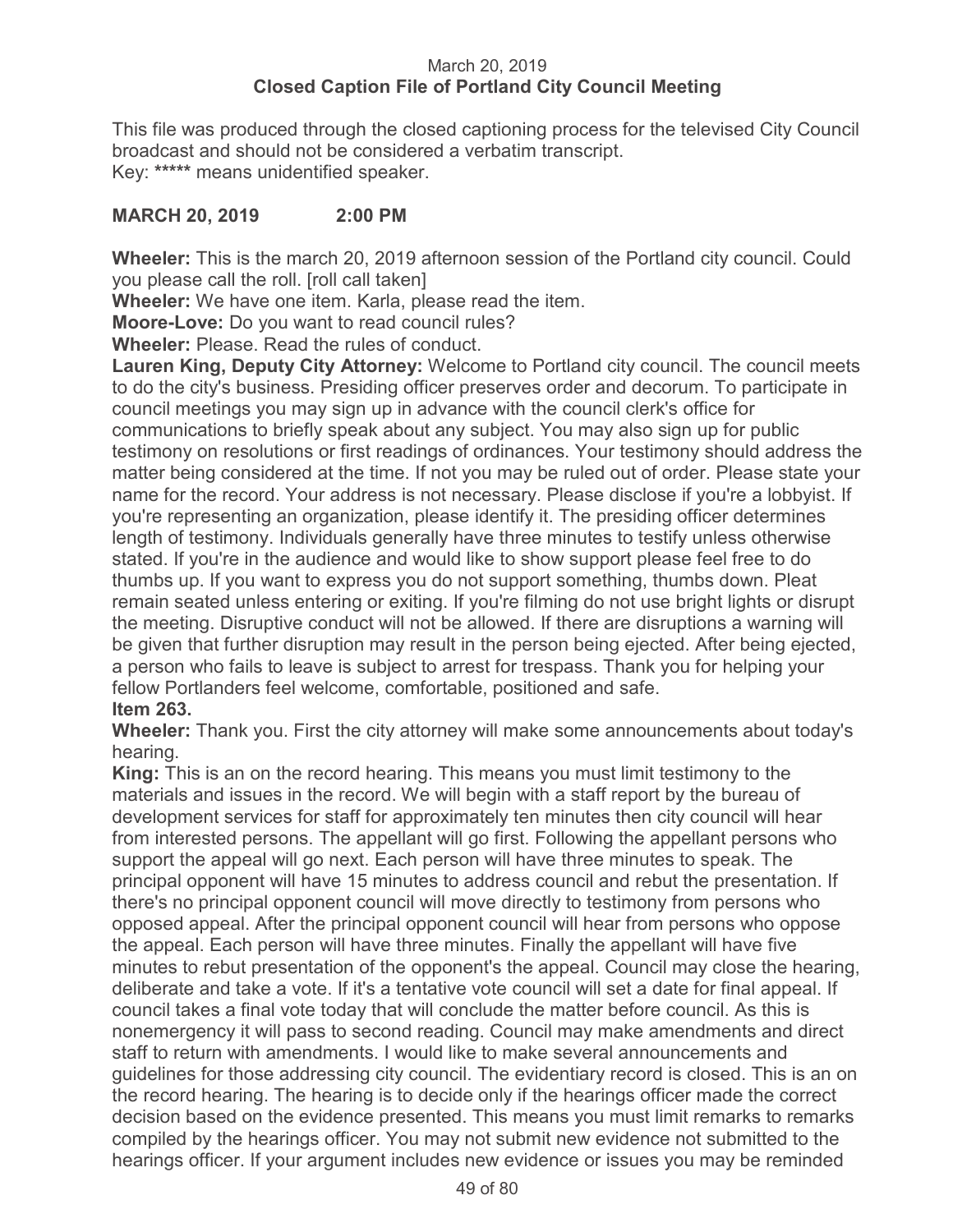March 20, 2019
**Closed Caption File of Portland City Council Meeting**

This file was produced through the closed captioning process for the televised City Council broadcast and should not be considered a verbatim transcript.
Key: ***** means unidentified speaker.

**MARCH 20, 2019 2:00 PM**

**Wheeler:** This is the march 20, 2019 afternoon session of the Portland city council. Could you please call the roll. [roll call taken]

**Wheeler:** We have one item. Karla, please read the item.

**Moore-Love:** Do you want to read council rules?

**Wheeler:** Please. Read the rules of conduct.

**Lauren King, Deputy City Attorney:** Welcome to Portland city council. The council meets to do the city's business. Presiding officer preserves order and decorum. To participate in council meetings you may sign up in advance with the council clerk's office for communications to briefly speak about any subject. You may also sign up for public testimony on resolutions or first readings of ordinances. Your testimony should address the matter being considered at the time. If not you may be ruled out of order. Please state your name for the record. Your address is not necessary. Please disclose if you're a lobbyist. If you're representing an organization, please identify it. The presiding officer determines length of testimony. Individuals generally have three minutes to testify unless otherwise stated. If you're in the audience and would like to show support please feel free to do thumbs up. If you want to express you do not support something, thumbs down. Pleat remain seated unless entering or exiting. If you're filming do not use bright lights or disrupt the meeting. Disruptive conduct will not be allowed. If there are disruptions a warning will be given that further disruption may result in the person being ejected. After being ejected, a person who fails to leave is subject to arrest for trespass. Thank you for helping your fellow Portlanders feel welcome, comfortable, positioned and safe.

**Item 263.**

**Wheeler:** Thank you. First the city attorney will make some announcements about today's hearing.

**King:** This is an on the record hearing. This means you must limit testimony to the materials and issues in the record. We will begin with a staff report by the bureau of development services for staff for approximately ten minutes then city council will hear from interested persons. The appellant will go first. Following the appellant persons who support the appeal will go next. Each person will have three minutes to speak. The principal opponent will have 15 minutes to address council and rebut the presentation. If there's no principal opponent council will move directly to testimony from persons who opposed appeal. After the principal opponent council will hear from persons who oppose the appeal. Each person will have three minutes. Finally the appellant will have five minutes to rebut presentation of the opponent's the appeal. Council may close the hearing, deliberate and take a vote. If it's a tentative vote council will set a date for final appeal. If council takes a final vote today that will conclude the matter before council. As this is nonemergency it will pass to second reading. Council may make amendments and direct staff to return with amendments. I would like to make several announcements and guidelines for those addressing city council. The evidentiary record is closed. This is an on the record hearing. The hearing is to decide only if the hearings officer made the correct decision based on the evidence presented. This means you must limit remarks to remarks compiled by the hearings officer. You may not submit new evidence not submitted to the hearings officer. If your argument includes new evidence or issues you may be reminded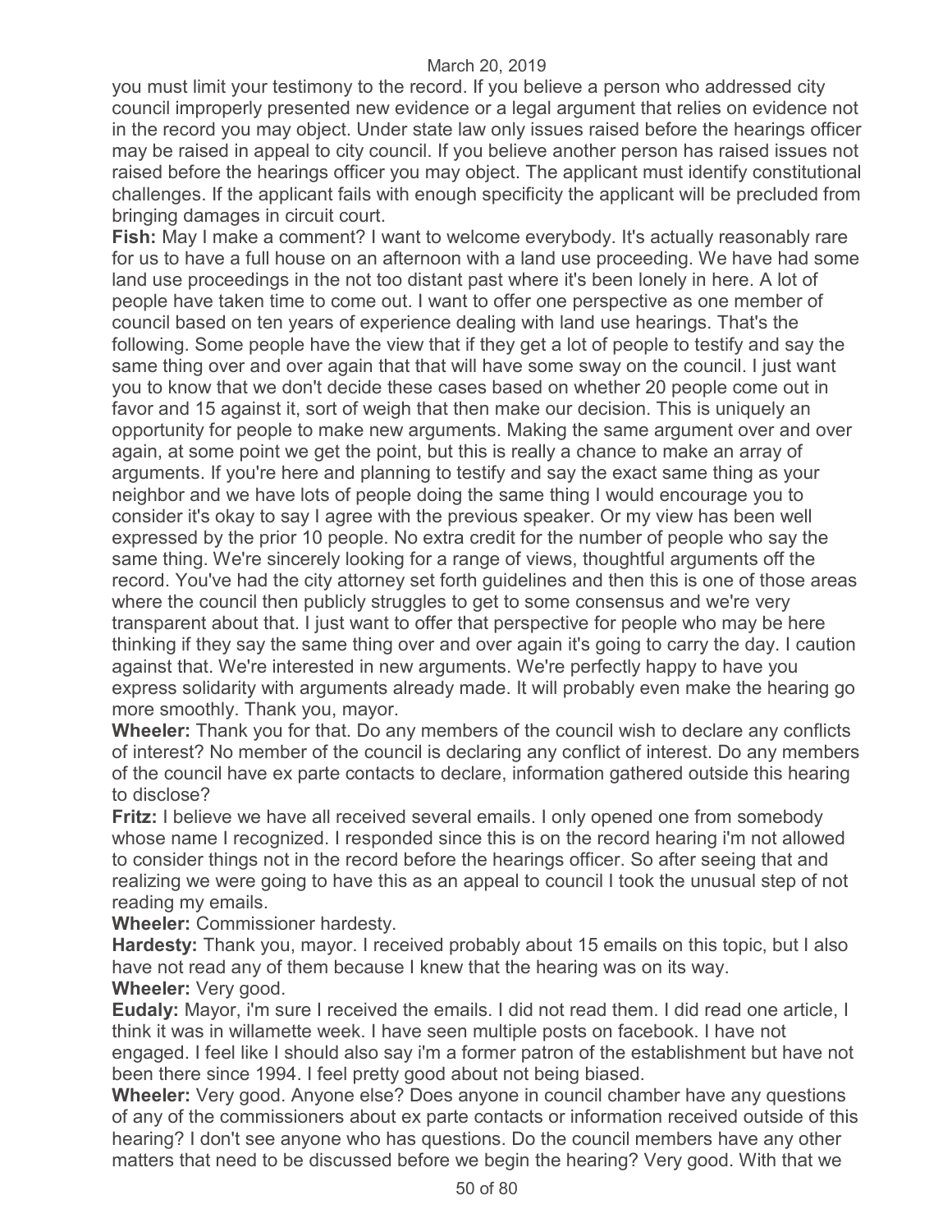you must limit your testimony to the record. If you believe a person who addressed city council improperly presented new evidence or a legal argument that relies on evidence not in the record you may object. Under state law only issues raised before the hearings officer may be raised in appeal to city council. If you believe another person has raised issues not raised before the hearings officer you may object. The applicant must identify constitutional challenges. If the applicant fails with enough specificity the applicant will be precluded from bringing damages in circuit court.

**Fish:** May I make a comment? I want to welcome everybody. It's actually reasonably rare for us to have a full house on an afternoon with a land use proceeding. We have had some land use proceedings in the not too distant past where it's been lonely in here. A lot of people have taken time to come out. I want to offer one perspective as one member of council based on ten years of experience dealing with land use hearings. That's the following. Some people have the view that if they get a lot of people to testify and say the same thing over and over again that that will have some sway on the council. I just want you to know that we don't decide these cases based on whether 20 people come out in favor and 15 against it, sort of weigh that then make our decision. This is uniquely an opportunity for people to make new arguments. Making the same argument over and over again, at some point we get the point, but this is really a chance to make an array of arguments. If you're here and planning to testify and say the exact same thing as your neighbor and we have lots of people doing the same thing I would encourage you to consider it's okay to say I agree with the previous speaker. Or my view has been well expressed by the prior 10 people. No extra credit for the number of people who say the same thing. We're sincerely looking for a range of views, thoughtful arguments off the record. You've had the city attorney set forth guidelines and then this is one of those areas where the council then publicly struggles to get to some consensus and we're very transparent about that. I just want to offer that perspective for people who may be here thinking if they say the same thing over and over again it's going to carry the day. I caution against that. We're interested in new arguments. We're perfectly happy to have you express solidarity with arguments already made. It will probably even make the hearing go more smoothly. Thank you, mayor.

**Wheeler:** Thank you for that. Do any members of the council wish to declare any conflicts of interest? No member of the council is declaring any conflict of interest. Do any members of the council have ex parte contacts to declare, information gathered outside this hearing to disclose?

**Fritz:** I believe we have all received several emails. I only opened one from somebody whose name I recognized. I responded since this is on the record hearing i'm not allowed to consider things not in the record before the hearings officer. So after seeing that and realizing we were going to have this as an appeal to council I took the unusual step of not reading my emails.

**Wheeler:** Commissioner hardesty.

**Hardesty:** Thank you, mayor. I received probably about 15 emails on this topic, but I also have not read any of them because I knew that the hearing was on its way.

**Wheeler:** Very good.

**Eudaly:** Mayor, i'm sure I received the emails. I did not read them. I did read one article, I think it was in willamette week. I have seen multiple posts on facebook. I have not engaged. I feel like I should also say i'm a former patron of the establishment but have not been there since 1994. I feel pretty good about not being biased.

**Wheeler:** Very good. Anyone else? Does anyone in council chamber have any questions of any of the commissioners about ex parte contacts or information received outside of this hearing? I don't see anyone who has questions. Do the council members have any other matters that need to be discussed before we begin the hearing? Very good. With that we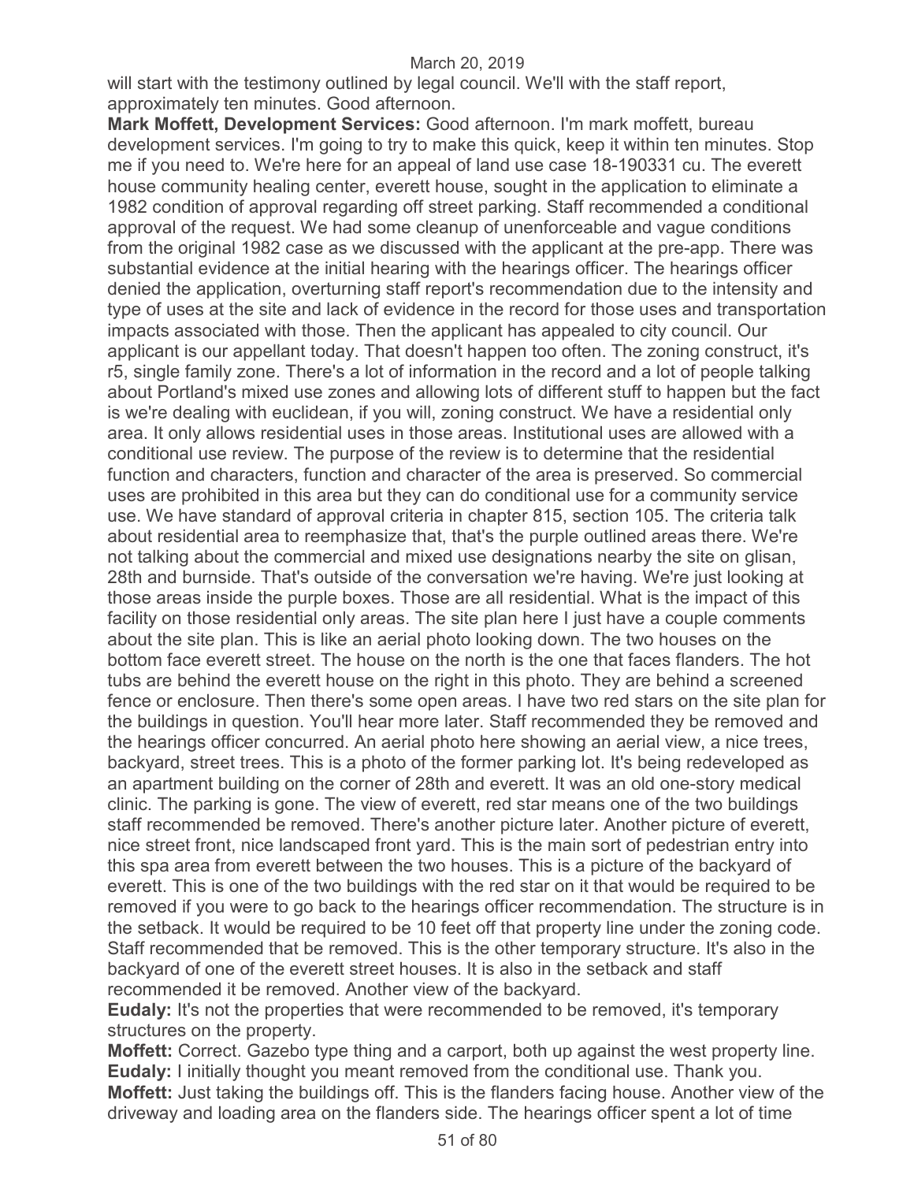will start with the testimony outlined by legal council. We'll with the staff report, approximately ten minutes. Good afternoon.

**Mark Moffett, Development Services:** Good afternoon. I'm mark moffett, bureau development services. I'm going to try to make this quick, keep it within ten minutes. Stop me if you need to. We're here for an appeal of land use case 18-190331 cu. The everett house community healing center, everett house, sought in the application to eliminate a 1982 condition of approval regarding off street parking. Staff recommended a conditional approval of the request. We had some cleanup of unenforceable and vague conditions from the original 1982 case as we discussed with the applicant at the pre-app. There was substantial evidence at the initial hearing with the hearings officer. The hearings officer denied the application, overturning staff report's recommendation due to the intensity and type of uses at the site and lack of evidence in the record for those uses and transportation impacts associated with those. Then the applicant has appealed to city council. Our applicant is our appellant today. That doesn't happen too often. The zoning construct, it's r5, single family zone. There's a lot of information in the record and a lot of people talking about Portland's mixed use zones and allowing lots of different stuff to happen but the fact is we're dealing with euclidean, if you will, zoning construct. We have a residential only area. It only allows residential uses in those areas. Institutional uses are allowed with a conditional use review. The purpose of the review is to determine that the residential function and characters, function and character of the area is preserved. So commercial uses are prohibited in this area but they can do conditional use for a community service use. We have standard of approval criteria in chapter 815, section 105. The criteria talk about residential area to reemphasize that, that's the purple outlined areas there. We're not talking about the commercial and mixed use designations nearby the site on glisan, 28th and burnside. That's outside of the conversation we're having. We're just looking at those areas inside the purple boxes. Those are all residential. What is the impact of this facility on those residential only areas. The site plan here I just have a couple comments about the site plan. This is like an aerial photo looking down. The two houses on the bottom face everett street. The house on the north is the one that faces flanders. The hot tubs are behind the everett house on the right in this photo. They are behind a screened fence or enclosure. Then there's some open areas. I have two red stars on the site plan for the buildings in question. You'll hear more later. Staff recommended they be removed and the hearings officer concurred. An aerial photo here showing an aerial view, a nice trees, backyard, street trees. This is a photo of the former parking lot. It's being redeveloped as an apartment building on the corner of 28th and everett. It was an old one-story medical clinic. The parking is gone. The view of everett, red star means one of the two buildings staff recommended be removed. There's another picture later. Another picture of everett, nice street front, nice landscaped front yard. This is the main sort of pedestrian entry into this spa area from everett between the two houses. This is a picture of the backyard of everett. This is one of the two buildings with the red star on it that would be required to be removed if you were to go back to the hearings officer recommendation. The structure is in the setback. It would be required to be 10 feet off that property line under the zoning code. Staff recommended that be removed. This is the other temporary structure. It's also in the backyard of one of the everett street houses. It is also in the setback and staff recommended it be removed. Another view of the backyard.

**Eudaly:** It's not the properties that were recommended to be removed, it's temporary structures on the property.

**Moffett:** Correct. Gazebo type thing and a carport, both up against the west property line.

**Eudaly:** I initially thought you meant removed from the conditional use. Thank you.

**Moffett:** Just taking the buildings off. This is the flanders facing house. Another view of the driveway and loading area on the flanders side. The hearings officer spent a lot of time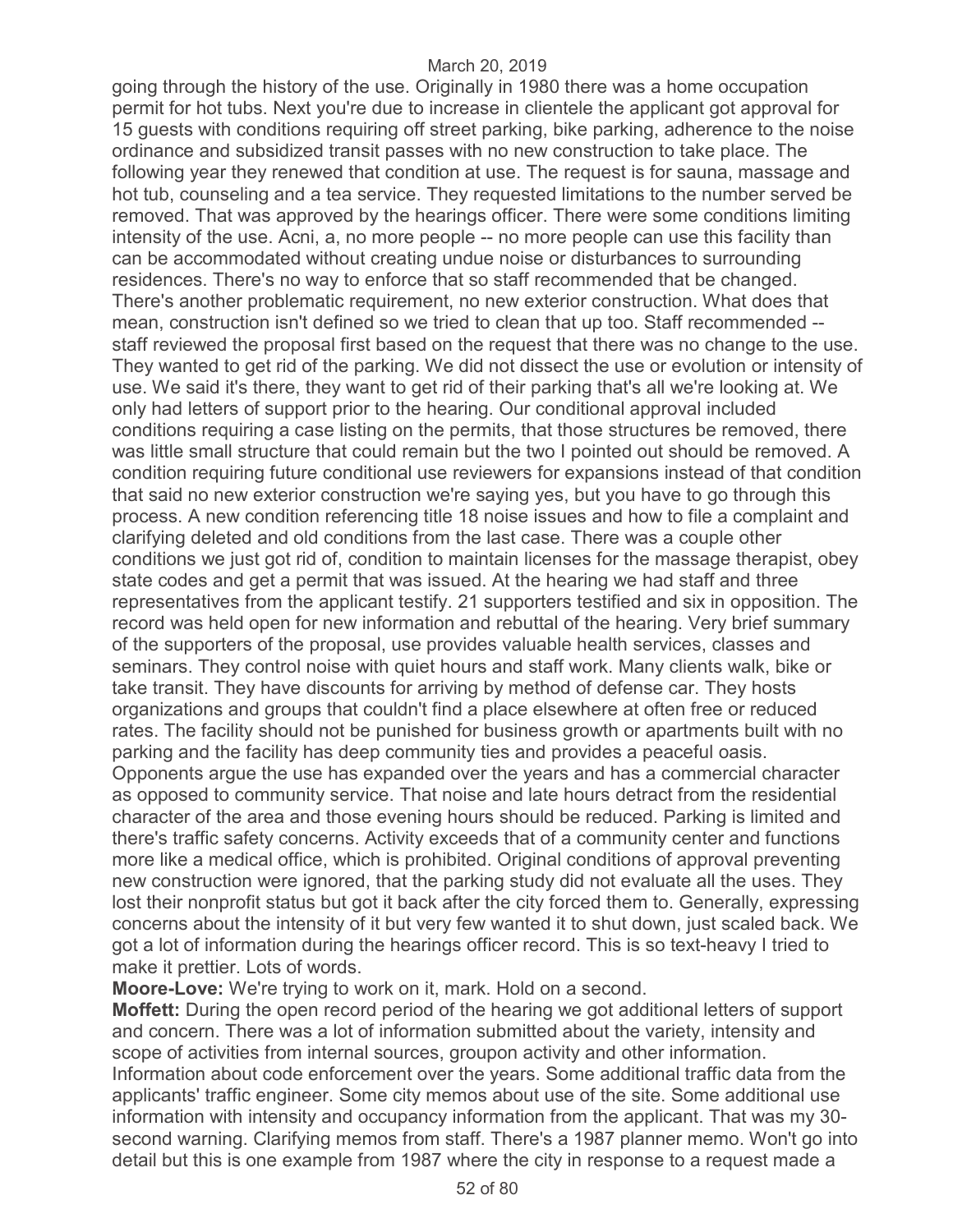going through the history of the use. Originally in 1980 there was a home occupation permit for hot tubs. Next you're due to increase in clientele the applicant got approval for 15 guests with conditions requiring off street parking, bike parking, adherence to the noise ordinance and subsidized transit passes with no new construction to take place. The following year they renewed that condition at use. The request is for sauna, massage and hot tub, counseling and a tea service. They requested limitations to the number served be removed. That was approved by the hearings officer. There were some conditions limiting intensity of the use. Acni, a, no more people -- no more people can use this facility than can be accommodated without creating undue noise or disturbances to surrounding residences. There's no way to enforce that so staff recommended that be changed. There's another problematic requirement, no new exterior construction. What does that mean, construction isn't defined so we tried to clean that up too. Staff recommended -- staff reviewed the proposal first based on the request that there was no change to the use. They wanted to get rid of the parking. We did not dissect the use or evolution or intensity of use. We said it's there, they want to get rid of their parking that's all we're looking at. We only had letters of support prior to the hearing. Our conditional approval included conditions requiring a case listing on the permits, that those structures be removed, there was little small structure that could remain but the two I pointed out should be removed. A condition requiring future conditional use reviewers for expansions instead of that condition that said no new exterior construction we're saying yes, but you have to go through this process. A new condition referencing title 18 noise issues and how to file a complaint and clarifying deleted and old conditions from the last case. There was a couple other conditions we just got rid of, condition to maintain licenses for the massage therapist, obey state codes and get a permit that was issued. At the hearing we had staff and three representatives from the applicant testify. 21 supporters testified and six in opposition. The record was held open for new information and rebuttal of the hearing. Very brief summary of the supporters of the proposal, use provides valuable health services, classes and seminars. They control noise with quiet hours and staff work. Many clients walk, bike or take transit. They have discounts for arriving by method of defense car. They hosts organizations and groups that couldn't find a place elsewhere at often free or reduced rates. The facility should not be punished for business growth or apartments built with no parking and the facility has deep community ties and provides a peaceful oasis. Opponents argue the use has expanded over the years and has a commercial character as opposed to community service. That noise and late hours detract from the residential character of the area and those evening hours should be reduced. Parking is limited and there's traffic safety concerns. Activity exceeds that of a community center and functions more like a medical office, which is prohibited. Original conditions of approval preventing new construction were ignored, that the parking study did not evaluate all the uses. They lost their nonprofit status but got it back after the city forced them to. Generally, expressing concerns about the intensity of it but very few wanted it to shut down, just scaled back. We got a lot of information during the hearings officer record. This is so text-heavy I tried to make it prettier. Lots of words.

**Moore-Love:** We're trying to work on it, mark. Hold on a second.

**Moffett:** During the open record period of the hearing we got additional letters of support and concern. There was a lot of information submitted about the variety, intensity and scope of activities from internal sources, groupon activity and other information. Information about code enforcement over the years. Some additional traffic data from the applicants' traffic engineer. Some city memos about use of the site. Some additional use information with intensity and occupancy information from the applicant. That was my 30-second warning. Clarifying memos from staff. There's a 1987 planner memo. Won't go into detail but this is one example from 1987 where the city in response to a request made a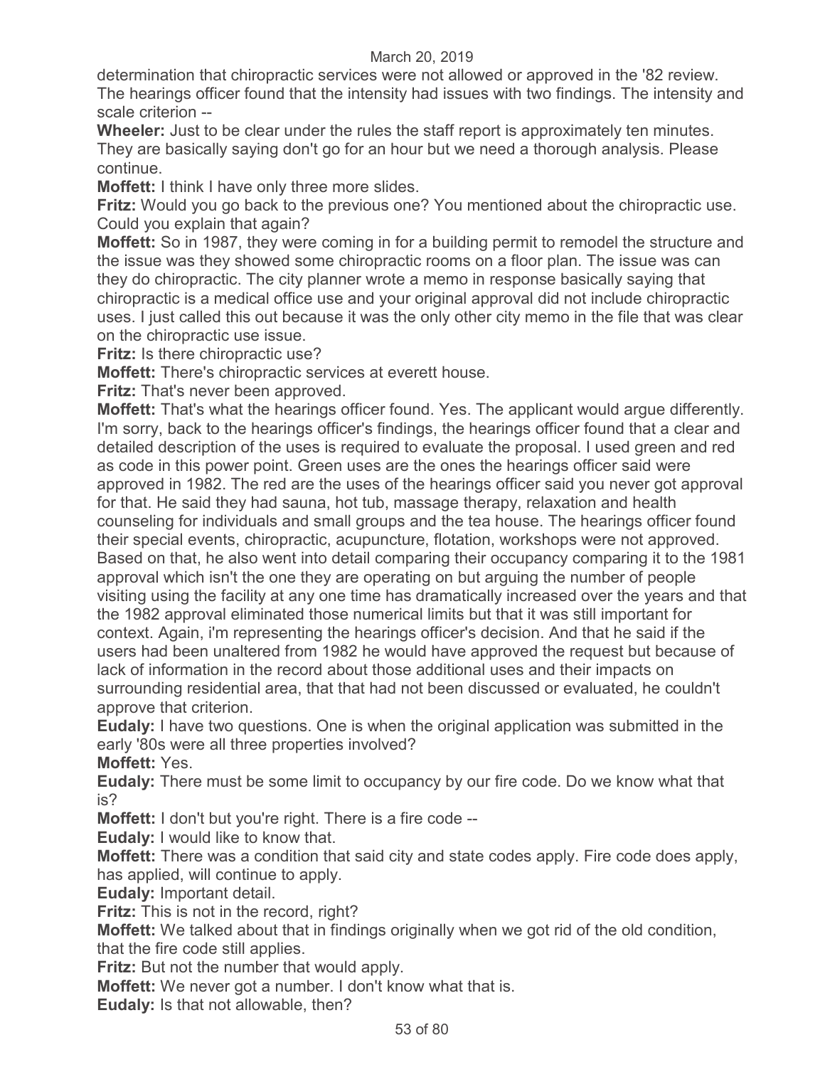determination that chiropractic services were not allowed or approved in the '82 review. The hearings officer found that the intensity had issues with two findings. The intensity and scale criterion --

**Wheeler:** Just to be clear under the rules the staff report is approximately ten minutes. They are basically saying don't go for an hour but we need a thorough analysis. Please continue.

**Moffett:** I think I have only three more slides.

**Fritz:** Would you go back to the previous one? You mentioned about the chiropractic use. Could you explain that again?

**Moffett:** So in 1987, they were coming in for a building permit to remodel the structure and the issue was they showed some chiropractic rooms on a floor plan. The issue was can they do chiropractic. The city planner wrote a memo in response basically saying that chiropractic is a medical office use and your original approval did not include chiropractic uses. I just called this out because it was the only other city memo in the file that was clear on the chiropractic use issue.

**Fritz:** Is there chiropractic use?

**Moffett:** There's chiropractic services at everett house.

**Fritz:** That's never been approved.

**Moffett:** That's what the hearings officer found. Yes. The applicant would argue differently. I'm sorry, back to the hearings officer's findings, the hearings officer found that a clear and detailed description of the uses is required to evaluate the proposal. I used green and red as code in this power point. Green uses are the ones the hearings officer said were approved in 1982. The red are the uses of the hearings officer said you never got approval for that. He said they had sauna, hot tub, massage therapy, relaxation and health counseling for individuals and small groups and the tea house. The hearings officer found their special events, chiropractic, acupuncture, flotation, workshops were not approved. Based on that, he also went into detail comparing their occupancy comparing it to the 1981 approval which isn't the one they are operating on but arguing the number of people visiting using the facility at any one time has dramatically increased over the years and that the 1982 approval eliminated those numerical limits but that it was still important for context. Again, i'm representing the hearings officer's decision. And that he said if the users had been unaltered from 1982 he would have approved the request but because of lack of information in the record about those additional uses and their impacts on surrounding residential area, that that had not been discussed or evaluated, he couldn't approve that criterion.

**Eudaly:** I have two questions. One is when the original application was submitted in the early '80s were all three properties involved?

**Moffett:** Yes.

**Eudaly:** There must be some limit to occupancy by our fire code. Do we know what that is?

**Moffett:** I don't but you're right. There is a fire code --

**Eudaly:** I would like to know that.

**Moffett:** There was a condition that said city and state codes apply. Fire code does apply, has applied, will continue to apply.

**Eudaly:** Important detail.

**Fritz:** This is not in the record, right?

**Moffett:** We talked about that in findings originally when we got rid of the old condition, that the fire code still applies.

**Fritz:** But not the number that would apply.

**Moffett:** We never got a number. I don't know what that is.

**Eudaly:** Is that not allowable, then?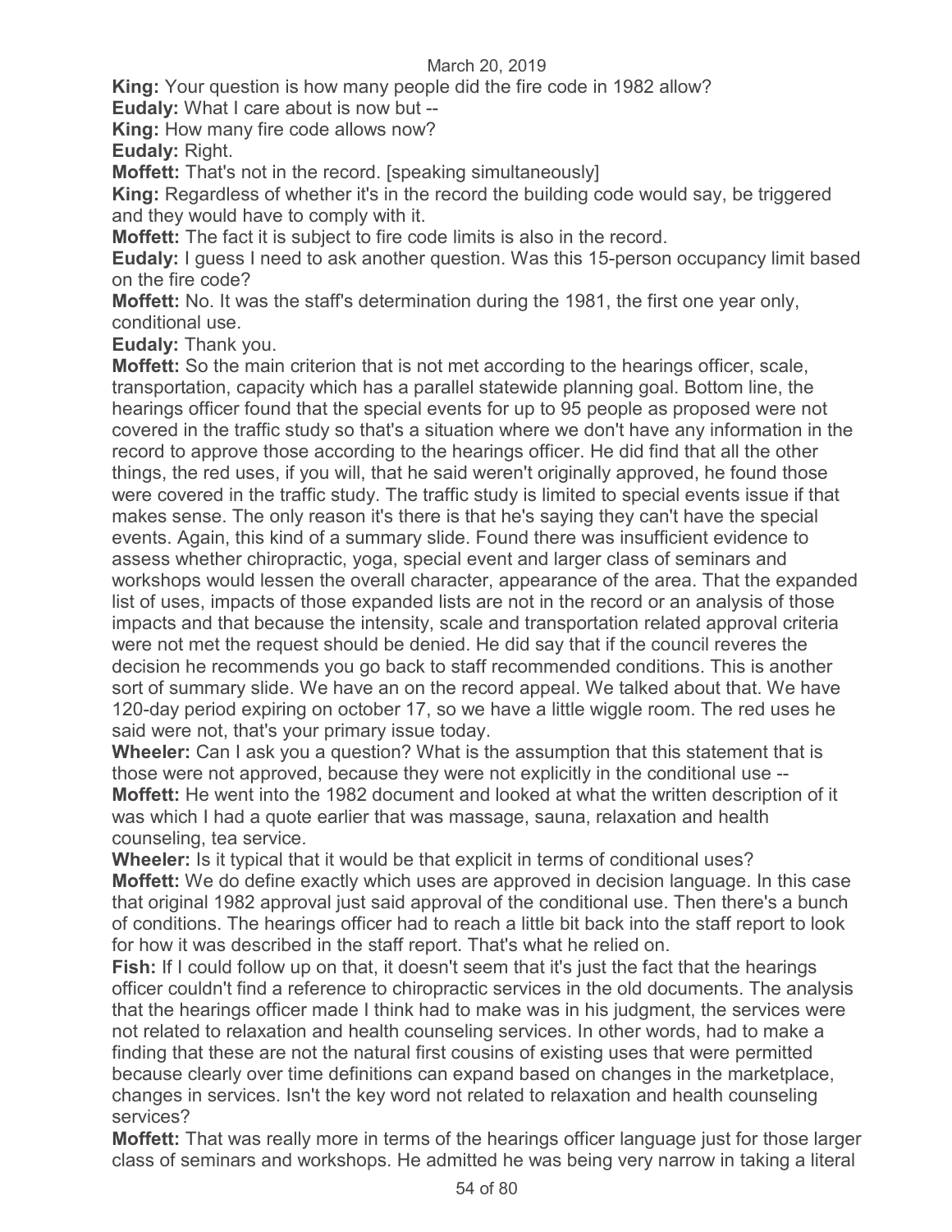**King:** Your question is how many people did the fire code in 1982 allow?

**Eudaly:** What I care about is now but --

**King:** How many fire code allows now?

**Eudaly:** Right.

**Moffett:** That's not in the record. [speaking simultaneously]

**King:** Regardless of whether it's in the record the building code would say, be triggered and they would have to comply with it.

**Moffett:** The fact it is subject to fire code limits is also in the record.

**Eudaly:** I guess I need to ask another question. Was this 15-person occupancy limit based on the fire code?

**Moffett:** No. It was the staff's determination during the 1981, the first one year only, conditional use.

**Eudaly:** Thank you.

**Moffett:** So the main criterion that is not met according to the hearings officer, scale, transportation, capacity which has a parallel statewide planning goal. Bottom line, the hearings officer found that the special events for up to 95 people as proposed were not covered in the traffic study so that's a situation where we don't have any information in the record to approve those according to the hearings officer. He did find that all the other things, the red uses, if you will, that he said weren't originally approved, he found those were covered in the traffic study. The traffic study is limited to special events issue if that makes sense. The only reason it's there is that he's saying they can't have the special events. Again, this kind of a summary slide. Found there was insufficient evidence to assess whether chiropractic, yoga, special event and larger class of seminars and workshops would lessen the overall character, appearance of the area. That the expanded list of uses, impacts of those expanded lists are not in the record or an analysis of those impacts and that because the intensity, scale and transportation related approval criteria were not met the request should be denied. He did say that if the council reveres the decision he recommends you go back to staff recommended conditions. This is another sort of summary slide. We have an on the record appeal. We talked about that. We have 120-day period expiring on october 17, so we have a little wiggle room. The red uses he said were not, that's your primary issue today.

**Wheeler:** Can I ask you a question? What is the assumption that this statement that is those were not approved, because they were not explicitly in the conditional use --

**Moffett:** He went into the 1982 document and looked at what the written description of it was which I had a quote earlier that was massage, sauna, relaxation and health counseling, tea service.

**Wheeler:** Is it typical that it would be that explicit in terms of conditional uses?

**Moffett:** We do define exactly which uses are approved in decision language. In this case that original 1982 approval just said approval of the conditional use. Then there's a bunch of conditions. The hearings officer had to reach a little bit back into the staff report to look for how it was described in the staff report. That's what he relied on.

**Fish:** If I could follow up on that, it doesn't seem that it's just the fact that the hearings officer couldn't find a reference to chiropractic services in the old documents. The analysis that the hearings officer made I think had to make was in his judgment, the services were not related to relaxation and health counseling services. In other words, had to make a finding that these are not the natural first cousins of existing uses that were permitted because clearly over time definitions can expand based on changes in the marketplace, changes in services. Isn't the key word not related to relaxation and health counseling services?

**Moffett:** That was really more in terms of the hearings officer language just for those larger class of seminars and workshops. He admitted he was being very narrow in taking a literal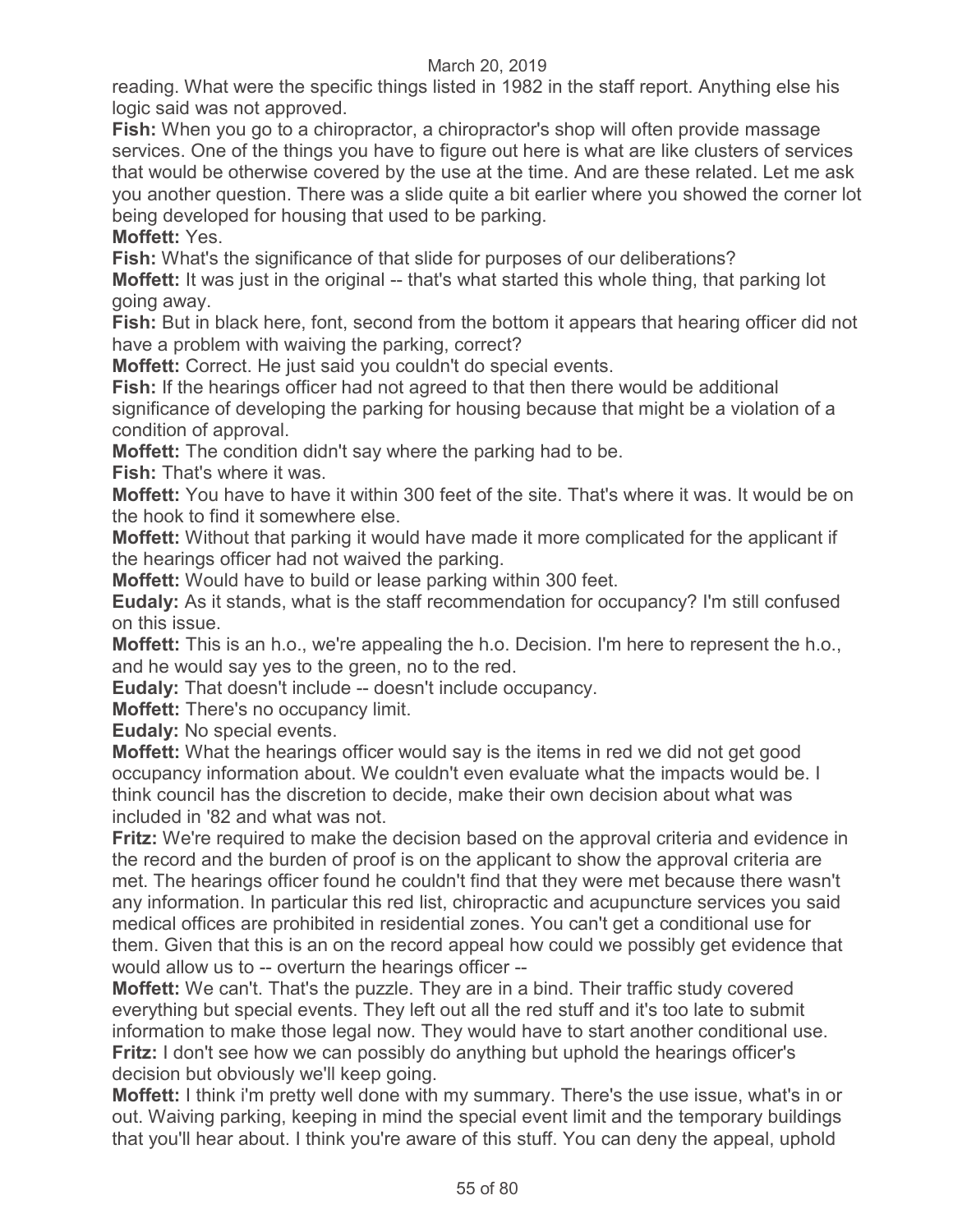reading. What were the specific things listed in 1982 in the staff report. Anything else his logic said was not approved.

**Fish:** When you go to a chiropractor, a chiropractor's shop will often provide massage services. One of the things you have to figure out here is what are like clusters of services that would be otherwise covered by the use at the time. And are these related. Let me ask you another question. There was a slide quite a bit earlier where you showed the corner lot being developed for housing that used to be parking.

**Moffett:** Yes.

**Fish:** What's the significance of that slide for purposes of our deliberations?

**Moffett:** It was just in the original -- that's what started this whole thing, that parking lot going away.

**Fish:** But in black here, font, second from the bottom it appears that hearing officer did not have a problem with waiving the parking, correct?

**Moffett:** Correct. He just said you couldn't do special events.

**Fish:** If the hearings officer had not agreed to that then there would be additional significance of developing the parking for housing because that might be a violation of a condition of approval.

**Moffett:** The condition didn't say where the parking had to be.

**Fish:** That's where it was.

**Moffett:** You have to have it within 300 feet of the site. That's where it was. It would be on the hook to find it somewhere else.

**Moffett:** Without that parking it would have made it more complicated for the applicant if the hearings officer had not waived the parking.

**Moffett:** Would have to build or lease parking within 300 feet.

**Eudaly:** As it stands, what is the staff recommendation for occupancy? I'm still confused on this issue.

**Moffett:** This is an h.o., we're appealing the h.o. Decision. I'm here to represent the h.o., and he would say yes to the green, no to the red.

**Eudaly:** That doesn't include -- doesn't include occupancy.

**Moffett:** There's no occupancy limit.

**Eudaly:** No special events.

**Moffett:** What the hearings officer would say is the items in red we did not get good occupancy information about. We couldn't even evaluate what the impacts would be. I think council has the discretion to decide, make their own decision about what was included in '82 and what was not.

**Fritz:** We're required to make the decision based on the approval criteria and evidence in the record and the burden of proof is on the applicant to show the approval criteria are met. The hearings officer found he couldn't find that they were met because there wasn't any information. In particular this red list, chiropractic and acupuncture services you said medical offices are prohibited in residential zones. You can't get a conditional use for them. Given that this is an on the record appeal how could we possibly get evidence that would allow us to -- overturn the hearings officer --

**Moffett:** We can't. That's the puzzle. They are in a bind. Their traffic study covered everything but special events. They left out all the red stuff and it's too late to submit information to make those legal now. They would have to start another conditional use.

**Fritz:** I don't see how we can possibly do anything but uphold the hearings officer's decision but obviously we'll keep going.

**Moffett:** I think i'm pretty well done with my summary. There's the use issue, what's in or out. Waiving parking, keeping in mind the special event limit and the temporary buildings that you'll hear about. I think you're aware of this stuff. You can deny the appeal, uphold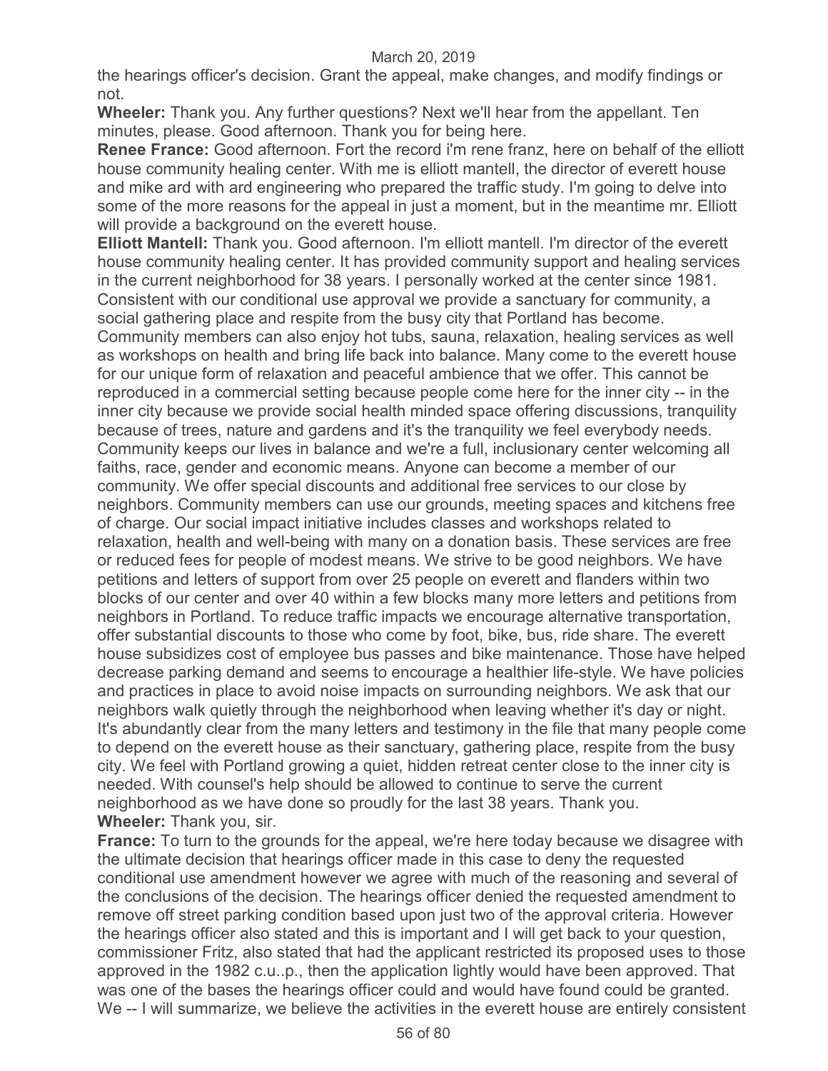the hearings officer's decision. Grant the appeal, make changes, and modify findings or not.

**Wheeler:** Thank you. Any further questions? Next we'll hear from the appellant. Ten minutes, please. Good afternoon. Thank you for being here.

**Renee France:** Good afternoon. Fort the record i'm rene franz, here on behalf of the elliott house community healing center. With me is elliott mantell, the director of everett house and mike ard with ard engineering who prepared the traffic study. I'm going to delve into some of the more reasons for the appeal in just a moment, but in the meantime mr. Elliott will provide a background on the everett house.

**Elliott Mantell:** Thank you. Good afternoon. I'm elliott mantell. I'm director of the everett house community healing center. It has provided community support and healing services in the current neighborhood for 38 years. I personally worked at the center since 1981. Consistent with our conditional use approval we provide a sanctuary for community, a social gathering place and respite from the busy city that Portland has become. Community members can also enjoy hot tubs, sauna, relaxation, healing services as well as workshops on health and bring life back into balance. Many come to the everett house for our unique form of relaxation and peaceful ambience that we offer. This cannot be reproduced in a commercial setting because people come here for the inner city -- in the inner city because we provide social health minded space offering discussions, tranquility because of trees, nature and gardens and it's the tranquility we feel everybody needs. Community keeps our lives in balance and we're a full, inclusionary center welcoming all faiths, race, gender and economic means. Anyone can become a member of our community. We offer special discounts and additional free services to our close by neighbors. Community members can use our grounds, meeting spaces and kitchens free of charge. Our social impact initiative includes classes and workshops related to relaxation, health and well-being with many on a donation basis. These services are free or reduced fees for people of modest means. We strive to be good neighbors. We have petitions and letters of support from over 25 people on everett and flanders within two blocks of our center and over 40 within a few blocks many more letters and petitions from neighbors in Portland. To reduce traffic impacts we encourage alternative transportation, offer substantial discounts to those who come by foot, bike, bus, ride share. The everett house subsidizes cost of employee bus passes and bike maintenance. Those have helped decrease parking demand and seems to encourage a healthier life-style. We have policies and practices in place to avoid noise impacts on surrounding neighbors. We ask that our neighbors walk quietly through the neighborhood when leaving whether it's day or night. It's abundantly clear from the many letters and testimony in the file that many people come to depend on the everett house as their sanctuary, gathering place, respite from the busy city. We feel with Portland growing a quiet, hidden retreat center close to the inner city is needed. With counsel's help should be allowed to continue to serve the current neighborhood as we have done so proudly for the last 38 years. Thank you.

**Wheeler:** Thank you, sir.

**France:** To turn to the grounds for the appeal, we're here today because we disagree with the ultimate decision that hearings officer made in this case to deny the requested conditional use amendment however we agree with much of the reasoning and several of the conclusions of the decision. The hearings officer denied the requested amendment to remove off street parking condition based upon just two of the approval criteria. However the hearings officer also stated and this is important and I will get back to your question, commissioner Fritz, also stated that had the applicant restricted its proposed uses to those approved in the 1982 c.u..p., then the application lightly would have been approved. That was one of the bases the hearings officer could and would have found could be granted. We -- I will summarize, we believe the activities in the everett house are entirely consistent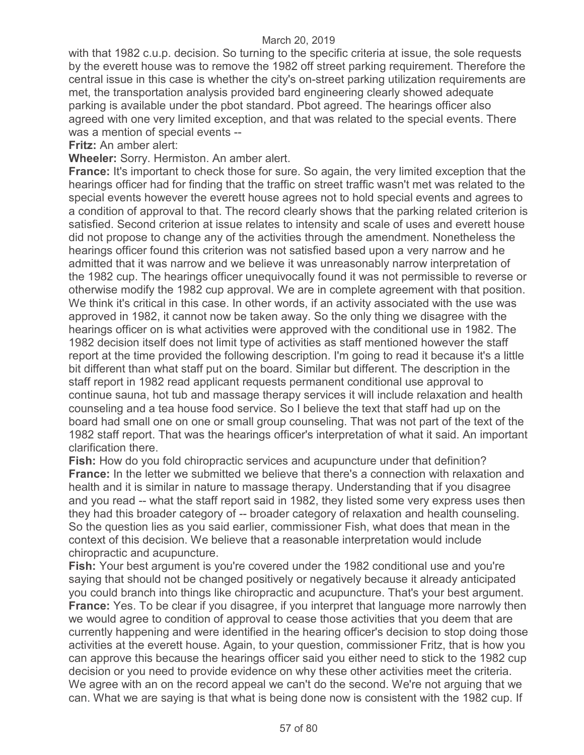with that 1982 c.u.p. decision. So turning to the specific criteria at issue, the sole requests by the everett house was to remove the 1982 off street parking requirement. Therefore the central issue in this case is whether the city's on-street parking utilization requirements are met, the transportation analysis provided bard engineering clearly showed adequate parking is available under the pbot standard. Pbot agreed. The hearings officer also agreed with one very limited exception, and that was related to the special events. There was a mention of special events --

**Fritz:** An amber alert:

**Wheeler:** Sorry. Hermiston. An amber alert.

**France:** It's important to check those for sure. So again, the very limited exception that the hearings officer had for finding that the traffic on street traffic wasn't met was related to the special events however the everett house agrees not to hold special events and agrees to a condition of approval to that. The record clearly shows that the parking related criterion is satisfied. Second criterion at issue relates to intensity and scale of uses and everett house did not propose to change any of the activities through the amendment. Nonetheless the hearings officer found this criterion was not satisfied based upon a very narrow and he admitted that it was narrow and we believe it was unreasonably narrow interpretation of the 1982 cup. The hearings officer unequivocally found it was not permissible to reverse or otherwise modify the 1982 cup approval. We are in complete agreement with that position. We think it's critical in this case. In other words, if an activity associated with the use was approved in 1982, it cannot now be taken away. So the only thing we disagree with the hearings officer on is what activities were approved with the conditional use in 1982. The 1982 decision itself does not limit type of activities as staff mentioned however the staff report at the time provided the following description. I'm going to read it because it's a little bit different than what staff put on the board. Similar but different. The description in the staff report in 1982 read applicant requests permanent conditional use approval to continue sauna, hot tub and massage therapy services it will include relaxation and health counseling and a tea house food service. So I believe the text that staff had up on the board had small one on one or small group counseling. That was not part of the text of the 1982 staff report. That was the hearings officer's interpretation of what it said. An important clarification there.

**Fish:** How do you fold chiropractic services and acupuncture under that definition?

**France:** In the letter we submitted we believe that there's a connection with relaxation and health and it is similar in nature to massage therapy. Understanding that if you disagree and you read -- what the staff report said in 1982, they listed some very express uses then they had this broader category of -- broader category of relaxation and health counseling. So the question lies as you said earlier, commissioner Fish, what does that mean in the context of this decision. We believe that a reasonable interpretation would include chiropractic and acupuncture.

**Fish:** Your best argument is you're covered under the 1982 conditional use and you're saying that should not be changed positively or negatively because it already anticipated you could branch into things like chiropractic and acupuncture. That's your best argument.

**France:** Yes. To be clear if you disagree, if you interpret that language more narrowly then we would agree to condition of approval to cease those activities that you deem that are currently happening and were identified in the hearing officer's decision to stop doing those activities at the everett house. Again, to your question, commissioner Fritz, that is how you can approve this because the hearings officer said you either need to stick to the 1982 cup decision or you need to provide evidence on why these other activities meet the criteria. We agree with an on the record appeal we can't do the second. We're not arguing that we can. What we are saying is that what is being done now is consistent with the 1982 cup. If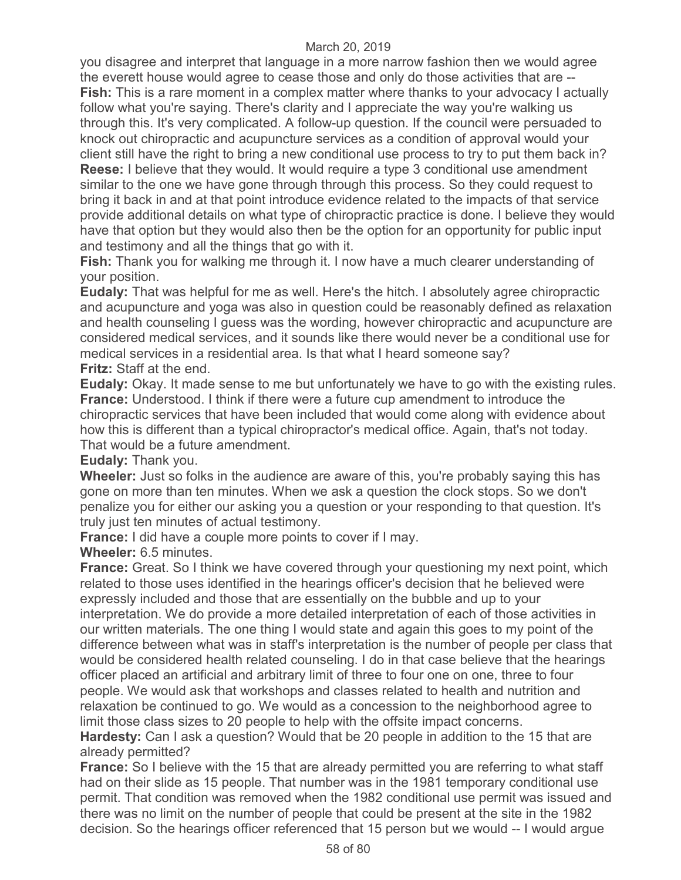you disagree and interpret that language in a more narrow fashion then we would agree the everett house would agree to cease those and only do those activities that are --

**Fish:** This is a rare moment in a complex matter where thanks to your advocacy I actually follow what you're saying. There's clarity and I appreciate the way you're walking us through this. It's very complicated. A follow-up question. If the council were persuaded to knock out chiropractic and acupuncture services as a condition of approval would your client still have the right to bring a new conditional use process to try to put them back in?

**Reese:** I believe that they would. It would require a type 3 conditional use amendment similar to the one we have gone through through this process. So they could request to bring it back in and at that point introduce evidence related to the impacts of that service provide additional details on what type of chiropractic practice is done. I believe they would have that option but they would also then be the option for an opportunity for public input and testimony and all the things that go with it.

**Fish:** Thank you for walking me through it. I now have a much clearer understanding of your position.

**Eudaly:** That was helpful for me as well. Here's the hitch. I absolutely agree chiropractic and acupuncture and yoga was also in question could be reasonably defined as relaxation and health counseling I guess was the wording, however chiropractic and acupuncture are considered medical services, and it sounds like there would never be a conditional use for medical services in a residential area. Is that what I heard someone say?

**Fritz:** Staff at the end.

**Eudaly:** Okay. It made sense to me but unfortunately we have to go with the existing rules.

**France:** Understood. I think if there were a future cup amendment to introduce the chiropractic services that have been included that would come along with evidence about how this is different than a typical chiropractor's medical office. Again, that's not today. That would be a future amendment.

**Eudaly:** Thank you.

**Wheeler:** Just so folks in the audience are aware of this, you're probably saying this has gone on more than ten minutes. When we ask a question the clock stops. So we don't penalize you for either our asking you a question or your responding to that question. It's truly just ten minutes of actual testimony.

**France:** I did have a couple more points to cover if I may.

**Wheeler:** 6.5 minutes.

**France:** Great. So I think we have covered through your questioning my next point, which related to those uses identified in the hearings officer's decision that he believed were expressly included and those that are essentially on the bubble and up to your interpretation. We do provide a more detailed interpretation of each of those activities in our written materials. The one thing I would state and again this goes to my point of the difference between what was in staff's interpretation is the number of people per class that would be considered health related counseling. I do in that case believe that the hearings officer placed an artificial and arbitrary limit of three to four one on one, three to four people. We would ask that workshops and classes related to health and nutrition and relaxation be continued to go. We would as a concession to the neighborhood agree to limit those class sizes to 20 people to help with the offsite impact concerns.

**Hardesty:** Can I ask a question? Would that be 20 people in addition to the 15 that are already permitted?

**France:** So I believe with the 15 that are already permitted you are referring to what staff had on their slide as 15 people. That number was in the 1981 temporary conditional use permit. That condition was removed when the 1982 conditional use permit was issued and there was no limit on the number of people that could be present at the site in the 1982 decision. So the hearings officer referenced that 15 person but we would -- I would argue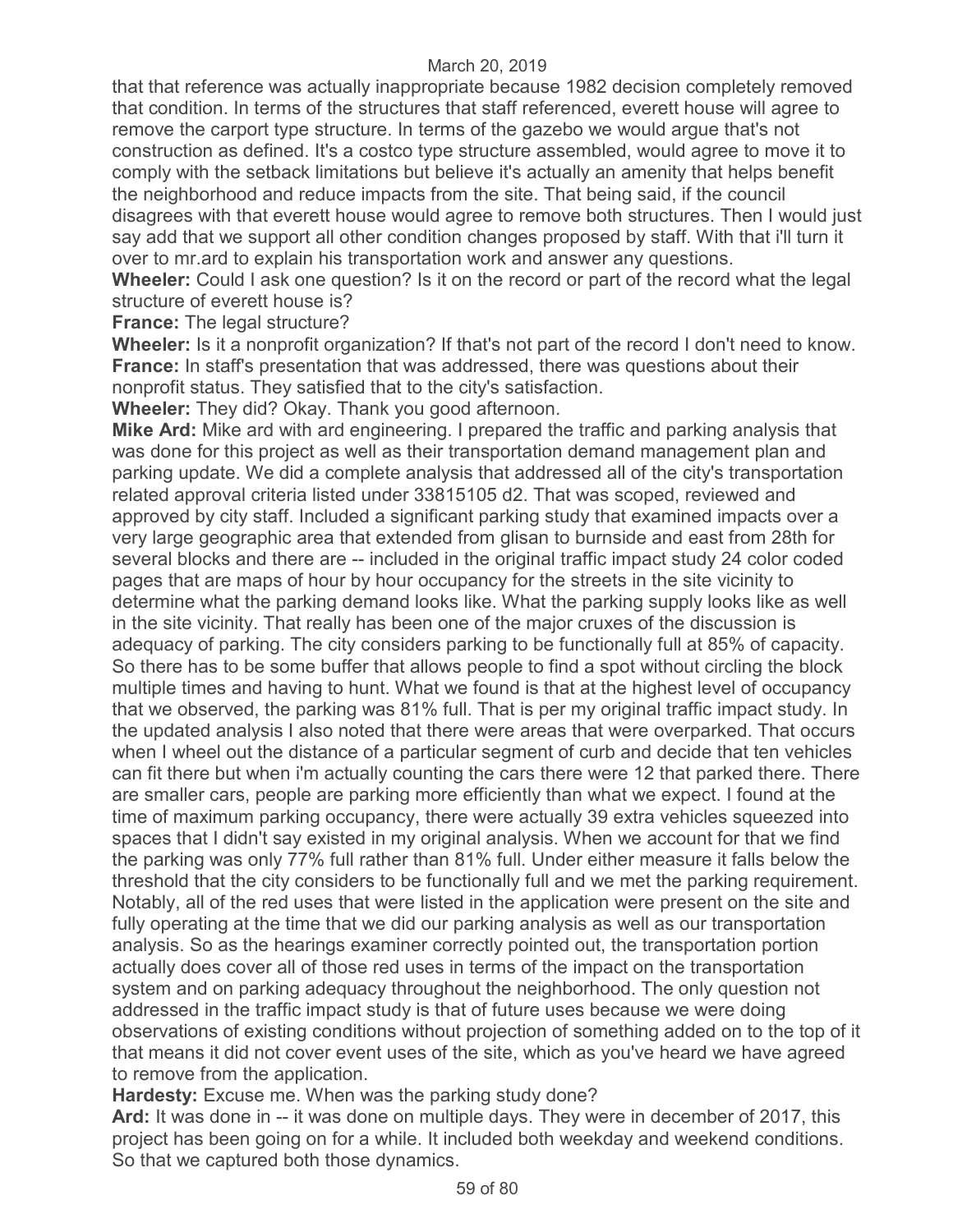that that reference was actually inappropriate because 1982 decision completely removed that condition. In terms of the structures that staff referenced, everett house will agree to remove the carport type structure. In terms of the gazebo we would argue that's not construction as defined. It's a costco type structure assembled, would agree to move it to comply with the setback limitations but believe it's actually an amenity that helps benefit the neighborhood and reduce impacts from the site. That being said, if the council disagrees with that everett house would agree to remove both structures. Then I would just say add that we support all other condition changes proposed by staff. With that i'll turn it over to mr.ard to explain his transportation work and answer any questions.

**Wheeler:** Could I ask one question? Is it on the record or part of the record what the legal structure of everett house is?

**France:** The legal structure?

**Wheeler:** Is it a nonprofit organization? If that's not part of the record I don't need to know.

**France:** In staff's presentation that was addressed, there was questions about their nonprofit status. They satisfied that to the city's satisfaction.

**Wheeler:** They did? Okay. Thank you good afternoon.

**Mike Ard:** Mike ard with ard engineering. I prepared the traffic and parking analysis that was done for this project as well as their transportation demand management plan and parking update. We did a complete analysis that addressed all of the city's transportation related approval criteria listed under 33815105 d2. That was scoped, reviewed and approved by city staff. Included a significant parking study that examined impacts over a very large geographic area that extended from glisan to burnside and east from 28th for several blocks and there are -- included in the original traffic impact study 24 color coded pages that are maps of hour by hour occupancy for the streets in the site vicinity to determine what the parking demand looks like. What the parking supply looks like as well in the site vicinity. That really has been one of the major cruxes of the discussion is adequacy of parking. The city considers parking to be functionally full at 85% of capacity. So there has to be some buffer that allows people to find a spot without circling the block multiple times and having to hunt. What we found is that at the highest level of occupancy that we observed, the parking was 81% full. That is per my original traffic impact study. In the updated analysis I also noted that there were areas that were overparked. That occurs when I wheel out the distance of a particular segment of curb and decide that ten vehicles can fit there but when i'm actually counting the cars there were 12 that parked there. There are smaller cars, people are parking more efficiently than what we expect. I found at the time of maximum parking occupancy, there were actually 39 extra vehicles squeezed into spaces that I didn't say existed in my original analysis. When we account for that we find the parking was only 77% full rather than 81% full. Under either measure it falls below the threshold that the city considers to be functionally full and we met the parking requirement. Notably, all of the red uses that were listed in the application were present on the site and fully operating at the time that we did our parking analysis as well as our transportation analysis. So as the hearings examiner correctly pointed out, the transportation portion actually does cover all of those red uses in terms of the impact on the transportation system and on parking adequacy throughout the neighborhood. The only question not addressed in the traffic impact study is that of future uses because we were doing observations of existing conditions without projection of something added on to the top of it that means it did not cover event uses of the site, which as you've heard we have agreed to remove from the application.

**Hardesty:** Excuse me. When was the parking study done?

**Ard:** It was done in -- it was done on multiple days. They were in december of 2017, this project has been going on for a while. It included both weekday and weekend conditions. So that we captured both those dynamics.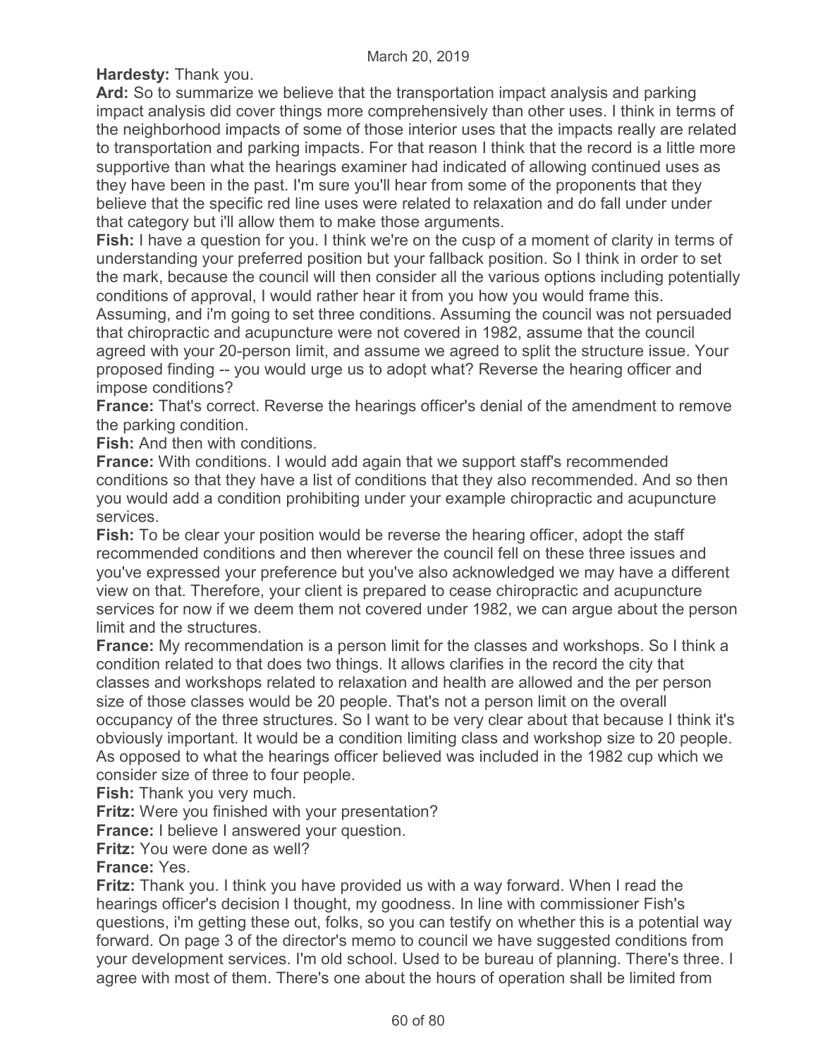**Hardesty:** Thank you.

**Ard:** So to summarize we believe that the transportation impact analysis and parking impact analysis did cover things more comprehensively than other uses. I think in terms of the neighborhood impacts of some of those interior uses that the impacts really are related to transportation and parking impacts. For that reason I think that the record is a little more supportive than what the hearings examiner had indicated of allowing continued uses as they have been in the past. I'm sure you'll hear from some of the proponents that they believe that the specific red line uses were related to relaxation and do fall under under that category but i'll allow them to make those arguments.

**Fish:** I have a question for you. I think we're on the cusp of a moment of clarity in terms of understanding your preferred position but your fallback position. So I think in order to set the mark, because the council will then consider all the various options including potentially conditions of approval, I would rather hear it from you how you would frame this. Assuming, and i'm going to set three conditions. Assuming the council was not persuaded that chiropractic and acupuncture were not covered in 1982, assume that the council agreed with your 20-person limit, and assume we agreed to split the structure issue. Your proposed finding -- you would urge us to adopt what? Reverse the hearing officer and impose conditions?

**France:** That's correct. Reverse the hearings officer's denial of the amendment to remove the parking condition.

**Fish:** And then with conditions.

**France:** With conditions. I would add again that we support staff's recommended conditions so that they have a list of conditions that they also recommended. And so then you would add a condition prohibiting under your example chiropractic and acupuncture services.

**Fish:** To be clear your position would be reverse the hearing officer, adopt the staff recommended conditions and then wherever the council fell on these three issues and you've expressed your preference but you've also acknowledged we may have a different view on that. Therefore, your client is prepared to cease chiropractic and acupuncture services for now if we deem them not covered under 1982, we can argue about the person limit and the structures.

**France:** My recommendation is a person limit for the classes and workshops. So I think a condition related to that does two things. It allows clarifies in the record the city that classes and workshops related to relaxation and health are allowed and the per person size of those classes would be 20 people. That's not a person limit on the overall occupancy of the three structures. So I want to be very clear about that because I think it's obviously important. It would be a condition limiting class and workshop size to 20 people. As opposed to what the hearings officer believed was included in the 1982 cup which we consider size of three to four people.

**Fish:** Thank you very much.

**Fritz:** Were you finished with your presentation?

**France:** I believe I answered your question.

**Fritz:** You were done as well?

**France:** Yes.

**Fritz:** Thank you. I think you have provided us with a way forward. When I read the hearings officer's decision I thought, my goodness. In line with commissioner Fish's questions, i'm getting these out, folks, so you can testify on whether this is a potential way forward. On page 3 of the director's memo to council we have suggested conditions from your development services. I'm old school. Used to be bureau of planning. There's three. I agree with most of them. There's one about the hours of operation shall be limited from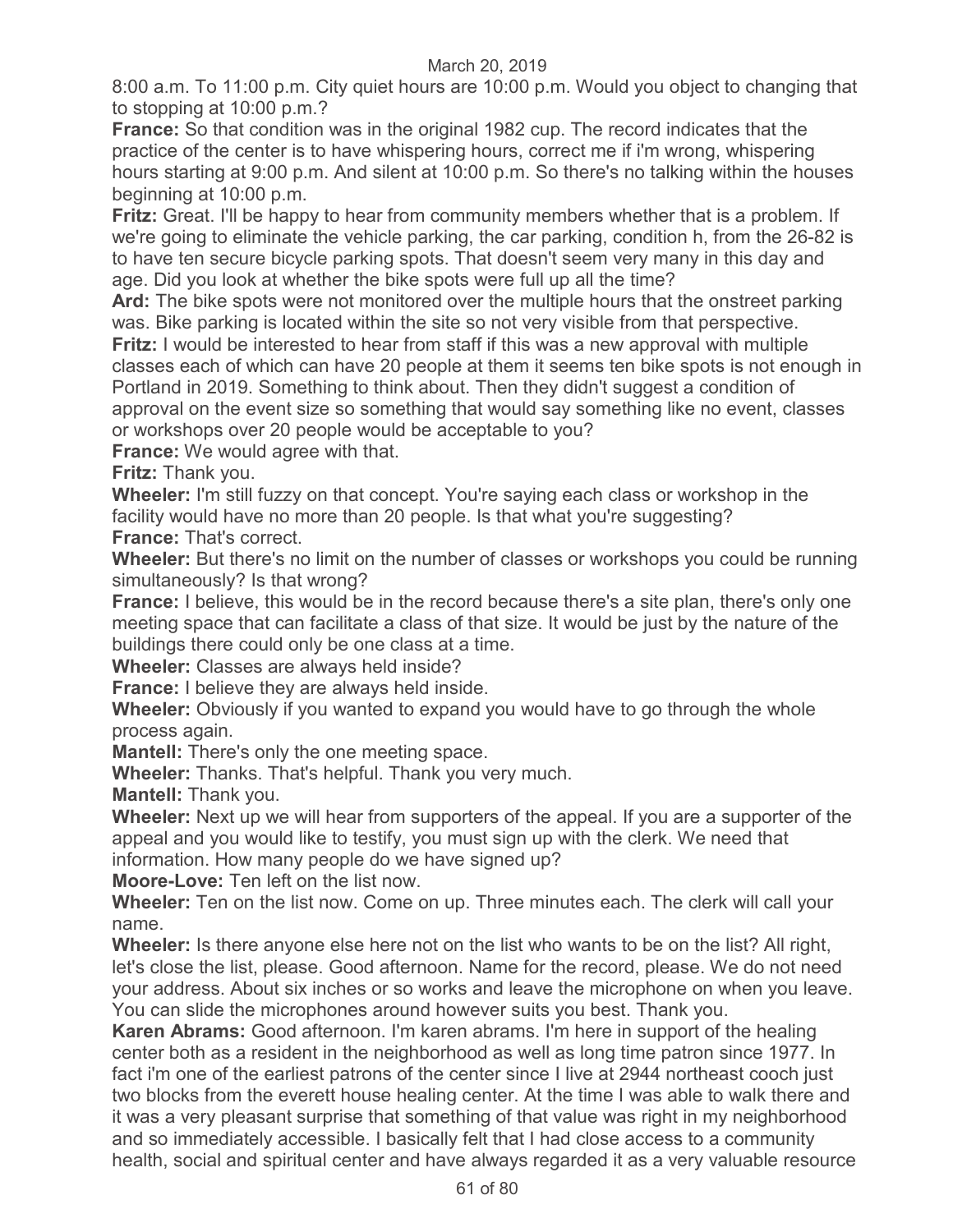8:00 a.m. To 11:00 p.m. City quiet hours are 10:00 p.m. Would you object to changing that to stopping at 10:00 p.m.?

**France:** So that condition was in the original 1982 cup. The record indicates that the practice of the center is to have whispering hours, correct me if i'm wrong, whispering hours starting at 9:00 p.m. And silent at 10:00 p.m. So there's no talking within the houses beginning at 10:00 p.m.

**Fritz:** Great. I'll be happy to hear from community members whether that is a problem. If we're going to eliminate the vehicle parking, the car parking, condition h, from the 26-82 is to have ten secure bicycle parking spots. That doesn't seem very many in this day and age. Did you look at whether the bike spots were full up all the time?

**Ard:** The bike spots were not monitored over the multiple hours that the onstreet parking was. Bike parking is located within the site so not very visible from that perspective.

**Fritz:** I would be interested to hear from staff if this was a new approval with multiple classes each of which can have 20 people at them it seems ten bike spots is not enough in Portland in 2019. Something to think about. Then they didn't suggest a condition of approval on the event size so something that would say something like no event, classes or workshops over 20 people would be acceptable to you?

**France:** We would agree with that.

**Fritz:** Thank you.

**Wheeler:** I'm still fuzzy on that concept. You're saying each class or workshop in the facility would have no more than 20 people. Is that what you're suggesting?

**France:** That's correct.

**Wheeler:** But there's no limit on the number of classes or workshops you could be running simultaneously? Is that wrong?

**France:** I believe, this would be in the record because there's a site plan, there's only one meeting space that can facilitate a class of that size. It would be just by the nature of the buildings there could only be one class at a time.

**Wheeler:** Classes are always held inside?

**France:** I believe they are always held inside.

**Wheeler:** Obviously if you wanted to expand you would have to go through the whole process again.

**Mantell:** There's only the one meeting space.

**Wheeler:** Thanks. That's helpful. Thank you very much.

**Mantell:** Thank you.

**Wheeler:** Next up we will hear from supporters of the appeal. If you are a supporter of the appeal and you would like to testify, you must sign up with the clerk. We need that information. How many people do we have signed up?

**Moore-Love:** Ten left on the list now.

**Wheeler:** Ten on the list now. Come on up. Three minutes each. The clerk will call your name.

**Wheeler:** Is there anyone else here not on the list who wants to be on the list? All right, let's close the list, please. Good afternoon. Name for the record, please. We do not need your address. About six inches or so works and leave the microphone on when you leave. You can slide the microphones around however suits you best. Thank you.

**Karen Abrams:** Good afternoon. I'm karen abrams. I'm here in support of the healing center both as a resident in the neighborhood as well as long time patron since 1977. In fact i'm one of the earliest patrons of the center since I live at 2944 northeast cooch just two blocks from the everett house healing center. At the time I was able to walk there and it was a very pleasant surprise that something of that value was right in my neighborhood and so immediately accessible. I basically felt that I had close access to a community health, social and spiritual center and have always regarded it as a very valuable resource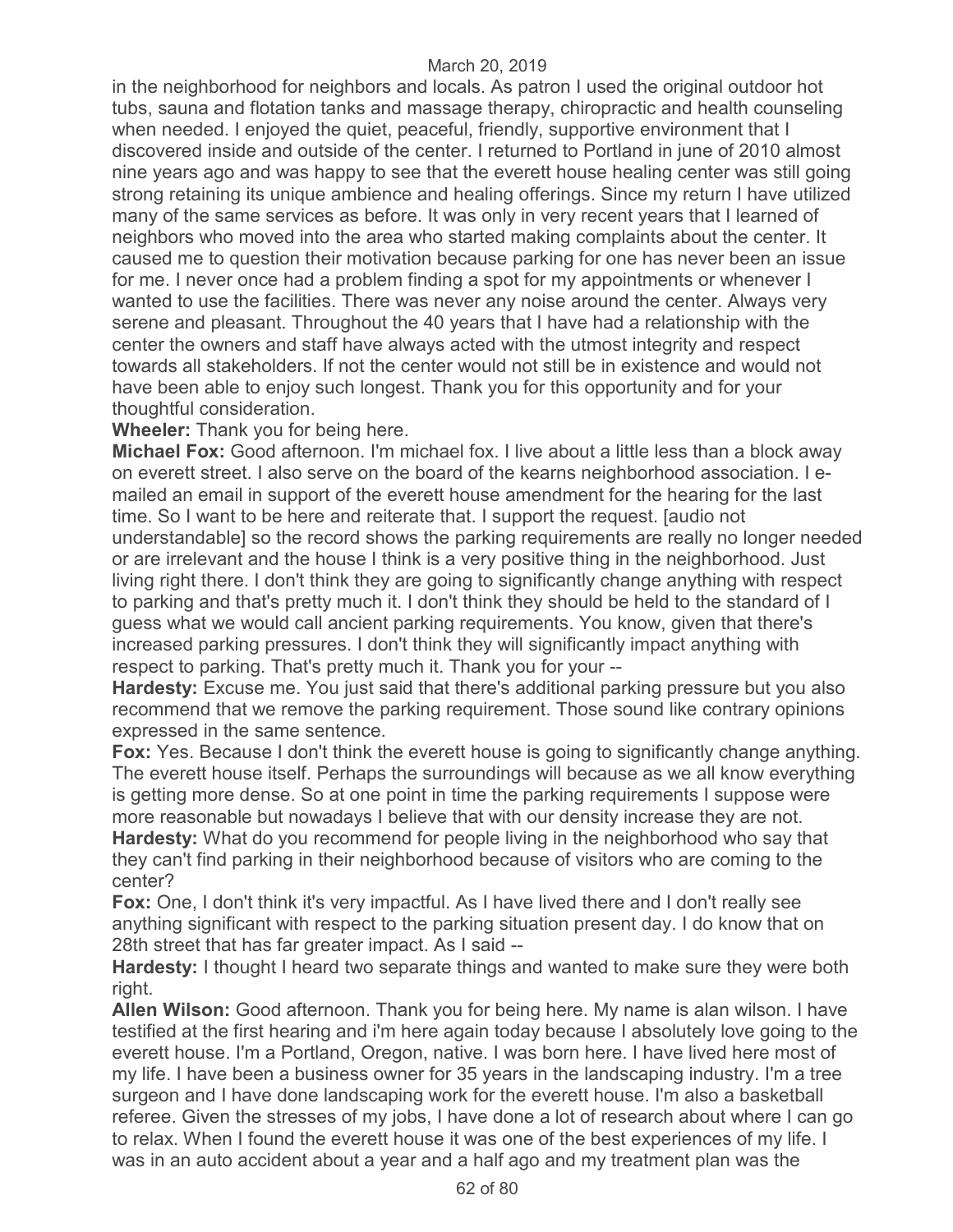in the neighborhood for neighbors and locals. As patron I used the original outdoor hot tubs, sauna and flotation tanks and massage therapy, chiropractic and health counseling when needed. I enjoyed the quiet, peaceful, friendly, supportive environment that I discovered inside and outside of the center. I returned to Portland in june of 2010 almost nine years ago and was happy to see that the everett house healing center was still going strong retaining its unique ambience and healing offerings. Since my return I have utilized many of the same services as before. It was only in very recent years that I learned of neighbors who moved into the area who started making complaints about the center. It caused me to question their motivation because parking for one has never been an issue for me. I never once had a problem finding a spot for my appointments or whenever I wanted to use the facilities. There was never any noise around the center. Always very serene and pleasant. Throughout the 40 years that I have had a relationship with the center the owners and staff have always acted with the utmost integrity and respect towards all stakeholders. If not the center would not still be in existence and would not have been able to enjoy such longest. Thank you for this opportunity and for your thoughtful consideration.

**Wheeler:** Thank you for being here.

**Michael Fox:** Good afternoon. I'm michael fox. I live about a little less than a block away on everett street. I also serve on the board of the kearns neighborhood association. I e-mailed an email in support of the everett house amendment for the hearing for the last time. So I want to be here and reiterate that. I support the request. [audio not understandable] so the record shows the parking requirements are really no longer needed or are irrelevant and the house I think is a very positive thing in the neighborhood. Just living right there. I don't think they are going to significantly change anything with respect to parking and that's pretty much it. I don't think they should be held to the standard of I guess what we would call ancient parking requirements. You know, given that there's increased parking pressures. I don't think they will significantly impact anything with respect to parking. That's pretty much it. Thank you for your --

**Hardesty:** Excuse me. You just said that there's additional parking pressure but you also recommend that we remove the parking requirement. Those sound like contrary opinions expressed in the same sentence.

**Fox:** Yes. Because I don't think the everett house is going to significantly change anything. The everett house itself. Perhaps the surroundings will because as we all know everything is getting more dense. So at one point in time the parking requirements I suppose were more reasonable but nowadays I believe that with our density increase they are not.

**Hardesty:** What do you recommend for people living in the neighborhood who say that they can't find parking in their neighborhood because of visitors who are coming to the center?

**Fox:** One, I don't think it's very impactful. As I have lived there and I don't really see anything significant with respect to the parking situation present day. I do know that on 28th street that has far greater impact. As I said --

**Hardesty:** I thought I heard two separate things and wanted to make sure they were both right.

**Allen Wilson:** Good afternoon. Thank you for being here. My name is alan wilson. I have testified at the first hearing and i'm here again today because I absolutely love going to the everett house. I'm a Portland, Oregon, native. I was born here. I have lived here most of my life. I have been a business owner for 35 years in the landscaping industry. I'm a tree surgeon and I have done landscaping work for the everett house. I'm also a basketball referee. Given the stresses of my jobs, I have done a lot of research about where I can go to relax. When I found the everett house it was one of the best experiences of my life. I was in an auto accident about a year and a half ago and my treatment plan was the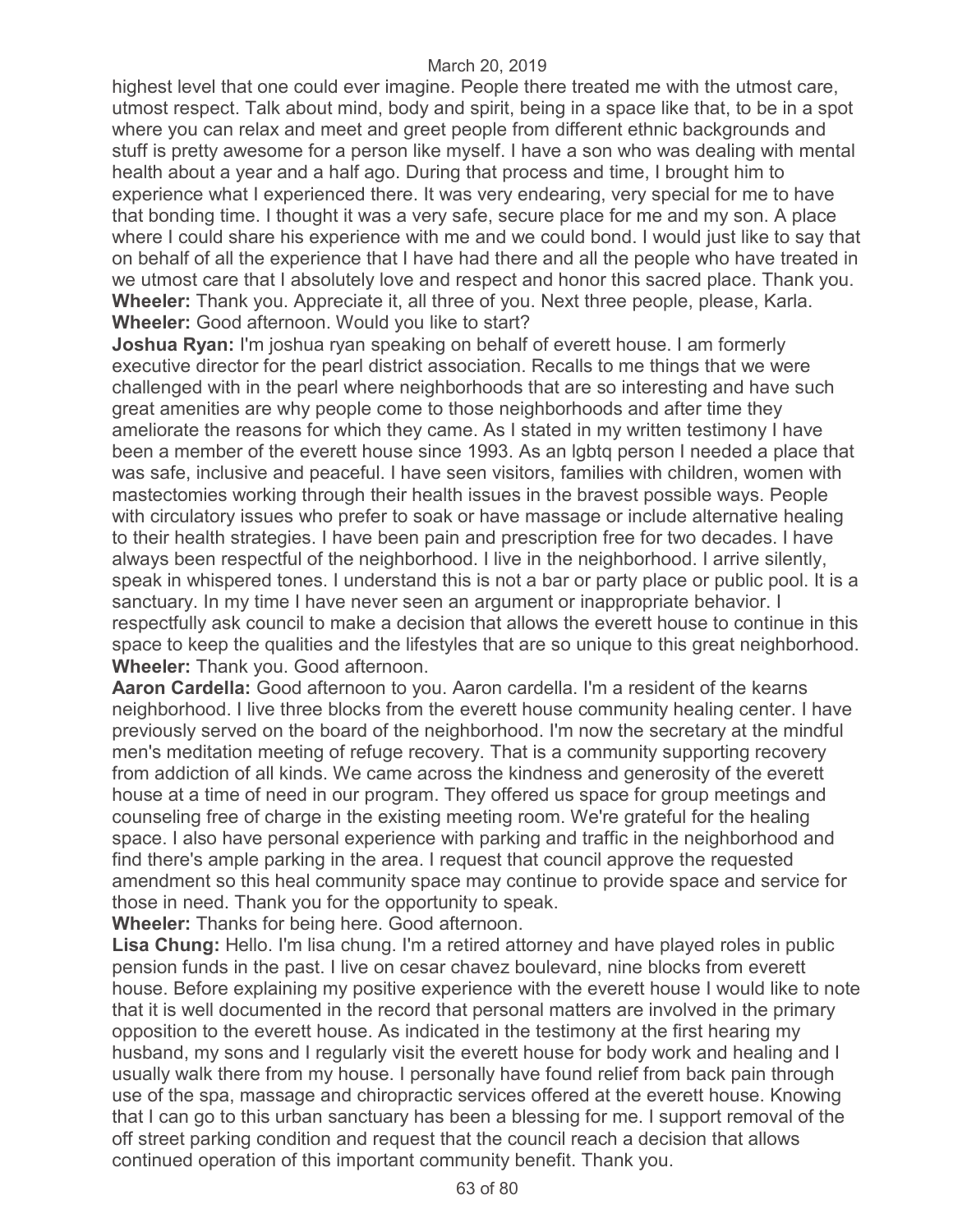highest level that one could ever imagine. People there treated me with the utmost care, utmost respect. Talk about mind, body and spirit, being in a space like that, to be in a spot where you can relax and meet and greet people from different ethnic backgrounds and stuff is pretty awesome for a person like myself. I have a son who was dealing with mental health about a year and a half ago. During that process and time, I brought him to experience what I experienced there. It was very endearing, very special for me to have that bonding time. I thought it was a very safe, secure place for me and my son. A place where I could share his experience with me and we could bond. I would just like to say that on behalf of all the experience that I have had there and all the people who have treated in we utmost care that I absolutely love and respect and honor this sacred place. Thank you.
**Wheeler:** Thank you. Appreciate it, all three of you. Next three people, please, Karla.
**Wheeler:** Good afternoon. Would you like to start?
**Joshua Ryan:** I'm joshua ryan speaking on behalf of everett house. I am formerly executive director for the pearl district association. Recalls to me things that we were challenged with in the pearl where neighborhoods that are so interesting and have such great amenities are why people come to those neighborhoods and after time they ameliorate the reasons for which they came. As I stated in my written testimony I have been a member of the everett house since 1993. As an lgbtq person I needed a place that was safe, inclusive and peaceful. I have seen visitors, families with children, women with mastectomies working through their health issues in the bravest possible ways. People with circulatory issues who prefer to soak or have massage or include alternative healing to their health strategies. I have been pain and prescription free for two decades. I have always been respectful of the neighborhood. I live in the neighborhood. I arrive silently, speak in whispered tones. I understand this is not a bar or party place or public pool. It is a sanctuary. In my time I have never seen an argument or inappropriate behavior. I respectfully ask council to make a decision that allows the everett house to continue in this space to keep the qualities and the lifestyles that are so unique to this great neighborhood.
**Wheeler:** Thank you. Good afternoon.
**Aaron Cardella:** Good afternoon to you. Aaron cardella. I'm a resident of the kearns neighborhood. I live three blocks from the everett house community healing center. I have previously served on the board of the neighborhood. I'm now the secretary at the mindful men's meditation meeting of refuge recovery. That is a community supporting recovery from addiction of all kinds. We came across the kindness and generosity of the everett house at a time of need in our program. They offered us space for group meetings and counseling free of charge in the existing meeting room. We're grateful for the healing space. I also have personal experience with parking and traffic in the neighborhood and find there's ample parking in the area. I request that council approve the requested amendment so this heal community space may continue to provide space and service for those in need. Thank you for the opportunity to speak.
**Wheeler:** Thanks for being here. Good afternoon.
**Lisa Chung:** Hello. I'm lisa chung. I'm a retired attorney and have played roles in public pension funds in the past. I live on cesar chavez boulevard, nine blocks from everett house. Before explaining my positive experience with the everett house I would like to note that it is well documented in the record that personal matters are involved in the primary opposition to the everett house. As indicated in the testimony at the first hearing my husband, my sons and I regularly visit the everett house for body work and healing and I usually walk there from my house. I personally have found relief from back pain through use of the spa, massage and chiropractic services offered at the everett house. Knowing that I can go to this urban sanctuary has been a blessing for me. I support removal of the off street parking condition and request that the council reach a decision that allows continued operation of this important community benefit. Thank you.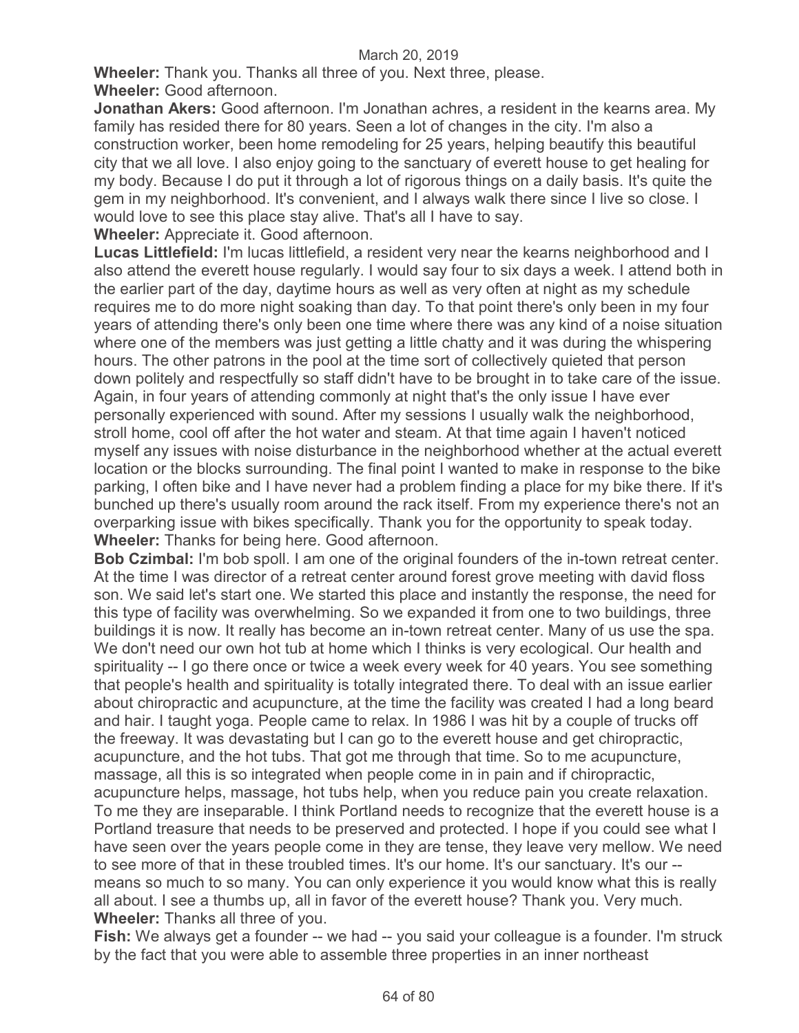**Wheeler:** Thank you. Thanks all three of you. Next three, please.

**Wheeler:** Good afternoon.

**Jonathan Akers:** Good afternoon. I'm Jonathan achres, a resident in the kearns area. My family has resided there for 80 years. Seen a lot of changes in the city. I'm also a construction worker, been home remodeling for 25 years, helping beautify this beautiful city that we all love. I also enjoy going to the sanctuary of everett house to get healing for my body. Because I do put it through a lot of rigorous things on a daily basis. It's quite the gem in my neighborhood. It's convenient, and I always walk there since I live so close. I would love to see this place stay alive. That's all I have to say.

**Wheeler:** Appreciate it. Good afternoon.

**Lucas Littlefield:** I'm lucas littlefield, a resident very near the kearns neighborhood and I also attend the everett house regularly. I would say four to six days a week. I attend both in the earlier part of the day, daytime hours as well as very often at night as my schedule requires me to do more night soaking than day. To that point there's only been in my four years of attending there's only been one time where there was any kind of a noise situation where one of the members was just getting a little chatty and it was during the whispering hours. The other patrons in the pool at the time sort of collectively quieted that person down politely and respectfully so staff didn't have to be brought in to take care of the issue. Again, in four years of attending commonly at night that's the only issue I have ever personally experienced with sound. After my sessions I usually walk the neighborhood, stroll home, cool off after the hot water and steam. At that time again I haven't noticed myself any issues with noise disturbance in the neighborhood whether at the actual everett location or the blocks surrounding. The final point I wanted to make in response to the bike parking, I often bike and I have never had a problem finding a place for my bike there. If it's bunched up there's usually room around the rack itself. From my experience there's not an overparking issue with bikes specifically. Thank you for the opportunity to speak today.

**Wheeler:** Thanks for being here. Good afternoon.

**Bob Czimbal:** I'm bob spoll. I am one of the original founders of the in-town retreat center. At the time I was director of a retreat center around forest grove meeting with david floss son. We said let's start one. We started this place and instantly the response, the need for this type of facility was overwhelming. So we expanded it from one to two buildings, three buildings it is now. It really has become an in-town retreat center. Many of us use the spa. We don't need our own hot tub at home which I thinks is very ecological. Our health and spirituality -- I go there once or twice a week every week for 40 years. You see something that people's health and spirituality is totally integrated there. To deal with an issue earlier about chiropractic and acupuncture, at the time the facility was created I had a long beard and hair. I taught yoga. People came to relax. In 1986 I was hit by a couple of trucks off the freeway. It was devastating but I can go to the everett house and get chiropractic, acupuncture, and the hot tubs. That got me through that time. So to me acupuncture, massage, all this is so integrated when people come in in pain and if chiropractic, acupuncture helps, massage, hot tubs help, when you reduce pain you create relaxation. To me they are inseparable. I think Portland needs to recognize that the everett house is a Portland treasure that needs to be preserved and protected. I hope if you could see what I have seen over the years people come in they are tense, they leave very mellow. We need to see more of that in these troubled times. It's our home. It's our sanctuary. It's our -- means so much to so many. You can only experience it you would know what this is really all about. I see a thumbs up, all in favor of the everett house? Thank you. Very much.

**Wheeler:** Thanks all three of you.

**Fish:** We always get a founder -- we had -- you said your colleague is a founder. I'm struck by the fact that you were able to assemble three properties in an inner northeast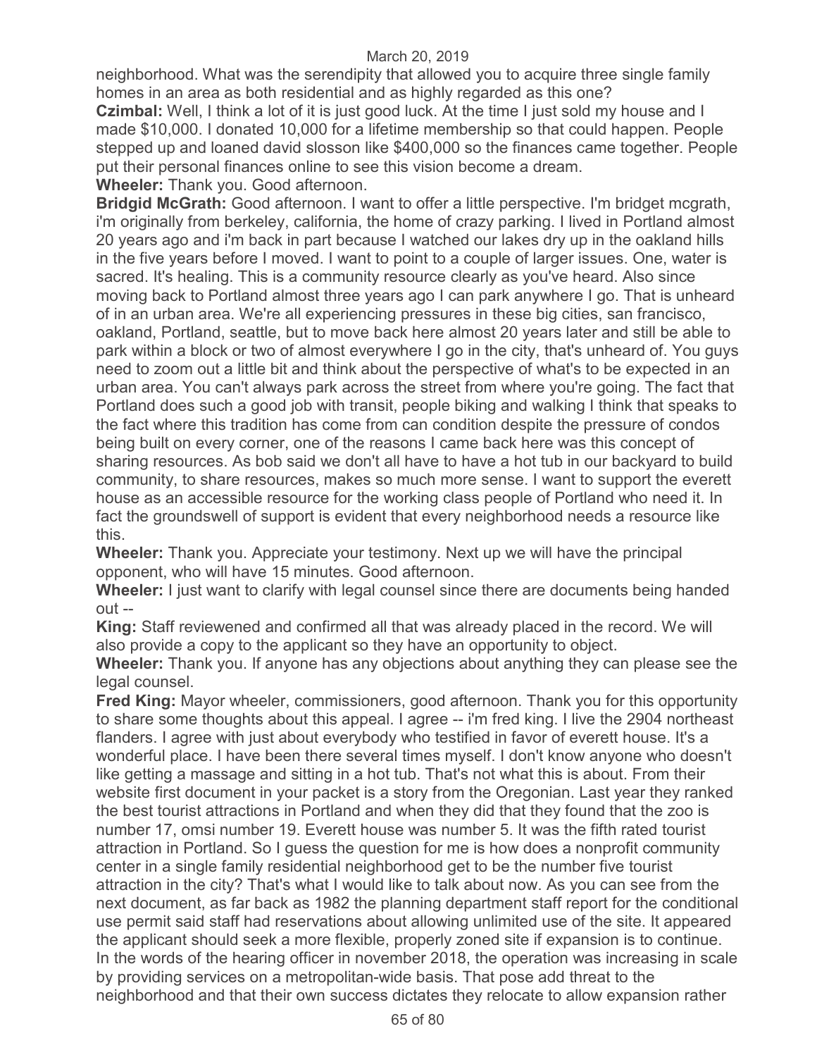neighborhood. What was the serendipity that allowed you to acquire three single family homes in an area as both residential and as highly regarded as this one?

**Czimbal:** Well, I think a lot of it is just good luck. At the time I just sold my house and I made $10,000. I donated 10,000 for a lifetime membership so that could happen. People stepped up and loaned david slosson like $400,000 so the finances came together. People put their personal finances online to see this vision become a dream.

**Wheeler:** Thank you. Good afternoon.

**Bridgid McGrath:** Good afternoon. I want to offer a little perspective. I'm bridget mcgrath, i'm originally from berkeley, california, the home of crazy parking. I lived in Portland almost 20 years ago and i'm back in part because I watched our lakes dry up in the oakland hills in the five years before I moved. I want to point to a couple of larger issues. One, water is sacred. It's healing. This is a community resource clearly as you've heard. Also since moving back to Portland almost three years ago I can park anywhere I go. That is unheard of in an urban area. We're all experiencing pressures in these big cities, san francisco, oakland, Portland, seattle, but to move back here almost 20 years later and still be able to park within a block or two of almost everywhere I go in the city, that's unheard of. You guys need to zoom out a little bit and think about the perspective of what's to be expected in an urban area. You can't always park across the street from where you're going. The fact that Portland does such a good job with transit, people biking and walking I think that speaks to the fact where this tradition has come from can condition despite the pressure of condos being built on every corner, one of the reasons I came back here was this concept of sharing resources. As bob said we don't all have to have a hot tub in our backyard to build community, to share resources, makes so much more sense. I want to support the everett house as an accessible resource for the working class people of Portland who need it. In fact the groundswell of support is evident that every neighborhood needs a resource like this.

**Wheeler:** Thank you. Appreciate your testimony. Next up we will have the principal opponent, who will have 15 minutes. Good afternoon.

**Wheeler:** I just want to clarify with legal counsel since there are documents being handed out --

**King:** Staff reviewened and confirmed all that was already placed in the record. We will also provide a copy to the applicant so they have an opportunity to object.

**Wheeler:** Thank you. If anyone has any objections about anything they can please see the legal counsel.

**Fred King:** Mayor wheeler, commissioners, good afternoon. Thank you for this opportunity to share some thoughts about this appeal. I agree -- i'm fred king. I live the 2904 northeast flanders. I agree with just about everybody who testified in favor of everett house. It's a wonderful place. I have been there several times myself. I don't know anyone who doesn't like getting a massage and sitting in a hot tub. That's not what this is about. From their website first document in your packet is a story from the Oregonian. Last year they ranked the best tourist attractions in Portland and when they did that they found that the zoo is number 17, omsi number 19. Everett house was number 5. It was the fifth rated tourist attraction in Portland. So I guess the question for me is how does a nonprofit community center in a single family residential neighborhood get to be the number five tourist attraction in the city? That's what I would like to talk about now. As you can see from the next document, as far back as 1982 the planning department staff report for the conditional use permit said staff had reservations about allowing unlimited use of the site. It appeared the applicant should seek a more flexible, properly zoned site if expansion is to continue. In the words of the hearing officer in november 2018, the operation was increasing in scale by providing services on a metropolitan-wide basis. That pose add threat to the neighborhood and that their own success dictates they relocate to allow expansion rather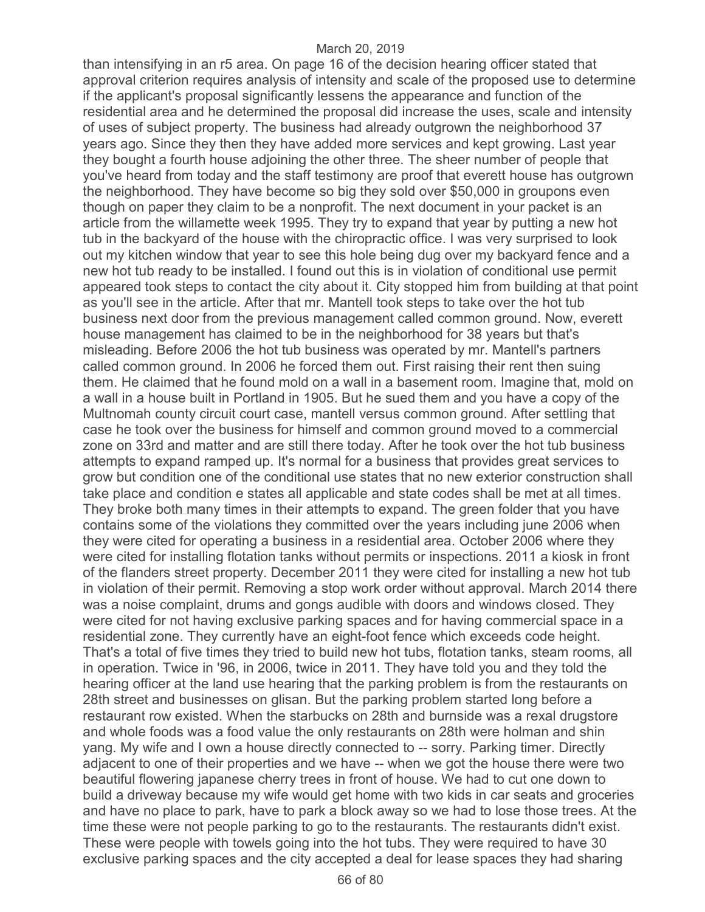than intensifying in an r5 area. On page 16 of the decision hearing officer stated that approval criterion requires analysis of intensity and scale of the proposed use to determine if the applicant's proposal significantly lessens the appearance and function of the residential area and he determined the proposal did increase the uses, scale and intensity of uses of subject property. The business had already outgrown the neighborhood 37 years ago. Since they then they have added more services and kept growing. Last year they bought a fourth house adjoining the other three. The sheer number of people that you've heard from today and the staff testimony are proof that everett house has outgrown the neighborhood. They have become so big they sold over $50,000 in groupons even though on paper they claim to be a nonprofit. The next document in your packet is an article from the willamette week 1995. They try to expand that year by putting a new hot tub in the backyard of the house with the chiropractic office. I was very surprised to look out my kitchen window that year to see this hole being dug over my backyard fence and a new hot tub ready to be installed. I found out this is in violation of conditional use permit appeared took steps to contact the city about it. City stopped him from building at that point as you'll see in the article. After that mr. Mantell took steps to take over the hot tub business next door from the previous management called common ground. Now, everett house management has claimed to be in the neighborhood for 38 years but that's misleading. Before 2006 the hot tub business was operated by mr. Mantell's partners called common ground. In 2006 he forced them out. First raising their rent then suing them. He claimed that he found mold on a wall in a basement room. Imagine that, mold on a wall in a house built in Portland in 1905. But he sued them and you have a copy of the Multnomah county circuit court case, mantell versus common ground. After settling that case he took over the business for himself and common ground moved to a commercial zone on 33rd and matter and are still there today. After he took over the hot tub business attempts to expand ramped up. It's normal for a business that provides great services to grow but condition one of the conditional use states that no new exterior construction shall take place and condition e states all applicable and state codes shall be met at all times. They broke both many times in their attempts to expand. The green folder that you have contains some of the violations they committed over the years including june 2006 when they were cited for operating a business in a residential area. October 2006 where they were cited for installing flotation tanks without permits or inspections. 2011 a kiosk in front of the flanders street property. December 2011 they were cited for installing a new hot tub in violation of their permit. Removing a stop work order without approval. March 2014 there was a noise complaint, drums and gongs audible with doors and windows closed. They were cited for not having exclusive parking spaces and for having commercial space in a residential zone. They currently have an eight-foot fence which exceeds code height. That's a total of five times they tried to build new hot tubs, flotation tanks, steam rooms, all in operation. Twice in '96, in 2006, twice in 2011. They have told you and they told the hearing officer at the land use hearing that the parking problem is from the restaurants on 28th street and businesses on glisan. But the parking problem started long before a restaurant row existed. When the starbucks on 28th and burnside was a rexal drugstore and whole foods was a food value the only restaurants on 28th were holman and shin yang. My wife and I own a house directly connected to -- sorry. Parking timer. Directly adjacent to one of their properties and we have -- when we got the house there were two beautiful flowering japanese cherry trees in front of house. We had to cut one down to build a driveway because my wife would get home with two kids in car seats and groceries and have no place to park, have to park a block away so we had to lose those trees. At the time these were not people parking to go to the restaurants. The restaurants didn't exist. These were people with towels going into the hot tubs. They were required to have 30 exclusive parking spaces and the city accepted a deal for lease spaces they had sharing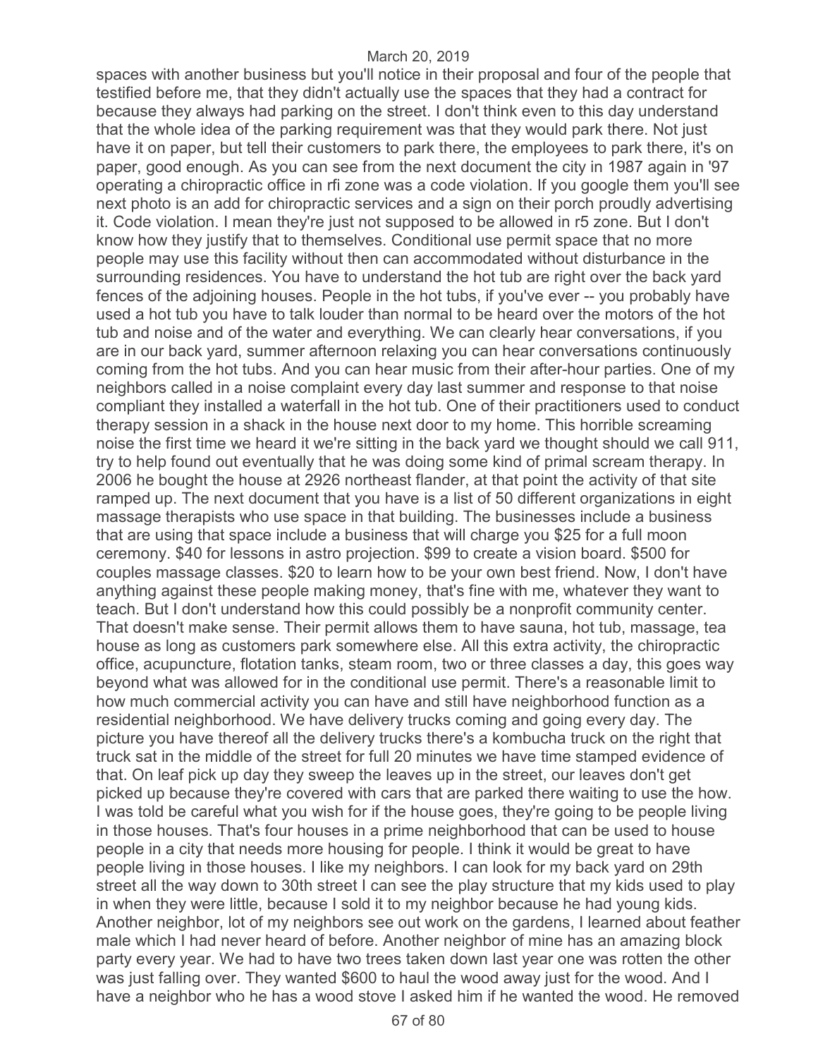spaces with another business but you'll notice in their proposal and four of the people that testified before me, that they didn't actually use the spaces that they had a contract for because they always had parking on the street. I don't think even to this day understand that the whole idea of the parking requirement was that they would park there. Not just have it on paper, but tell their customers to park there, the employees to park there, it's on paper, good enough. As you can see from the next document the city in 1987 again in '97 operating a chiropractic office in rfi zone was a code violation. If you google them you'll see next photo is an add for chiropractic services and a sign on their porch proudly advertising it. Code violation. I mean they're just not supposed to be allowed in r5 zone. But I don't know how they justify that to themselves. Conditional use permit space that no more people may use this facility without then can accommodated without disturbance in the surrounding residences. You have to understand the hot tub are right over the back yard fences of the adjoining houses. People in the hot tubs, if you've ever -- you probably have used a hot tub you have to talk louder than normal to be heard over the motors of the hot tub and noise and of the water and everything. We can clearly hear conversations, if you are in our back yard, summer afternoon relaxing you can hear conversations continuously coming from the hot tubs. And you can hear music from their after-hour parties. One of my neighbors called in a noise complaint every day last summer and response to that noise compliant they installed a waterfall in the hot tub. One of their practitioners used to conduct therapy session in a shack in the house next door to my home. This horrible screaming noise the first time we heard it we're sitting in the back yard we thought should we call 911, try to help found out eventually that he was doing some kind of primal scream therapy. In 2006 he bought the house at 2926 northeast flander, at that point the activity of that site ramped up. The next document that you have is a list of 50 different organizations in eight massage therapists who use space in that building. The businesses include a business that are using that space include a business that will charge you $25 for a full moon ceremony. $40 for lessons in astro projection. $99 to create a vision board. $500 for couples massage classes. $20 to learn how to be your own best friend. Now, I don't have anything against these people making money, that's fine with me, whatever they want to teach. But I don't understand how this could possibly be a nonprofit community center. That doesn't make sense. Their permit allows them to have sauna, hot tub, massage, tea house as long as customers park somewhere else. All this extra activity, the chiropractic office, acupuncture, flotation tanks, steam room, two or three classes a day, this goes way beyond what was allowed for in the conditional use permit. There's a reasonable limit to how much commercial activity you can have and still have neighborhood function as a residential neighborhood. We have delivery trucks coming and going every day. The picture you have thereof all the delivery trucks there's a kombucha truck on the right that truck sat in the middle of the street for full 20 minutes we have time stamped evidence of that. On leaf pick up day they sweep the leaves up in the street, our leaves don't get picked up because they're covered with cars that are parked there waiting to use the how. I was told be careful what you wish for if the house goes, they're going to be people living in those houses. That's four houses in a prime neighborhood that can be used to house people in a city that needs more housing for people. I think it would be great to have people living in those houses. I like my neighbors. I can look for my back yard on 29th street all the way down to 30th street I can see the play structure that my kids used to play in when they were little, because I sold it to my neighbor because he had young kids. Another neighbor, lot of my neighbors see out work on the gardens, I learned about feather male which I had never heard of before. Another neighbor of mine has an amazing block party every year. We had to have two trees taken down last year one was rotten the other was just falling over. They wanted $600 to haul the wood away just for the wood. And I have a neighbor who he has a wood stove I asked him if he wanted the wood. He removed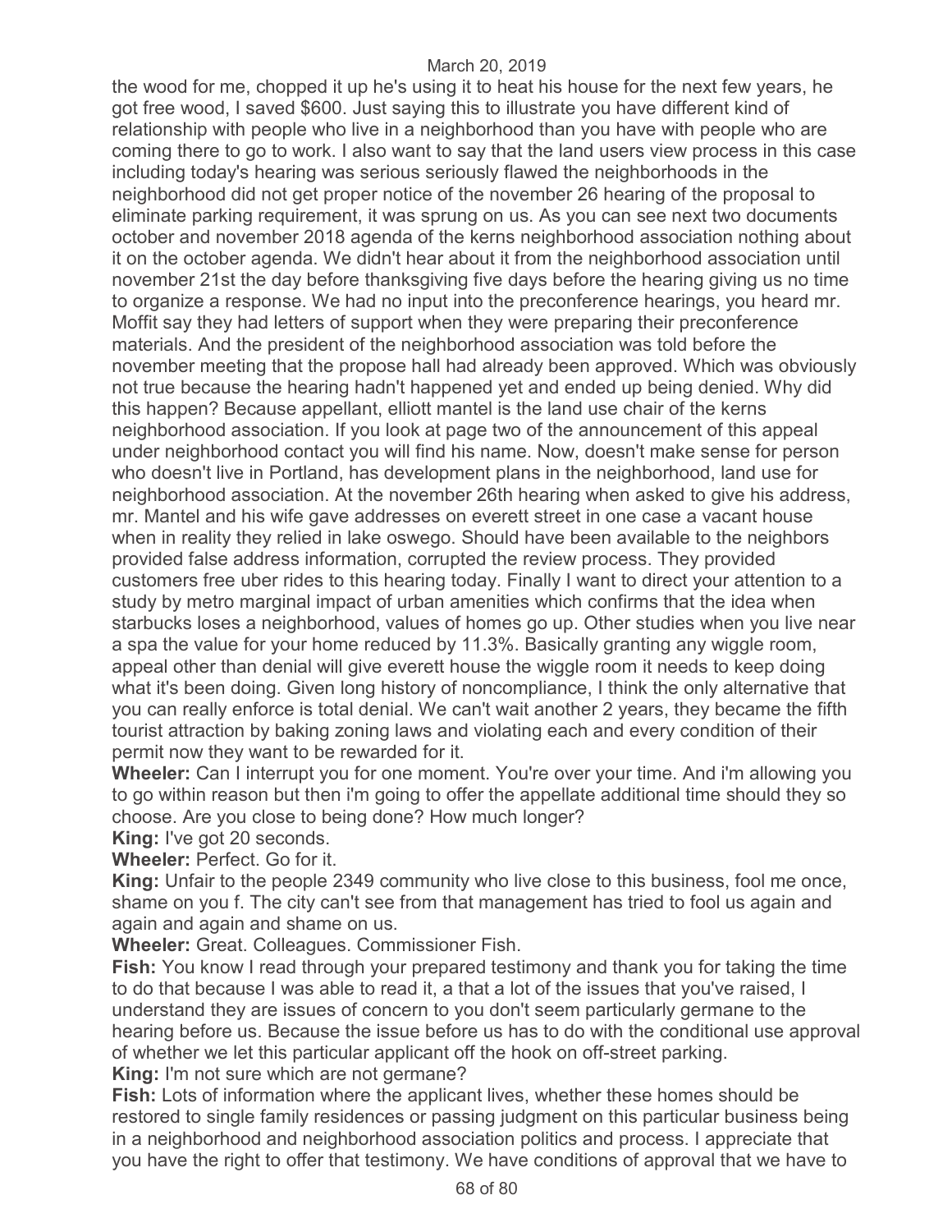the wood for me, chopped it up he's using it to heat his house for the next few years, he got free wood, I saved $600. Just saying this to illustrate you have different kind of relationship with people who live in a neighborhood than you have with people who are coming there to go to work. I also want to say that the land users view process in this case including today's hearing was serious seriously flawed the neighborhoods in the neighborhood did not get proper notice of the november 26 hearing of the proposal to eliminate parking requirement, it was sprung on us. As you can see next two documents october and november 2018 agenda of the kerns neighborhood association nothing about it on the october agenda. We didn't hear about it from the neighborhood association until november 21st the day before thanksgiving five days before the hearing giving us no time to organize a response. We had no input into the preconference hearings, you heard mr. Moffit say they had letters of support when they were preparing their preconference materials. And the president of the neighborhood association was told before the november meeting that the propose hall had already been approved. Which was obviously not true because the hearing hadn't happened yet and ended up being denied. Why did this happen? Because appellant, elliott mantel is the land use chair of the kerns neighborhood association. If you look at page two of the announcement of this appeal under neighborhood contact you will find his name. Now, doesn't make sense for person who doesn't live in Portland, has development plans in the neighborhood, land use for neighborhood association. At the november 26th hearing when asked to give his address, mr. Mantel and his wife gave addresses on everett street in one case a vacant house when in reality they relied in lake oswego. Should have been available to the neighbors provided false address information, corrupted the review process. They provided customers free uber rides to this hearing today. Finally I want to direct your attention to a study by metro marginal impact of urban amenities which confirms that the idea when starbucks loses a neighborhood, values of homes go up. Other studies when you live near a spa the value for your home reduced by 11.3%. Basically granting any wiggle room, appeal other than denial will give everett house the wiggle room it needs to keep doing what it's been doing. Given long history of noncompliance, I think the only alternative that you can really enforce is total denial. We can't wait another 2 years, they became the fifth tourist attraction by baking zoning laws and violating each and every condition of their permit now they want to be rewarded for it.

**Wheeler:** Can I interrupt you for one moment. You're over your time. And i'm allowing you to go within reason but then i'm going to offer the appellate additional time should they so choose. Are you close to being done? How much longer?

**King:** I've got 20 seconds.

**Wheeler:** Perfect. Go for it.

**King:** Unfair to the people 2349 community who live close to this business, fool me once, shame on you f. The city can't see from that management has tried to fool us again and again and again and shame on us.

**Wheeler:** Great. Colleagues. Commissioner Fish.

**Fish:** You know I read through your prepared testimony and thank you for taking the time to do that because I was able to read it, a that a lot of the issues that you've raised, I understand they are issues of concern to you don't seem particularly germane to the hearing before us. Because the issue before us has to do with the conditional use approval of whether we let this particular applicant off the hook on off-street parking.

**King:** I'm not sure which are not germane?

**Fish:** Lots of information where the applicant lives, whether these homes should be restored to single family residences or passing judgment on this particular business being in a neighborhood and neighborhood association politics and process. I appreciate that you have the right to offer that testimony. We have conditions of approval that we have to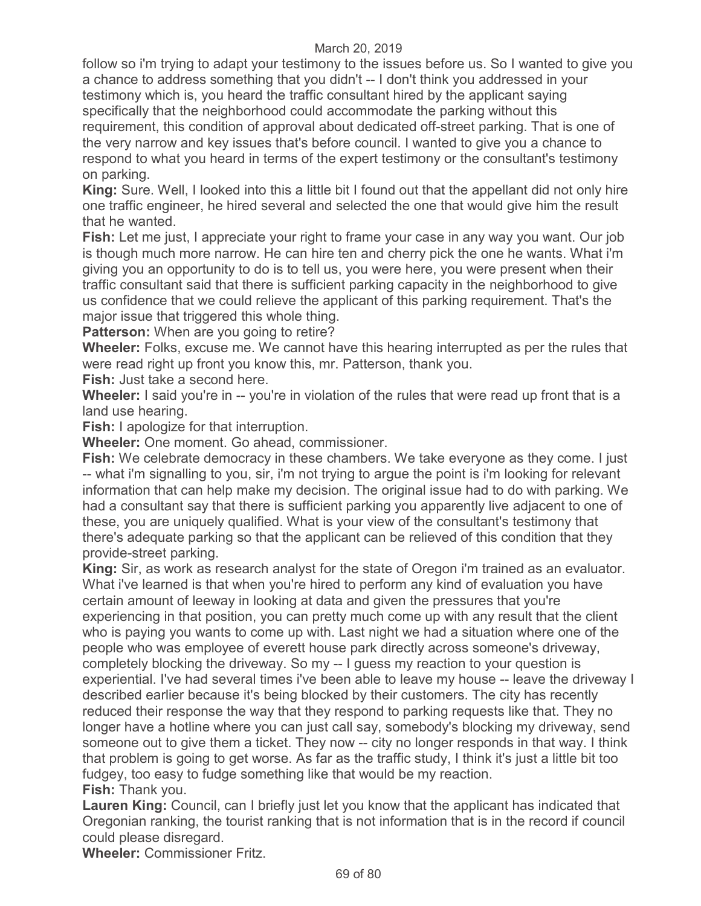follow so i'm trying to adapt your testimony to the issues before us. So I wanted to give you a chance to address something that you didn't -- I don't think you addressed in your testimony which is, you heard the traffic consultant hired by the applicant saying specifically that the neighborhood could accommodate the parking without this requirement, this condition of approval about dedicated off-street parking. That is one of the very narrow and key issues that's before council. I wanted to give you a chance to respond to what you heard in terms of the expert testimony or the consultant's testimony on parking.

**King:** Sure. Well, I looked into this a little bit I found out that the appellant did not only hire one traffic engineer, he hired several and selected the one that would give him the result that he wanted.

**Fish:** Let me just, I appreciate your right to frame your case in any way you want. Our job is though much more narrow. He can hire ten and cherry pick the one he wants. What i'm giving you an opportunity to do is to tell us, you were here, you were present when their traffic consultant said that there is sufficient parking capacity in the neighborhood to give us confidence that we could relieve the applicant of this parking requirement. That's the major issue that triggered this whole thing.

**Patterson:** When are you going to retire?

**Wheeler:** Folks, excuse me. We cannot have this hearing interrupted as per the rules that were read right up front you know this, mr. Patterson, thank you.

**Fish:** Just take a second here.

**Wheeler:** I said you're in -- you're in violation of the rules that were read up front that is a land use hearing.

**Fish:** I apologize for that interruption.

**Wheeler:** One moment. Go ahead, commissioner.

**Fish:** We celebrate democracy in these chambers. We take everyone as they come. I just -- what i'm signalling to you, sir, i'm not trying to argue the point is i'm looking for relevant information that can help make my decision. The original issue had to do with parking. We had a consultant say that there is sufficient parking you apparently live adjacent to one of these, you are uniquely qualified. What is your view of the consultant's testimony that there's adequate parking so that the applicant can be relieved of this condition that they provide-street parking.

**King:** Sir, as work as research analyst for the state of Oregon i'm trained as an evaluator. What i've learned is that when you're hired to perform any kind of evaluation you have certain amount of leeway in looking at data and given the pressures that you're experiencing in that position, you can pretty much come up with any result that the client who is paying you wants to come up with. Last night we had a situation where one of the people who was employee of everett house park directly across someone's driveway, completely blocking the driveway. So my -- I guess my reaction to your question is experiential. I've had several times i've been able to leave my house -- leave the driveway I described earlier because it's being blocked by their customers. The city has recently reduced their response the way that they respond to parking requests like that. They no longer have a hotline where you can just call say, somebody's blocking my driveway, send someone out to give them a ticket. They now -- city no longer responds in that way. I think that problem is going to get worse. As far as the traffic study, I think it's just a little bit too fudgey, too easy to fudge something like that would be my reaction.

**Fish:** Thank you.

**Lauren King:** Council, can I briefly just let you know that the applicant has indicated that Oregonian ranking, the tourist ranking that is not information that is in the record if council could please disregard.

**Wheeler:** Commissioner Fritz.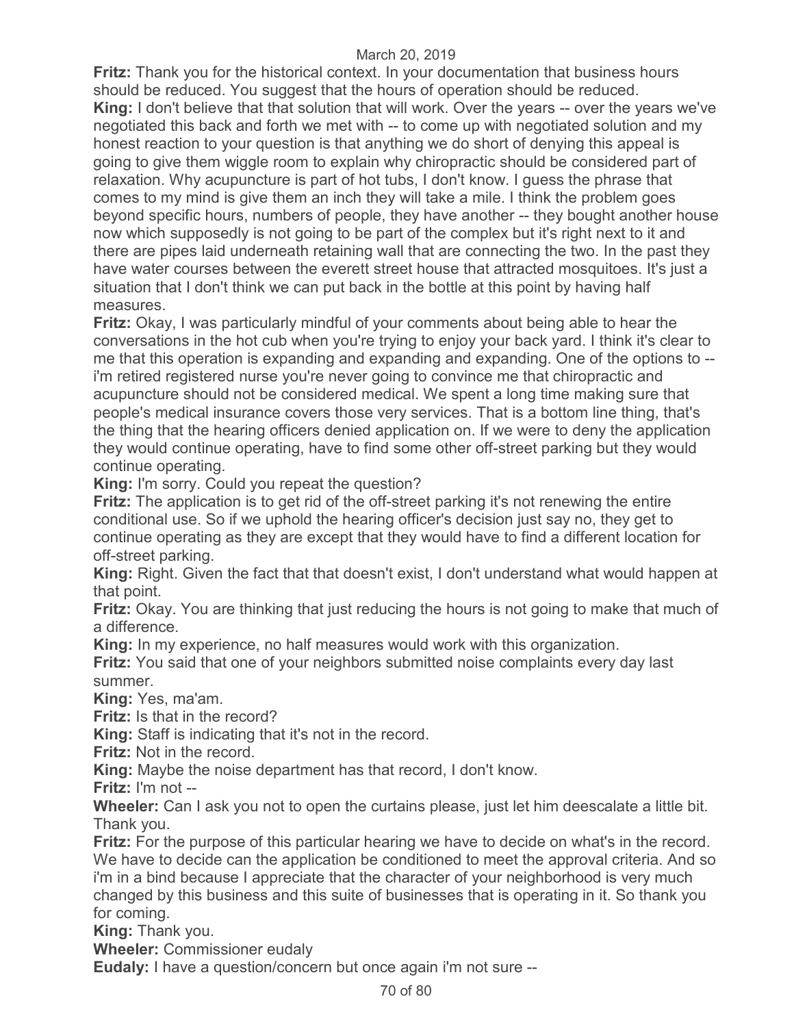**Fritz:** Thank you for the historical context. In your documentation that business hours should be reduced. You suggest that the hours of operation should be reduced.
**King:** I don't believe that that solution that will work. Over the years -- over the years we've negotiated this back and forth we met with -- to come up with negotiated solution and my honest reaction to your question is that anything we do short of denying this appeal is going to give them wiggle room to explain why chiropractic should be considered part of relaxation. Why acupuncture is part of hot tubs, I don't know. I guess the phrase that comes to my mind is give them an inch they will take a mile. I think the problem goes beyond specific hours, numbers of people, they have another -- they bought another house now which supposedly is not going to be part of the complex but it's right next to it and there are pipes laid underneath retaining wall that are connecting the two. In the past they have water courses between the everett street house that attracted mosquitoes. It's just a situation that I don't think we can put back in the bottle at this point by having half measures.
**Fritz:** Okay, I was particularly mindful of your comments about being able to hear the conversations in the hot cub when you're trying to enjoy your back yard. I think it's clear to me that this operation is expanding and expanding and expanding. One of the options to -- i'm retired registered nurse you're never going to convince me that chiropractic and acupuncture should not be considered medical. We spent a long time making sure that people's medical insurance covers those very services. That is a bottom line thing, that's the thing that the hearing officers denied application on. If we were to deny the application they would continue operating, have to find some other off-street parking but they would continue operating.
**King:** I'm sorry. Could you repeat the question?
**Fritz:** The application is to get rid of the off-street parking it's not renewing the entire conditional use. So if we uphold the hearing officer's decision just say no, they get to continue operating as they are except that they would have to find a different location for off-street parking.
**King:** Right. Given the fact that that doesn't exist, I don't understand what would happen at that point.
**Fritz:** Okay. You are thinking that just reducing the hours is not going to make that much of a difference.
**King:** In my experience, no half measures would work with this organization.
**Fritz:** You said that one of your neighbors submitted noise complaints every day last summer.
**King:** Yes, ma'am.
**Fritz:** Is that in the record?
**King:** Staff is indicating that it's not in the record.
**Fritz:** Not in the record.
**King:** Maybe the noise department has that record, I don't know.
**Fritz:** I'm not --
**Wheeler:** Can I ask you not to open the curtains please, just let him deescalate a little bit. Thank you.
**Fritz:** For the purpose of this particular hearing we have to decide on what's in the record. We have to decide can the application be conditioned to meet the approval criteria. And so i'm in a bind because I appreciate that the character of your neighborhood is very much changed by this business and this suite of businesses that is operating in it. So thank you for coming.
**King:** Thank you.
**Wheeler:** Commissioner eudaly
**Eudaly:** I have a question/concern but once again i'm not sure --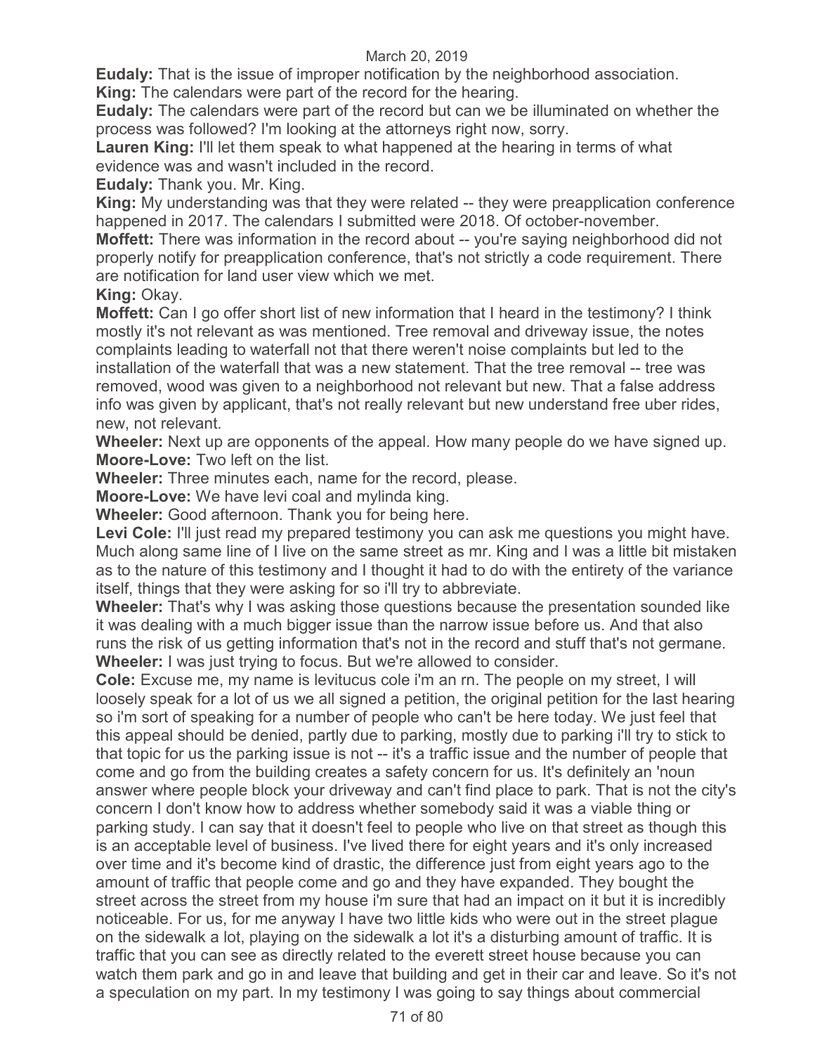**Eudaly:** That is the issue of improper notification by the neighborhood association.

**King:** The calendars were part of the record for the hearing.

**Eudaly:** The calendars were part of the record but can we be illuminated on whether the process was followed? I'm looking at the attorneys right now, sorry.

**Lauren King:** I'll let them speak to what happened at the hearing in terms of what evidence was and wasn't included in the record.

**Eudaly:** Thank you. Mr. King.

**King:** My understanding was that they were related -- they were preapplication conference happened in 2017. The calendars I submitted were 2018. Of october-november.

**Moffett:** There was information in the record about -- you're saying neighborhood did not properly notify for preapplication conference, that's not strictly a code requirement. There are notification for land user view which we met.

**King:** Okay.

**Moffett:** Can I go offer short list of new information that I heard in the testimony? I think mostly it's not relevant as was mentioned. Tree removal and driveway issue, the notes complaints leading to waterfall not that there weren't noise complaints but led to the installation of the waterfall that was a new statement. That the tree removal -- tree was removed, wood was given to a neighborhood not relevant but new. That a false address info was given by applicant, that's not really relevant but new understand free uber rides, new, not relevant.

**Wheeler:** Next up are opponents of the appeal. How many people do we have signed up.

**Moore-Love:** Two left on the list.

**Wheeler:** Three minutes each, name for the record, please.

**Moore-Love:** We have levi coal and mylinda king.

**Wheeler:** Good afternoon. Thank you for being here.

**Levi Cole:** I'll just read my prepared testimony you can ask me questions you might have. Much along same line of I live on the same street as mr. King and I was a little bit mistaken as to the nature of this testimony and I thought it had to do with the entirety of the variance itself, things that they were asking for so i'll try to abbreviate.

**Wheeler:** That's why I was asking those questions because the presentation sounded like it was dealing with a much bigger issue than the narrow issue before us. And that also runs the risk of us getting information that's not in the record and stuff that's not germane.

**Wheeler:** I was just trying to focus. But we're allowed to consider.

**Cole:** Excuse me, my name is levitucus cole i'm an rn. The people on my street, I will loosely speak for a lot of us we all signed a petition, the original petition for the last hearing so i'm sort of speaking for a number of people who can't be here today. We just feel that this appeal should be denied, partly due to parking, mostly due to parking i'll try to stick to that topic for us the parking issue is not -- it's a traffic issue and the number of people that come and go from the building creates a safety concern for us. It's definitely an 'noun answer where people block your driveway and can't find place to park. That is not the city's concern I don't know how to address whether somebody said it was a viable thing or parking study. I can say that it doesn't feel to people who live on that street as though this is an acceptable level of business. I've lived there for eight years and it's only increased over time and it's become kind of drastic, the difference just from eight years ago to the amount of traffic that people come and go and they have expanded. They bought the street across the street from my house i'm sure that had an impact on it but it is incredibly noticeable. For us, for me anyway I have two little kids who were out in the street plague on the sidewalk a lot, playing on the sidewalk a lot it's a disturbing amount of traffic. It is traffic that you can see as directly related to the everett street house because you can watch them park and go in and leave that building and get in their car and leave. So it's not a speculation on my part. In my testimony I was going to say things about commercial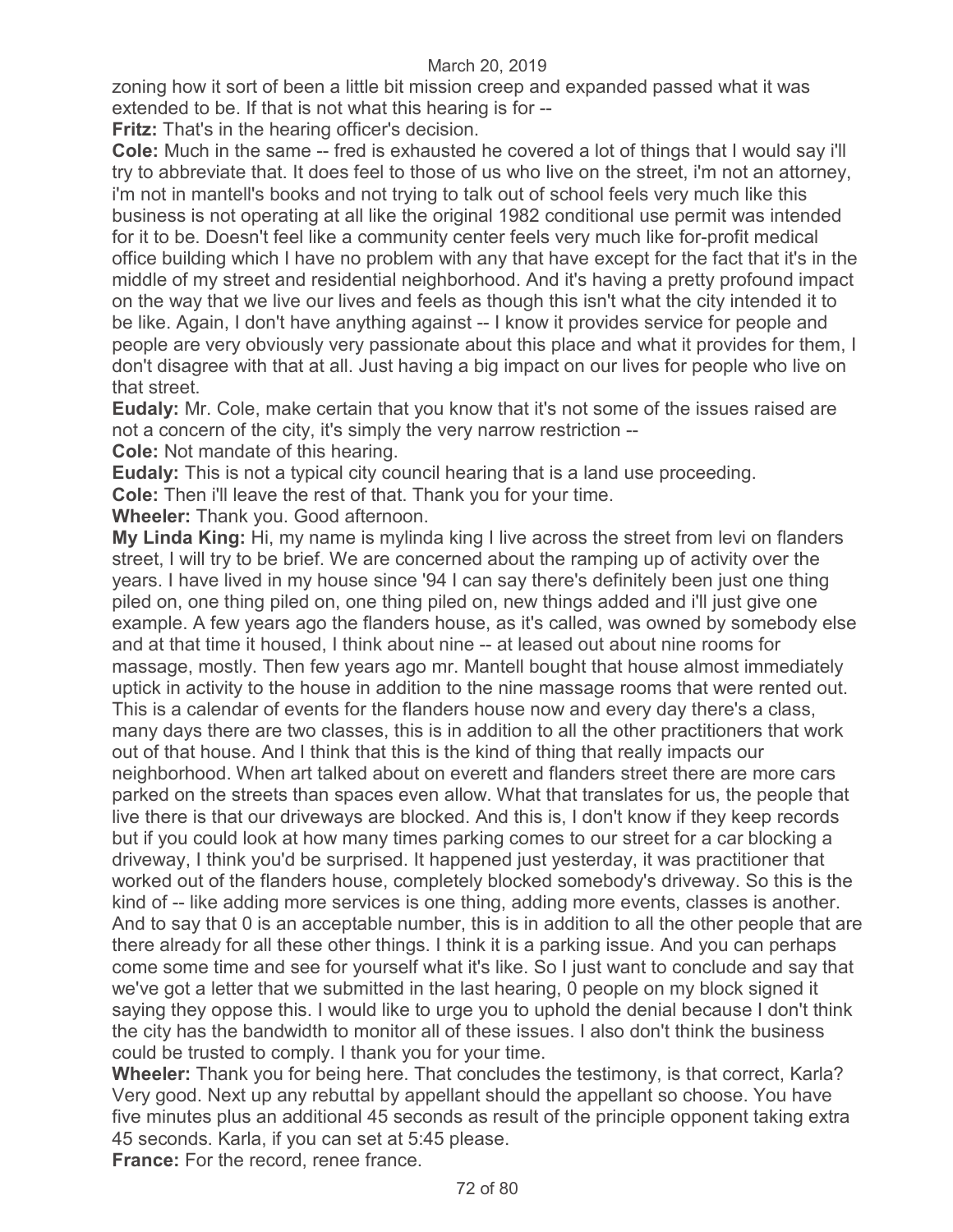zoning how it sort of been a little bit mission creep and expanded passed what it was extended to be. If that is not what this hearing is for --

**Fritz:** That's in the hearing officer's decision.

**Cole:** Much in the same -- fred is exhausted he covered a lot of things that I would say i'll try to abbreviate that. It does feel to those of us who live on the street, i'm not an attorney, i'm not in mantell's books and not trying to talk out of school feels very much like this business is not operating at all like the original 1982 conditional use permit was intended for it to be. Doesn't feel like a community center feels very much like for-profit medical office building which I have no problem with any that have except for the fact that it's in the middle of my street and residential neighborhood. And it's having a pretty profound impact on the way that we live our lives and feels as though this isn't what the city intended it to be like. Again, I don't have anything against -- I know it provides service for people and people are very obviously very passionate about this place and what it provides for them, I don't disagree with that at all. Just having a big impact on our lives for people who live on that street.

**Eudaly:** Mr. Cole, make certain that you know that it's not some of the issues raised are not a concern of the city, it's simply the very narrow restriction --

**Cole:** Not mandate of this hearing.

**Eudaly:** This is not a typical city council hearing that is a land use proceeding.

**Cole:** Then i'll leave the rest of that. Thank you for your time.

**Wheeler:** Thank you. Good afternoon.

**My Linda King:** Hi, my name is mylinda king I live across the street from levi on flanders street, I will try to be brief. We are concerned about the ramping up of activity over the years. I have lived in my house since '94 I can say there's definitely been just one thing piled on, one thing piled on, one thing piled on, new things added and i'll just give one example. A few years ago the flanders house, as it's called, was owned by somebody else and at that time it housed, I think about nine -- at leased out about nine rooms for massage, mostly. Then few years ago mr. Mantell bought that house almost immediately uptick in activity to the house in addition to the nine massage rooms that were rented out. This is a calendar of events for the flanders house now and every day there's a class, many days there are two classes, this is in addition to all the other practitioners that work out of that house. And I think that this is the kind of thing that really impacts our neighborhood. When art talked about on everett and flanders street there are more cars parked on the streets than spaces even allow. What that translates for us, the people that live there is that our driveways are blocked. And this is, I don't know if they keep records but if you could look at how many times parking comes to our street for a car blocking a driveway, I think you'd be surprised. It happened just yesterday, it was practitioner that worked out of the flanders house, completely blocked somebody's driveway. So this is the kind of -- like adding more services is one thing, adding more events, classes is another. And to say that 0 is an acceptable number, this is in addition to all the other people that are there already for all these other things. I think it is a parking issue. And you can perhaps come some time and see for yourself what it's like. So I just want to conclude and say that we've got a letter that we submitted in the last hearing, 0 people on my block signed it saying they oppose this. I would like to urge you to uphold the denial because I don't think the city has the bandwidth to monitor all of these issues. I also don't think the business could be trusted to comply. I thank you for your time.

**Wheeler:** Thank you for being here. That concludes the testimony, is that correct, Karla? Very good. Next up any rebuttal by appellant should the appellant so choose. You have five minutes plus an additional 45 seconds as result of the principle opponent taking extra 45 seconds. Karla, if you can set at 5:45 please.

**France:** For the record, renee france.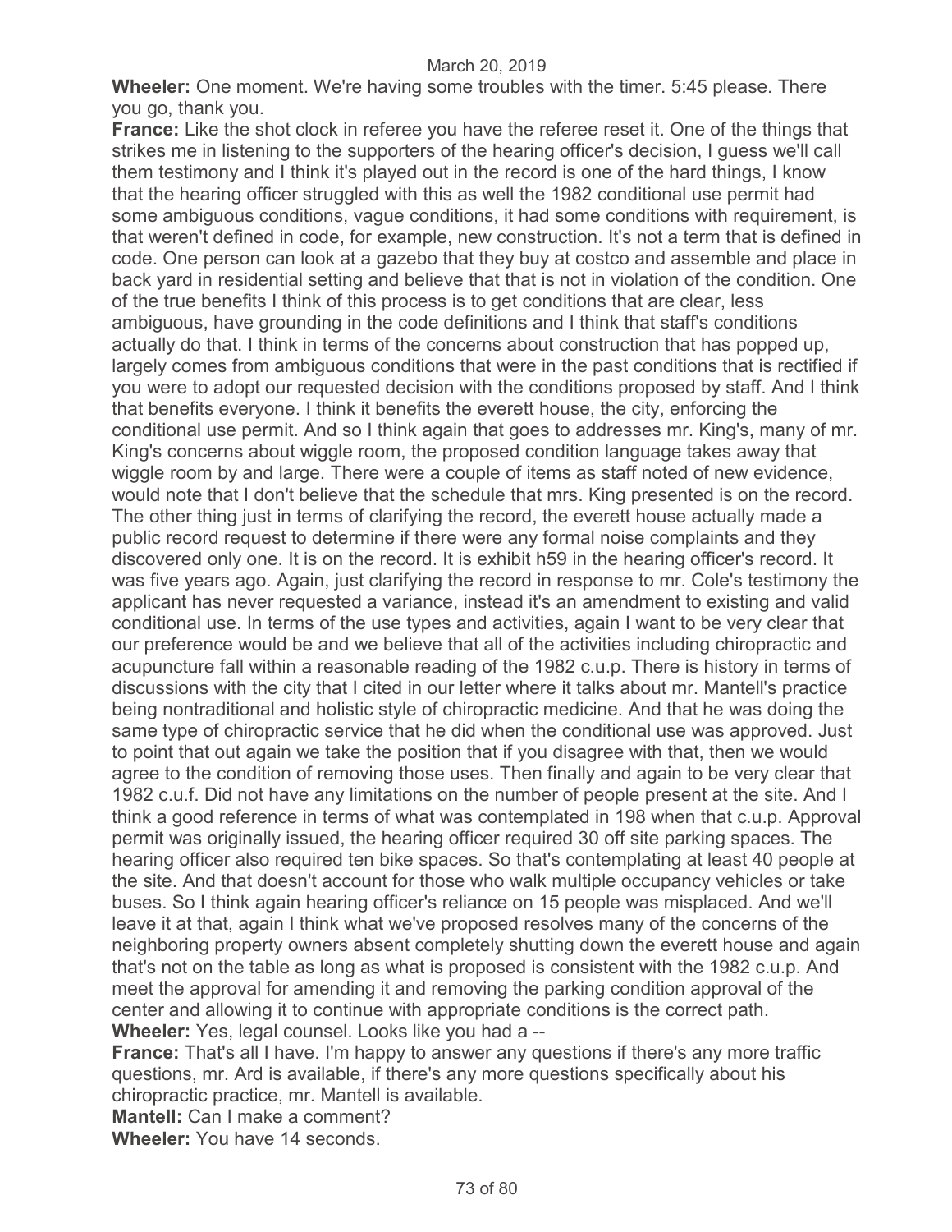**Wheeler:** One moment. We're having some troubles with the timer. 5:45 please. There you go, thank you.

**France:** Like the shot clock in referee you have the referee reset it. One of the things that strikes me in listening to the supporters of the hearing officer's decision, I guess we'll call them testimony and I think it's played out in the record is one of the hard things, I know that the hearing officer struggled with this as well the 1982 conditional use permit had some ambiguous conditions, vague conditions, it had some conditions with requirement, is that weren't defined in code, for example, new construction. It's not a term that is defined in code. One person can look at a gazebo that they buy at costco and assemble and place in back yard in residential setting and believe that that is not in violation of the condition. One of the true benefits I think of this process is to get conditions that are clear, less ambiguous, have grounding in the code definitions and I think that staff's conditions actually do that. I think in terms of the concerns about construction that has popped up, largely comes from ambiguous conditions that were in the past conditions that is rectified if you were to adopt our requested decision with the conditions proposed by staff. And I think that benefits everyone. I think it benefits the everett house, the city, enforcing the conditional use permit. And so I think again that goes to addresses mr. King's, many of mr. King's concerns about wiggle room, the proposed condition language takes away that wiggle room by and large. There were a couple of items as staff noted of new evidence, would note that I don't believe that the schedule that mrs. King presented is on the record. The other thing just in terms of clarifying the record, the everett house actually made a public record request to determine if there were any formal noise complaints and they discovered only one. It is on the record. It is exhibit h59 in the hearing officer's record. It was five years ago. Again, just clarifying the record in response to mr. Cole's testimony the applicant has never requested a variance, instead it's an amendment to existing and valid conditional use. In terms of the use types and activities, again I want to be very clear that our preference would be and we believe that all of the activities including chiropractic and acupuncture fall within a reasonable reading of the 1982 c.u.p. There is history in terms of discussions with the city that I cited in our letter where it talks about mr. Mantell's practice being nontraditional and holistic style of chiropractic medicine. And that he was doing the same type of chiropractic service that he did when the conditional use was approved. Just to point that out again we take the position that if you disagree with that, then we would agree to the condition of removing those uses. Then finally and again to be very clear that 1982 c.u.f. Did not have any limitations on the number of people present at the site. And I think a good reference in terms of what was contemplated in 198 when that c.u.p. Approval permit was originally issued, the hearing officer required 30 off site parking spaces. The hearing officer also required ten bike spaces. So that's contemplating at least 40 people at the site. And that doesn't account for those who walk multiple occupancy vehicles or take buses. So I think again hearing officer's reliance on 15 people was misplaced. And we'll leave it at that, again I think what we've proposed resolves many of the concerns of the neighboring property owners absent completely shutting down the everett house and again that's not on the table as long as what is proposed is consistent with the 1982 c.u.p. And meet the approval for amending it and removing the parking condition approval of the center and allowing it to continue with appropriate conditions is the correct path.

**Wheeler:** Yes, legal counsel. Looks like you had a --

**France:** That's all I have. I'm happy to answer any questions if there's any more traffic questions, mr. Ard is available, if there's any more questions specifically about his chiropractic practice, mr. Mantell is available.

**Mantell:** Can I make a comment?

**Wheeler:** You have 14 seconds.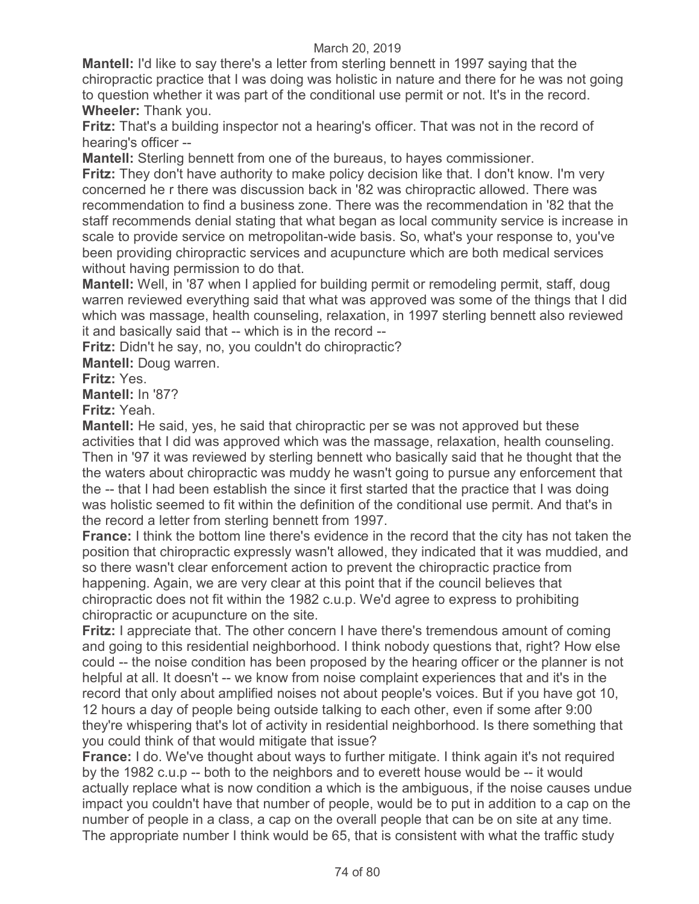**Mantell:** I'd like to say there's a letter from sterling bennett in 1997 saying that the chiropractic practice that I was doing was holistic in nature and there for he was not going to question whether it was part of the conditional use permit or not. It's in the record.

**Wheeler:** Thank you.

**Fritz:** That's a building inspector not a hearing's officer. That was not in the record of hearing's officer --

**Mantell:** Sterling bennett from one of the bureaus, to hayes commissioner.

**Fritz:** They don't have authority to make policy decision like that. I don't know. I'm very concerned he r there was discussion back in '82 was chiropractic allowed. There was recommendation to find a business zone. There was the recommendation in '82 that the staff recommends denial stating that what began as local community service is increase in scale to provide service on metropolitan-wide basis. So, what's your response to, you've been providing chiropractic services and acupuncture which are both medical services without having permission to do that.

**Mantell:** Well, in '87 when I applied for building permit or remodeling permit, staff, doug warren reviewed everything said that what was approved was some of the things that I did which was massage, health counseling, relaxation, in 1997 sterling bennett also reviewed it and basically said that -- which is in the record --

**Fritz:** Didn't he say, no, you couldn't do chiropractic?

**Mantell:** Doug warren.

**Fritz:** Yes.

**Mantell:** In '87?

**Fritz:** Yeah.

**Mantell:** He said, yes, he said that chiropractic per se was not approved but these activities that I did was approved which was the massage, relaxation, health counseling. Then in '97 it was reviewed by sterling bennett who basically said that he thought that the the waters about chiropractic was muddy he wasn't going to pursue any enforcement that the -- that I had been establish the since it first started that the practice that I was doing was holistic seemed to fit within the definition of the conditional use permit. And that's in the record a letter from sterling bennett from 1997.

**France:** I think the bottom line there's evidence in the record that the city has not taken the position that chiropractic expressly wasn't allowed, they indicated that it was muddied, and so there wasn't clear enforcement action to prevent the chiropractic practice from happening. Again, we are very clear at this point that if the council believes that chiropractic does not fit within the 1982 c.u.p. We'd agree to express to prohibiting chiropractic or acupuncture on the site.

**Fritz:** I appreciate that. The other concern I have there's tremendous amount of coming and going to this residential neighborhood. I think nobody questions that, right? How else could -- the noise condition has been proposed by the hearing officer or the planner is not helpful at all. It doesn't -- we know from noise complaint experiences that and it's in the record that only about amplified noises not about people's voices. But if you have got 10, 12 hours a day of people being outside talking to each other, even if some after 9:00 they're whispering that's lot of activity in residential neighborhood. Is there something that you could think of that would mitigate that issue?

**France:** I do. We've thought about ways to further mitigate. I think again it's not required by the 1982 c.u.p -- both to the neighbors and to everett house would be -- it would actually replace what is now condition a which is the ambiguous, if the noise causes undue impact you couldn't have that number of people, would be to put in addition to a cap on the number of people in a class, a cap on the overall people that can be on site at any time. The appropriate number I think would be 65, that is consistent with what the traffic study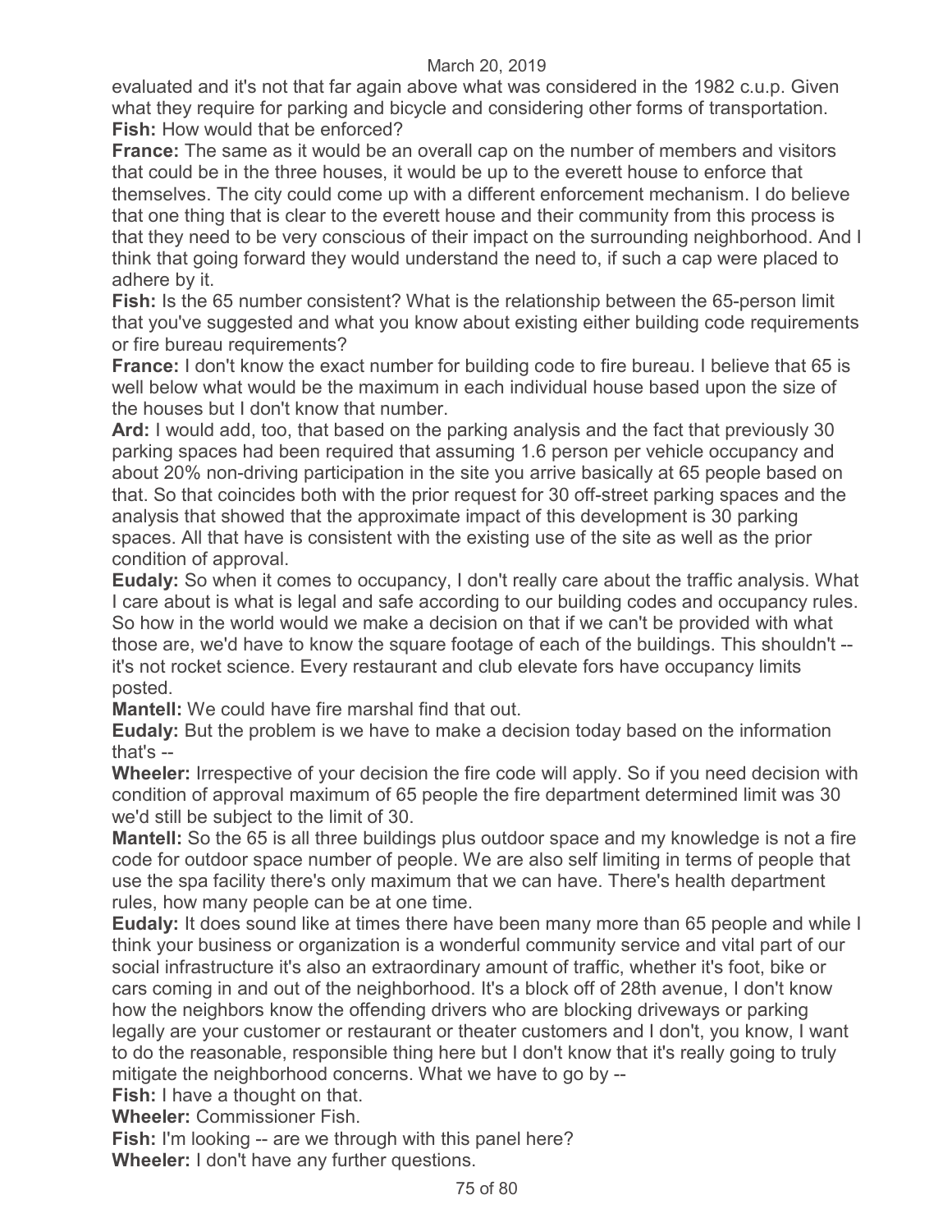evaluated and it's not that far again above what was considered in the 1982 c.u.p. Given what they require for parking and bicycle and considering other forms of transportation.

**Fish:** How would that be enforced?

**France:** The same as it would be an overall cap on the number of members and visitors that could be in the three houses, it would be up to the everett house to enforce that themselves. The city could come up with a different enforcement mechanism. I do believe that one thing that is clear to the everett house and their community from this process is that they need to be very conscious of their impact on the surrounding neighborhood. And I think that going forward they would understand the need to, if such a cap were placed to adhere by it.

**Fish:** Is the 65 number consistent? What is the relationship between the 65-person limit that you've suggested and what you know about existing either building code requirements or fire bureau requirements?

**France:** I don't know the exact number for building code to fire bureau. I believe that 65 is well below what would be the maximum in each individual house based upon the size of the houses but I don't know that number.

**Ard:** I would add, too, that based on the parking analysis and the fact that previously 30 parking spaces had been required that assuming 1.6 person per vehicle occupancy and about 20% non-driving participation in the site you arrive basically at 65 people based on that. So that coincides both with the prior request for 30 off-street parking spaces and the analysis that showed that the approximate impact of this development is 30 parking spaces. All that have is consistent with the existing use of the site as well as the prior condition of approval.

**Eudaly:** So when it comes to occupancy, I don't really care about the traffic analysis. What I care about is what is legal and safe according to our building codes and occupancy rules. So how in the world would we make a decision on that if we can't be provided with what those are, we'd have to know the square footage of each of the buildings. This shouldn't -- it's not rocket science. Every restaurant and club elevate fors have occupancy limits posted.

**Mantell:** We could have fire marshal find that out.

**Eudaly:** But the problem is we have to make a decision today based on the information that's --

**Wheeler:** Irrespective of your decision the fire code will apply. So if you need decision with condition of approval maximum of 65 people the fire department determined limit was 30 we'd still be subject to the limit of 30.

**Mantell:** So the 65 is all three buildings plus outdoor space and my knowledge is not a fire code for outdoor space number of people. We are also self limiting in terms of people that use the spa facility there's only maximum that we can have. There's health department rules, how many people can be at one time.

**Eudaly:** It does sound like at times there have been many more than 65 people and while I think your business or organization is a wonderful community service and vital part of our social infrastructure it's also an extraordinary amount of traffic, whether it's foot, bike or cars coming in and out of the neighborhood. It's a block off of 28th avenue, I don't know how the neighbors know the offending drivers who are blocking driveways or parking legally are your customer or restaurant or theater customers and I don't, you know, I want to do the reasonable, responsible thing here but I don't know that it's really going to truly mitigate the neighborhood concerns. What we have to go by --

**Fish:** I have a thought on that.

**Wheeler:** Commissioner Fish.

**Fish:** I'm looking -- are we through with this panel here?

**Wheeler:** I don't have any further questions.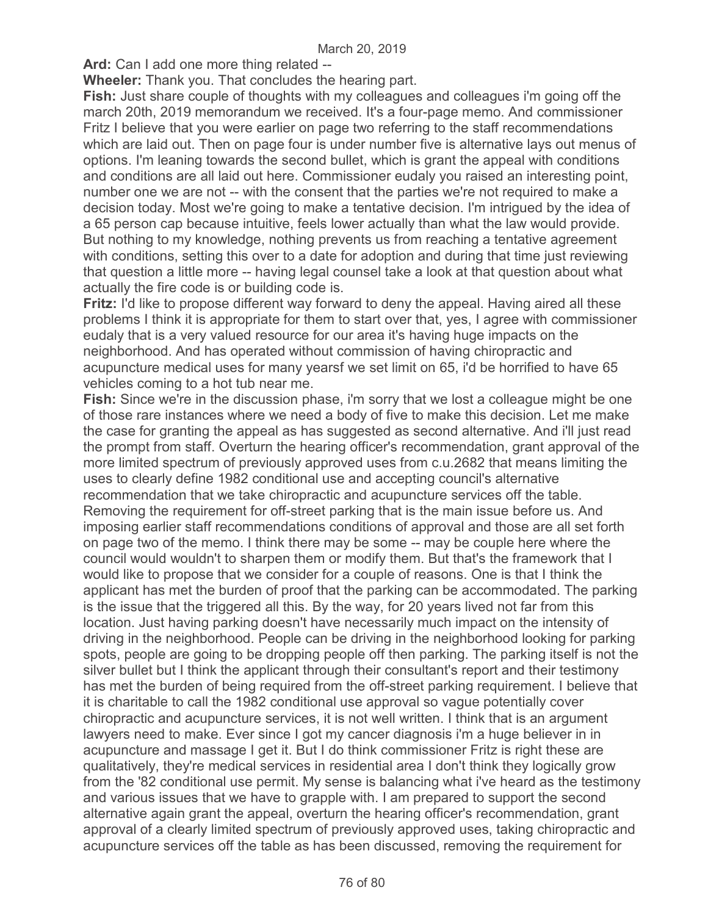**Ard:** Can I add one more thing related --

**Wheeler:** Thank you. That concludes the hearing part.

**Fish:** Just share couple of thoughts with my colleagues and colleagues i'm going off the march 20th, 2019 memorandum we received. It's a four-page memo. And commissioner Fritz I believe that you were earlier on page two referring to the staff recommendations which are laid out. Then on page four is under number five is alternative lays out menus of options. I'm leaning towards the second bullet, which is grant the appeal with conditions and conditions are all laid out here. Commissioner eudaly you raised an interesting point, number one we are not -- with the consent that the parties we're not required to make a decision today. Most we're going to make a tentative decision. I'm intrigued by the idea of a 65 person cap because intuitive, feels lower actually than what the law would provide. But nothing to my knowledge, nothing prevents us from reaching a tentative agreement with conditions, setting this over to a date for adoption and during that time just reviewing that question a little more -- having legal counsel take a look at that question about what actually the fire code is or building code is.

**Fritz:** I'd like to propose different way forward to deny the appeal. Having aired all these problems I think it is appropriate for them to start over that, yes, I agree with commissioner eudaly that is a very valued resource for our area it's having huge impacts on the neighborhood. And has operated without commission of having chiropractic and acupuncture medical uses for many yearsf we set limit on 65, i'd be horrified to have 65 vehicles coming to a hot tub near me.

**Fish:** Since we're in the discussion phase, i'm sorry that we lost a colleague might be one of those rare instances where we need a body of five to make this decision. Let me make the case for granting the appeal as has suggested as second alternative. And i'll just read the prompt from staff. Overturn the hearing officer's recommendation, grant approval of the more limited spectrum of previously approved uses from c.u.2682 that means limiting the uses to clearly define 1982 conditional use and accepting council's alternative recommendation that we take chiropractic and acupuncture services off the table. Removing the requirement for off-street parking that is the main issue before us. And imposing earlier staff recommendations conditions of approval and those are all set forth on page two of the memo. I think there may be some -- may be couple here where the council would wouldn't to sharpen them or modify them. But that's the framework that I would like to propose that we consider for a couple of reasons. One is that I think the applicant has met the burden of proof that the parking can be accommodated. The parking is the issue that the triggered all this. By the way, for 20 years lived not far from this location. Just having parking doesn't have necessarily much impact on the intensity of driving in the neighborhood. People can be driving in the neighborhood looking for parking spots, people are going to be dropping people off then parking. The parking itself is not the silver bullet but I think the applicant through their consultant's report and their testimony has met the burden of being required from the off-street parking requirement. I believe that it is charitable to call the 1982 conditional use approval so vague potentially cover chiropractic and acupuncture services, it is not well written. I think that is an argument lawyers need to make. Ever since I got my cancer diagnosis i'm a huge believer in in acupuncture and massage I get it. But I do think commissioner Fritz is right these are qualitatively, they're medical services in residential area I don't think they logically grow from the '82 conditional use permit. My sense is balancing what i've heard as the testimony and various issues that we have to grapple with. I am prepared to support the second alternative again grant the appeal, overturn the hearing officer's recommendation, grant approval of a clearly limited spectrum of previously approved uses, taking chiropractic and acupuncture services off the table as has been discussed, removing the requirement for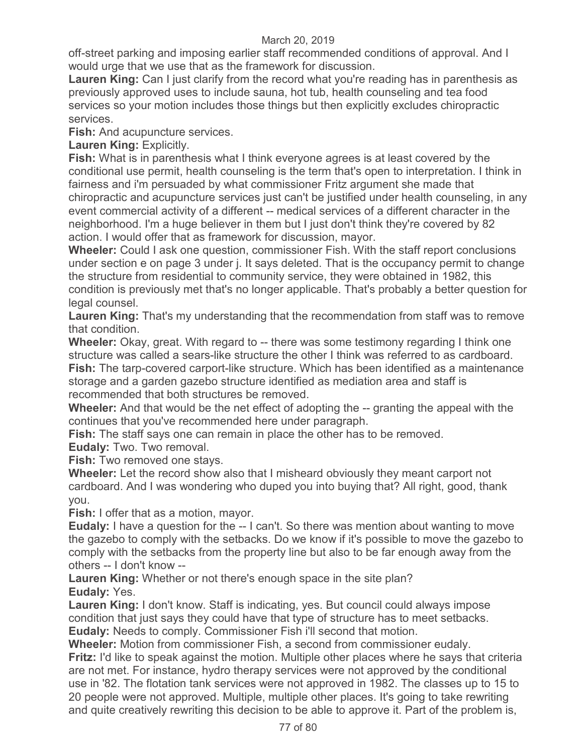off-street parking and imposing earlier staff recommended conditions of approval. And I would urge that we use that as the framework for discussion.

**Lauren King:** Can I just clarify from the record what you're reading has in parenthesis as previously approved uses to include sauna, hot tub, health counseling and tea food services so your motion includes those things but then explicitly excludes chiropractic services.

**Fish:** And acupuncture services.

**Lauren King:** Explicitly.

**Fish:** What is in parenthesis what I think everyone agrees is at least covered by the conditional use permit, health counseling is the term that's open to interpretation. I think in fairness and i'm persuaded by what commissioner Fritz argument she made that chiropractic and acupuncture services just can't be justified under health counseling, in any event commercial activity of a different -- medical services of a different character in the neighborhood. I'm a huge believer in them but I just don't think they're covered by 82 action. I would offer that as framework for discussion, mayor.

**Wheeler:** Could I ask one question, commissioner Fish. With the staff report conclusions under section e on page 3 under j. It says deleted. That is the occupancy permit to change the structure from residential to community service, they were obtained in 1982, this condition is previously met that's no longer applicable. That's probably a better question for legal counsel.

**Lauren King:** That's my understanding that the recommendation from staff was to remove that condition.

**Wheeler:** Okay, great. With regard to -- there was some testimony regarding I think one structure was called a sears-like structure the other I think was referred to as cardboard.

**Fish:** The tarp-covered carport-like structure. Which has been identified as a maintenance storage and a garden gazebo structure identified as mediation area and staff is recommended that both structures be removed.

**Wheeler:** And that would be the net effect of adopting the -- granting the appeal with the continues that you've recommended here under paragraph.

**Fish:** The staff says one can remain in place the other has to be removed.

**Eudaly:** Two. Two removal.

**Fish:** Two removed one stays.

**Wheeler:** Let the record show also that I misheard obviously they meant carport not cardboard. And I was wondering who duped you into buying that? All right, good, thank you.

**Fish:** I offer that as a motion, mayor.

**Eudaly:** I have a question for the -- I can't. So there was mention about wanting to move the gazebo to comply with the setbacks. Do we know if it's possible to move the gazebo to comply with the setbacks from the property line but also to be far enough away from the others -- I don't know --

**Lauren King:** Whether or not there's enough space in the site plan?

**Eudaly:** Yes.

**Lauren King:** I don't know. Staff is indicating, yes. But council could always impose condition that just says they could have that type of structure has to meet setbacks.

**Eudaly:** Needs to comply. Commissioner Fish i'll second that motion.

**Wheeler:** Motion from commissioner Fish, a second from commissioner eudaly.

**Fritz:** I'd like to speak against the motion. Multiple other places where he says that criteria are not met. For instance, hydro therapy services were not approved by the conditional use in '82. The flotation tank services were not approved in 1982. The classes up to 15 to 20 people were not approved. Multiple, multiple other places. It's going to take rewriting and quite creatively rewriting this decision to be able to approve it. Part of the problem is,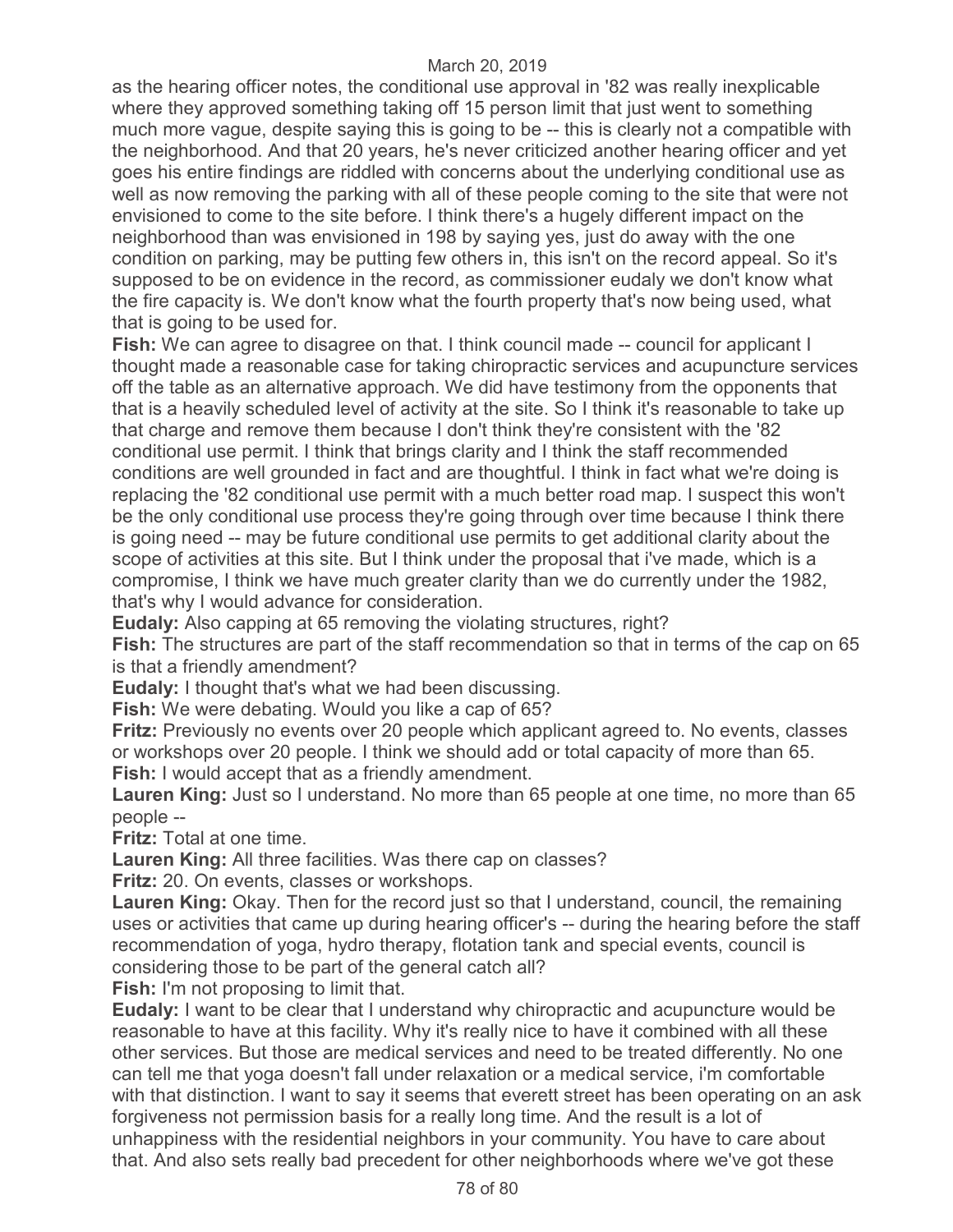as the hearing officer notes, the conditional use approval in '82 was really inexplicable where they approved something taking off 15 person limit that just went to something much more vague, despite saying this is going to be -- this is clearly not a compatible with the neighborhood. And that 20 years, he's never criticized another hearing officer and yet goes his entire findings are riddled with concerns about the underlying conditional use as well as now removing the parking with all of these people coming to the site that were not envisioned to come to the site before. I think there's a hugely different impact on the neighborhood than was envisioned in 198 by saying yes, just do away with the one condition on parking, may be putting few others in, this isn't on the record appeal. So it's supposed to be on evidence in the record, as commissioner eudaly we don't know what the fire capacity is. We don't know what the fourth property that's now being used, what that is going to be used for.

**Fish:** We can agree to disagree on that. I think council made -- council for applicant I thought made a reasonable case for taking chiropractic services and acupuncture services off the table as an alternative approach. We did have testimony from the opponents that that is a heavily scheduled level of activity at the site. So I think it's reasonable to take up that charge and remove them because I don't think they're consistent with the '82 conditional use permit. I think that brings clarity and I think the staff recommended conditions are well grounded in fact and are thoughtful. I think in fact what we're doing is replacing the '82 conditional use permit with a much better road map. I suspect this won't be the only conditional use process they're going through over time because I think there is going need -- may be future conditional use permits to get additional clarity about the scope of activities at this site. But I think under the proposal that i've made, which is a compromise, I think we have much greater clarity than we do currently under the 1982, that's why I would advance for consideration.

**Eudaly:** Also capping at 65 removing the violating structures, right?

**Fish:** The structures are part of the staff recommendation so that in terms of the cap on 65 is that a friendly amendment?

**Eudaly:** I thought that's what we had been discussing.

**Fish:** We were debating. Would you like a cap of 65?

**Fritz:** Previously no events over 20 people which applicant agreed to. No events, classes or workshops over 20 people. I think we should add or total capacity of more than 65.

**Fish:** I would accept that as a friendly amendment.

**Lauren King:** Just so I understand. No more than 65 people at one time, no more than 65 people --

**Fritz:** Total at one time.

**Lauren King:** All three facilities. Was there cap on classes?

**Fritz:** 20. On events, classes or workshops.

**Lauren King:** Okay. Then for the record just so that I understand, council, the remaining uses or activities that came up during hearing officer's -- during the hearing before the staff recommendation of yoga, hydro therapy, flotation tank and special events, council is considering those to be part of the general catch all?

**Fish:** I'm not proposing to limit that.

**Eudaly:** I want to be clear that I understand why chiropractic and acupuncture would be reasonable to have at this facility. Why it's really nice to have it combined with all these other services. But those are medical services and need to be treated differently. No one can tell me that yoga doesn't fall under relaxation or a medical service, i'm comfortable with that distinction. I want to say it seems that everett street has been operating on an ask forgiveness not permission basis for a really long time. And the result is a lot of unhappiness with the residential neighbors in your community. You have to care about that. And also sets really bad precedent for other neighborhoods where we've got these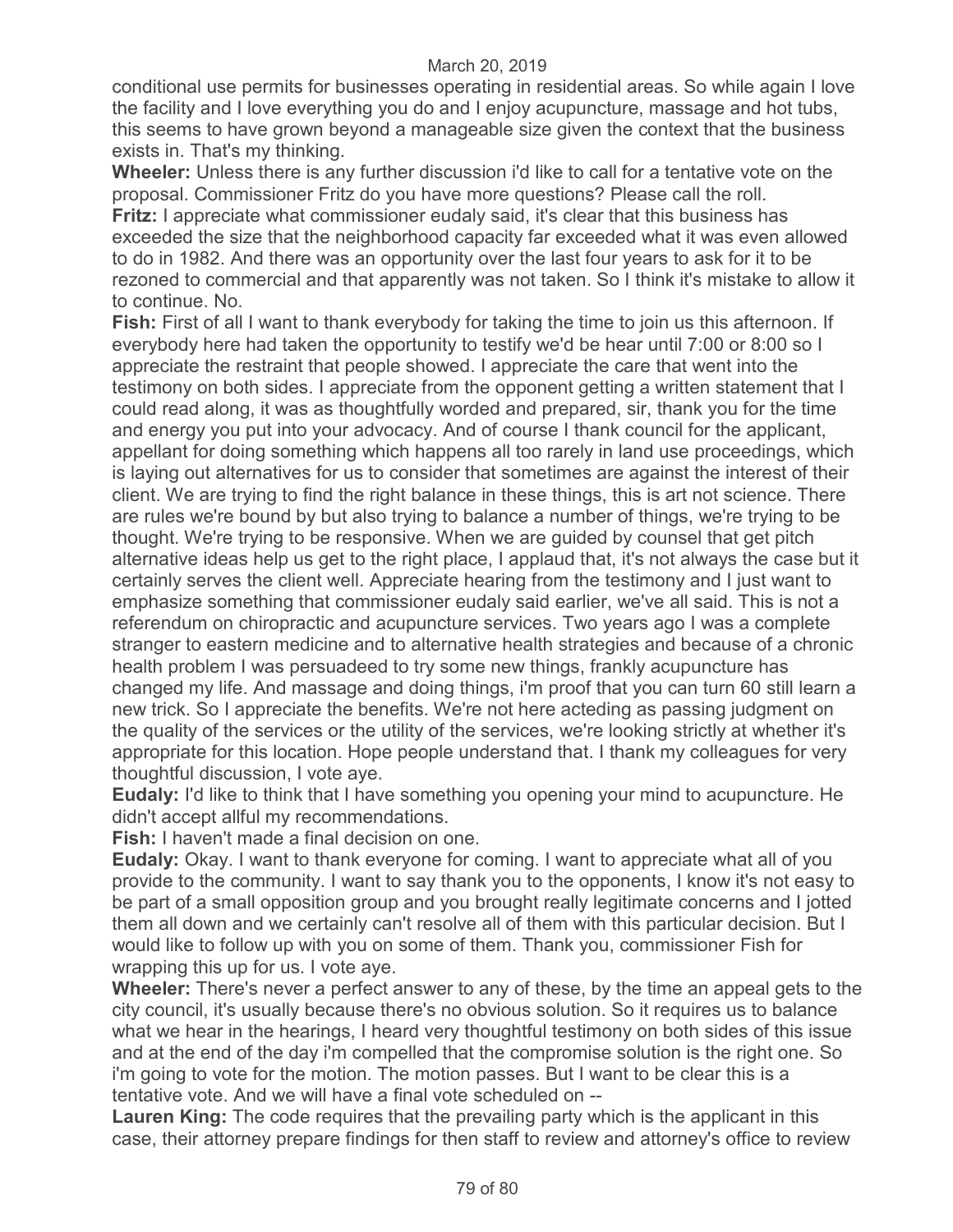conditional use permits for businesses operating in residential areas. So while again I love the facility and I love everything you do and I enjoy acupuncture, massage and hot tubs, this seems to have grown beyond a manageable size given the context that the business exists in. That's my thinking.

**Wheeler:** Unless there is any further discussion i'd like to call for a tentative vote on the proposal. Commissioner Fritz do you have more questions? Please call the roll.

**Fritz:** I appreciate what commissioner eudaly said, it's clear that this business has exceeded the size that the neighborhood capacity far exceeded what it was even allowed to do in 1982. And there was an opportunity over the last four years to ask for it to be rezoned to commercial and that apparently was not taken. So I think it's mistake to allow it to continue. No.

**Fish:** First of all I want to thank everybody for taking the time to join us this afternoon. If everybody here had taken the opportunity to testify we'd be hear until 7:00 or 8:00 so I appreciate the restraint that people showed. I appreciate the care that went into the testimony on both sides. I appreciate from the opponent getting a written statement that I could read along, it was as thoughtfully worded and prepared, sir, thank you for the time and energy you put into your advocacy. And of course I thank council for the applicant, appellant for doing something which happens all too rarely in land use proceedings, which is laying out alternatives for us to consider that sometimes are against the interest of their client. We are trying to find the right balance in these things, this is art not science. There are rules we're bound by but also trying to balance a number of things, we're trying to be thought. We're trying to be responsive. When we are guided by counsel that get pitch alternative ideas help us get to the right place, I applaud that, it's not always the case but it certainly serves the client well. Appreciate hearing from the testimony and I just want to emphasize something that commissioner eudaly said earlier, we've all said. This is not a referendum on chiropractic and acupuncture services. Two years ago I was a complete stranger to eastern medicine and to alternative health strategies and because of a chronic health problem I was persuadeed to try some new things, frankly acupuncture has changed my life. And massage and doing things, i'm proof that you can turn 60 still learn a new trick. So I appreciate the benefits. We're not here acteding as passing judgment on the quality of the services or the utility of the services, we're looking strictly at whether it's appropriate for this location. Hope people understand that. I thank my colleagues for very thoughtful discussion, I vote aye.

**Eudaly:** I'd like to think that I have something you opening your mind to acupuncture. He didn't accept allful my recommendations.

**Fish:** I haven't made a final decision on one.

**Eudaly:** Okay. I want to thank everyone for coming. I want to appreciate what all of you provide to the community. I want to say thank you to the opponents, I know it's not easy to be part of a small opposition group and you brought really legitimate concerns and I jotted them all down and we certainly can't resolve all of them with this particular decision. But I would like to follow up with you on some of them. Thank you, commissioner Fish for wrapping this up for us. I vote aye.

**Wheeler:** There's never a perfect answer to any of these, by the time an appeal gets to the city council, it's usually because there's no obvious solution. So it requires us to balance what we hear in the hearings, I heard very thoughtful testimony on both sides of this issue and at the end of the day i'm compelled that the compromise solution is the right one. So i'm going to vote for the motion. The motion passes. But I want to be clear this is a tentative vote. And we will have a final vote scheduled on --

**Lauren King:** The code requires that the prevailing party which is the applicant in this case, their attorney prepare findings for then staff to review and attorney's office to review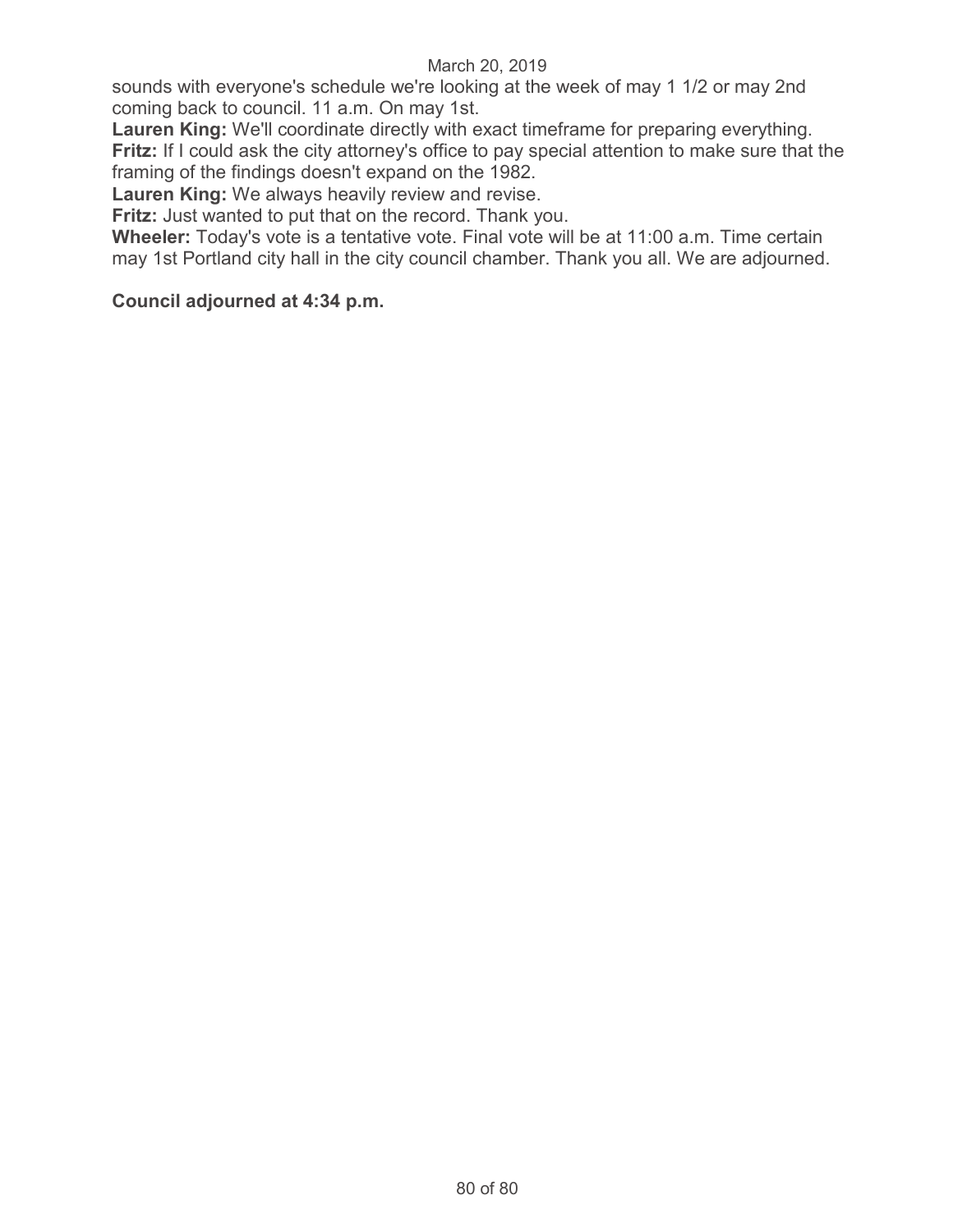sounds with everyone's schedule we're looking at the week of may 1 1/2 or may 2nd coming back to council. 11 a.m. On may 1st.

**Lauren King:** We'll coordinate directly with exact timeframe for preparing everything.

**Fritz:** If I could ask the city attorney's office to pay special attention to make sure that the framing of the findings doesn't expand on the 1982.

**Lauren King:** We always heavily review and revise.

**Fritz:** Just wanted to put that on the record. Thank you.

**Wheeler:** Today's vote is a tentative vote. Final vote will be at 11:00 a.m. Time certain may 1st Portland city hall in the city council chamber. Thank you all. We are adjourned.

**Council adjourned at 4:34 p.m.**